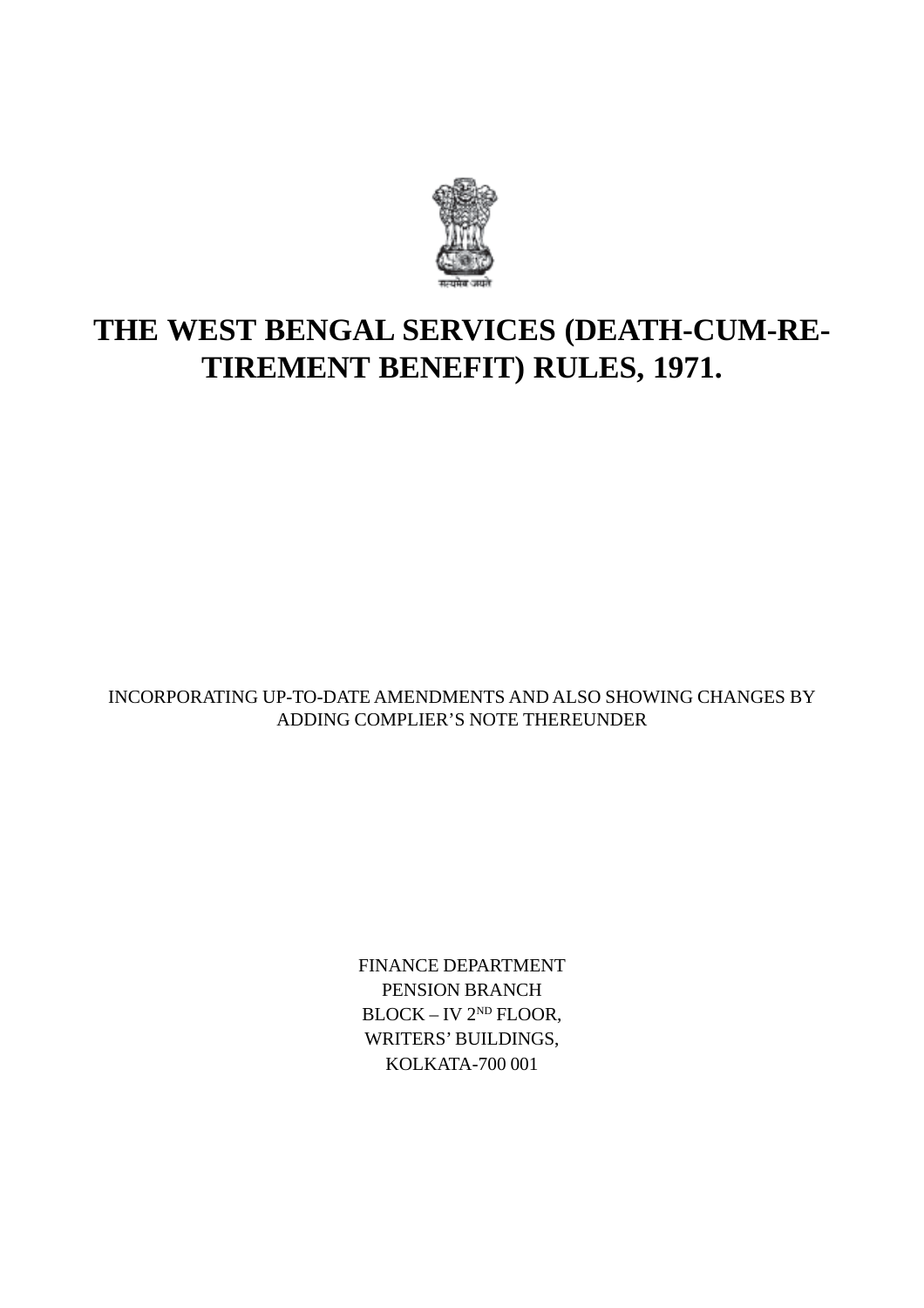# THE WEST BENGAL SERVICES (DEATH-CUM-RETIREMENT BENEFIT) RULES, 1971.

INCORPORATING UP-TO-DATE AMENDMENTS AND ALSO SHOWING CHANGES BY ADDING COMPLIER'S NOTE THEREUNDER

FINANCE DEPARTMENT
PENSION BRANCH
BLOCK – IV 2ND FLOOR,
WRITERS' BUILDINGS,
KOLKATA-700 001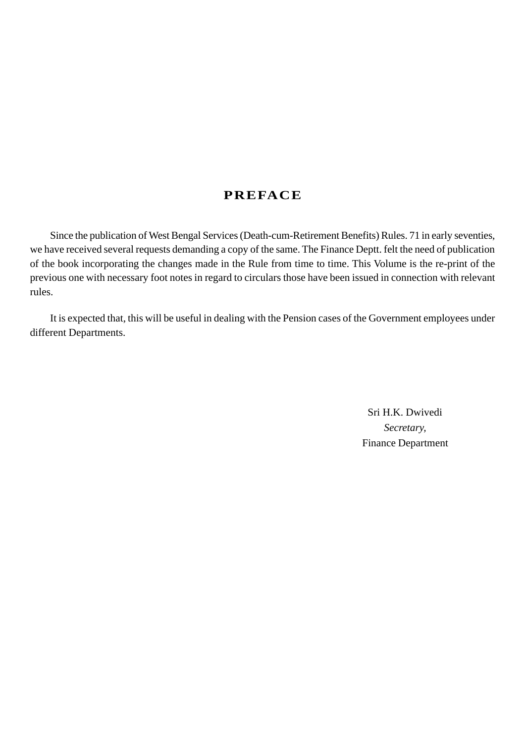# PREFACE

Since the publication of West Bengal Services (Death-cum-Retirement Benefits) Rules. 71 in early seventies, we have received several requests demanding a copy of the same. The Finance Deptt. felt the need of publication of the book incorporating the changes made in the Rule from time to time. This Volume is the re-print of the previous one with necessary foot notes in regard to circulars those have been issued in connection with relevant rules.

It is expected that, this will be useful in dealing with the Pension cases of the Government employees under different Departments.

Sri H.K. Dwivedi
*Secretary,*
Finance Department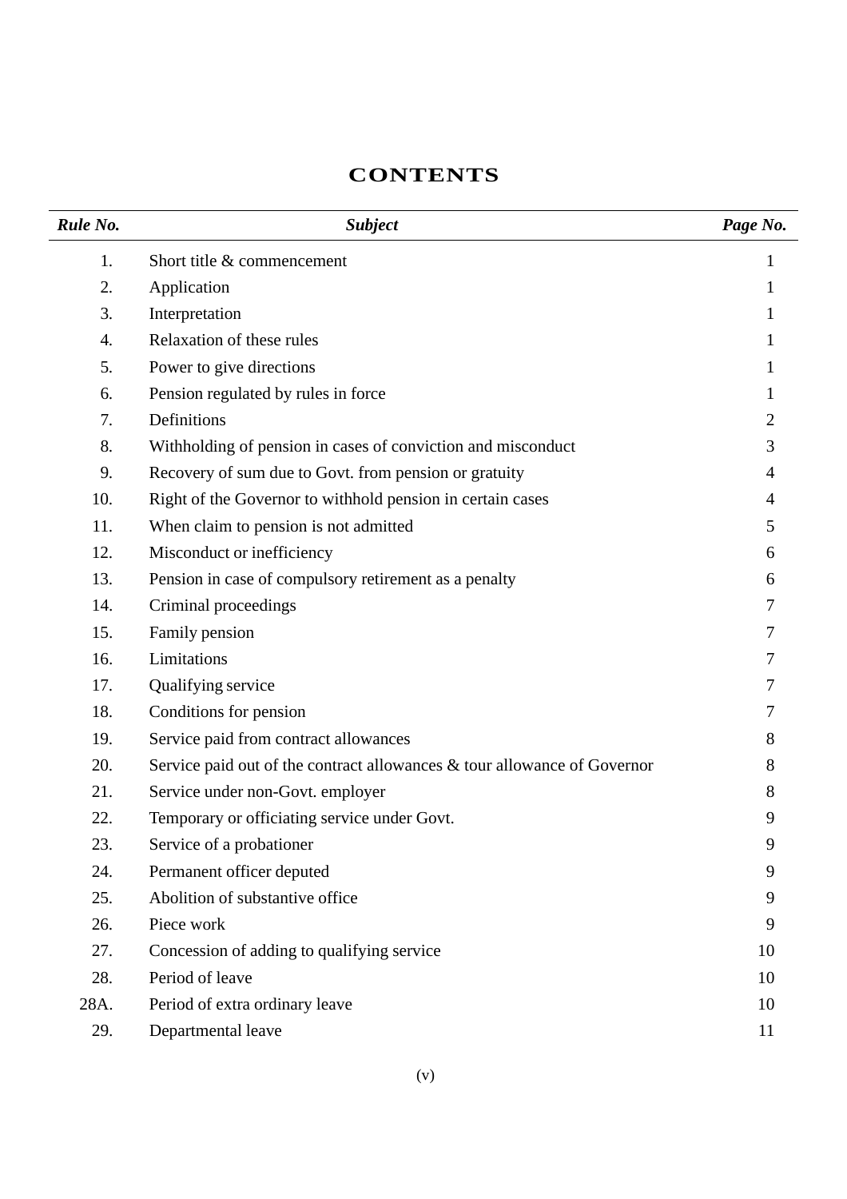# CONTENTS

| *Rule No.* | *Subject* | *Page No.* |
|---|---|---|
| 1. | Short title & commencement | 1 |
| 2. | Application | 1 |
| 3. | Interpretation | 1 |
| 4. | Relaxation of these rules | 1 |
| 5. | Power to give directions | 1 |
| 6. | Pension regulated by rules in force | 1 |
| 7. | Definitions | 2 |
| 8. | Withholding of pension in cases of conviction and misconduct | 3 |
| 9. | Recovery of sum due to Govt. from pension or gratuity | 4 |
| 10. | Right of the Governor to withhold pension in certain cases | 4 |
| 11. | When claim to pension is not admitted | 5 |
| 12. | Misconduct or inefficiency | 6 |
| 13. | Pension in case of compulsory retirement as a penalty | 6 |
| 14. | Criminal proceedings | 7 |
| 15. | Family pension | 7 |
| 16. | Limitations | 7 |
| 17. | Qualifying service | 7 |
| 18. | Conditions for pension | 7 |
| 19. | Service paid from contract allowances | 8 |
| 20. | Service paid out of the contract allowances & tour allowance of Governor | 8 |
| 21. | Service under non-Govt. employer | 8 |
| 22. | Temporary or officiating service under Govt. | 9 |
| 23. | Service of a probationer | 9 |
| 24. | Permanent officer deputed | 9 |
| 25. | Abolition of substantive office | 9 |
| 26. | Piece work | 9 |
| 27. | Concession of adding to qualifying service | 10 |
| 28. | Period of leave | 10 |
| 28A. | Period of extra ordinary leave | 10 |
| 29. | Departmental leave | 11 |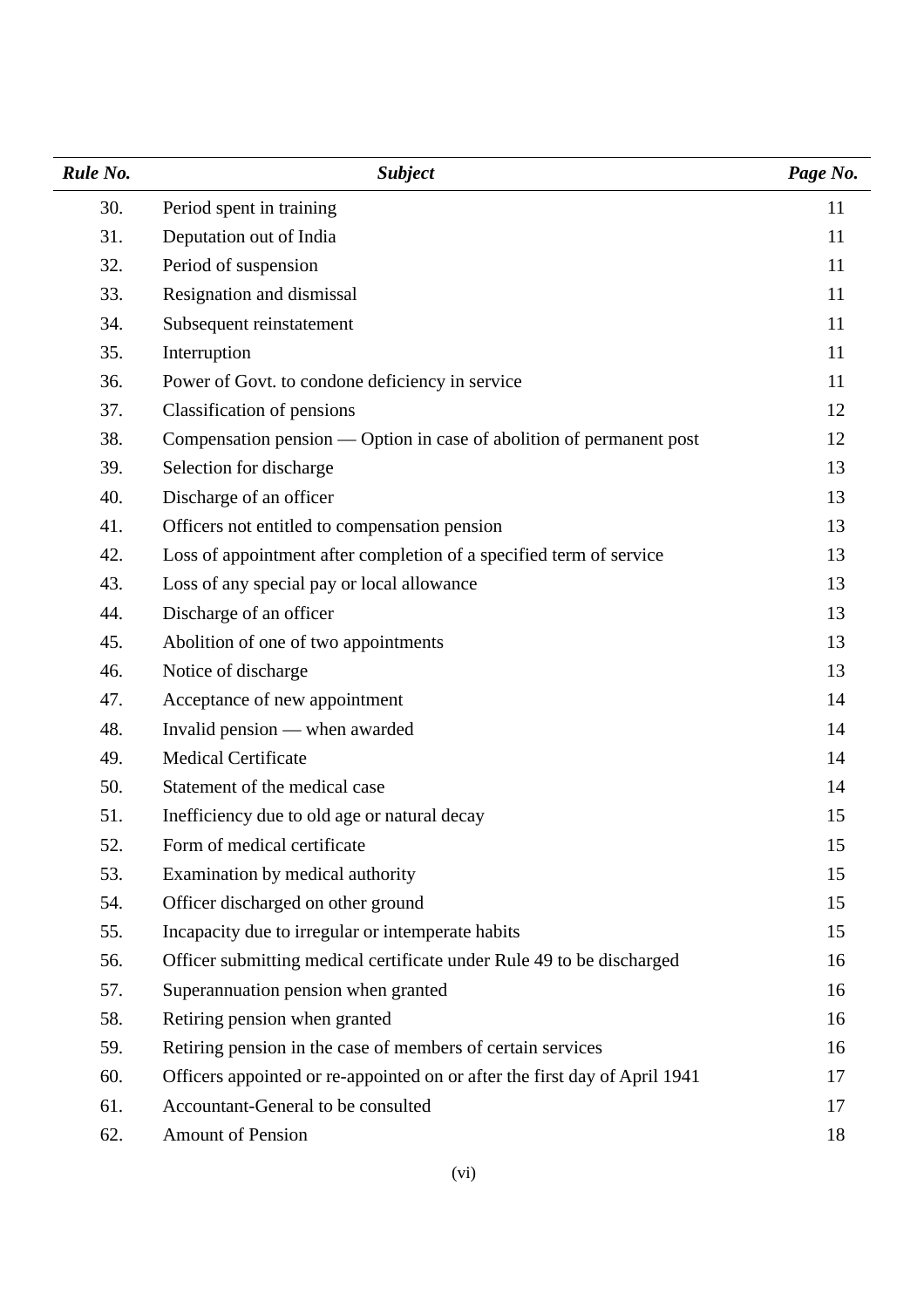| *Rule No.* | *Subject* | *Page No.* |
|---|---|---|
| 30. | Period spent in training | 11 |
| 31. | Deputation out of India | 11 |
| 32. | Period of suspension | 11 |
| 33. | Resignation and dismissal | 11 |
| 34. | Subsequent reinstatement | 11 |
| 35. | Interruption | 11 |
| 36. | Power of Govt. to condone deficiency in service | 11 |
| 37. | Classification of pensions | 12 |
| 38. | Compensation pension — Option in case of abolition of permanent post | 12 |
| 39. | Selection for discharge | 13 |
| 40. | Discharge of an officer | 13 |
| 41. | Officers not entitled to compensation pension | 13 |
| 42. | Loss of appointment after completion of a specified term of service | 13 |
| 43. | Loss of any special pay or local allowance | 13 |
| 44. | Discharge of an officer | 13 |
| 45. | Abolition of one of two appointments | 13 |
| 46. | Notice of discharge | 13 |
| 47. | Acceptance of new appointment | 14 |
| 48. | Invalid pension — when awarded | 14 |
| 49. | Medical Certificate | 14 |
| 50. | Statement of the medical case | 14 |
| 51. | Inefficiency due to old age or natural decay | 15 |
| 52. | Form of medical certificate | 15 |
| 53. | Examination by medical authority | 15 |
| 54. | Officer discharged on other ground | 15 |
| 55. | Incapacity due to irregular or intemperate habits | 15 |
| 56. | Officer submitting medical certificate under Rule 49 to be discharged | 16 |
| 57. | Superannuation pension when granted | 16 |
| 58. | Retiring pension when granted | 16 |
| 59. | Retiring pension in the case of members of certain services | 16 |
| 60. | Officers appointed or re-appointed on or after the first day of April 1941 | 17 |
| 61. | Accountant-General to be consulted | 17 |
| 62. | Amount of Pension | 18 |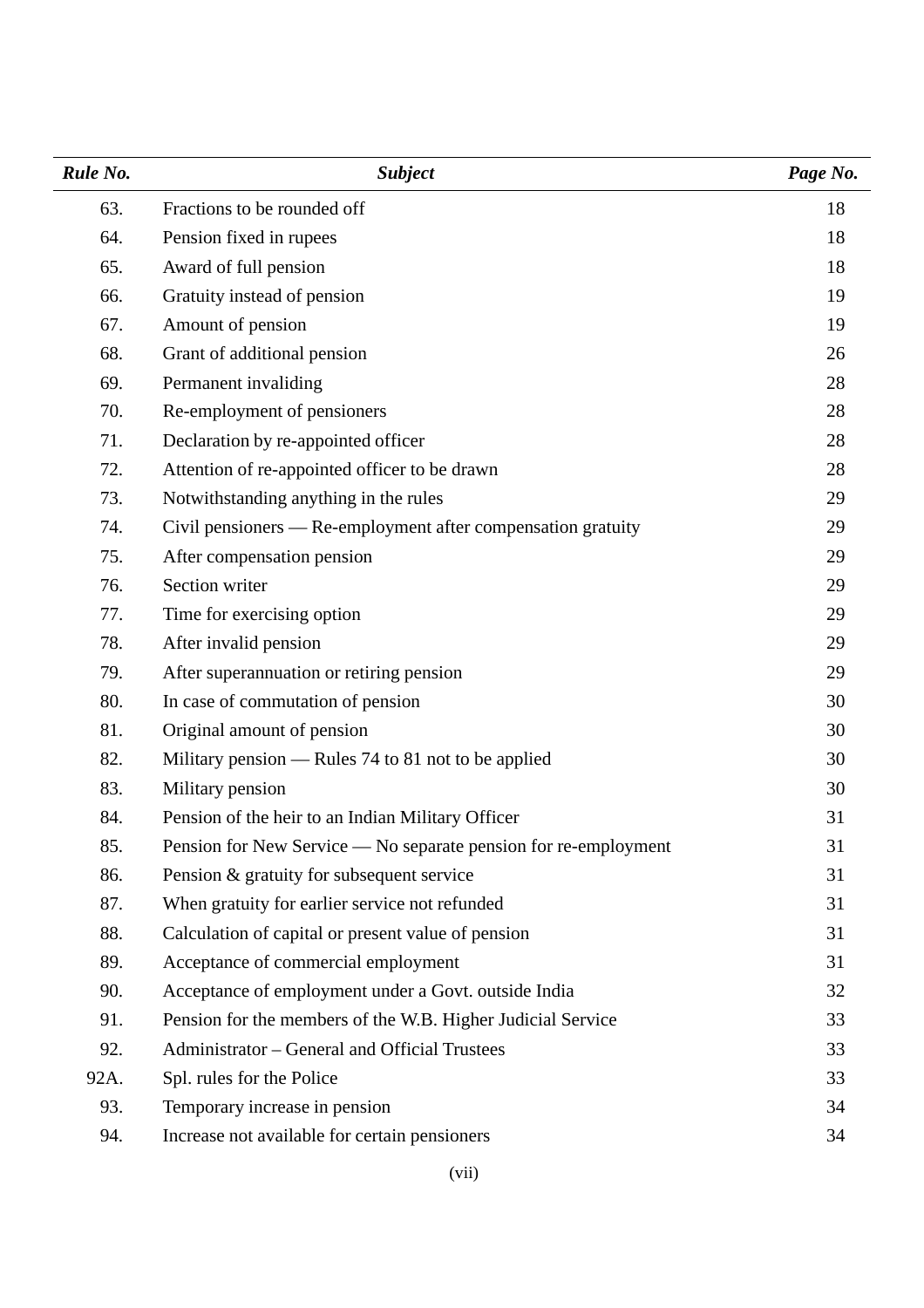| *Rule No.* | *Subject* | *Page No.* |
|---|---|---|
| 63. | Fractions to be rounded off | 18 |
| 64. | Pension fixed in rupees | 18 |
| 65. | Award of full pension | 18 |
| 66. | Gratuity instead of pension | 19 |
| 67. | Amount of pension | 19 |
| 68. | Grant of additional pension | 26 |
| 69. | Permanent invaliding | 28 |
| 70. | Re-employment of pensioners | 28 |
| 71. | Declaration by re-appointed officer | 28 |
| 72. | Attention of re-appointed officer to be drawn | 28 |
| 73. | Notwithstanding anything in the rules | 29 |
| 74. | Civil pensioners — Re-employment after compensation gratuity | 29 |
| 75. | After compensation pension | 29 |
| 76. | Section writer | 29 |
| 77. | Time for exercising option | 29 |
| 78. | After invalid pension | 29 |
| 79. | After superannuation or retiring pension | 29 |
| 80. | In case of commutation of pension | 30 |
| 81. | Original amount of pension | 30 |
| 82. | Military pension — Rules 74 to 81 not to be applied | 30 |
| 83. | Military pension | 30 |
| 84. | Pension of the heir to an Indian Military Officer | 31 |
| 85. | Pension for New Service — No separate pension for re-employment | 31 |
| 86. | Pension & gratuity for subsequent service | 31 |
| 87. | When gratuity for earlier service not refunded | 31 |
| 88. | Calculation of capital or present value of pension | 31 |
| 89. | Acceptance of commercial employment | 31 |
| 90. | Acceptance of employment under a Govt. outside India | 32 |
| 91. | Pension for the members of the W.B. Higher Judicial Service | 33 |
| 92. | Administrator – General and Official Trustees | 33 |
| 92A. | Spl. rules for the Police | 33 |
| 93. | Temporary increase in pension | 34 |
| 94. | Increase not available for certain pensioners | 34 |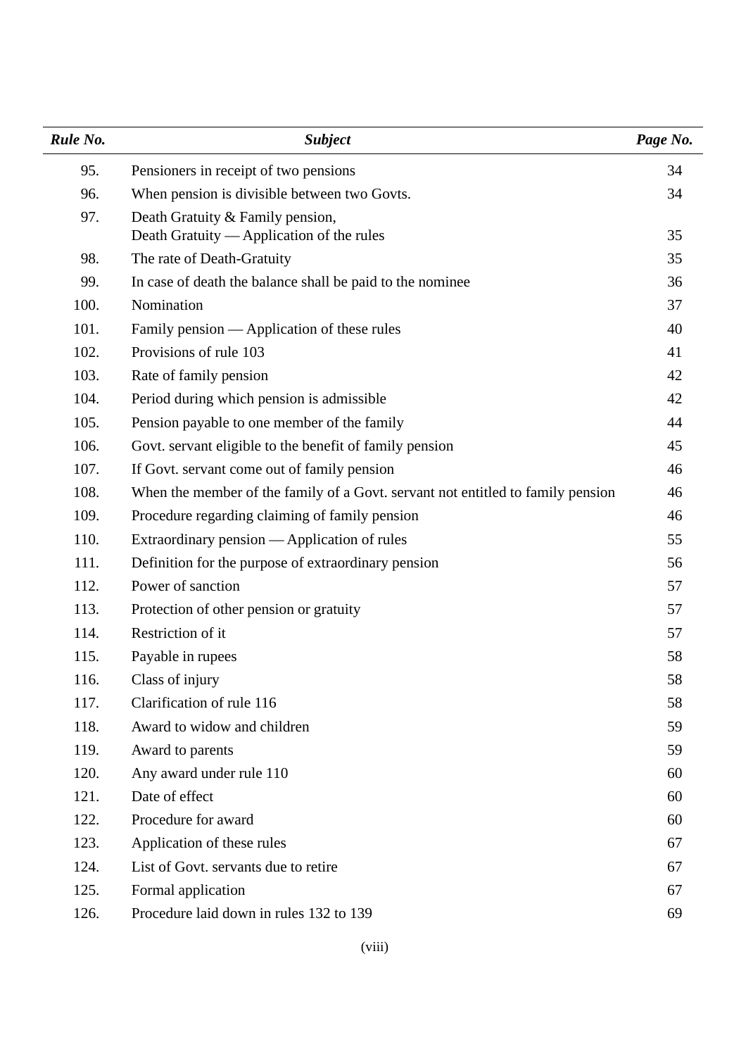| *Rule No.* | *Subject* | *Page No.* |
|---|---|---|
| 95. | Pensioners in receipt of two pensions | 34 |
| 96. | When pension is divisible between two Govts. | 34 |
| 97. | Death Gratuity & Family pension,<br>Death Gratuity — Application of the rules | 35 |
| 98. | The rate of Death-Gratuity | 35 |
| 99. | In case of death the balance shall be paid to the nominee | 36 |
| 100. | Nomination | 37 |
| 101. | Family pension — Application of these rules | 40 |
| 102. | Provisions of rule 103 | 41 |
| 103. | Rate of family pension | 42 |
| 104. | Period during which pension is admissible | 42 |
| 105. | Pension payable to one member of the family | 44 |
| 106. | Govt. servant eligible to the benefit of family pension | 45 |
| 107. | If Govt. servant come out of family pension | 46 |
| 108. | When the member of the family of a Govt. servant not entitled to family pension | 46 |
| 109. | Procedure regarding claiming of family pension | 46 |
| 110. | Extraordinary pension — Application of rules | 55 |
| 111. | Definition for the purpose of extraordinary pension | 56 |
| 112. | Power of sanction | 57 |
| 113. | Protection of other pension or gratuity | 57 |
| 114. | Restriction of it | 57 |
| 115. | Payable in rupees | 58 |
| 116. | Class of injury | 58 |
| 117. | Clarification of rule 116 | 58 |
| 118. | Award to widow and children | 59 |
| 119. | Award to parents | 59 |
| 120. | Any award under rule 110 | 60 |
| 121. | Date of effect | 60 |
| 122. | Procedure for award | 60 |
| 123. | Application of these rules | 67 |
| 124. | List of Govt. servants due to retire | 67 |
| 125. | Formal application | 67 |
| 126. | Procedure laid down in rules 132 to 139 | 69 |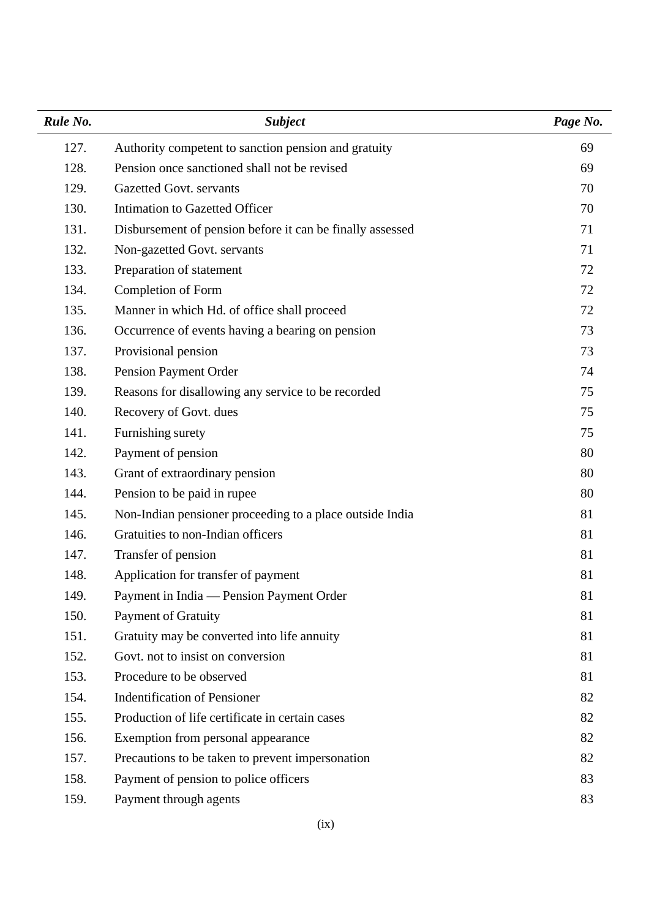| *Rule No.* | *Subject* | *Page No.* |
|---|---|---|
| 127. | Authority competent to sanction pension and gratuity | 69 |
| 128. | Pension once sanctioned shall not be revised | 69 |
| 129. | Gazetted Govt. servants | 70 |
| 130. | Intimation to Gazetted Officer | 70 |
| 131. | Disbursement of pension before it can be finally assessed | 71 |
| 132. | Non-gazetted Govt. servants | 71 |
| 133. | Preparation of statement | 72 |
| 134. | Completion of Form | 72 |
| 135. | Manner in which Hd. of office shall proceed | 72 |
| 136. | Occurrence of events having a bearing on pension | 73 |
| 137. | Provisional pension | 73 |
| 138. | Pension Payment Order | 74 |
| 139. | Reasons for disallowing any service to be recorded | 75 |
| 140. | Recovery of Govt. dues | 75 |
| 141. | Furnishing surety | 75 |
| 142. | Payment of pension | 80 |
| 143. | Grant of extraordinary pension | 80 |
| 144. | Pension to be paid in rupee | 80 |
| 145. | Non-Indian pensioner proceeding to a place outside India | 81 |
| 146. | Gratuities to non-Indian officers | 81 |
| 147. | Transfer of pension | 81 |
| 148. | Application for transfer of payment | 81 |
| 149. | Payment in India — Pension Payment Order | 81 |
| 150. | Payment of Gratuity | 81 |
| 151. | Gratuity may be converted into life annuity | 81 |
| 152. | Govt. not to insist on conversion | 81 |
| 153. | Procedure to be observed | 81 |
| 154. | Indentification of Pensioner | 82 |
| 155. | Production of life certificate in certain cases | 82 |
| 156. | Exemption from personal appearance | 82 |
| 157. | Precautions to be taken to prevent impersonation | 82 |
| 158. | Payment of pension to police officers | 83 |
| 159. | Payment through agents | 83 |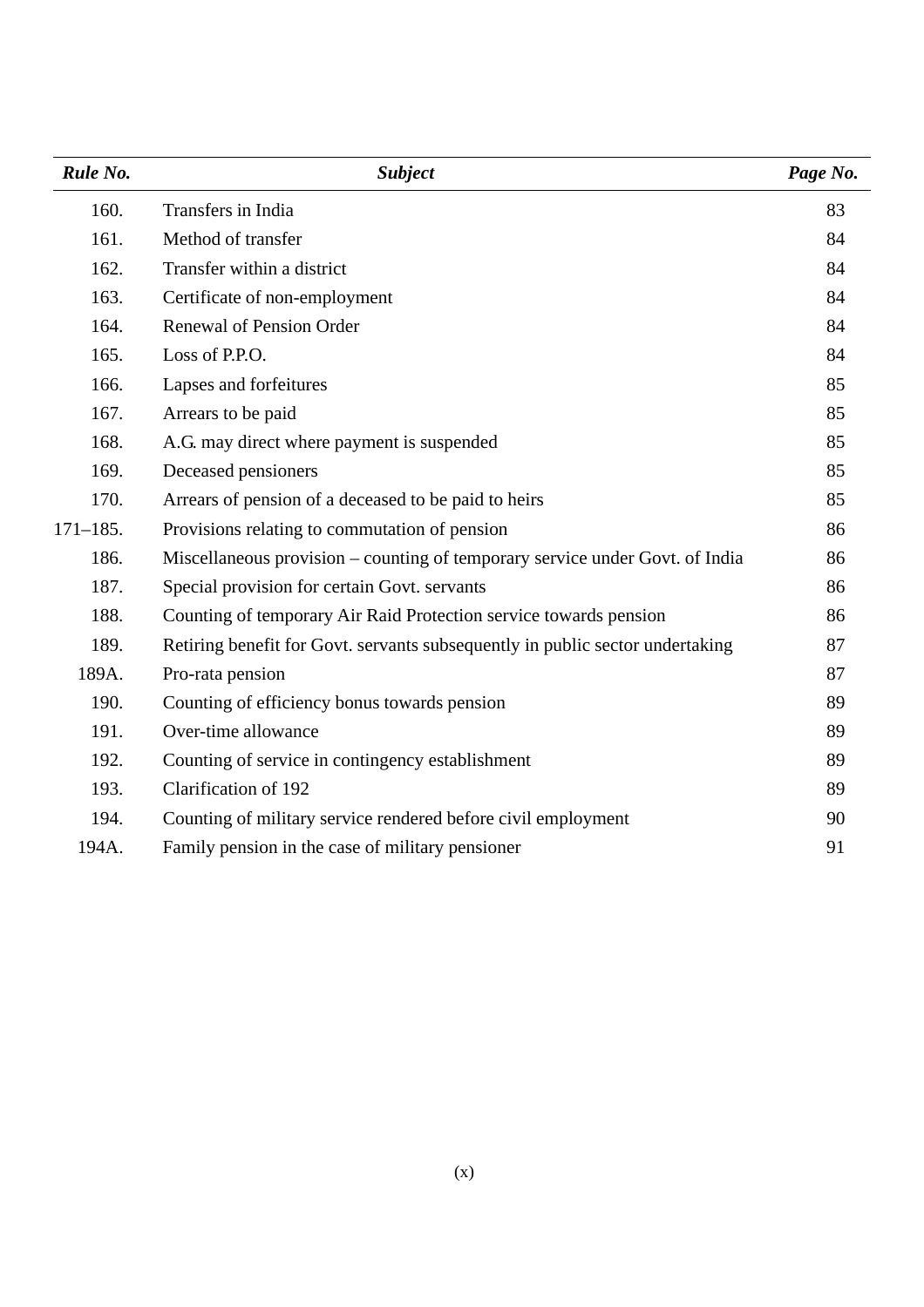| *Rule No.* | *Subject* | *Page No.* |
|---|---|---|
| 160. | Transfers in India | 83 |
| 161. | Method of transfer | 84 |
| 162. | Transfer within a district | 84 |
| 163. | Certificate of non-employment | 84 |
| 164. | Renewal of Pension Order | 84 |
| 165. | Loss of P.P.O. | 84 |
| 166. | Lapses and forfeitures | 85 |
| 167. | Arrears to be paid | 85 |
| 168. | A.G. may direct where payment is suspended | 85 |
| 169. | Deceased pensioners | 85 |
| 170. | Arrears of pension of a deceased to be paid to heirs | 85 |
| 171–185. | Provisions relating to commutation of pension | 86 |
| 186. | Miscellaneous provision – counting of temporary service under Govt. of India | 86 |
| 187. | Special provision for certain Govt. servants | 86 |
| 188. | Counting of temporary Air Raid Protection service towards pension | 86 |
| 189. | Retiring benefit for Govt. servants subsequently in public sector undertaking | 87 |
| 189A. | Pro-rata pension | 87 |
| 190. | Counting of efficiency bonus towards pension | 89 |
| 191. | Over-time allowance | 89 |
| 192. | Counting of service in contingency establishment | 89 |
| 193. | Clarification of 192 | 89 |
| 194. | Counting of military service rendered before civil employment | 90 |
| 194A. | Family pension in the case of military pensioner | 91 |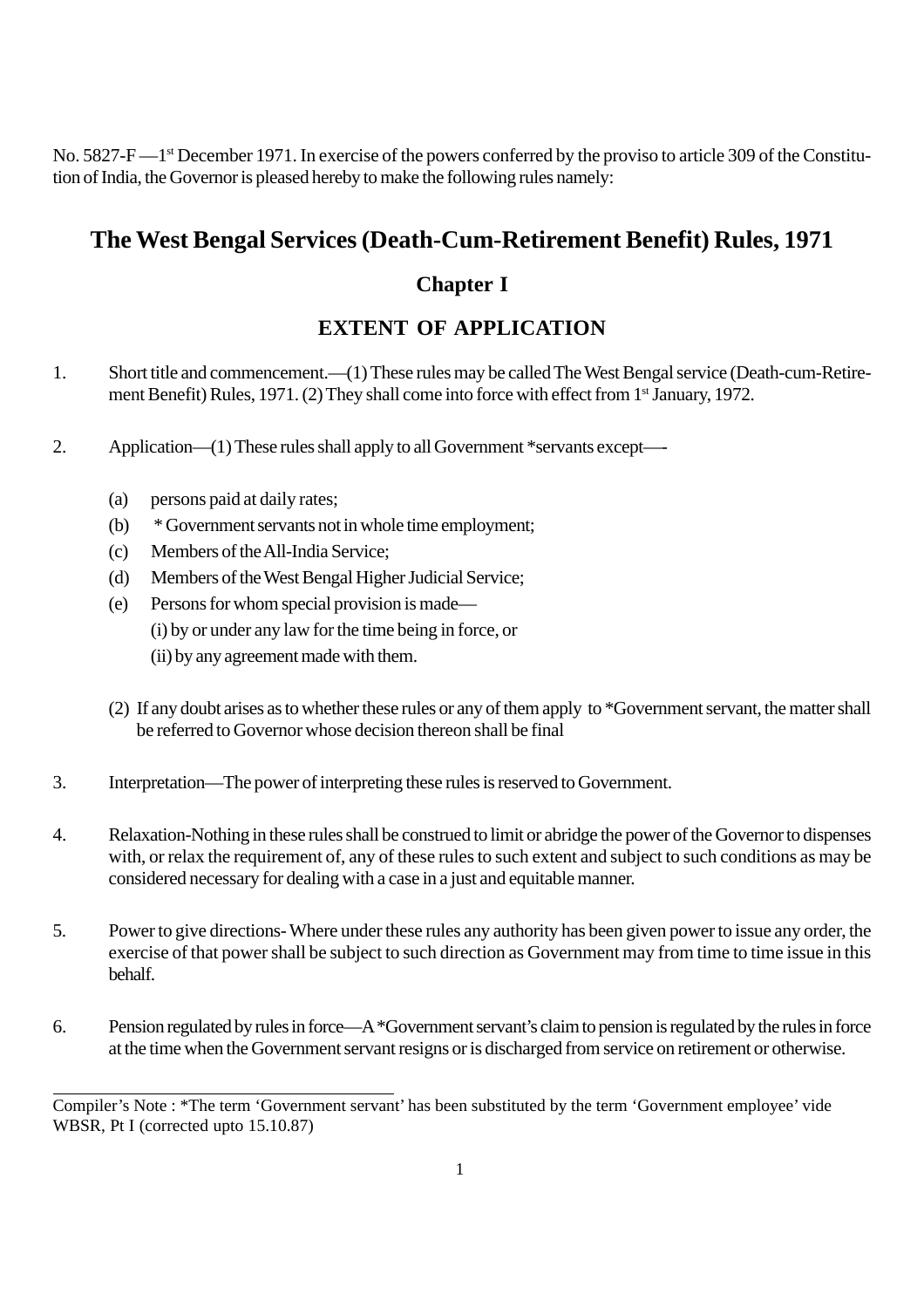No. 5827-F —1st December 1971. In exercise of the powers conferred by the proviso to article 309 of the Constitution of India, the Governor is pleased hereby to make the following rules namely:

# The West Bengal Services (Death-Cum-Retirement Benefit) Rules, 1971

## Chapter I

## EXTENT OF APPLICATION

1. Short title and commencement.—(1) These rules may be called The West Bengal service (Death-cum-Retirement Benefit) Rules, 1971. (2) They shall come into force with effect from 1st January, 1972.

2. Application—(1) These rules shall apply to all Government *servants except—-

   (a) persons paid at daily rates;

   (b) * Government servants not in whole time employment;

   (c) Members of the All-India Service;

   (d) Members of the West Bengal Higher Judicial Service;

   (e) Persons for whom special provision is made—

   (i) by or under any law for the time being in force, or

   (ii) by any agreement made with them.

   (2) If any doubt arises as to whether these rules or any of them apply to *Government servant, the matter shall be referred to Governor whose decision thereon shall be final

3. Interpretation—The power of interpreting these rules is reserved to Government.

4. Relaxation-Nothing in these rules shall be construed to limit or abridge the power of the Governor to dispenses with, or relax the requirement of, any of these rules to such extent and subject to such conditions as may be considered necessary for dealing with a case in a just and equitable manner.

5. Power to give directions- Where under these rules any authority has been given power to issue any order, the exercise of that power shall be subject to such direction as Government may from time to time issue in this behalf.

6. Pension regulated by rules in force—A *Government servant's claim to pension is regulated by the rules in force at the time when the Government servant resigns or is discharged from service on retirement or otherwise.

---

Compiler's Note : *The term 'Government servant' has been substituted by the term 'Government employee' vide WBSR, Pt I (corrected upto 15.10.87)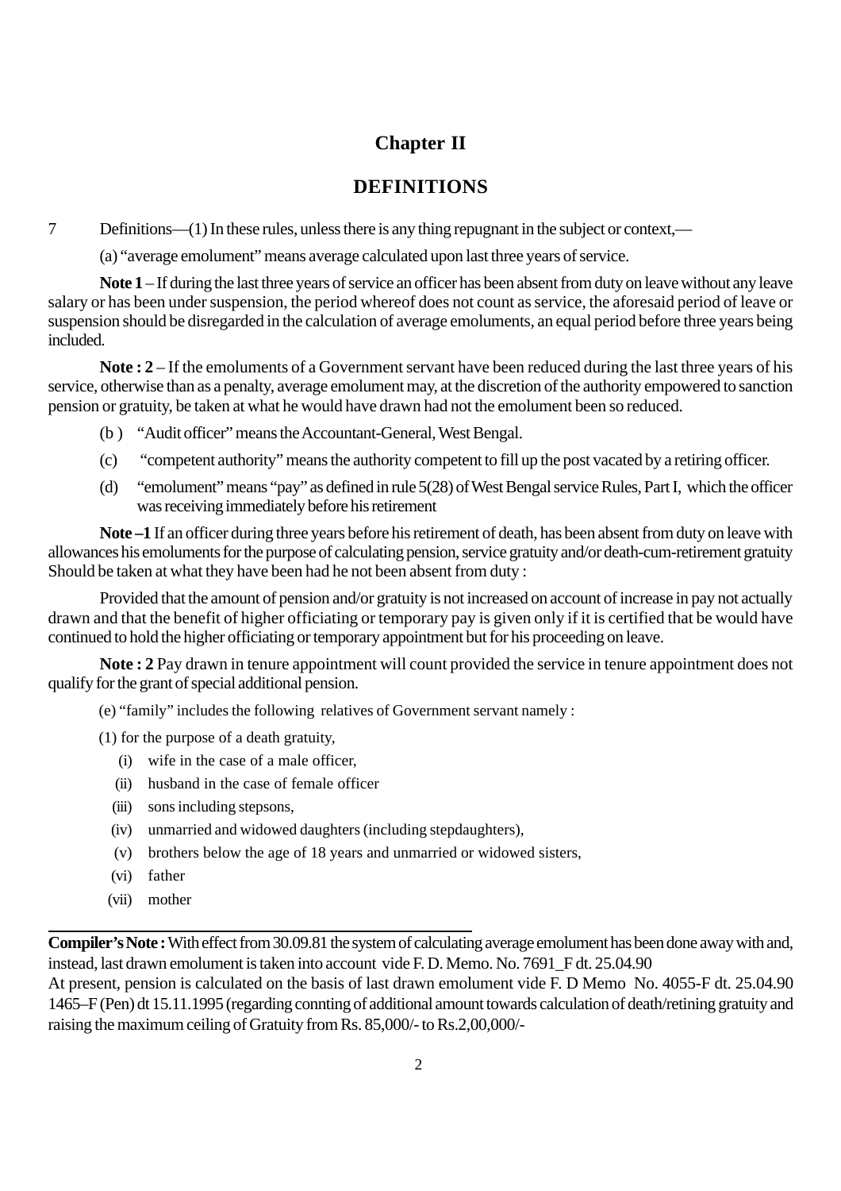# Chapter II

## DEFINITIONS

7 Definitions—(1) In these rules, unless there is any thing repugnant in the subject or context,—

(a) "average emolument" means average calculated upon last three years of service.

**Note 1** – If during the last three years of service an officer has been absent from duty on leave without any leave salary or has been under suspension, the period whereof does not count as service, the aforesaid period of leave or suspension should be disregarded in the calculation of average emoluments, an equal period before three years being included.

**Note : 2** – If the emoluments of a Government servant have been reduced during the last three years of his service, otherwise than as a penalty, average emolument may, at the discretion of the authority empowered to sanction pension or gratuity, be taken at what he would have drawn had not the emolument been so reduced.

(b ) "Audit officer" means the Accountant-General, West Bengal.

(c) "competent authority" means the authority competent to fill up the post vacated by a retiring officer.

(d) "emolument" means "pay" as defined in rule 5(28) of West Bengal service Rules, Part I, which the officer was receiving immediately before his retirement

**Note –1** If an officer during three years before his retirement of death, has been absent from duty on leave with allowances his emoluments for the purpose of calculating pension, service gratuity and/or death-cum-retirement gratuity Should be taken at what they have been had he not been absent from duty :

Provided that the amount of pension and/or gratuity is not increased on account of increase in pay not actually drawn and that the benefit of higher officiating or temporary pay is given only if it is certified that be would have continued to hold the higher officiating or temporary appointment but for his proceeding on leave.

**Note : 2** Pay drawn in tenure appointment will count provided the service in tenure appointment does not qualify for the grant of special additional pension.

(e) "family" includes the following relatives of Government servant namely :

(1) for the purpose of a death gratuity,

(i) wife in the case of a male officer,

(ii) husband in the case of female officer

(iii) sons including stepsons,

(iv) unmarried and widowed daughters (including stepdaughters),

(v) brothers below the age of 18 years and unmarried or widowed sisters,

(vi) father

(vii) mother

---

**Compiler's Note :** With effect from 30.09.81 the system of calculating average emolument has been done away with and, instead, last drawn emolument is taken into account vide F. D. Memo. No. 7691_F dt. 25.04.90

At present, pension is calculated on the basis of last drawn emolument vide F. D Memo No. 4055-F dt. 25.04.90 1465–F (Pen) dt 15.11.1995 (regarding connting of additional amount towards calculation of death/retining gratuity and raising the maximum ceiling of Gratuity from Rs. 85,000/- to Rs.2,00,000/-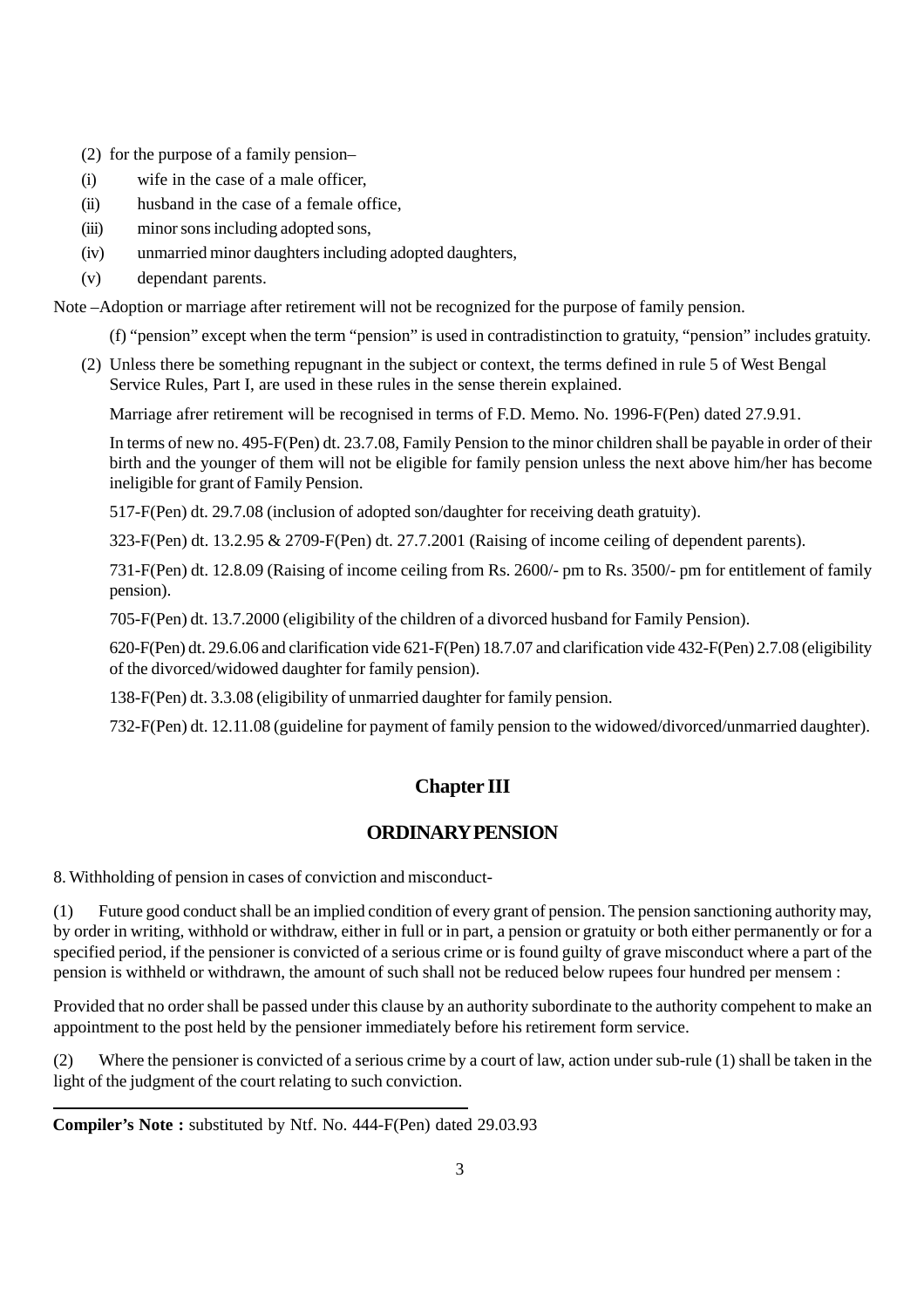(2) for the purpose of a family pension–

(i) wife in the case of a male officer,

(ii) husband in the case of a female office,

(iii) minor sons including adopted sons,

(iv) unmarried minor daughters including adopted daughters,

(v) dependant parents.

Note –Adoption or marriage after retirement will not be recognized for the purpose of family pension.

(f) “pension” except when the term “pension” is used in contradistinction to gratuity, “pension” includes gratuity.

(2) Unless there be something repugnant in the subject or context, the terms defined in rule 5 of West Bengal Service Rules, Part I, are used in these rules in the sense therein explained.

Marriage afrer retirement will be recognised in terms of F.D. Memo. No. 1996-F(Pen) dated 27.9.91.

In terms of new no. 495-F(Pen) dt. 23.7.08, Family Pension to the minor children shall be payable in order of their birth and the younger of them will not be eligible for family pension unless the next above him/her has become ineligible for grant of Family Pension.

517-F(Pen) dt. 29.7.08 (inclusion of adopted son/daughter for receiving death gratuity).

323-F(Pen) dt. 13.2.95 & 2709-F(Pen) dt. 27.7.2001 (Raising of income ceiling of dependent parents).

731-F(Pen) dt. 12.8.09 (Raising of income ceiling from Rs. 2600/- pm to Rs. 3500/- pm for entitlement of family pension).

705-F(Pen) dt. 13.7.2000 (eligibility of the children of a divorced husband for Family Pension).

620-F(Pen) dt. 29.6.06 and clarification vide 621-F(Pen) 18.7.07 and clarification vide 432-F(Pen) 2.7.08 (eligibility of the divorced/widowed daughter for family pension).

138-F(Pen) dt. 3.3.08 (eligibility of unmarried daughter for family pension.

732-F(Pen) dt. 12.11.08 (guideline for payment of family pension to the widowed/divorced/unmarried daughter).

## Chapter III

## ORDINARY PENSION

8. Withholding of pension in cases of conviction and misconduct-

(1) Future good conduct shall be an implied condition of every grant of pension. The pension sanctioning authority may, by order in writing, withhold or withdraw, either in full or in part, a pension or gratuity or both either permanently or for a specified period, if the pensioner is convicted of a serious crime or is found guilty of grave misconduct where a part of the pension is withheld or withdrawn, the amount of such shall not be reduced below rupees four hundred per mensem :

Provided that no order shall be passed under this clause by an authority subordinate to the authority compehent to make an appointment to the post held by the pensioner immediately before his retirement form service.

(2) Where the pensioner is convicted of a serious crime by a court of law, action under sub-rule (1) shall be taken in the light of the judgment of the court relating to such conviction.

---

**Compiler’s Note :** substituted by Ntf. No. 444-F(Pen) dated 29.03.93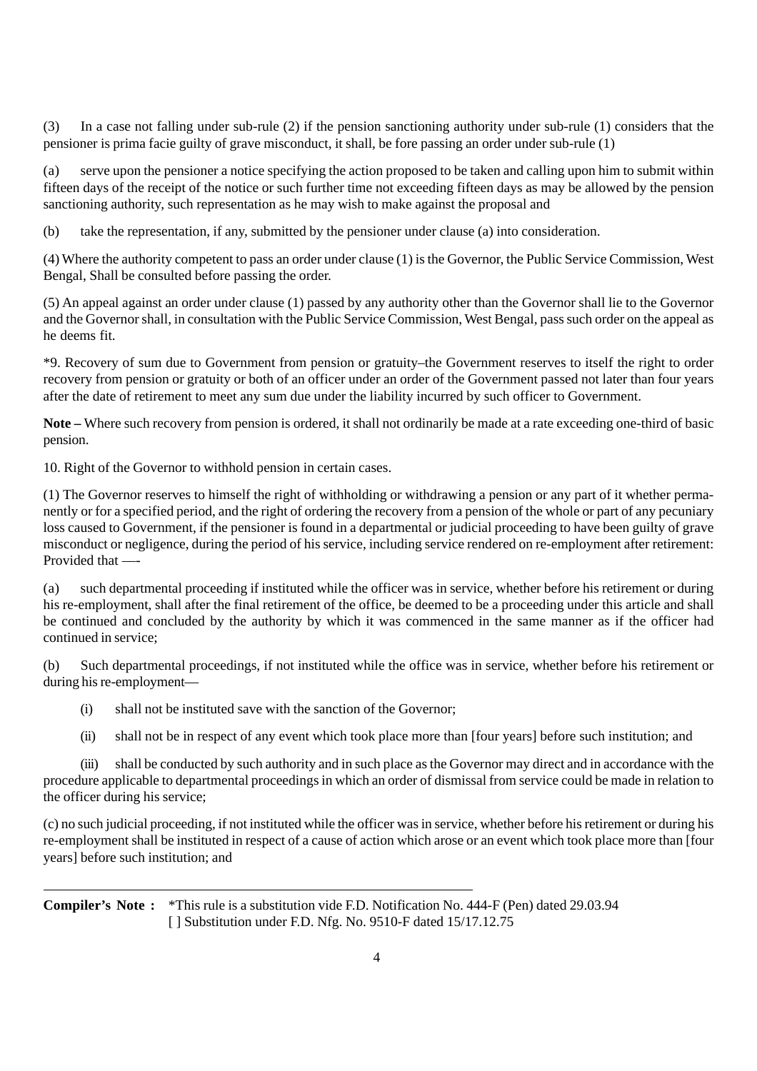(3) In a case not falling under sub-rule (2) if the pension sanctioning authority under sub-rule (1) considers that the pensioner is prima facie guilty of grave misconduct, it shall, be fore passing an order under sub-rule (1)

(a) serve upon the pensioner a notice specifying the action proposed to be taken and calling upon him to submit within fifteen days of the receipt of the notice or such further time not exceeding fifteen days as may be allowed by the pension sanctioning authority, such representation as he may wish to make against the proposal and

(b) take the representation, if any, submitted by the pensioner under clause (a) into consideration.

(4) Where the authority competent to pass an order under clause (1) is the Governor, the Public Service Commission, West Bengal, Shall be consulted before passing the order.

(5) An appeal against an order under clause (1) passed by any authority other than the Governor shall lie to the Governor and the Governor shall, in consultation with the Public Service Commission, West Bengal, pass such order on the appeal as he deems fit.

*9. Recovery of sum due to Government from pension or gratuity–the Government reserves to itself the right to order recovery from pension or gratuity or both of an officer under an order of the Government passed not later than four years after the date of retirement to meet any sum due under the liability incurred by such officer to Government.

**Note –** Where such recovery from pension is ordered, it shall not ordinarily be made at a rate exceeding one-third of basic pension.

10. Right of the Governor to withhold pension in certain cases.

(1) The Governor reserves to himself the right of withholding or withdrawing a pension or any part of it whether permanently or for a specified period, and the right of ordering the recovery from a pension of the whole or part of any pecuniary loss caused to Government, if the pensioner is found in a departmental or judicial proceeding to have been guilty of grave misconduct or negligence, during the period of his service, including service rendered on re-employment after retirement: Provided that —-

(a) such departmental proceeding if instituted while the officer was in service, whether before his retirement or during his re-employment, shall after the final retirement of the office, be deemed to be a proceeding under this article and shall be continued and concluded by the authority by which it was commenced in the same manner as if the officer had continued in service;

(b) Such departmental proceedings, if not instituted while the office was in service, whether before his retirement or during his re-employment—

(i) shall not be instituted save with the sanction of the Governor;

(ii) shall not be in respect of any event which took place more than [four years] before such institution; and

(iii) shall be conducted by such authority and in such place as the Governor may direct and in accordance with the procedure applicable to departmental proceedings in which an order of dismissal from service could be made in relation to the officer during his service;

(c) no such judicial proceeding, if not instituted while the officer was in service, whether before his retirement or during his re-employment shall be instituted in respect of a cause of action which arose or an event which took place more than [four years] before such institution; and

---

**Compiler's Note :** *This rule is a substitution vide F.D. Notification No. 444-F (Pen) dated 29.03.94
[ ] Substitution under F.D. Nfg. No. 9510-F dated 15/17.12.75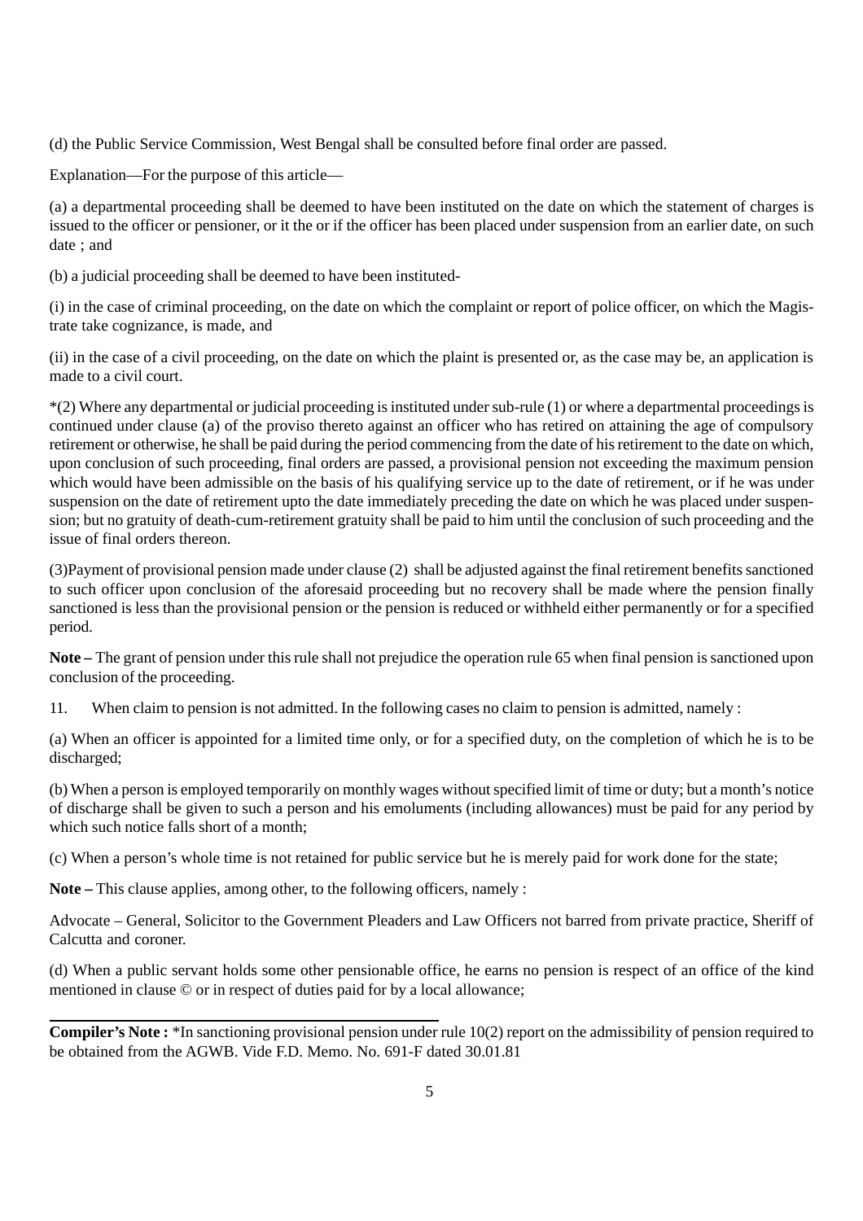(d) the Public Service Commission, West Bengal shall be consulted before final order are passed.

Explanation—For the purpose of this article—

(a) a departmental proceeding shall be deemed to have been instituted on the date on which the statement of charges is issued to the officer or pensioner, or it the or if the officer has been placed under suspension from an earlier date, on such date ; and

(b) a judicial proceeding shall be deemed to have been instituted-

(i) in the case of criminal proceeding, on the date on which the complaint or report of police officer, on which the Magistrate take cognizance, is made, and

(ii) in the case of a civil proceeding, on the date on which the plaint is presented or, as the case may be, an application is made to a civil court.

*(2) Where any departmental or judicial proceeding is instituted under sub-rule (1) or where a departmental proceedings is continued under clause (a) of the proviso thereto against an officer who has retired on attaining the age of compulsory retirement or otherwise, he shall be paid during the period commencing from the date of his retirement to the date on which, upon conclusion of such proceeding, final orders are passed, a provisional pension not exceeding the maximum pension which would have been admissible on the basis of his qualifying service up to the date of retirement, or if he was under suspension on the date of retirement upto the date immediately preceding the date on which he was placed under suspension; but no gratuity of death-cum-retirement gratuity shall be paid to him until the conclusion of such proceeding and the issue of final orders thereon.

(3)Payment of provisional pension made under clause (2) shall be adjusted against the final retirement benefits sanctioned to such officer upon conclusion of the aforesaid proceeding but no recovery shall be made where the pension finally sanctioned is less than the provisional pension or the pension is reduced or withheld either permanently or for a specified period.

**Note –** The grant of pension under this rule shall not prejudice the operation rule 65 when final pension is sanctioned upon conclusion of the proceeding.

11. When claim to pension is not admitted. In the following cases no claim to pension is admitted, namely :

(a) When an officer is appointed for a limited time only, or for a specified duty, on the completion of which he is to be discharged;

(b) When a person is employed temporarily on monthly wages without specified limit of time or duty; but a month's notice of discharge shall be given to such a person and his emoluments (including allowances) must be paid for any period by which such notice falls short of a month;

(c) When a person's whole time is not retained for public service but he is merely paid for work done for the state;

**Note –** This clause applies, among other, to the following officers, namely :

Advocate – General, Solicitor to the Government Pleaders and Law Officers not barred from private practice, Sheriff of Calcutta and coroner.

(d) When a public servant holds some other pensionable office, he earns no pension is respect of an office of the kind mentioned in clause © or in respect of duties paid for by a local allowance;

---

**Compiler's Note :** *In sanctioning provisional pension under rule 10(2) report on the admissibility of pension required to be obtained from the AGWB. Vide F.D. Memo. No. 691-F dated 30.01.81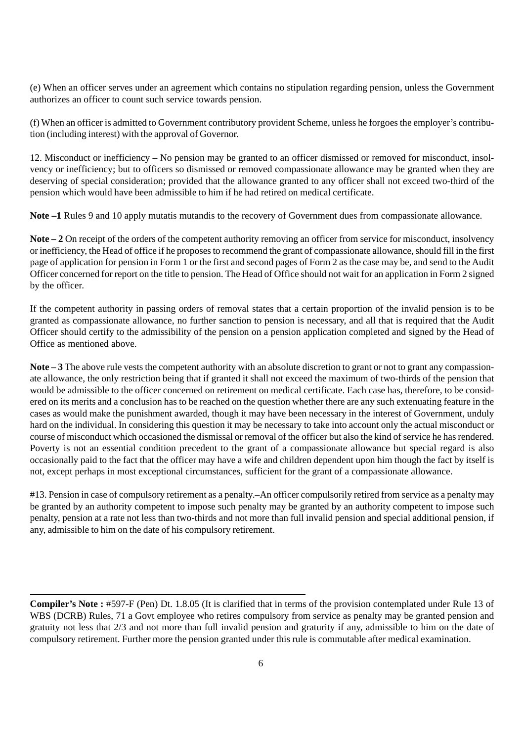(e) When an officer serves under an agreement which contains no stipulation regarding pension, unless the Government authorizes an officer to count such service towards pension.

(f) When an officer is admitted to Government contributory provident Scheme, unless he forgoes the employer's contribution (including interest) with the approval of Governor.

12. Misconduct or inefficiency – No pension may be granted to an officer dismissed or removed for misconduct, insolvency or inefficiency; but to officers so dismissed or removed compassionate allowance may be granted when they are deserving of special consideration; provided that the allowance granted to any officer shall not exceed two-third of the pension which would have been admissible to him if he had retired on medical certificate.

**Note –1** Rules 9 and 10 apply mutatis mutandis to the recovery of Government dues from compassionate allowance.

**Note – 2** On receipt of the orders of the competent authority removing an officer from service for misconduct, insolvency or inefficiency, the Head of office if he proposes to recommend the grant of compassionate allowance, should fill in the first page of application for pension in Form 1 or the first and second pages of Form 2 as the case may be, and send to the Audit Officer concerned for report on the title to pension. The Head of Office should not wait for an application in Form 2 signed by the officer.

If the competent authority in passing orders of removal states that a certain proportion of the invalid pension is to be granted as compassionate allowance, no further sanction to pension is necessary, and all that is required that the Audit Officer should certify to the admissibility of the pension on a pension application completed and signed by the Head of Office as mentioned above.

**Note – 3** The above rule vests the competent authority with an absolute discretion to grant or not to grant any compassionate allowance, the only restriction being that if granted it shall not exceed the maximum of two-thirds of the pension that would be admissible to the officer concerned on retirement on medical certificate. Each case has, therefore, to be considered on its merits and a conclusion has to be reached on the question whether there are any such extenuating feature in the cases as would make the punishment awarded, though it may have been necessary in the interest of Government, unduly hard on the individual. In considering this question it may be necessary to take into account only the actual misconduct or course of misconduct which occasioned the dismissal or removal of the officer but also the kind of service he has rendered. Poverty is not an essential condition precedent to the grant of a compassionate allowance but special regard is also occasionally paid to the fact that the officer may have a wife and children dependent upon him though the fact by itself is not, except perhaps in most exceptional circumstances, sufficient for the grant of a compassionate allowance.

#13. Pension in case of compulsory retirement as a penalty.–An officer compulsorily retired from service as a penalty may be granted by an authority competent to impose such penalty may be granted by an authority competent to impose such penalty, pension at a rate not less than two-thirds and not more than full invalid pension and special additional pension, if any, admissible to him on the date of his compulsory retirement.

---

**Compiler's Note :** #597-F (Pen) Dt. 1.8.05 (It is clarified that in terms of the provision contemplated under Rule 13 of WBS (DCRB) Rules, 71 a Govt employee who retires compulsory from service as penalty may be granted pension and gratuity not less that 2/3 and not more than full invalid pension and graturity if any, admissible to him on the date of compulsory retirement. Further more the pension granted under this rule is commutable after medical examination.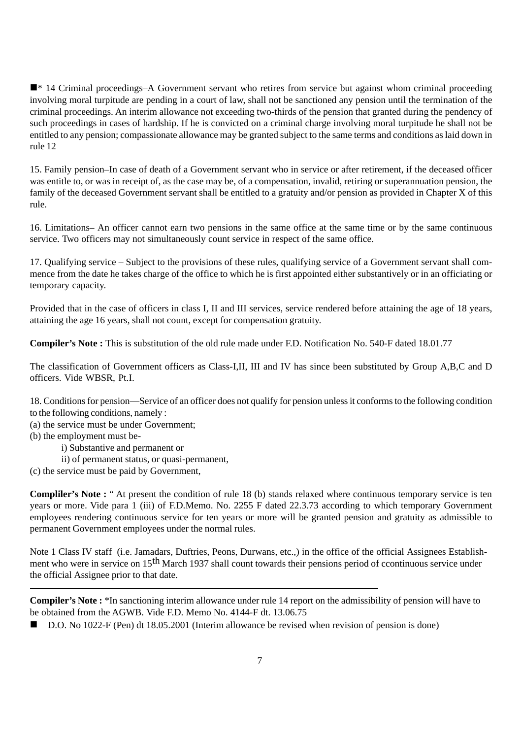■* 14 Criminal proceedings–A Government servant who retires from service but against whom criminal proceeding involving moral turpitude are pending in a court of law, shall not be sanctioned any pension until the termination of the criminal proceedings. An interim allowance not exceeding two-thirds of the pension that granted during the pendency of such proceedings in cases of hardship. If he is convicted on a criminal charge involving moral turpitude he shall not be entitled to any pension; compassionate allowance may be granted subject to the same terms and conditions as laid down in rule 12

15. Family pension–In case of death of a Government servant who in service or after retirement, if the deceased officer was entitle to, or was in receipt of, as the case may be, of a compensation, invalid, retiring or superannuation pension, the family of the deceased Government servant shall be entitled to a gratuity and/or pension as provided in Chapter X of this rule.

16. Limitations– An officer cannot earn two pensions in the same office at the same time or by the same continuous service. Two officers may not simultaneously count service in respect of the same office.

17. Qualifying service – Subject to the provisions of these rules, qualifying service of a Government servant shall commence from the date he takes charge of the office to which he is first appointed either substantively or in an officiating or temporary capacity.

Provided that in the case of officers in class I, II and III services, service rendered before attaining the age of 18 years, attaining the age 16 years, shall not count, except for compensation gratuity.

**Compiler's Note :** This is substitution of the old rule made under F.D. Notification No. 540-F dated 18.01.77

The classification of Government officers as Class-I,II, III and IV has since been substituted by Group A,B,C and D officers. Vide WBSR, Pt.I.

18. Conditions for pension—Service of an officer does not qualify for pension unless it conforms to the following condition to the following conditions, namely :

(a) the service must be under Government;

(b) the employment must be-

    i) Substantive and permanent or

    ii) of permanent status, or quasi-permanent,

(c) the service must be paid by Government,

**Compliler's Note :** " At present the condition of rule 18 (b) stands relaxed where continuous temporary service is ten years or more. Vide para 1 (iii) of F.D.Memo. No. 2255 F dated 22.3.73 according to which temporary Government employees rendering continuous service for ten years or more will be granted pension and gratuity as admissible to permanent Government employees under the normal rules.

Note 1 Class IV staff (i.e. Jamadars, Duftries, Peons, Durwans, etc.,) in the office of the official Assignees Establishment who were in service on 15th March 1937 shall count towards their pensions period of ccontinuous service under the official Assignee prior to that date.

---

**Compiler's Note :** *In sanctioning interim allowance under rule 14 report on the admissibility of pension will have to be obtained from the AGWB. Vide F.D. Memo No. 4144-F dt. 13.06.75

■ D.O. No 1022-F (Pen) dt 18.05.2001 (Interim allowance be revised when revision of pension is done)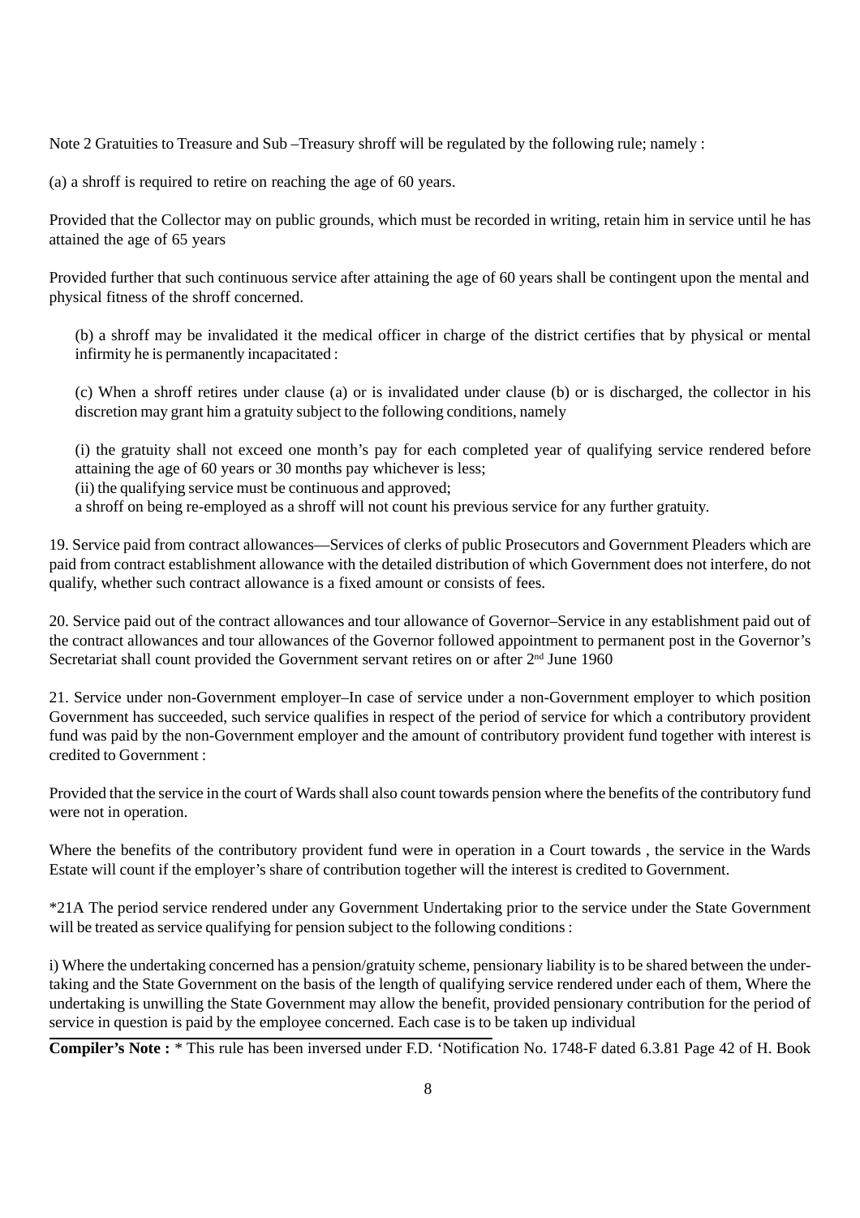Note 2 Gratuities to Treasure and Sub –Treasury shroff will be regulated by the following rule; namely :

(a) a shroff is required to retire on reaching the age of 60 years.

Provided that the Collector may on public grounds, which must be recorded in writing, retain him in service until he has attained the age of 65 years

Provided further that such continuous service after attaining the age of 60 years shall be contingent upon the mental and physical fitness of the shroff concerned.

(b) a shroff may be invalidated it the medical officer in charge of the district certifies that by physical or mental infirmity he is permanently incapacitated :

(c) When a shroff retires under clause (a) or is invalidated under clause (b) or is discharged, the collector in his discretion may grant him a gratuity subject to the following conditions, namely

(i) the gratuity shall not exceed one month's pay for each completed year of qualifying service rendered before attaining the age of 60 years or 30 months pay whichever is less;

(ii) the qualifying service must be continuous and approved;

a shroff on being re-employed as a shroff will not count his previous service for any further gratuity.

19. Service paid from contract allowances—Services of clerks of public Prosecutors and Government Pleaders which are paid from contract establishment allowance with the detailed distribution of which Government does not interfere, do not qualify, whether such contract allowance is a fixed amount or consists of fees.

20. Service paid out of the contract allowances and tour allowance of Governor–Service in any establishment paid out of the contract allowances and tour allowances of the Governor followed appointment to permanent post in the Governor's Secretariat shall count provided the Government servant retires on or after 2nd June 1960

21. Service under non-Government employer–In case of service under a non-Government employer to which position Government has succeeded, such service qualifies in respect of the period of service for which a contributory provident fund was paid by the non-Government employer and the amount of contributory provident fund together with interest is credited to Government :

Provided that the service in the court of Wards shall also count towards pension where the benefits of the contributory fund were not in operation.

Where the benefits of the contributory provident fund were in operation in a Court towards , the service in the Wards Estate will count if the employer's share of contribution together will the interest is credited to Government.

*21A The period service rendered under any Government Undertaking prior to the service under the State Government will be treated as service qualifying for pension subject to the following conditions :

i) Where the undertaking concerned has a pension/gratuity scheme, pensionary liability is to be shared between the undertaking and the State Government on the basis of the length of qualifying service rendered under each of them, Where the undertaking is unwilling the State Government may allow the benefit, provided pensionary contribution for the period of service in question is paid by the employee concerned. Each case is to be taken up individual

---

**Compiler's Note :** * This rule has been inversed under F.D. 'Notification No. 1748-F dated 6.3.81 Page 42 of H. Book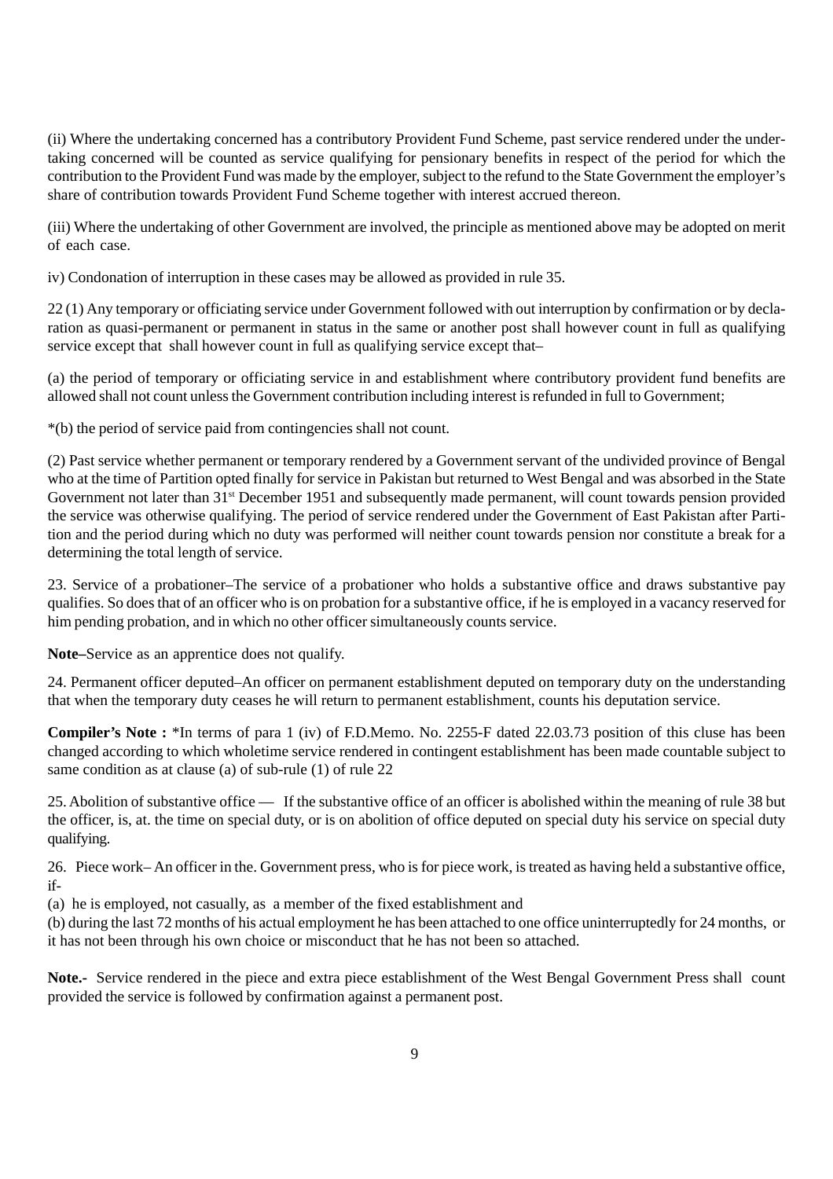(ii) Where the undertaking concerned has a contributory Provident Fund Scheme, past service rendered under the undertaking concerned will be counted as service qualifying for pensionary benefits in respect of the period for which the contribution to the Provident Fund was made by the employer, subject to the refund to the State Government the employer's share of contribution towards Provident Fund Scheme together with interest accrued thereon.

(iii) Where the undertaking of other Government are involved, the principle as mentioned above may be adopted on merit of each case.

iv) Condonation of interruption in these cases may be allowed as provided in rule 35.

22 (1) Any temporary or officiating service under Government followed with out interruption by confirmation or by declaration as quasi-permanent or permanent in status in the same or another post shall however count in full as qualifying service except that shall however count in full as qualifying service except that–

(a) the period of temporary or officiating service in and establishment where contributory provident fund benefits are allowed shall not count unless the Government contribution including interest is refunded in full to Government;

*(b) the period of service paid from contingencies shall not count.

(2) Past service whether permanent or temporary rendered by a Government servant of the undivided province of Bengal who at the time of Partition opted finally for service in Pakistan but returned to West Bengal and was absorbed in the State Government not later than 31st December 1951 and subsequently made permanent, will count towards pension provided the service was otherwise qualifying. The period of service rendered under the Government of East Pakistan after Partition and the period during which no duty was performed will neither count towards pension nor constitute a break for a determining the total length of service.

23. Service of a probationer–The service of a probationer who holds a substantive office and draws substantive pay qualifies. So does that of an officer who is on probation for a substantive office, if he is employed in a vacancy reserved for him pending probation, and in which no other officer simultaneously counts service.

**Note–**Service as an apprentice does not qualify.

24. Permanent officer deputed–An officer on permanent establishment deputed on temporary duty on the understanding that when the temporary duty ceases he will return to permanent establishment, counts his deputation service.

**Compiler's Note :** *In terms of para 1 (iv) of F.D.Memo. No. 2255-F dated 22.03.73 position of this cluse has been changed according to which wholetime service rendered in contingent establishment has been made countable subject to same condition as at clause (a) of sub-rule (1) of rule 22

25. Abolition of substantive office — If the substantive office of an officer is abolished within the meaning of rule 38 but the officer, is, at. the time on special duty, or is on abolition of office deputed on special duty his service on special duty qualifying.

26. Piece work– An officer in the. Government press, who is for piece work, is treated as having held a substantive office, if-

(a) he is employed, not casually, as a member of the fixed establishment and

(b) during the last 72 months of his actual employment he has been attached to one office uninterruptedly for 24 months, or it has not been through his own choice or misconduct that he has not been so attached.

**Note.-** Service rendered in the piece and extra piece establishment of the West Bengal Government Press shall count provided the service is followed by confirmation against a permanent post.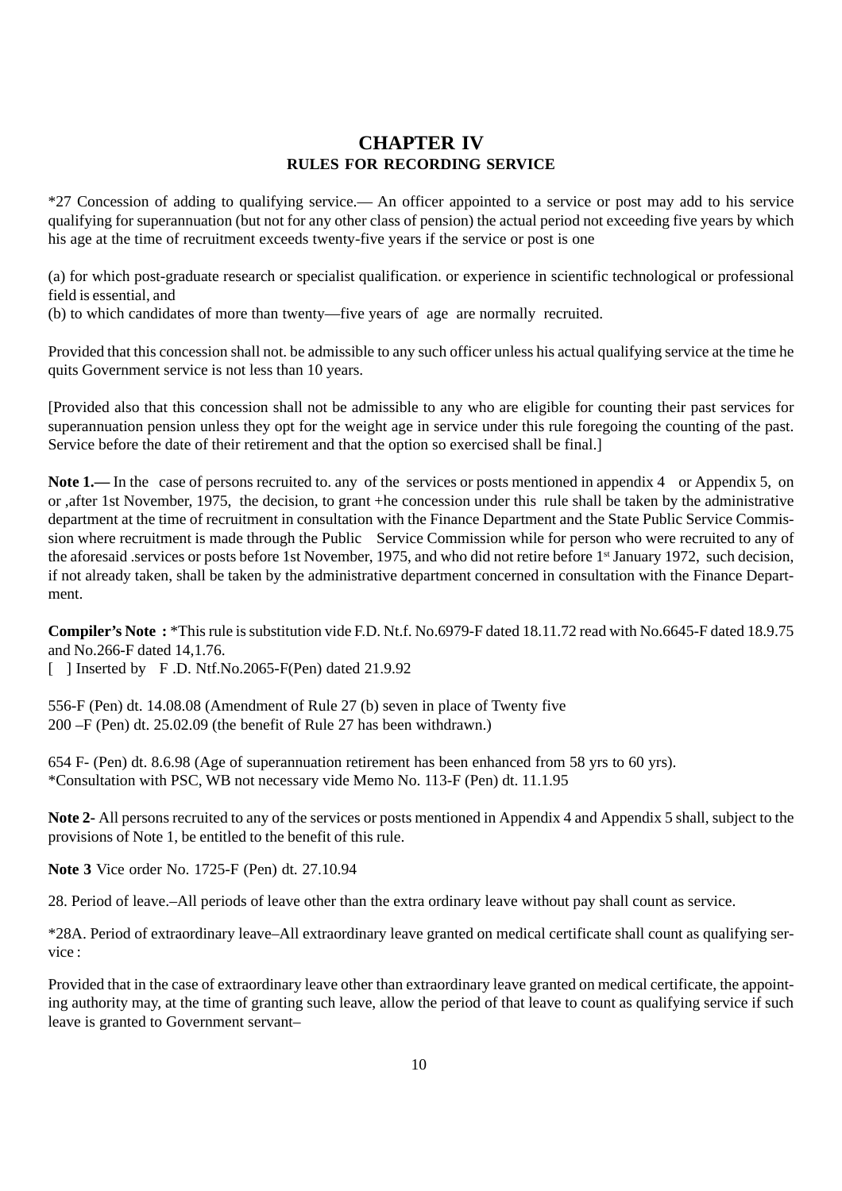# CHAPTER IV
## RULES FOR RECORDING SERVICE

*27 Concession of adding to qualifying service.— An officer appointed to a service or post may add to his service qualifying for superannuation (but not for any other class of pension) the actual period not exceeding five years by which his age at the time of recruitment exceeds twenty-five years if the service or post is one

(a) for which post-graduate research or specialist qualification. or experience in scientific technological or professional field is essential, and
(b) to which candidates of more than twenty—five years of age are normally recruited.

Provided that this concession shall not. be admissible to any such officer unless his actual qualifying service at the time he quits Government service is not less than 10 years.

[Provided also that this concession shall not be admissible to any who are eligible for counting their past services for superannuation pension unless they opt for the weight age in service under this rule foregoing the counting of the past. Service before the date of their retirement and that the option so exercised shall be final.]

**Note 1.—** In the case of persons recruited to. any of the services or posts mentioned in appendix 4 or Appendix 5, on or ,after 1st November, 1975, the decision, to grant +he concession under this rule shall be taken by the administrative department at the time of recruitment in consultation with the Finance Department and the State Public Service Commission where recruitment is made through the Public Service Commission while for person who were recruited to any of the aforesaid .services or posts before 1st November, 1975, and who did not retire before 1st January 1972, such decision, if not already taken, shall be taken by the administrative department concerned in consultation with the Finance Department.

**Compiler's Note :** *This rule is substitution vide F.D. Nt.f. No.6979-F dated 18.11.72 read with No.6645-F dated 18.9.75 and No.266-F dated 14,1.76.
[ ] Inserted by F .D. Ntf.No.2065-F(Pen) dated 21.9.92

556-F (Pen) dt. 14.08.08 (Amendment of Rule 27 (b) seven in place of Twenty five
200 –F (Pen) dt. 25.02.09 (the benefit of Rule 27 has been withdrawn.)

654 F- (Pen) dt. 8.6.98 (Age of superannuation retirement has been enhanced from 58 yrs to 60 yrs).
*Consultation with PSC, WB not necessary vide Memo No. 113-F (Pen) dt. 11.1.95

**Note 2-** All persons recruited to any of the services or posts mentioned in Appendix 4 and Appendix 5 shall, subject to the provisions of Note 1, be entitled to the benefit of this rule.

**Note 3** Vice order No. 1725-F (Pen) dt. 27.10.94

28. Period of leave.–All periods of leave other than the extra ordinary leave without pay shall count as service.

*28A. Period of extraordinary leave–All extraordinary leave granted on medical certificate shall count as qualifying service :

Provided that in the case of extraordinary leave other than extraordinary leave granted on medical certificate, the appointing authority may, at the time of granting such leave, allow the period of that leave to count as qualifying service if such leave is granted to Government servant–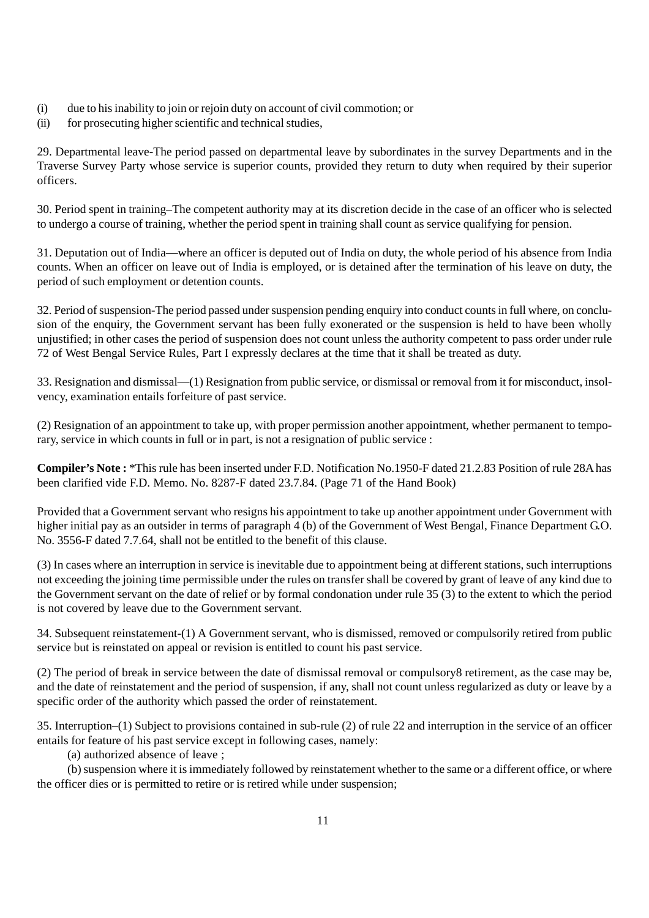(i) due to his inability to join or rejoin duty on account of civil commotion; or

(ii) for prosecuting higher scientific and technical studies,

29. Departmental leave-The period passed on departmental leave by subordinates in the survey Departments and in the Traverse Survey Party whose service is superior counts, provided they return to duty when required by their superior officers.

30. Period spent in training–The competent authority may at its discretion decide in the case of an officer who is selected to undergo a course of training, whether the period spent in training shall count as service qualifying for pension.

31. Deputation out of India—where an officer is deputed out of India on duty, the whole period of his absence from India counts. When an officer on leave out of India is employed, or is detained after the termination of his leave on duty, the period of such employment or detention counts.

32. Period of suspension-The period passed under suspension pending enquiry into conduct counts in full where, on conclusion of the enquiry, the Government servant has been fully exonerated or the suspension is held to have been wholly unjustified; in other cases the period of suspension does not count unless the authority competent to pass order under rule 72 of West Bengal Service Rules, Part I expressly declares at the time that it shall be treated as duty.

33. Resignation and dismissal—(1) Resignation from public service, or dismissal or removal from it for misconduct, insolvency, examination entails forfeiture of past service.

(2) Resignation of an appointment to take up, with proper permission another appointment, whether permanent to temporary, service in which counts in full or in part, is not a resignation of public service :

**Compiler's Note :** *This rule has been inserted under F.D. Notification No.1950-F dated 21.2.83 Position of rule 28A has been clarified vide F.D. Memo. No. 8287-F dated 23.7.84. (Page 71 of the Hand Book)

Provided that a Government servant who resigns his appointment to take up another appointment under Government with higher initial pay as an outsider in terms of paragraph 4 (b) of the Government of West Bengal, Finance Department G.O. No. 3556-F dated 7.7.64, shall not be entitled to the benefit of this clause.

(3) In cases where an interruption in service is inevitable due to appointment being at different stations, such interruptions not exceeding the joining time permissible under the rules on transfer shall be covered by grant of leave of any kind due to the Government servant on the date of relief or by formal condonation under rule 35 (3) to the extent to which the period is not covered by leave due to the Government servant.

34. Subsequent reinstatement-(1) A Government servant, who is dismissed, removed or compulsorily retired from public service but is reinstated on appeal or revision is entitled to count his past service.

(2) The period of break in service between the date of dismissal removal or compulsory8 retirement, as the case may be, and the date of reinstatement and the period of suspension, if any, shall not count unless regularized as duty or leave by a specific order of the authority which passed the order of reinstatement.

35. Interruption–(1) Subject to provisions contained in sub-rule (2) of rule 22 and interruption in the service of an officer entails for feature of his past service except in following cases, namely:

(a) authorized absence of leave ;

(b) suspension where it is immediately followed by reinstatement whether to the same or a different office, or where the officer dies or is permitted to retire or is retired while under suspension;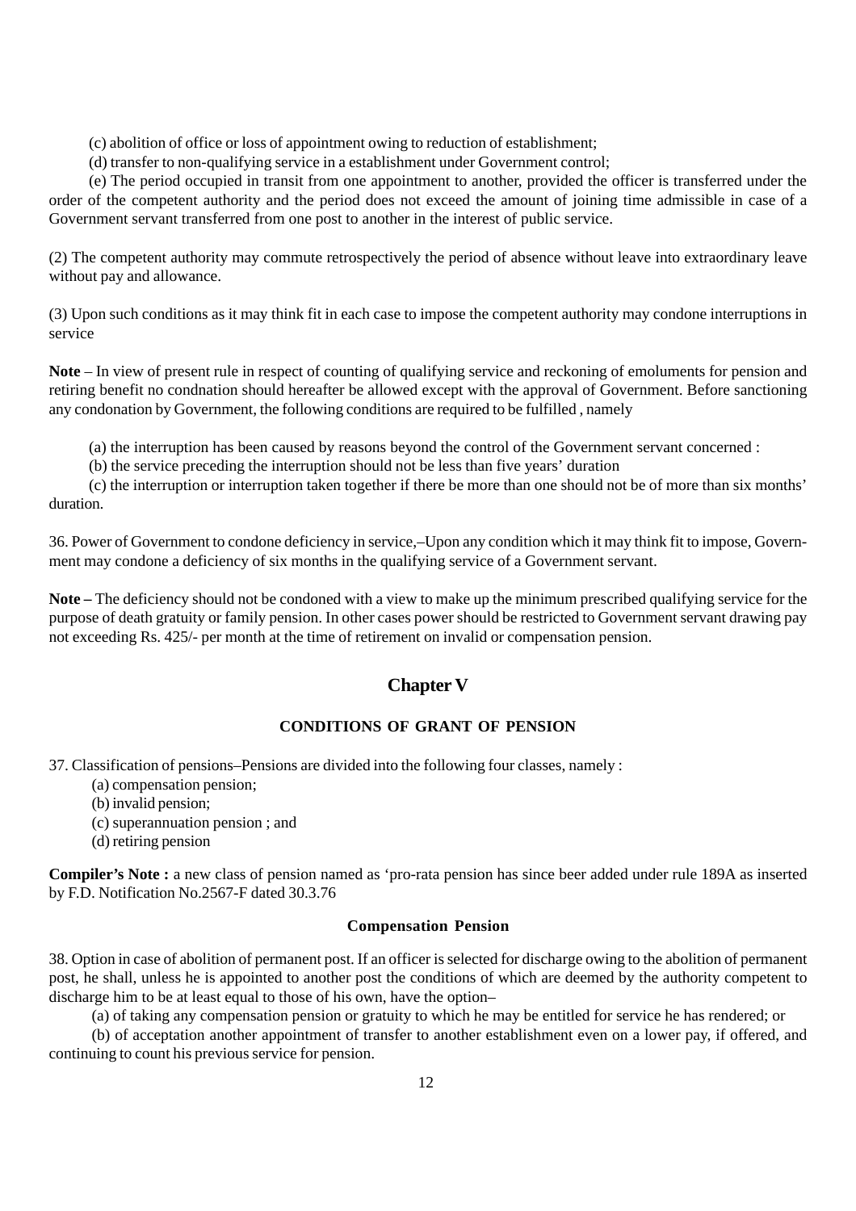(c) abolition of office or loss of appointment owing to reduction of establishment;

(d) transfer to non-qualifying service in a establishment under Government control;

(e) The period occupied in transit from one appointment to another, provided the officer is transferred under the order of the competent authority and the period does not exceed the amount of joining time admissible in case of a Government servant transferred from one post to another in the interest of public service.

(2) The competent authority may commute retrospectively the period of absence without leave into extraordinary leave without pay and allowance.

(3) Upon such conditions as it may think fit in each case to impose the competent authority may condone interruptions in service

**Note** – In view of present rule in respect of counting of qualifying service and reckoning of emoluments for pension and retiring benefit no condnation should hereafter be allowed except with the approval of Government. Before sanctioning any condonation by Government, the following conditions are required to be fulfilled , namely

(a) the interruption has been caused by reasons beyond the control of the Government servant concerned :

(b) the service preceding the interruption should not be less than five years' duration

(c) the interruption or interruption taken together if there be more than one should not be of more than six months' duration.

36. Power of Government to condone deficiency in service,–Upon any condition which it may think fit to impose, Government may condone a deficiency of six months in the qualifying service of a Government servant.

**Note –** The deficiency should not be condoned with a view to make up the minimum prescribed qualifying service for the purpose of death gratuity or family pension. In other cases power should be restricted to Government servant drawing pay not exceeding Rs. 425/- per month at the time of retirement on invalid or compensation pension.

## Chapter V

### CONDITIONS OF GRANT OF PENSION

37. Classification of pensions–Pensions are divided into the following four classes, namely :

(a) compensation pension;

(b) invalid pension;

(c) superannuation pension ; and

(d) retiring pension

**Compiler's Note :** a new class of pension named as 'pro-rata pension has since beer added under rule 189A as inserted by F.D. Notification No.2567-F dated 30.3.76

### Compensation Pension

38. Option in case of abolition of permanent post. If an officer is selected for discharge owing to the abolition of permanent post, he shall, unless he is appointed to another post the conditions of which are deemed by the authority competent to discharge him to be at least equal to those of his own, have the option–

(a) of taking any compensation pension or gratuity to which he may be entitled for service he has rendered; or

(b) of acceptation another appointment of transfer to another establishment even on a lower pay, if offered, and continuing to count his previous service for pension.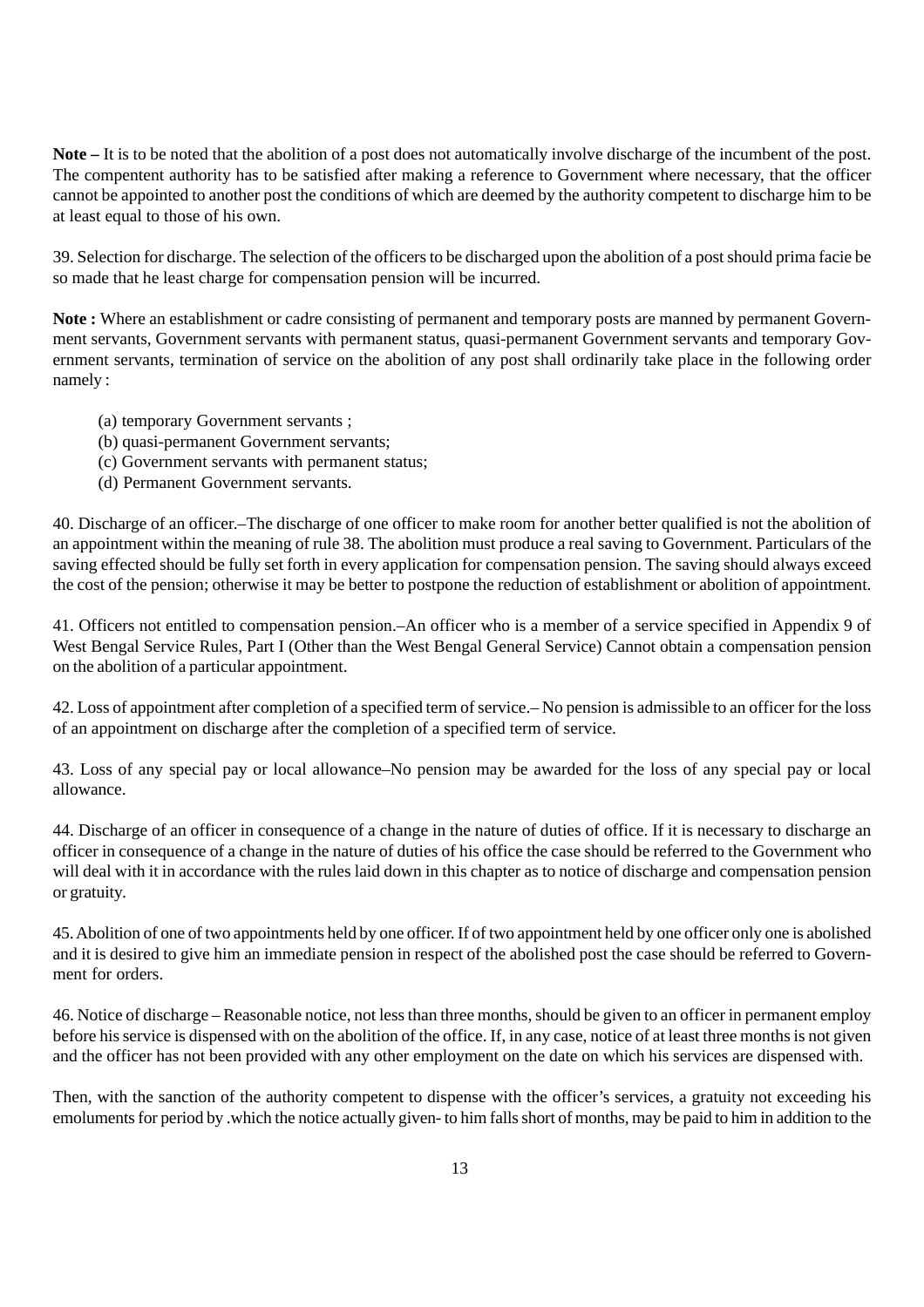**Note –** It is to be noted that the abolition of a post does not automatically involve discharge of the incumbent of the post. The compentent authority has to be satisfied after making a reference to Government where necessary, that the officer cannot be appointed to another post the conditions of which are deemed by the authority competent to discharge him to be at least equal to those of his own.

39. Selection for discharge. The selection of the officers to be discharged upon the abolition of a post should prima facie be so made that he least charge for compensation pension will be incurred.

**Note :** Where an establishment or cadre consisting of permanent and temporary posts are manned by permanent Government servants, Government servants with permanent status, quasi-permanent Government servants and temporary Government servants, termination of service on the abolition of any post shall ordinarily take place in the following order namely :

(a) temporary Government servants ;
(b) quasi-permanent Government servants;
(c) Government servants with permanent status;
(d) Permanent Government servants.

40. Discharge of an officer.–The discharge of one officer to make room for another better qualified is not the abolition of an appointment within the meaning of rule 38. The abolition must produce a real saving to Government. Particulars of the saving effected should be fully set forth in every application for compensation pension. The saving should always exceed the cost of the pension; otherwise it may be better to postpone the reduction of establishment or abolition of appointment.

41. Officers not entitled to compensation pension.–An officer who is a member of a service specified in Appendix 9 of West Bengal Service Rules, Part I (Other than the West Bengal General Service) Cannot obtain a compensation pension on the abolition of a particular appointment.

42. Loss of appointment after completion of a specified term of service.– No pension is admissible to an officer for the loss of an appointment on discharge after the completion of a specified term of service.

43. Loss of any special pay or local allowance–No pension may be awarded for the loss of any special pay or local allowance.

44. Discharge of an officer in consequence of a change in the nature of duties of office. If it is necessary to discharge an officer in consequence of a change in the nature of duties of his office the case should be referred to the Government who will deal with it in accordance with the rules laid down in this chapter as to notice of discharge and compensation pension or gratuity.

45. Abolition of one of two appointments held by one officer. If of two appointment held by one officer only one is abolished and it is desired to give him an immediate pension in respect of the abolished post the case should be referred to Government for orders.

46. Notice of discharge – Reasonable notice, not less than three months, should be given to an officer in permanent employ before his service is dispensed with on the abolition of the office. If, in any case, notice of at least three months is not given and the officer has not been provided with any other employment on the date on which his services are dispensed with.

Then, with the sanction of the authority competent to dispense with the officer's services, a gratuity not exceeding his emoluments for period by .which the notice actually given- to him falls short of months, may be paid to him in addition to the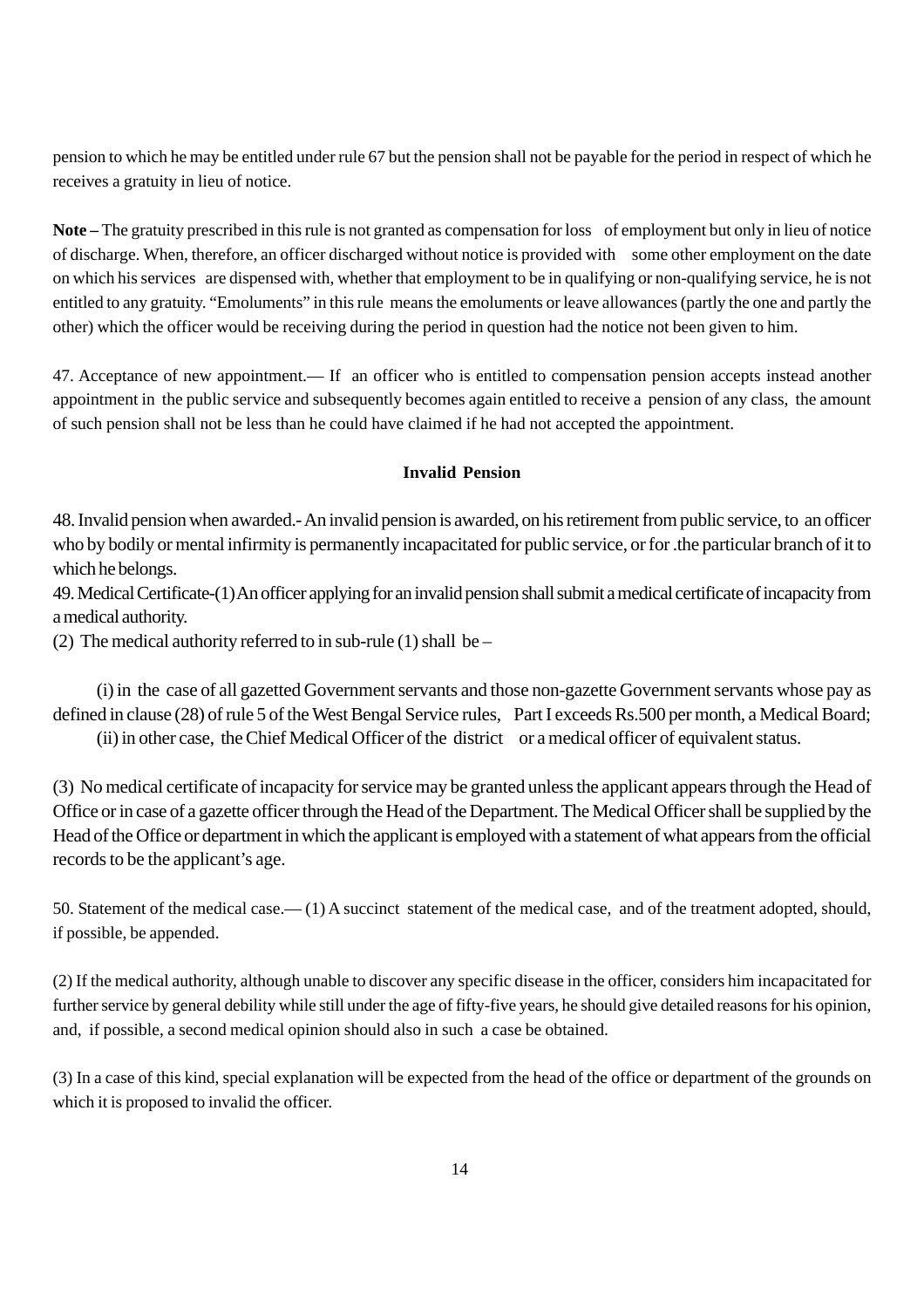pension to which he may be entitled under rule 67 but the pension shall not be payable for the period in respect of which he receives a gratuity in lieu of notice.

**Note –** The gratuity prescribed in this rule is not granted as compensation for loss of employment but only in lieu of notice of discharge. When, therefore, an officer discharged without notice is provided with some other employment on the date on which his services are dispensed with, whether that employment to be in qualifying or non-qualifying service, he is not entitled to any gratuity. "Emoluments" in this rule means the emoluments or leave allowances (partly the one and partly the other) which the officer would be receiving during the period in question had the notice not been given to him.

47. Acceptance of new appointment.— If an officer who is entitled to compensation pension accepts instead another appointment in the public service and subsequently becomes again entitled to receive a pension of any class, the amount of such pension shall not be less than he could have claimed if he had not accepted the appointment.

## Invalid Pension

48. Invalid pension when awarded.- An invalid pension is awarded, on his retirement from public service, to an officer who by bodily or mental infirmity is permanently incapacitated for public service, or for .the particular branch of it to which he belongs.

49. Medical Certificate-(1) An officer applying for an invalid pension shall submit a medical certificate of incapacity from a medical authority.

(2) The medical authority referred to in sub-rule (1) shall be –

(i) in the case of all gazetted Government servants and those non-gazette Government servants whose pay as defined in clause (28) of rule 5 of the West Bengal Service rules, Part I exceeds Rs.500 per month, a Medical Board;

(ii) in other case, the Chief Medical Officer of the district or a medical officer of equivalent status.

(3) No medical certificate of incapacity for service may be granted unless the applicant appears through the Head of Office or in case of a gazette officer through the Head of the Department. The Medical Officer shall be supplied by the Head of the Office or department in which the applicant is employed with a statement of what appears from the official records to be the applicant's age.

50. Statement of the medical case.— (1) A succinct statement of the medical case, and of the treatment adopted, should, if possible, be appended.

(2) If the medical authority, although unable to discover any specific disease in the officer, considers him incapacitated for further service by general debility while still under the age of fifty-five years, he should give detailed reasons for his opinion, and, if possible, a second medical opinion should also in such a case be obtained.

(3) In a case of this kind, special explanation will be expected from the head of the office or department of the grounds on which it is proposed to invalid the officer.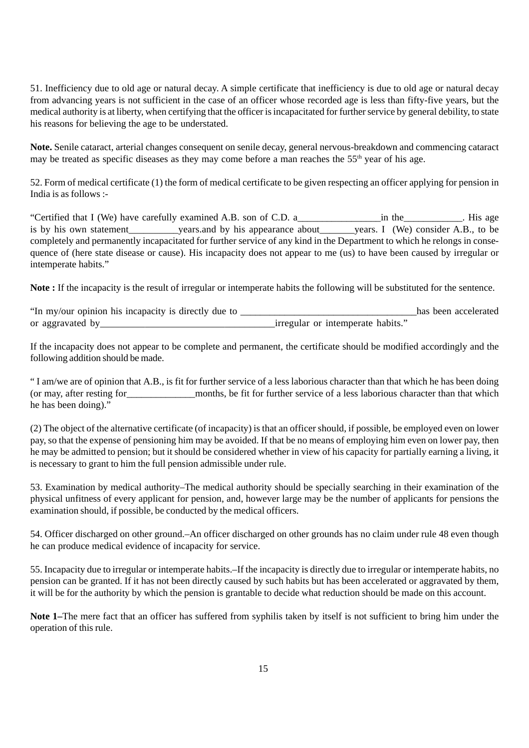51. Inefficiency due to old age or natural decay. A simple certificate that inefficiency is due to old age or natural decay from advancing years is not sufficient in the case of an officer whose recorded age is less than fifty-five years, but the medical authority is at liberty, when certifying that the officer is incapacitated for further service by general debility, to state his reasons for believing the age to be understated.

**Note.** Senile cataract, arterial changes consequent on senile decay, general nervous-breakdown and commencing cataract may be treated as specific diseases as they may come before a man reaches the 55th year of his age.

52. Form of medical certificate (1) the form of medical certificate to be given respecting an officer applying for pension in India is as follows :-

"Certified that I (We) have carefully examined A.B. son of C.D. a_________________in the____________. His age is by his own statement__________years.and by his appearance about_______years. I (We) consider A.B., to be completely and permanently incapacitated for further service of any kind in the Department to which he relongs in consequence of (here state disease or cause). His incapacity does not appear to me (us) to have been caused by irregular or intemperate habits."

**Note :** If the incapacity is the result of irregular or intemperate habits the following will be substituted for the sentence.

"In my/our opinion his incapacity is directly due to ____________________________________has been accelerated or aggravated by____________________________________irregular or intemperate habits."

If the incapacity does not appear to be complete and permanent, the certificate should be modified accordingly and the following addition should be made.

" I am/we are of opinion that A.B., is fit for further service of a less laborious character than that which he has been doing (or may, after resting for______________months, be fit for further service of a less laborious character than that which he has been doing)."

(2) The object of the alternative certificate (of incapacity) is that an officer should, if possible, be employed even on lower pay, so that the expense of pensioning him may be avoided. If that be no means of employing him even on lower pay, then he may be admitted to pension; but it should be considered whether in view of his capacity for partially earning a living, it is necessary to grant to him the full pension admissible under rule.

53. Examination by medical authority–The medical authority should be specially searching in their examination of the physical unfitness of every applicant for pension, and, however large may be the number of applicants for pensions the examination should, if possible, be conducted by the medical officers.

54. Officer discharged on other ground.–An officer discharged on other grounds has no claim under rule 48 even though he can produce medical evidence of incapacity for service.

55. Incapacity due to irregular or intemperate habits.–If the incapacity is directly due to irregular or intemperate habits, no pension can be granted. If it has not been directly caused by such habits but has been accelerated or aggravated by them, it will be for the authority by which the pension is grantable to decide what reduction should be made on this account.

**Note 1–**The mere fact that an officer has suffered from syphilis taken by itself is not sufficient to bring him under the operation of this rule.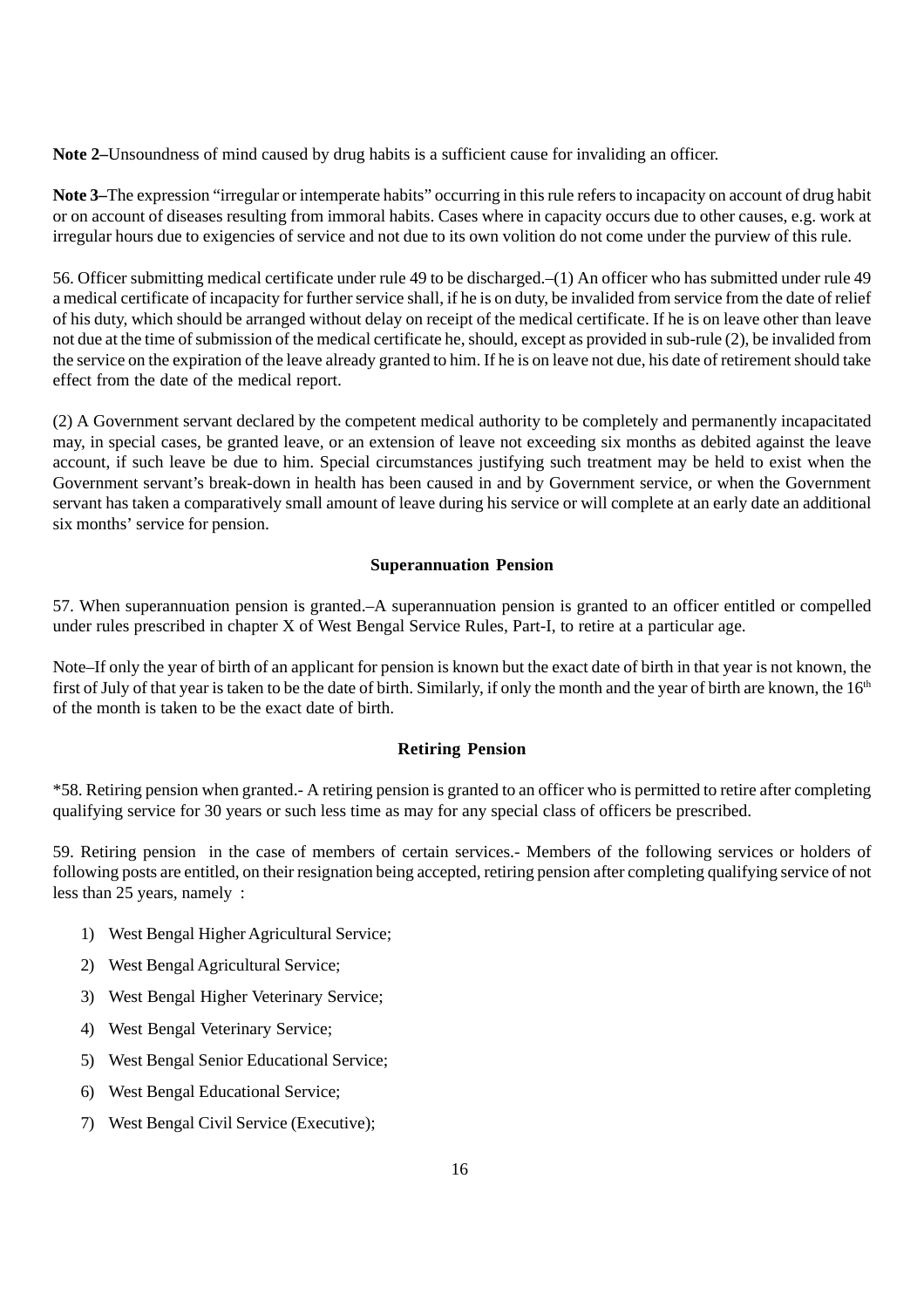**Note 2–**Unsoundness of mind caused by drug habits is a sufficient cause for invaliding an officer.

**Note 3–**The expression "irregular or intemperate habits" occurring in this rule refers to incapacity on account of drug habit or on account of diseases resulting from immoral habits. Cases where in capacity occurs due to other causes, e.g. work at irregular hours due to exigencies of service and not due to its own volition do not come under the purview of this rule.

56. Officer submitting medical certificate under rule 49 to be discharged.–(1) An officer who has submitted under rule 49 a medical certificate of incapacity for further service shall, if he is on duty, be invalided from service from the date of relief of his duty, which should be arranged without delay on receipt of the medical certificate. If he is on leave other than leave not due at the time of submission of the medical certificate he, should, except as provided in sub-rule (2), be invalided from the service on the expiration of the leave already granted to him. If he is on leave not due, his date of retirement should take effect from the date of the medical report.

(2) A Government servant declared by the competent medical authority to be completely and permanently incapacitated may, in special cases, be granted leave, or an extension of leave not exceeding six months as debited against the leave account, if such leave be due to him. Special circumstances justifying such treatment may be held to exist when the Government servant's break-down in health has been caused in and by Government service, or when the Government servant has taken a comparatively small amount of leave during his service or will complete at an early date an additional six months' service for pension.

### Superannuation Pension

57. When superannuation pension is granted.–A superannuation pension is granted to an officer entitled or compelled under rules prescribed in chapter X of West Bengal Service Rules, Part-I, to retire at a particular age.

Note–If only the year of birth of an applicant for pension is known but the exact date of birth in that year is not known, the first of July of that year is taken to be the date of birth. Similarly, if only the month and the year of birth are known, the 16th of the month is taken to be the exact date of birth.

### Retiring Pension

*58. Retiring pension when granted.- A retiring pension is granted to an officer who is permitted to retire after completing qualifying service for 30 years or such less time as may for any special class of officers be prescribed.

59. Retiring pension in the case of members of certain services.- Members of the following services or holders of following posts are entitled, on their resignation being accepted, retiring pension after completing qualifying service of not less than 25 years, namely :

1) West Bengal Higher Agricultural Service;
2) West Bengal Agricultural Service;
3) West Bengal Higher Veterinary Service;
4) West Bengal Veterinary Service;
5) West Bengal Senior Educational Service;
6) West Bengal Educational Service;
7) West Bengal Civil Service (Executive);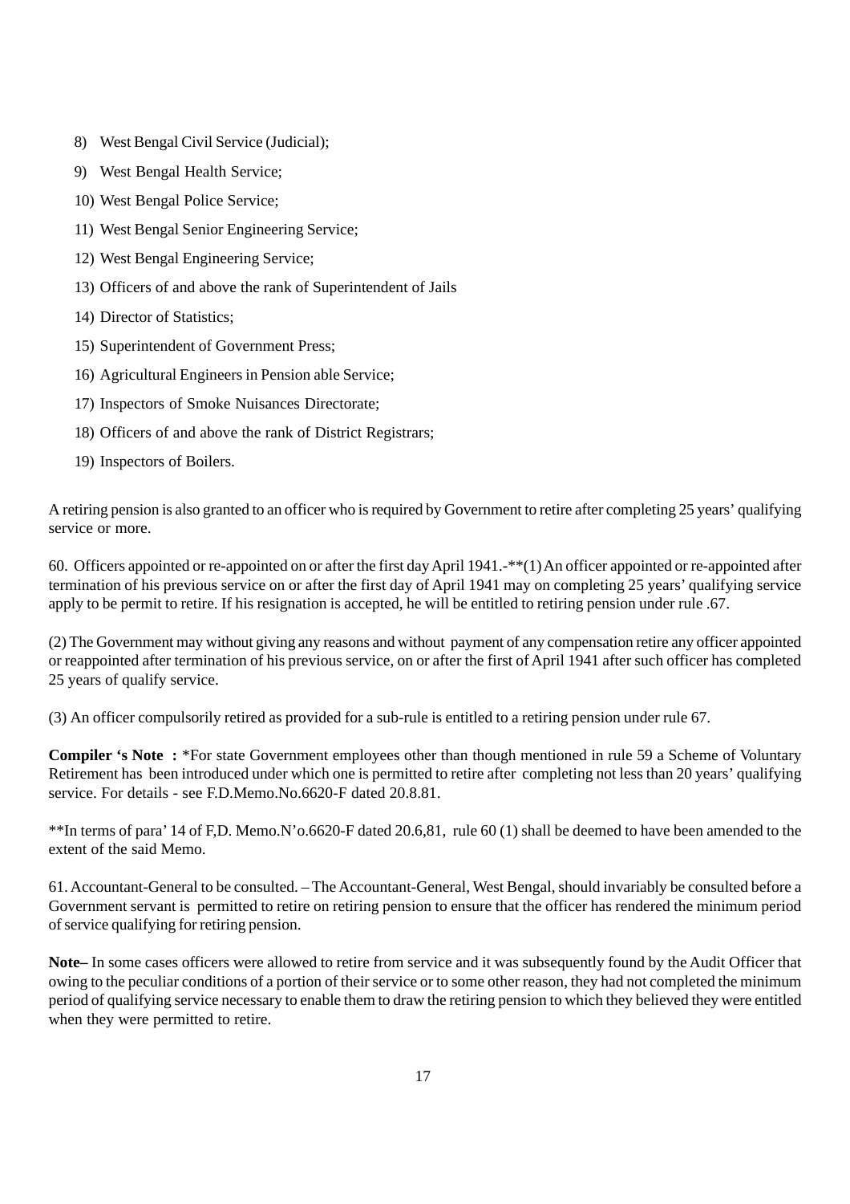8) West Bengal Civil Service (Judicial);

9) West Bengal Health Service;

10) West Bengal Police Service;

11) West Bengal Senior Engineering Service;

12) West Bengal Engineering Service;

13) Officers of and above the rank of Superintendent of Jails

14) Director of Statistics;

15) Superintendent of Government Press;

16) Agricultural Engineers in Pension able Service;

17) Inspectors of Smoke Nuisances Directorate;

18) Officers of and above the rank of District Registrars;

19) Inspectors of Boilers.

A retiring pension is also granted to an officer who is required by Government to retire after completing 25 years' qualifying service or more.

60. Officers appointed or re-appointed on or after the first day April 1941.-**(1) An officer appointed or re-appointed after termination of his previous service on or after the first day of April 1941 may on completing 25 years' qualifying service apply to be permit to retire. If his resignation is accepted, he will be entitled to retiring pension under rule .67.

(2) The Government may without giving any reasons and without payment of any compensation retire any officer appointed or reappointed after termination of his previous service, on or after the first of April 1941 after such officer has completed 25 years of qualify service.

(3) An officer compulsorily retired as provided for a sub-rule is entitled to a retiring pension under rule 67.

**Compiler 's Note :** *For state Government employees other than though mentioned in rule 59 a Scheme of Voluntary Retirement has been introduced under which one is permitted to retire after completing not less than 20 years' qualifying service. For details - see F.D.Memo.No.6620-F dated 20.8.81.

**In terms of para' 14 of F,D. Memo.N'o.6620-F dated 20.6,81, rule 60 (1) shall be deemed to have been amended to the extent of the said Memo.

61. Accountant-General to be consulted. – The Accountant-General, West Bengal, should invariably be consulted before a Government servant is permitted to retire on retiring pension to ensure that the officer has rendered the minimum period of service qualifying for retiring pension.

**Note–** In some cases officers were allowed to retire from service and it was subsequently found by the Audit Officer that owing to the peculiar conditions of a portion of their service or to some other reason, they had not completed the minimum period of qualifying service necessary to enable them to draw the retiring pension to which they believed they were entitled when they were permitted to retire.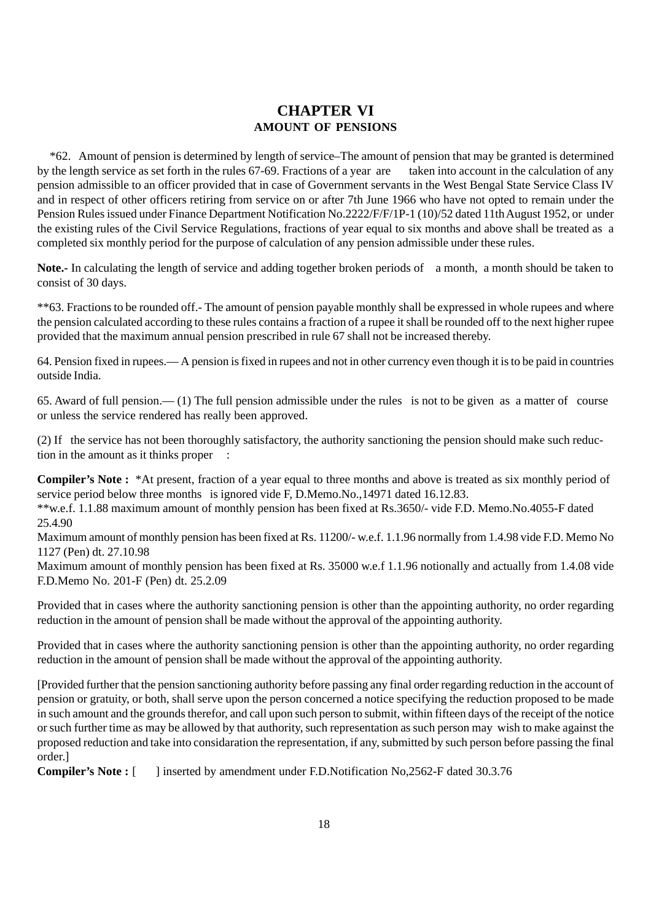# CHAPTER VI

## AMOUNT OF PENSIONS

*62. Amount of pension is determined by length of service–The amount of pension that may be granted is determined by the length service as set forth in the rules 67-69. Fractions of a year are taken into account in the calculation of any pension admissible to an officer provided that in case of Government servants in the West Bengal State Service Class IV and in respect of other officers retiring from service on or after 7th June 1966 who have not opted to remain under the Pension Rules issued under Finance Department Notification No.2222/F/F/1P-1 (10)/52 dated 11th August 1952, or under the existing rules of the Civil Service Regulations, fractions of year equal to six months and above shall be treated as a completed six monthly period for the purpose of calculation of any pension admissible under these rules.

**Note.-** In calculating the length of service and adding together broken periods of a month, a month should be taken to consist of 30 days.

**63. Fractions to be rounded off.- The amount of pension payable monthly shall be expressed in whole rupees and where the pension calculated according to these rules contains a fraction of a rupee it shall be rounded off to the next higher rupee provided that the maximum annual pension prescribed in rule 67 shall not be increased thereby.

64. Pension fixed in rupees.— A pension is fixed in rupees and not in other currency even though it is to be paid in countries outside India.

65. Award of full pension.— (1) The full pension admissible under the rules is not to be given as a matter of course or unless the service rendered has really been approved.

(2) If the service has not been thoroughly satisfactory, the authority sanctioning the pension should make such reduction in the amount as it thinks proper :

**Compiler's Note :** *At present, fraction of a year equal to three months and above is treated as six monthly period of service period below three months is ignored vide F, D.Memo.No.,14971 dated 16.12.83.

**w.e.f. 1.1.88 maximum amount of monthly pension has been fixed at Rs.3650/- vide F.D. Memo.No.4055-F dated 25.4.90

Maximum amount of monthly pension has been fixed at Rs. 11200/- w.e.f. 1.1.96 normally from 1.4.98 vide F.D. Memo No 1127 (Pen) dt. 27.10.98

Maximum amount of monthly pension has been fixed at Rs. 35000 w.e.f 1.1.96 notionally and actually from 1.4.08 vide F.D.Memo No. 201-F (Pen) dt. 25.2.09

Provided that in cases where the authority sanctioning pension is other than the appointing authority, no order regarding reduction in the amount of pension shall be made without the approval of the appointing authority.

Provided that in cases where the authority sanctioning pension is other than the appointing authority, no order regarding reduction in the amount of pension shall be made without the approval of the appointing authority.

[Provided further that the pension sanctioning authority before passing any final order regarding reduction in the account of pension or gratuity, or both, shall serve upon the person concerned a notice specifying the reduction proposed to be made in such amount and the grounds therefor, and call upon such person to submit, within fifteen days of the receipt of the notice or such further time as may be allowed by that authority, such representation as such person may wish to make against the proposed reduction and take into considaration the representation, if any, submitted by such person before passing the final order.]

**Compiler's Note :** [ ] inserted by amendment under F.D.Notification No,2562-F dated 30.3.76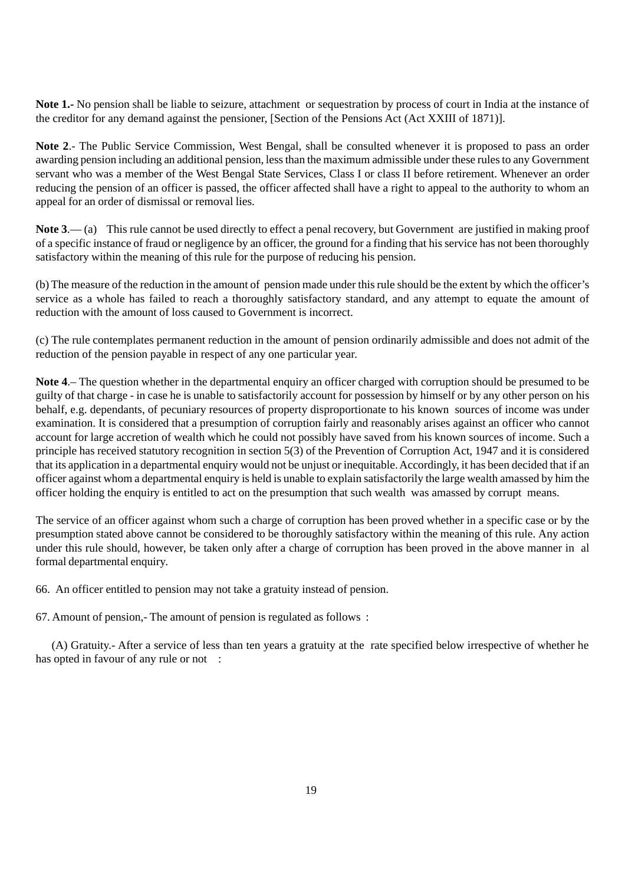**Note 1.-** No pension shall be liable to seizure, attachment or sequestration by process of court in India at the instance of the creditor for any demand against the pensioner, [Section of the Pensions Act (Act XXIII of 1871)].

**Note 2**.- The Public Service Commission, West Bengal, shall be consulted whenever it is proposed to pass an order awarding pension including an additional pension, less than the maximum admissible under these rules to any Government servant who was a member of the West Bengal State Services, Class I or class II before retirement. Whenever an order reducing the pension of an officer is passed, the officer affected shall have a right to appeal to the authority to whom an appeal for an order of dismissal or removal lies.

**Note 3**.— (a) This rule cannot be used directly to effect a penal recovery, but Government are justified in making proof of a specific instance of fraud or negligence by an officer, the ground for a finding that his service has not been thoroughly satisfactory within the meaning of this rule for the purpose of reducing his pension.

(b) The measure of the reduction in the amount of pension made under this rule should be the extent by which the officer's service as a whole has failed to reach a thoroughly satisfactory standard, and any attempt to equate the amount of reduction with the amount of loss caused to Government is incorrect.

(c) The rule contemplates permanent reduction in the amount of pension ordinarily admissible and does not admit of the reduction of the pension payable in respect of any one particular year.

**Note 4**.– The question whether in the departmental enquiry an officer charged with corruption should be presumed to be guilty of that charge - in case he is unable to satisfactorily account for possession by himself or by any other person on his behalf, e.g. dependants, of pecuniary resources of property disproportionate to his known sources of income was under examination. It is considered that a presumption of corruption fairly and reasonably arises against an officer who cannot account for large accretion of wealth which he could not possibly have saved from his known sources of income. Such a principle has received statutory recognition in section 5(3) of the Prevention of Corruption Act, 1947 and it is considered that its application in a departmental enquiry would not be unjust or inequitable. Accordingly, it has been decided that if an officer against whom a departmental enquiry is held is unable to explain satisfactorily the large wealth amassed by him the officer holding the enquiry is entitled to act on the presumption that such wealth was amassed by corrupt means.

The service of an officer against whom such a charge of corruption has been proved whether in a specific case or by the presumption stated above cannot be considered to be thoroughly satisfactory within the meaning of this rule. Any action under this rule should, however, be taken only after a charge of corruption has been proved in the above manner in al formal departmental enquiry.

66. An officer entitled to pension may not take a gratuity instead of pension.

67. Amount of pension,- The amount of pension is regulated as follows :

(A) Gratuity.- After a service of less than ten years a gratuity at the rate specified below irrespective of whether he has opted in favour of any rule or not :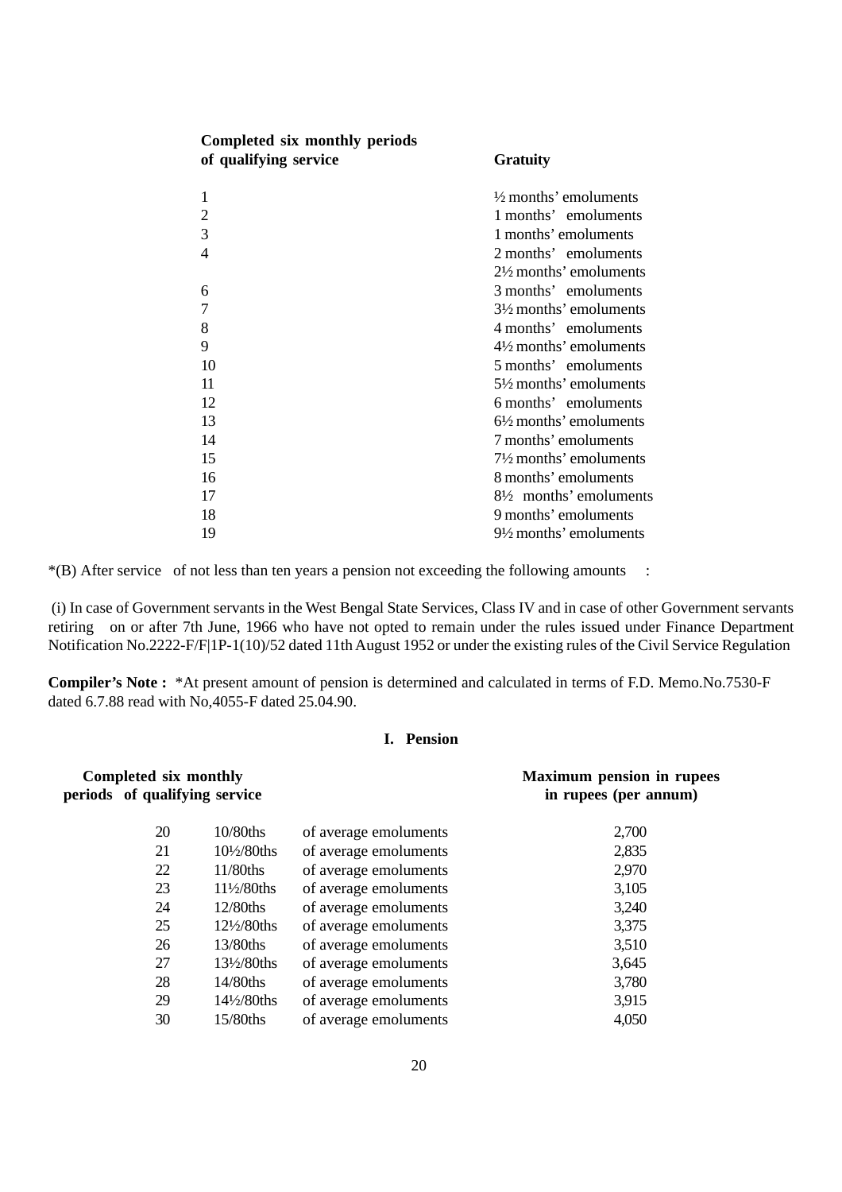| Completed six monthly periods of qualifying service | Gratuity |
|---|---|
| 1 | ½ months' emoluments |
| 2 | 1 months' emoluments |
| 3 | 1 months' emoluments |
| 4 | 2 months' emoluments |
| | 2½ months' emoluments |
| 6 | 3 months' emoluments |
| 7 | 3½ months' emoluments |
| 8 | 4 months' emoluments |
| 9 | 4½ months' emoluments |
| 10 | 5 months' emoluments |
| 11 | 5½ months' emoluments |
| 12 | 6 months' emoluments |
| 13 | 6½ months' emoluments |
| 14 | 7 months' emoluments |
| 15 | 7½ months' emoluments |
| 16 | 8 months' emoluments |
| 17 | 8½ months' emoluments |
| 18 | 9 months' emoluments |
| 19 | 9½ months' emoluments |

*(B) After service of not less than ten years a pension not exceeding the following amounts :

(i) In case of Government servants in the West Bengal State Services, Class IV and in case of other Government servants retiring on or after 7th June, 1966 who have not opted to remain under the rules issued under Finance Department Notification No.2222-F/F|1P-1(10)/52 dated 11th August 1952 or under the existing rules of the Civil Service Regulation

**Compiler's Note :** *At present amount of pension is determined and calculated in terms of F.D. Memo.No.7530-F dated 6.7.88 read with No,4055-F dated 25.04.90.

**I. Pension**

| Completed six monthly periods of qualifying service | | | Maximum pension in rupees in rupees (per annum) |
|---|---|---|---|
| 20 | 10/80ths | of average emoluments | 2,700 |
| 21 | 10½/80ths | of average emoluments | 2,835 |
| 22 | 11/80ths | of average emoluments | 2,970 |
| 23 | 11½/80ths | of average emoluments | 3,105 |
| 24 | 12/80ths | of average emoluments | 3,240 |
| 25 | 12½/80ths | of average emoluments | 3,375 |
| 26 | 13/80ths | of average emoluments | 3,510 |
| 27 | 13½/80ths | of average emoluments | 3,645 |
| 28 | 14/80ths | of average emoluments | 3,780 |
| 29 | 14½/80ths | of average emoluments | 3,915 |
| 30 | 15/80ths | of average emoluments | 4,050 |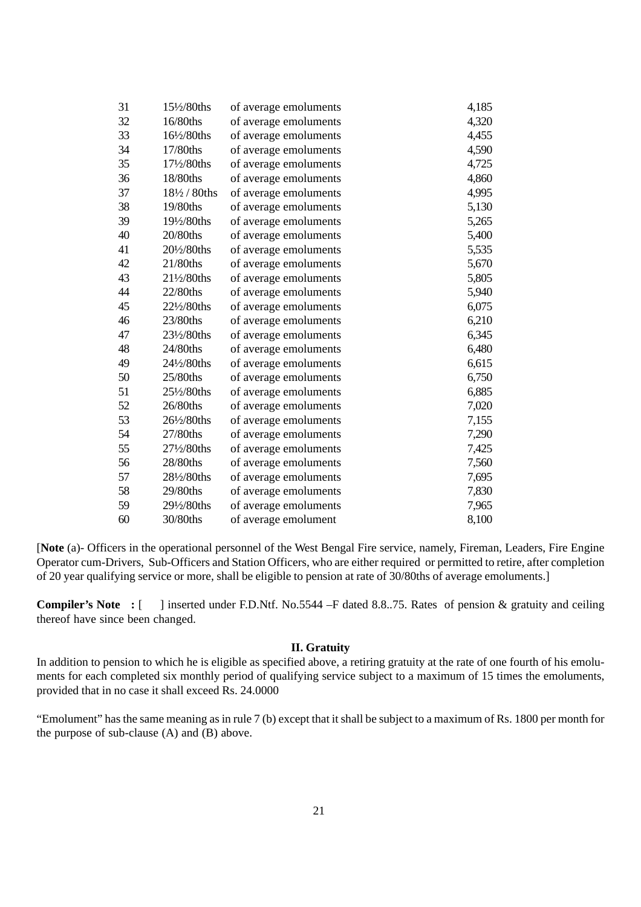| | | | |
|---|---|---|---|
| 31 | 15½/80ths | of average emoluments | 4,185 |
| 32 | 16/80ths | of average emoluments | 4,320 |
| 33 | 16½/80ths | of average emoluments | 4,455 |
| 34 | 17/80ths | of average emoluments | 4,590 |
| 35 | 17½/80ths | of average emoluments | 4,725 |
| 36 | 18/80ths | of average emoluments | 4,860 |
| 37 | 18½ / 80ths | of average emoluments | 4,995 |
| 38 | 19/80ths | of average emoluments | 5,130 |
| 39 | 19½/80ths | of average emoluments | 5,265 |
| 40 | 20/80ths | of average emoluments | 5,400 |
| 41 | 20½/80ths | of average emoluments | 5,535 |
| 42 | 21/80ths | of average emoluments | 5,670 |
| 43 | 21½/80ths | of average emoluments | 5,805 |
| 44 | 22/80ths | of average emoluments | 5,940 |
| 45 | 22½/80ths | of average emoluments | 6,075 |
| 46 | 23/80ths | of average emoluments | 6,210 |
| 47 | 23½/80ths | of average emoluments | 6,345 |
| 48 | 24/80ths | of average emoluments | 6,480 |
| 49 | 24½/80ths | of average emoluments | 6,615 |
| 50 | 25/80ths | of average emoluments | 6,750 |
| 51 | 25½/80ths | of average emoluments | 6,885 |
| 52 | 26/80ths | of average emoluments | 7,020 |
| 53 | 26½/80ths | of average emoluments | 7,155 |
| 54 | 27/80ths | of average emoluments | 7,290 |
| 55 | 27½/80ths | of average emoluments | 7,425 |
| 56 | 28/80ths | of average emoluments | 7,560 |
| 57 | 28½/80ths | of average emoluments | 7,695 |
| 58 | 29/80ths | of average emoluments | 7,830 |
| 59 | 29½/80ths | of average emoluments | 7,965 |
| 60 | 30/80ths | of average emolument | 8,100 |

[**Note** (a)- Officers in the operational personnel of the West Bengal Fire service, namely, Fireman, Leaders, Fire Engine Operator cum-Drivers, Sub-Officers and Station Officers, who are either required or permitted to retire, after completion of 20 year qualifying service or more, shall be eligible to pension at rate of 30/80ths of average emoluments.]

**Compiler's Note :** [ ] inserted under F.D.Ntf. No.5544 –F dated 8.8..75. Rates of pension & gratuity and ceiling thereof have since been changed.

**II. Gratuity**

In addition to pension to which he is eligible as specified above, a retiring gratuity at the rate of one fourth of his emoluments for each completed six monthly period of qualifying service subject to a maximum of 15 times the emoluments, provided that in no case it shall exceed Rs. 24.0000

"Emolument" has the same meaning as in rule 7 (b) except that it shall be subject to a maximum of Rs. 1800 per month for the purpose of sub-clause (A) and (B) above.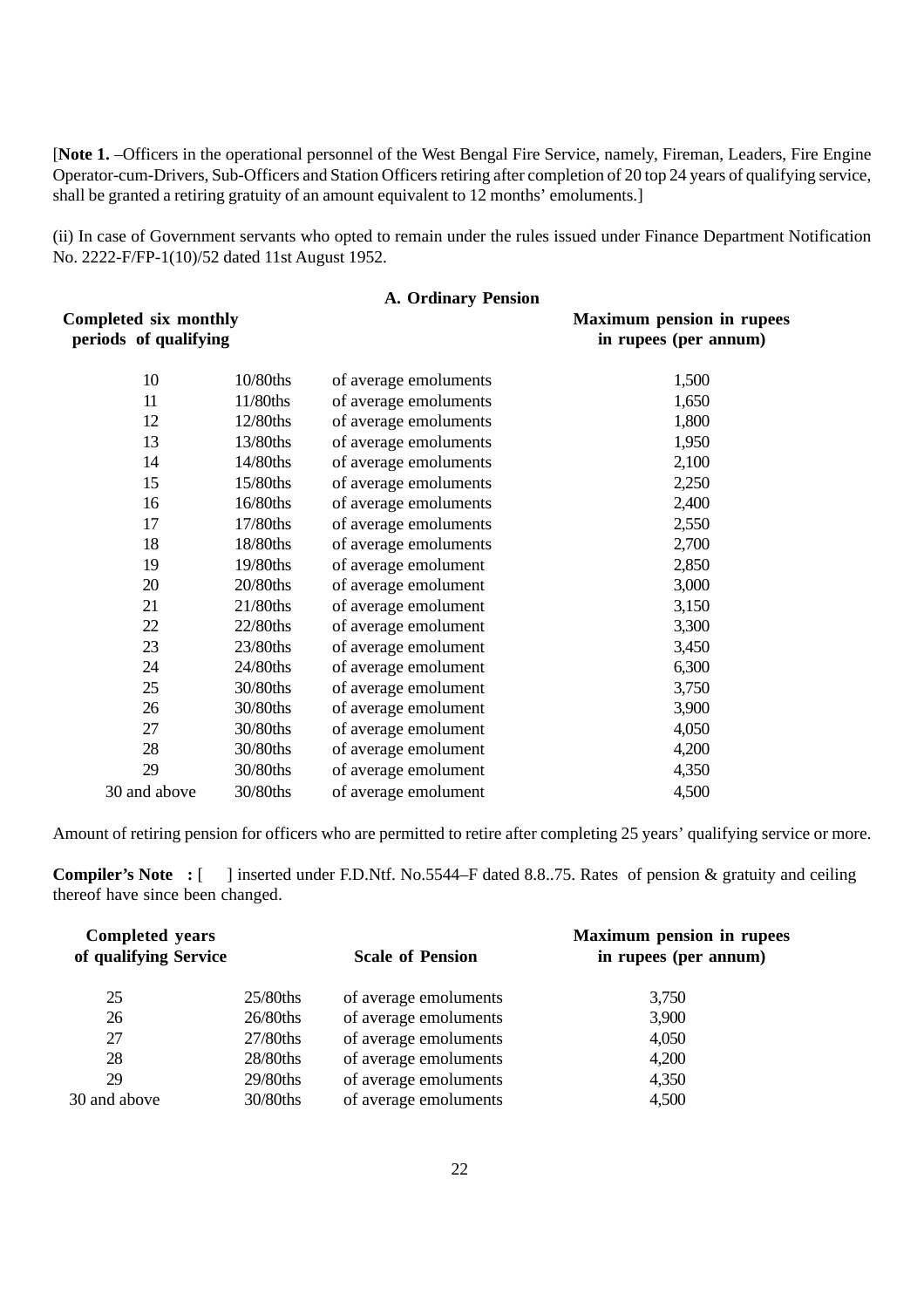[**Note 1.** –Officers in the operational personnel of the West Bengal Fire Service, namely, Fireman, Leaders, Fire Engine Operator-cum-Drivers, Sub-Officers and Station Officers retiring after completion of 20 top 24 years of qualifying service, shall be granted a retiring gratuity of an amount equivalent to 12 months' emoluments.]

(ii) In case of Government servants who opted to remain under the rules issued under Finance Department Notification No. 2222-F/FP-1(10)/52 dated 11st August 1952.

**A. Ordinary Pension**

| **Completed six monthly periods of qualifying** | | | **Maximum pension in rupees in rupees (per annum)** |
|---|---|---|---|
| 10 | 10/80ths | of average emoluments | 1,500 |
| 11 | 11/80ths | of average emoluments | 1,650 |
| 12 | 12/80ths | of average emoluments | 1,800 |
| 13 | 13/80ths | of average emoluments | 1,950 |
| 14 | 14/80ths | of average emoluments | 2,100 |
| 15 | 15/80ths | of average emoluments | 2,250 |
| 16 | 16/80ths | of average emoluments | 2,400 |
| 17 | 17/80ths | of average emoluments | 2,550 |
| 18 | 18/80ths | of average emoluments | 2,700 |
| 19 | 19/80ths | of average emolument | 2,850 |
| 20 | 20/80ths | of average emolument | 3,000 |
| 21 | 21/80ths | of average emolument | 3,150 |
| 22 | 22/80ths | of average emolument | 3,300 |
| 23 | 23/80ths | of average emolument | 3,450 |
| 24 | 24/80ths | of average emolument | 6,300 |
| 25 | 30/80ths | of average emolument | 3,750 |
| 26 | 30/80ths | of average emolument | 3,900 |
| 27 | 30/80ths | of average emolument | 4,050 |
| 28 | 30/80ths | of average emolument | 4,200 |
| 29 | 30/80ths | of average emolument | 4,350 |
| 30 and above | 30/80ths | of average emolument | 4,500 |

Amount of retiring pension for officers who are permitted to retire after completing 25 years' qualifying service or more.

**Compiler's Note :** [ ] inserted under F.D.Ntf. No.5544–F dated 8.8..75. Rates of pension & gratuity and ceiling thereof have since been changed.

| **Completed years of qualifying Service** | **Scale of Pension** | | **Maximum pension in rupees in rupees (per annum)** |
|---|---|---|---|
| 25 | 25/80ths | of average emoluments | 3,750 |
| 26 | 26/80ths | of average emoluments | 3,900 |
| 27 | 27/80ths | of average emoluments | 4,050 |
| 28 | 28/80ths | of average emoluments | 4,200 |
| 29 | 29/80ths | of average emoluments | 4,350 |
| 30 and above | 30/80ths | of average emoluments | 4,500 |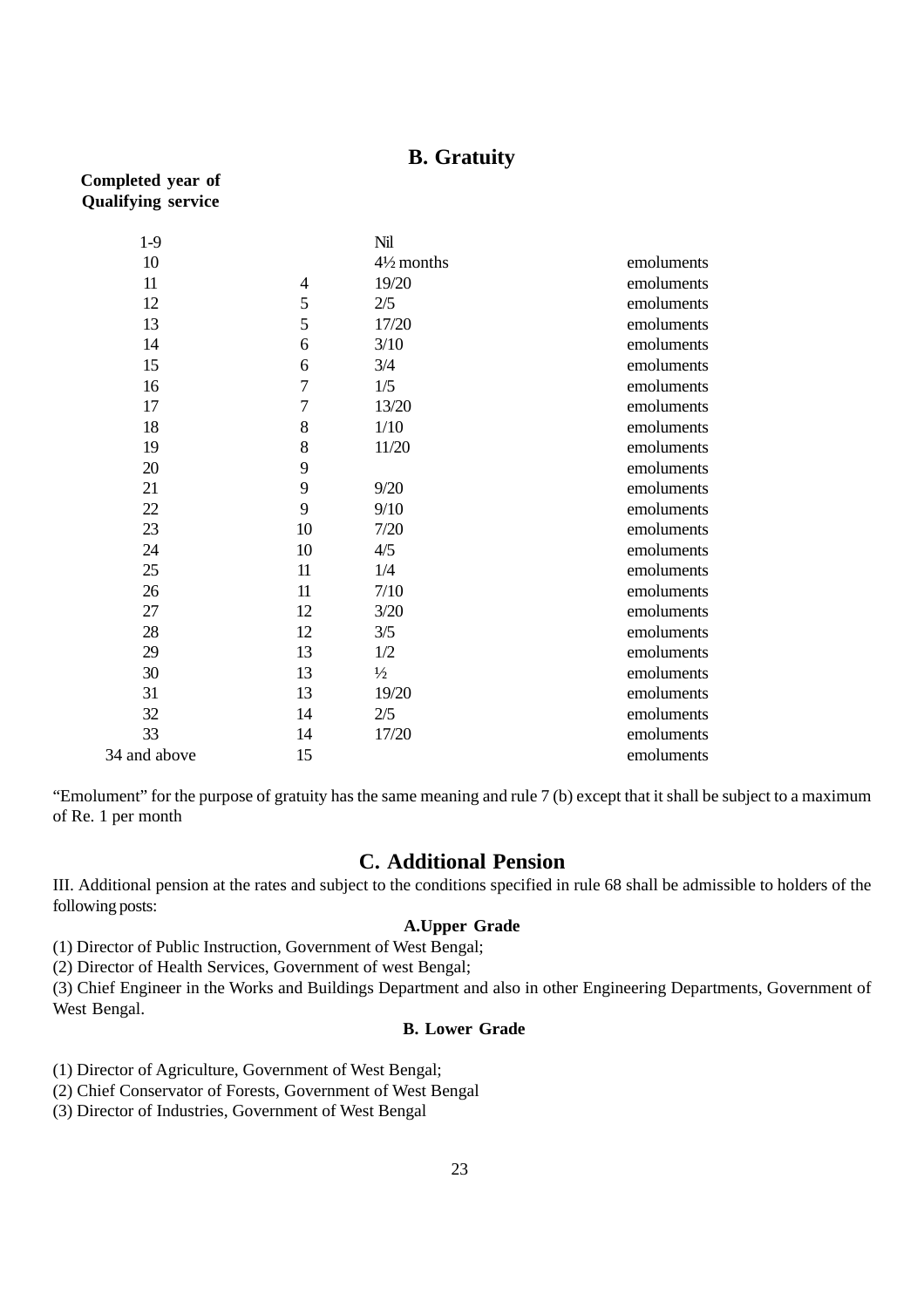## B. Gratuity

| Completed year of Qualifying service | | | |
|---|---|---|---|
| 1-9 | | Nil | |
| 10 | | 4½ months | emoluments |
| 11 | 4 | 19/20 | emoluments |
| 12 | 5 | 2/5 | emoluments |
| 13 | 5 | 17/20 | emoluments |
| 14 | 6 | 3/10 | emoluments |
| 15 | 6 | 3/4 | emoluments |
| 16 | 7 | 1/5 | emoluments |
| 17 | 7 | 13/20 | emoluments |
| 18 | 8 | 1/10 | emoluments |
| 19 | 8 | 11/20 | emoluments |
| 20 | 9 | | emoluments |
| 21 | 9 | 9/20 | emoluments |
| 22 | 9 | 9/10 | emoluments |
| 23 | 10 | 7/20 | emoluments |
| 24 | 10 | 4/5 | emoluments |
| 25 | 11 | 1/4 | emoluments |
| 26 | 11 | 7/10 | emoluments |
| 27 | 12 | 3/20 | emoluments |
| 28 | 12 | 3/5 | emoluments |
| 29 | 13 | 1/2 | emoluments |
| 30 | 13 | ½ | emoluments |
| 31 | 13 | 19/20 | emoluments |
| 32 | 14 | 2/5 | emoluments |
| 33 | 14 | 17/20 | emoluments |
| 34 and above | 15 | | emoluments |

"Emolument" for the purpose of gratuity has the same meaning and rule 7 (b) except that it shall be subject to a maximum of Re. 1 per month

## C. Additional Pension

III. Additional pension at the rates and subject to the conditions specified in rule 68 shall be admissible to holders of the following posts:

**A.Upper Grade**

(1) Director of Public Instruction, Government of West Bengal;

(2) Director of Health Services, Government of west Bengal;

(3) Chief Engineer in the Works and Buildings Department and also in other Engineering Departments, Government of West Bengal.

**B. Lower Grade**

(1) Director of Agriculture, Government of West Bengal;

(2) Chief Conservator of Forests, Government of West Bengal

(3) Director of Industries, Government of West Bengal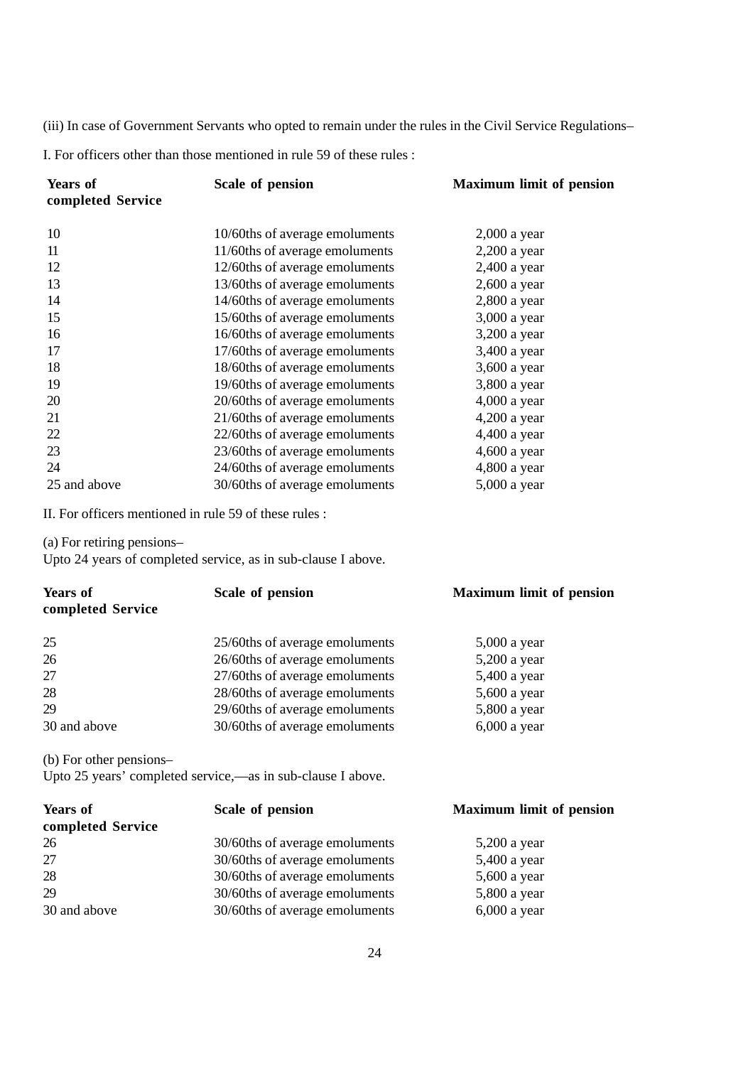(iii) In case of Government Servants who opted to remain under the rules in the Civil Service Regulations–

I. For officers other than those mentioned in rule 59 of these rules :

| **Years of completed Service** | **Scale of pension** | **Maximum limit of pension** |
|---|---|---|
| 10 | 10/60ths of average emoluments | 2,000 a year |
| 11 | 11/60ths of average emoluments | 2,200 a year |
| 12 | 12/60ths of average emoluments | 2,400 a year |
| 13 | 13/60ths of average emoluments | 2,600 a year |
| 14 | 14/60ths of average emoluments | 2,800 a year |
| 15 | 15/60ths of average emoluments | 3,000 a year |
| 16 | 16/60ths of average emoluments | 3,200 a year |
| 17 | 17/60ths of average emoluments | 3,400 a year |
| 18 | 18/60ths of average emoluments | 3,600 a year |
| 19 | 19/60ths of average emoluments | 3,800 a year |
| 20 | 20/60ths of average emoluments | 4,000 a year |
| 21 | 21/60ths of average emoluments | 4,200 a year |
| 22 | 22/60ths of average emoluments | 4,400 a year |
| 23 | 23/60ths of average emoluments | 4,600 a year |
| 24 | 24/60ths of average emoluments | 4,800 a year |
| 25 and above | 30/60ths of average emoluments | 5,000 a year |

II. For officers mentioned in rule 59 of these rules :

(a) For retiring pensions–
Upto 24 years of completed service, as in sub-clause I above.

| **Years of completed Service** | **Scale of pension** | **Maximum limit of pension** |
|---|---|---|
| 25 | 25/60ths of average emoluments | 5,000 a year |
| 26 | 26/60ths of average emoluments | 5,200 a year |
| 27 | 27/60ths of average emoluments | 5,400 a year |
| 28 | 28/60ths of average emoluments | 5,600 a year |
| 29 | 29/60ths of average emoluments | 5,800 a year |
| 30 and above | 30/60ths of average emoluments | 6,000 a year |

(b) For other pensions–
Upto 25 years' completed service,—as in sub-clause I above.

| **Years of completed Service** | **Scale of pension** | **Maximum limit of pension** |
|---|---|---|
| 26 | 30/60ths of average emoluments | 5,200 a year |
| 27 | 30/60ths of average emoluments | 5,400 a year |
| 28 | 30/60ths of average emoluments | 5,600 a year |
| 29 | 30/60ths of average emoluments | 5,800 a year |
| 30 and above | 30/60ths of average emoluments | 6,000 a year |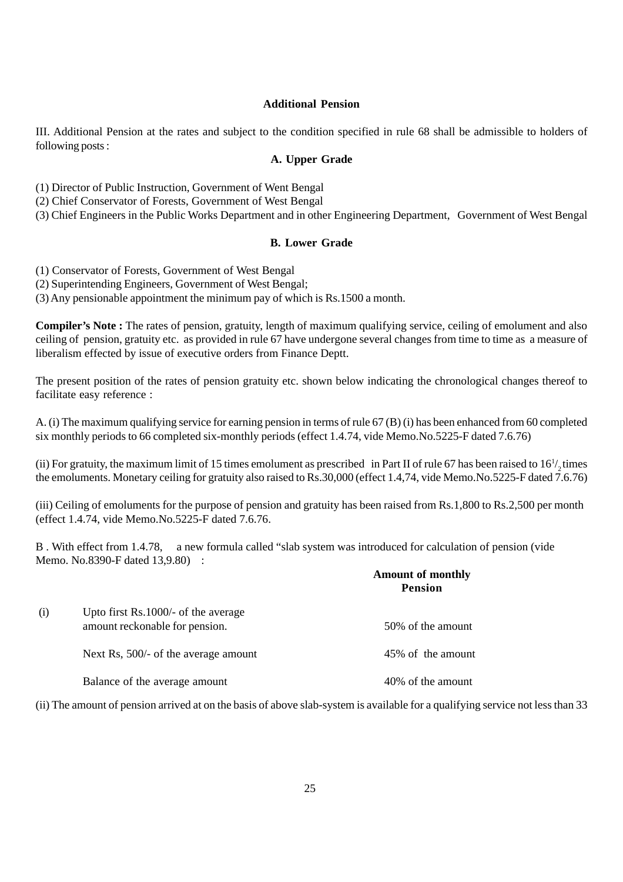### Additional Pension

III. Additional Pension at the rates and subject to the condition specified in rule 68 shall be admissible to holders of following posts :

#### A. Upper Grade

(1) Director of Public Instruction, Government of Went Bengal
(2) Chief Conservator of Forests, Government of West Bengal
(3) Chief Engineers in the Public Works Department and in other Engineering Department, Government of West Bengal

#### B. Lower Grade

(1) Conservator of Forests, Government of West Bengal
(2) Superintending Engineers, Government of West Bengal;
(3) Any pensionable appointment the minimum pay of which is Rs.1500 a month.

**Compiler's Note :** The rates of pension, gratuity, length of maximum qualifying service, ceiling of emolument and also ceiling of pension, gratuity etc. as provided in rule 67 have undergone several changes from time to time as a measure of liberalism effected by issue of executive orders from Finance Deptt.

The present position of the rates of pension gratuity etc. shown below indicating the chronological changes thereof to facilitate easy reference :

A. (i) The maximum qualifying service for earning pension in terms of rule 67 (B) (i) has been enhanced from 60 completed six monthly periods to 66 completed six-monthly periods (effect 1.4.74, vide Memo.No.5225-F dated 7.6.76)

(ii) For gratuity, the maximum limit of 15 times emolument as prescribed in Part II of rule 67 has been raised to $16^1/_2$ times the emoluments. Monetary ceiling for gratuity also raised to Rs.30,000 (effect 1.4,74, vide Memo.No.5225-F dated 7.6.76)

(iii) Ceiling of emoluments for the purpose of pension and gratuity has been raised from Rs.1,800 to Rs.2,500 per month (effect 1.4.74, vide Memo.No.5225-F dated 7.6.76.

B . With effect from 1.4.78, a new formula called "slab system was introduced for calculation of pension (vide Memo. No.8390-F dated 13,9.80) :

| | | Amount of monthly Pension |
|---|---|---|
| (i) | Upto first Rs.1000/- of the average amount reckonable for pension. | 50% of the amount |
| | Next Rs, 500/- of the average amount | 45% of the amount |
| | Balance of the average amount | 40% of the amount |

(ii) The amount of pension arrived at on the basis of above slab-system is available for a qualifying service not less than 33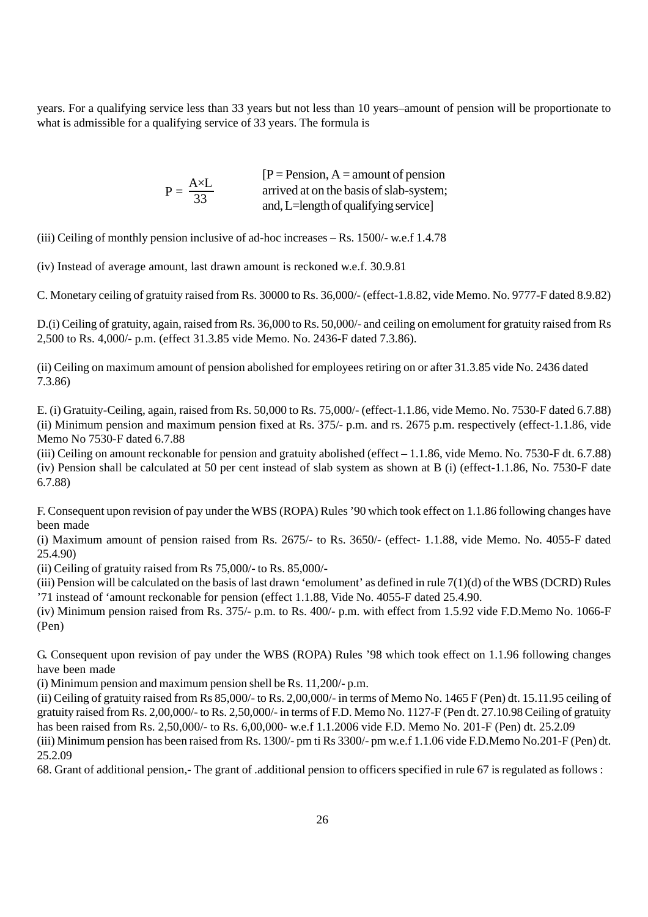years. For a qualifying service less than 33 years but not less than 10 years–amount of pension will be proportionate to what is admissible for a qualifying service of 33 years. The formula is

$$P = \frac{A \times L}{33}$$

[P = Pension, A = amount of pension arrived at on the basis of slab-system; and, L=length of qualifying service]

(iii) Ceiling of monthly pension inclusive of ad-hoc increases – Rs. 1500/- w.e.f 1.4.78

(iv) Instead of average amount, last drawn amount is reckoned w.e.f. 30.9.81

C. Monetary ceiling of gratuity raised from Rs. 30000 to Rs. 36,000/- (effect-1.8.82, vide Memo. No. 9777-F dated 8.9.82)

D.(i) Ceiling of gratuity, again, raised from Rs. 36,000 to Rs. 50,000/- and ceiling on emolument for gratuity raised from Rs 2,500 to Rs. 4,000/- p.m. (effect 31.3.85 vide Memo. No. 2436-F dated 7.3.86).

(ii) Ceiling on maximum amount of pension abolished for employees retiring on or after 31.3.85 vide No. 2436 dated 7.3.86)

E. (i) Gratuity-Ceiling, again, raised from Rs. 50,000 to Rs. 75,000/- (effect-1.1.86, vide Memo. No. 7530-F dated 6.7.88)
(ii) Minimum pension and maximum pension fixed at Rs. 375/- p.m. and rs. 2675 p.m. respectively (effect-1.1.86, vide Memo No 7530-F dated 6.7.88
(iii) Ceiling on amount reckonable for pension and gratuity abolished (effect – 1.1.86, vide Memo. No. 7530-F dt. 6.7.88)
(iv) Pension shall be calculated at 50 per cent instead of slab system as shown at B (i) (effect-1.1.86, No. 7530-F date 6.7.88)

F. Consequent upon revision of pay under the WBS (ROPA) Rules '90 which took effect on 1.1.86 following changes have been made
(i) Maximum amount of pension raised from Rs. 2675/- to Rs. 3650/- (effect- 1.1.88, vide Memo. No. 4055-F dated 25.4.90)
(ii) Ceiling of gratuity raised from Rs 75,000/- to Rs. 85,000/-
(iii) Pension will be calculated on the basis of last drawn 'emolument' as defined in rule 7(1)(d) of the WBS (DCRD) Rules '71 instead of 'amount reckonable for pension (effect 1.1.88, Vide No. 4055-F dated 25.4.90.
(iv) Minimum pension raised from Rs. 375/- p.m. to Rs. 400/- p.m. with effect from 1.5.92 vide F.D.Memo No. 1066-F (Pen)

G. Consequent upon revision of pay under the WBS (ROPA) Rules '98 which took effect on 1.1.96 following changes have been made
(i) Minimum pension and maximum pension shell be Rs. 11,200/- p.m.
(ii) Ceiling of gratuity raised from Rs 85,000/- to Rs. 2,00,000/- in terms of Memo No. 1465 F (Pen) dt. 15.11.95 ceiling of gratuity raised from Rs. 2,00,000/- to Rs. 2,50,000/- in terms of F.D. Memo No. 1127-F (Pen dt. 27.10.98 Ceiling of gratuity has been raised from Rs. 2,50,000/- to Rs. 6,00,000- w.e.f 1.1.2006 vide F.D. Memo No. 201-F (Pen) dt. 25.2.09
(iii) Minimum pension has been raised from Rs. 1300/- pm ti Rs 3300/- pm w.e.f 1.1.06 vide F.D.Memo No.201-F (Pen) dt. 25.2.09

68. Grant of additional pension,- The grant of .additional pension to officers specified in rule 67 is regulated as follows :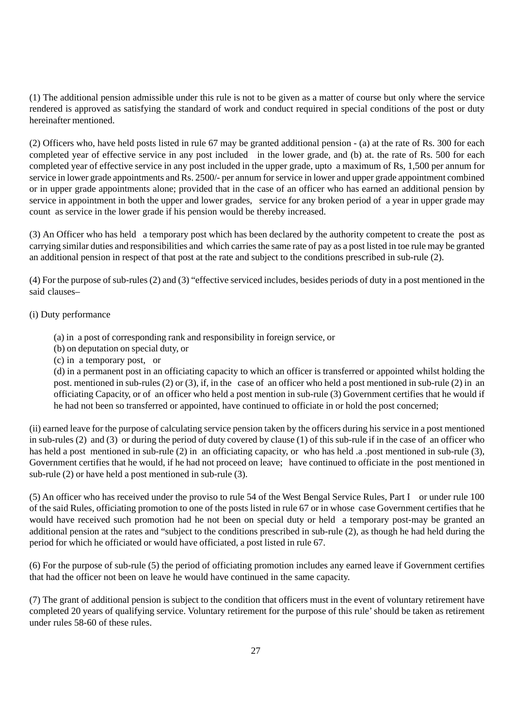(1) The additional pension admissible under this rule is not to be given as a matter of course but only where the service rendered is approved as satisfying the standard of work and conduct required in special conditions of the post or duty hereinafter mentioned.

(2) Officers who, have held posts listed in rule 67 may be granted additional pension - (a) at the rate of Rs. 300 for each completed year of effective service in any post included in the lower grade, and (b) at. the rate of Rs. 500 for each completed year of effective service in any post included in the upper grade, upto a maximum of Rs, 1,500 per annum for service in lower grade appointments and Rs. 2500/- per annum for service in lower and upper grade appointment combined or in upper grade appointments alone; provided that in the case of an officer who has earned an additional pension by service in appointment in both the upper and lower grades, service for any broken period of a year in upper grade may count as service in the lower grade if his pension would be thereby increased.

(3) An Officer who has held a temporary post which has been declared by the authority competent to create the post as carrying similar duties and responsibilities and which carries the same rate of pay as a post listed in toe rule may be granted an additional pension in respect of that post at the rate and subject to the conditions prescribed in sub-rule (2).

(4) For the purpose of sub-rules (2) and (3) "effective serviced includes, besides periods of duty in a post mentioned in the said clauses–

(i) Duty performance

(a) in a post of corresponding rank and responsibility in foreign service, or
(b) on deputation on special duty, or
(c) in a temporary post, or
(d) in a permanent post in an officiating capacity to which an officer is transferred or appointed whilst holding the post. mentioned in sub-rules (2) or (3), if, in the case of an officer who held a post mentioned in sub-rule (2) in an officiating Capacity, or of an officer who held a post mention in sub-rule (3) Government certifies that he would if he had not been so transferred or appointed, have continued to officiate in or hold the post concerned;

(ii) earned leave for the purpose of calculating service pension taken by the officers during his service in a post mentioned in sub-rules (2) and (3) or during the period of duty covered by clause (1) of this sub-rule if in the case of an officer who has held a post mentioned in sub-rule (2) in an officiating capacity, or who has held .a .post mentioned in sub-rule (3), Government certifies that he would, if he had not proceed on leave; have continued to officiate in the post mentioned in sub-rule (2) or have held a post mentioned in sub-rule (3).

(5) An officer who has received under the proviso to rule 54 of the West Bengal Service Rules, Part I or under rule 100 of the said Rules, officiating promotion to one of the posts listed in rule 67 or in whose case Government certifies that he would have received such promotion had he not been on special duty or held a temporary post-may be granted an additional pension at the rates and "subject to the conditions prescribed in sub-rule (2), as though he had held during the period for which he officiated or would have officiated, a post listed in rule 67.

(6) For the purpose of sub-rule (5) the period of officiating promotion includes any earned leave if Government certifies that had the officer not been on leave he would have continued in the same capacity.

(7) The grant of additional pension is subject to the condition that officers must in the event of voluntary retirement have completed 20 years of qualifying service. Voluntary retirement for the purpose of this rule' should be taken as retirement under rules 58-60 of these rules.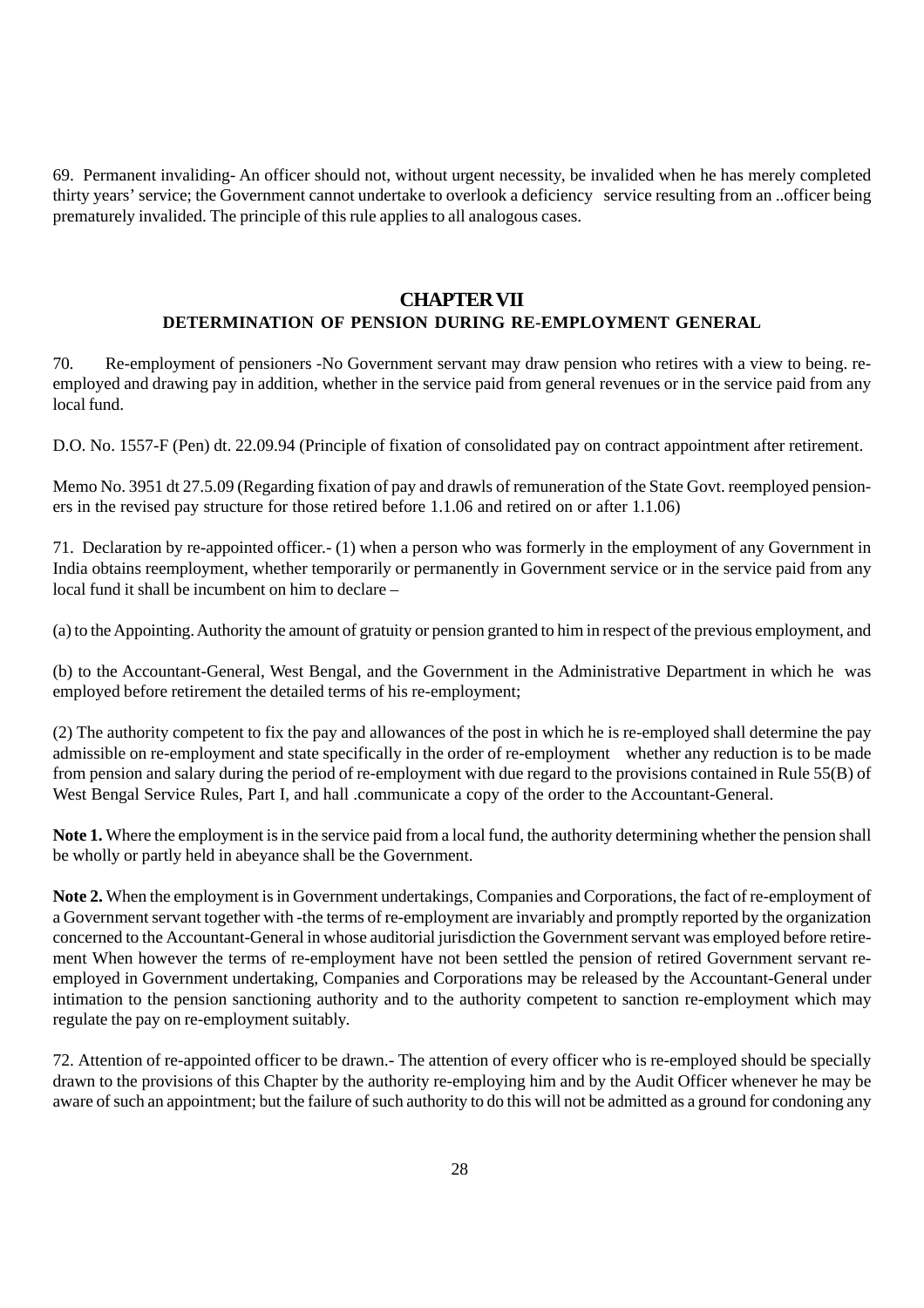69. Permanent invaliding- An officer should not, without urgent necessity, be invalided when he has merely completed thirty years' service; the Government cannot undertake to overlook a deficiency service resulting from an ..officer being prematurely invalided. The principle of this rule applies to all analogous cases.

## CHAPTER VII

### DETERMINATION OF PENSION DURING RE-EMPLOYMENT GENERAL

70. Re-employment of pensioners -No Government servant may draw pension who retires with a view to being. re-employed and drawing pay in addition, whether in the service paid from general revenues or in the service paid from any local fund.

D.O. No. 1557-F (Pen) dt. 22.09.94 (Principle of fixation of consolidated pay on contract appointment after retirement.

Memo No. 3951 dt 27.5.09 (Regarding fixation of pay and drawls of remuneration of the State Govt. reemployed pensioners in the revised pay structure for those retired before 1.1.06 and retired on or after 1.1.06)

71. Declaration by re-appointed officer.- (1) when a person who was formerly in the employment of any Government in India obtains reemployment, whether temporarily or permanently in Government service or in the service paid from any local fund it shall be incumbent on him to declare –

(a) to the Appointing. Authority the amount of gratuity or pension granted to him in respect of the previous employment, and

(b) to the Accountant-General, West Bengal, and the Government in the Administrative Department in which he was employed before retirement the detailed terms of his re-employment;

(2) The authority competent to fix the pay and allowances of the post in which he is re-employed shall determine the pay admissible on re-employment and state specifically in the order of re-employment whether any reduction is to be made from pension and salary during the period of re-employment with due regard to the provisions contained in Rule 55(B) of West Bengal Service Rules, Part I, and hall .communicate a copy of the order to the Accountant-General.

**Note 1.** Where the employment is in the service paid from a local fund, the authority determining whether the pension shall be wholly or partly held in abeyance shall be the Government.

**Note 2.** When the employment is in Government undertakings, Companies and Corporations, the fact of re-employment of a Government servant together with -the terms of re-employment are invariably and promptly reported by the organization concerned to the Accountant-General in whose auditorial jurisdiction the Government servant was employed before retirement When however the terms of re-employment have not been settled the pension of retired Government servant re-employed in Government undertaking, Companies and Corporations may be released by the Accountant-General under intimation to the pension sanctioning authority and to the authority competent to sanction re-employment which may regulate the pay on re-employment suitably.

72. Attention of re-appointed officer to be drawn.- The attention of every officer who is re-employed should be specially drawn to the provisions of this Chapter by the authority re-employing him and by the Audit Officer whenever he may be aware of such an appointment; but the failure of such authority to do this will not be admitted as a ground for condoning any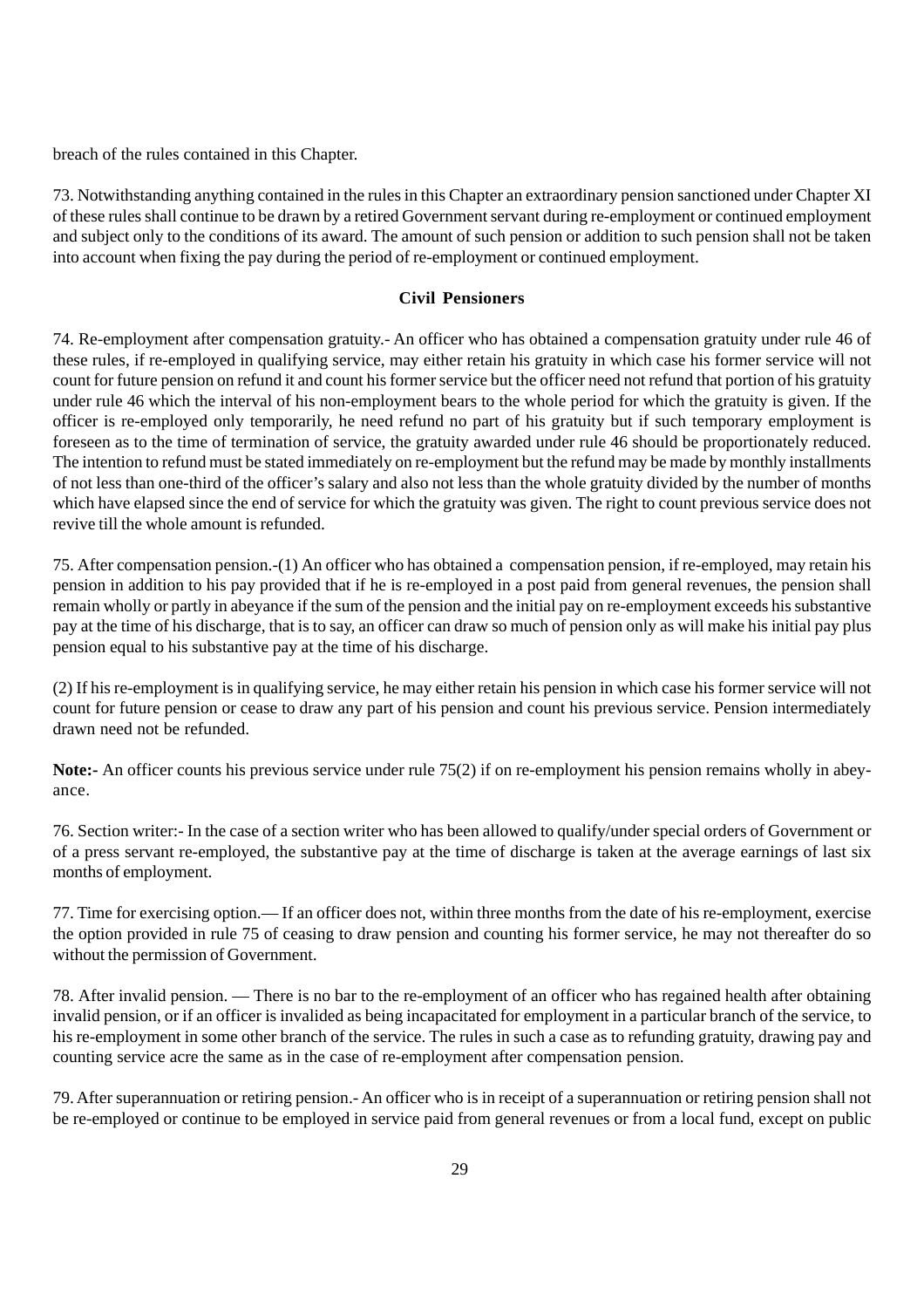breach of the rules contained in this Chapter.

73. Notwithstanding anything contained in the rules in this Chapter an extraordinary pension sanctioned under Chapter XI of these rules shall continue to be drawn by a retired Government servant during re-employment or continued employment and subject only to the conditions of its award. The amount of such pension or addition to such pension shall not be taken into account when fixing the pay during the period of re-employment or continued employment.

### Civil Pensioners

74. Re-employment after compensation gratuity.- An officer who has obtained a compensation gratuity under rule 46 of these rules, if re-employed in qualifying service, may either retain his gratuity in which case his former service will not count for future pension on refund it and count his former service but the officer need not refund that portion of his gratuity under rule 46 which the interval of his non-employment bears to the whole period for which the gratuity is given. If the officer is re-employed only temporarily, he need refund no part of his gratuity but if such temporary employment is foreseen as to the time of termination of service, the gratuity awarded under rule 46 should be proportionately reduced. The intention to refund must be stated immediately on re-employment but the refund may be made by monthly installments of not less than one-third of the officer's salary and also not less than the whole gratuity divided by the number of months which have elapsed since the end of service for which the gratuity was given. The right to count previous service does not revive till the whole amount is refunded.

75. After compensation pension.-(1) An officer who has obtained a compensation pension, if re-employed, may retain his pension in addition to his pay provided that if he is re-employed in a post paid from general revenues, the pension shall remain wholly or partly in abeyance if the sum of the pension and the initial pay on re-employment exceeds his substantive pay at the time of his discharge, that is to say, an officer can draw so much of pension only as will make his initial pay plus pension equal to his substantive pay at the time of his discharge.

(2) If his re-employment is in qualifying service, he may either retain his pension in which case his former service will not count for future pension or cease to draw any part of his pension and count his previous service. Pension intermediately drawn need not be refunded.

**Note:-** An officer counts his previous service under rule 75(2) if on re-employment his pension remains wholly in abeyance.

76. Section writer:- In the case of a section writer who has been allowed to qualify/under special orders of Government or of a press servant re-employed, the substantive pay at the time of discharge is taken at the average earnings of last six months of employment.

77. Time for exercising option.— If an officer does not, within three months from the date of his re-employment, exercise the option provided in rule 75 of ceasing to draw pension and counting his former service, he may not thereafter do so without the permission of Government.

78. After invalid pension. — There is no bar to the re-employment of an officer who has regained health after obtaining invalid pension, or if an officer is invalided as being incapacitated for employment in a particular branch of the service, to his re-employment in some other branch of the service. The rules in such a case as to refunding gratuity, drawing pay and counting service acre the same as in the case of re-employment after compensation pension.

79. After superannuation or retiring pension.- An officer who is in receipt of a superannuation or retiring pension shall not be re-employed or continue to be employed in service paid from general revenues or from a local fund, except on public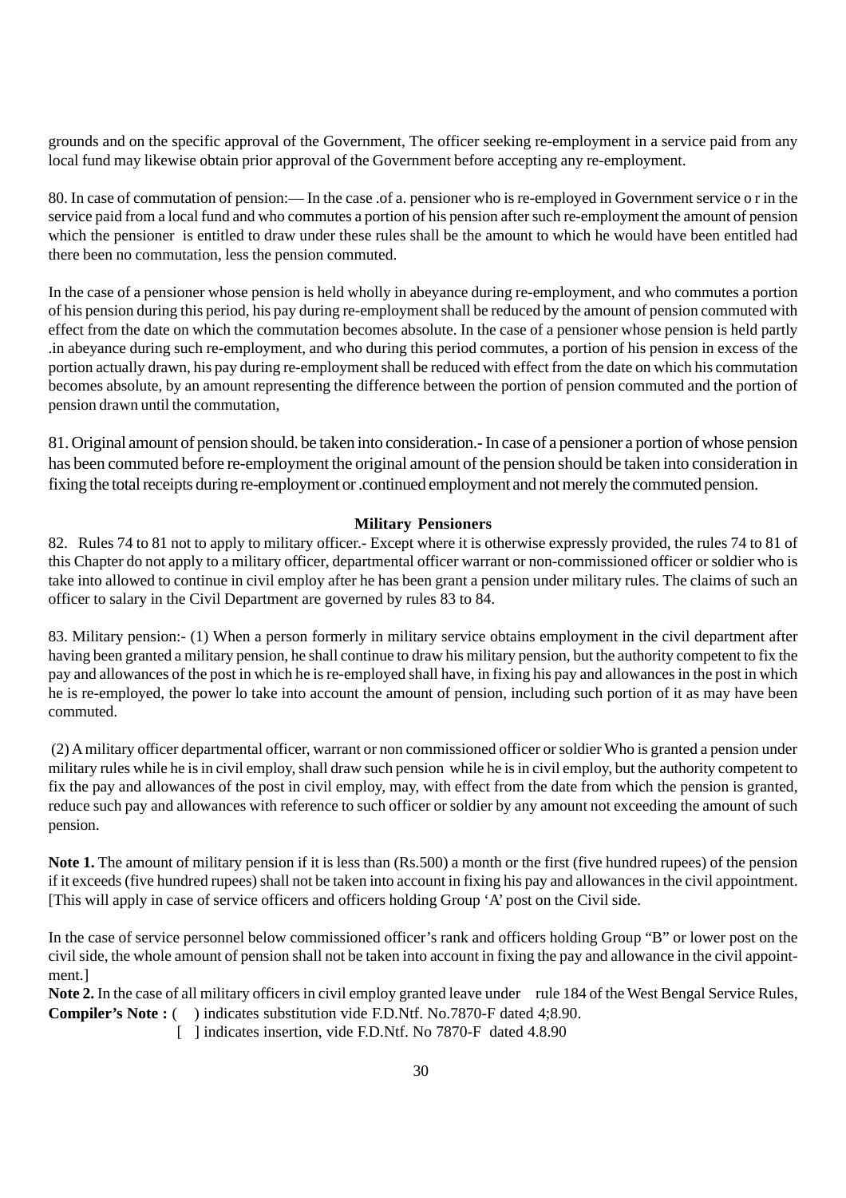grounds and on the specific approval of the Government, The officer seeking re-employment in a service paid from any local fund may likewise obtain prior approval of the Government before accepting any re-employment.

80. In case of commutation of pension:— In the case .of a. pensioner who is re-employed in Government service o r in the service paid from a local fund and who commutes a portion of his pension after such re-employment the amount of pension which the pensioner is entitled to draw under these rules shall be the amount to which he would have been entitled had there been no commutation, less the pension commuted.

In the case of a pensioner whose pension is held wholly in abeyance during re-employment, and who commutes a portion of his pension during this period, his pay during re-employment shall be reduced by the amount of pension commuted with effect from the date on which the commutation becomes absolute. In the case of a pensioner whose pension is held partly .in abeyance during such re-employment, and who during this period commutes, a portion of his pension in excess of the portion actually drawn, his pay during re-employment shall be reduced with effect from the date on which his commutation becomes absolute, by an amount representing the difference between the portion of pension commuted and the portion of pension drawn until the commutation,

81. Original amount of pension should. be taken into consideration.- In case of a pensioner a portion of whose pension has been commuted before re-employment the original amount of the pension should be taken into consideration in fixing the total receipts during re-employment or .continued employment and not merely the commuted pension.

**Military Pensioners**

82. Rules 74 to 81 not to apply to military officer.- Except where it is otherwise expressly provided, the rules 74 to 81 of this Chapter do not apply to a military officer, departmental officer warrant or non-commissioned officer or soldier who is take into allowed to continue in civil employ after he has been grant a pension under military rules. The claims of such an officer to salary in the Civil Department are governed by rules 83 to 84.

83. Military pension:- (1) When a person formerly in military service obtains employment in the civil department after having been granted a military pension, he shall continue to draw his military pension, but the authority competent to fix the pay and allowances of the post in which he is re-employed shall have, in fixing his pay and allowances in the post in which he is re-employed, the power lo take into account the amount of pension, including such portion of it as may have been commuted.

(2) A military officer departmental officer, warrant or non commissioned officer or soldier Who is granted a pension under military rules while he is in civil employ, shall draw such pension while he is in civil employ, but the authority competent to fix the pay and allowances of the post in civil employ, may, with effect from the date from which the pension is granted, reduce such pay and allowances with reference to such officer or soldier by any amount not exceeding the amount of such pension.

**Note 1.** The amount of military pension if it is less than (Rs.500) a month or the first (five hundred rupees) of the pension if it exceeds (five hundred rupees) shall not be taken into account in fixing his pay and allowances in the civil appointment. [This will apply in case of service officers and officers holding Group 'A' post on the Civil side.

In the case of service personnel below commissioned officer's rank and officers holding Group "B" or lower post on the civil side, the whole amount of pension shall not be taken into account in fixing the pay and allowance in the civil appointment.]

**Note 2.** In the case of all military officers in civil employ granted leave under rule 184 of the West Bengal Service Rules,

**Compiler's Note :** ( ) indicates substitution vide F.D.Ntf. No.7870-F dated 4;8.90.

[ ] indicates insertion, vide F.D.Ntf. No 7870-F dated 4.8.90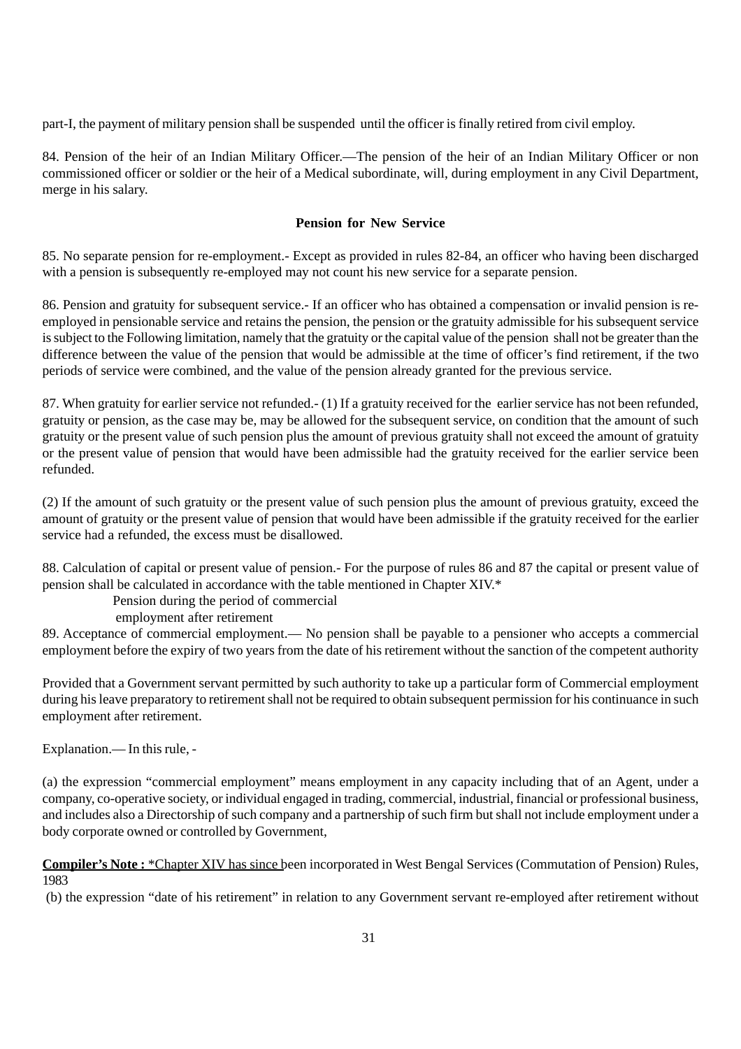part-I, the payment of military pension shall be suspended until the officer is finally retired from civil employ.

84. Pension of the heir of an Indian Military Officer.—The pension of the heir of an Indian Military Officer or non commissioned officer or soldier or the heir of a Medical subordinate, will, during employment in any Civil Department, merge in his salary.

**Pension for New Service**

85. No separate pension for re-employment.- Except as provided in rules 82-84, an officer who having been discharged with a pension is subsequently re-employed may not count his new service for a separate pension.

86. Pension and gratuity for subsequent service.- If an officer who has obtained a compensation or invalid pension is re-employed in pensionable service and retains the pension, the pension or the gratuity admissible for his subsequent service is subject to the Following limitation, namely that the gratuity or the capital value of the pension shall not be greater than the difference between the value of the pension that would be admissible at the time of officer's find retirement, if the two periods of service were combined, and the value of the pension already granted for the previous service.

87. When gratuity for earlier service not refunded.- (1) If a gratuity received for the earlier service has not been refunded, gratuity or pension, as the case may be, may be allowed for the subsequent service, on condition that the amount of such gratuity or the present value of such pension plus the amount of previous gratuity shall not exceed the amount of gratuity or the present value of pension that would have been admissible had the gratuity received for the earlier service been refunded.

(2) If the amount of such gratuity or the present value of such pension plus the amount of previous gratuity, exceed the amount of gratuity or the present value of pension that would have been admissible if the gratuity received for the earlier service had a refunded, the excess must be disallowed.

88. Calculation of capital or present value of pension.- For the purpose of rules 86 and 87 the capital or present value of pension shall be calculated in accordance with the table mentioned in Chapter XIV.*

Pension during the period of commercial employment after retirement

89. Acceptance of commercial employment.— No pension shall be payable to a pensioner who accepts a commercial employment before the expiry of two years from the date of his retirement without the sanction of the competent authority

Provided that a Government servant permitted by such authority to take up a particular form of Commercial employment during his leave preparatory to retirement shall not be required to obtain subsequent permission for his continuance in such employment after retirement.

Explanation.— In this rule, -

(a) the expression "commercial employment" means employment in any capacity including that of an Agent, under a company, co-operative society, or individual engaged in trading, commercial, industrial, financial or professional business, and includes also a Directorship of such company and a partnership of such firm but shall not include employment under a body corporate owned or controlled by Government,

**Compiler's Note :** *Chapter XIV has since been incorporated in West Bengal Services (Commutation of Pension) Rules, 1983

(b) the expression "date of his retirement" in relation to any Government servant re-employed after retirement without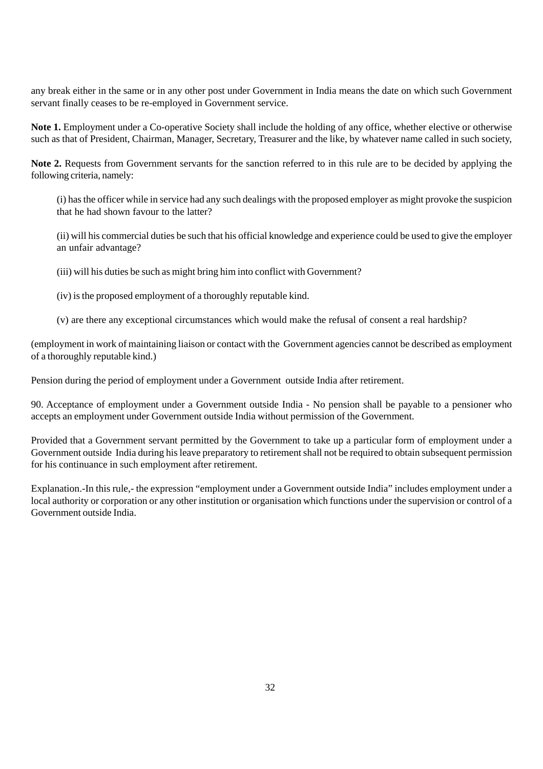any break either in the same or in any other post under Government in India means the date on which such Government servant finally ceases to be re-employed in Government service.

**Note 1.** Employment under a Co-operative Society shall include the holding of any office, whether elective or otherwise such as that of President, Chairman, Manager, Secretary, Treasurer and the like, by whatever name called in such society,

**Note 2.** Requests from Government servants for the sanction referred to in this rule are to be decided by applying the following criteria, namely:

(i) has the officer while in service had any such dealings with the proposed employer as might provoke the suspicion that he had shown favour to the latter?

(ii) will his commercial duties be such that his official knowledge and experience could be used to give the employer an unfair advantage?

(iii) will his duties be such as might bring him into conflict with Government?

(iv) is the proposed employment of a thoroughly reputable kind.

(v) are there any exceptional circumstances which would make the refusal of consent a real hardship?

(employment in work of maintaining liaison or contact with the Government agencies cannot be described as employment of a thoroughly reputable kind.)

Pension during the period of employment under a Government outside India after retirement.

90. Acceptance of employment under a Government outside India - No pension shall be payable to a pensioner who accepts an employment under Government outside India without permission of the Government.

Provided that a Government servant permitted by the Government to take up a particular form of employment under a Government outside India during his leave preparatory to retirement shall not be required to obtain subsequent permission for his continuance in such employment after retirement.

Explanation.-In this rule,- the expression "employment under a Government outside India" includes employment under a local authority or corporation or any other institution or organisation which functions under the supervision or control of a Government outside India.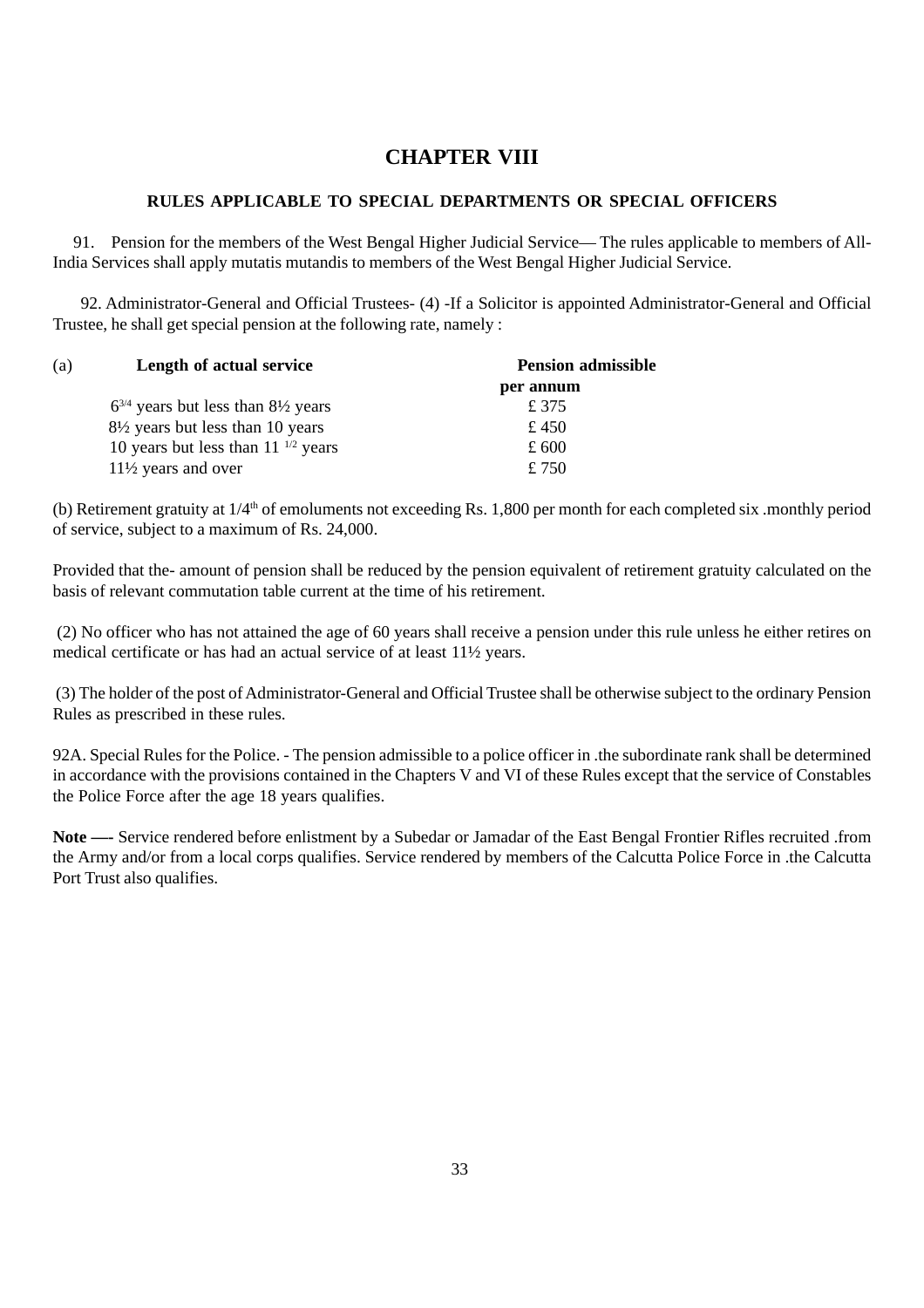# CHAPTER VIII

## RULES APPLICABLE TO SPECIAL DEPARTMENTS OR SPECIAL OFFICERS

91. Pension for the members of the West Bengal Higher Judicial Service— The rules applicable to members of All-India Services shall apply mutatis mutandis to members of the West Bengal Higher Judicial Service.

92. Administrator-General and Official Trustees- (4) -If a Solicitor is appointed Administrator-General and Official Trustee, he shall get special pension at the following rate, namely :

| (a) | **Length of actual service** | **Pension admissible per annum** |
|---|---|---|
| | $6^{3/4}$ years but less than 8½ years | £ 375 |
| | 8½ years but less than 10 years | £ 450 |
| | 10 years but less than 11 $^{1/2}$ years | £ 600 |
| | 11½ years and over | £ 750 |

(b) Retirement gratuity at 1/4th of emoluments not exceeding Rs. 1,800 per month for each completed six .monthly period of service, subject to a maximum of Rs. 24,000.

Provided that the- amount of pension shall be reduced by the pension equivalent of retirement gratuity calculated on the basis of relevant commutation table current at the time of his retirement.

(2) No officer who has not attained the age of 60 years shall receive a pension under this rule unless he either retires on medical certificate or has had an actual service of at least 11½ years.

(3) The holder of the post of Administrator-General and Official Trustee shall be otherwise subject to the ordinary Pension Rules as prescribed in these rules.

92A. Special Rules for the Police. - The pension admissible to a police officer in .the subordinate rank shall be determined in accordance with the provisions contained in the Chapters V and VI of these Rules except that the service of Constables the Police Force after the age 18 years qualifies.

**Note —-** Service rendered before enlistment by a Subedar or Jamadar of the East Bengal Frontier Rifles recruited .from the Army and/or from a local corps qualifies. Service rendered by members of the Calcutta Police Force in .the Calcutta Port Trust also qualifies.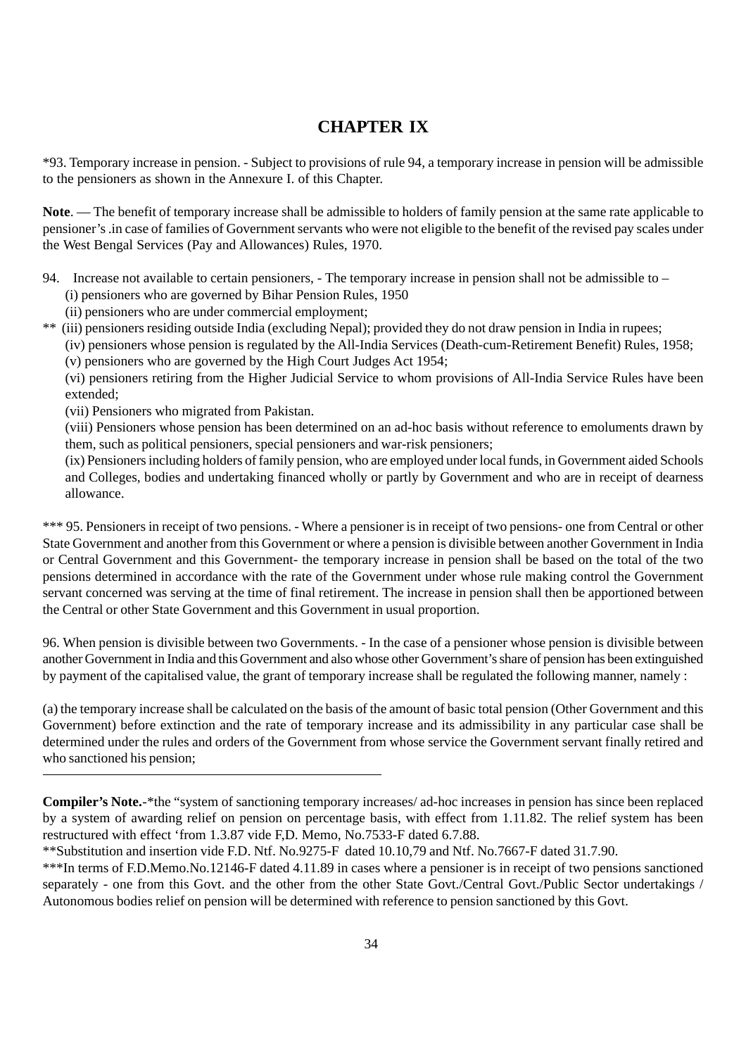# CHAPTER IX

*93. Temporary increase in pension. - Subject to provisions of rule 94, a temporary increase in pension will be admissible to the pensioners as shown in the Annexure I. of this Chapter.

**Note**. — The benefit of temporary increase shall be admissible to holders of family pension at the same rate applicable to pensioner's .in case of families of Government servants who were not eligible to the benefit of the revised pay scales under the West Bengal Services (Pay and Allowances) Rules, 1970.

94. Increase not available to certain pensioners, - The temporary increase in pension shall not be admissible to –

(i) pensioners who are governed by Bihar Pension Rules, 1950

(ii) pensioners who are under commercial employment;

** (iii) pensioners residing outside India (excluding Nepal); provided they do not draw pension in India in rupees;

(iv) pensioners whose pension is regulated by the All-India Services (Death-cum-Retirement Benefit) Rules, 1958;

(v) pensioners who are governed by the High Court Judges Act 1954;

(vi) pensioners retiring from the Higher Judicial Service to whom provisions of All-India Service Rules have been extended;

(vii) Pensioners who migrated from Pakistan.

(viii) Pensioners whose pension has been determined on an ad-hoc basis without reference to emoluments drawn by them, such as political pensioners, special pensioners and war-risk pensioners;

(ix) Pensioners including holders of family pension, who are employed under local funds, in Government aided Schools and Colleges, bodies and undertaking financed wholly or partly by Government and who are in receipt of dearness allowance.

*** 95. Pensioners in receipt of two pensions. - Where a pensioner is in receipt of two pensions- one from Central or other State Government and another from this Government or where a pension is divisible between another Government in India or Central Government and this Government- the temporary increase in pension shall be based on the total of the two pensions determined in accordance with the rate of the Government under whose rule making control the Government servant concerned was serving at the time of final retirement. The increase in pension shall then be apportioned between the Central or other State Government and this Government in usual proportion.

96. When pension is divisible between two Governments. - In the case of a pensioner whose pension is divisible between another Government in India and this Government and also whose other Government's share of pension has been extinguished by payment of the capitalised value, the grant of temporary increase shall be regulated the following manner, namely :

(a) the temporary increase shall be calculated on the basis of the amount of basic total pension (Other Government and this Government) before extinction and the rate of temporary increase and its admissibility in any particular case shall be determined under the rules and orders of the Government from whose service the Government servant finally retired and who sanctioned his pension;

---

**Compiler's Note.**-*the "system of sanctioning temporary increases/ ad-hoc increases in pension has since been replaced by a system of awarding relief on pension on percentage basis, with effect from 1.11.82. The relief system has been restructured with effect 'from 1.3.87 vide F,D. Memo, No.7533-F dated 6.7.88.

**Substitution and insertion vide F.D. Ntf. No.9275-F dated 10.10,79 and Ntf. No.7667-F dated 31.7.90.

***In terms of F.D.Memo.No.12146-F dated 4.11.89 in cases where a pensioner is in receipt of two pensions sanctioned separately - one from this Govt. and the other from the other State Govt./Central Govt./Public Sector undertakings / Autonomous bodies relief on pension will be determined with reference to pension sanctioned by this Govt.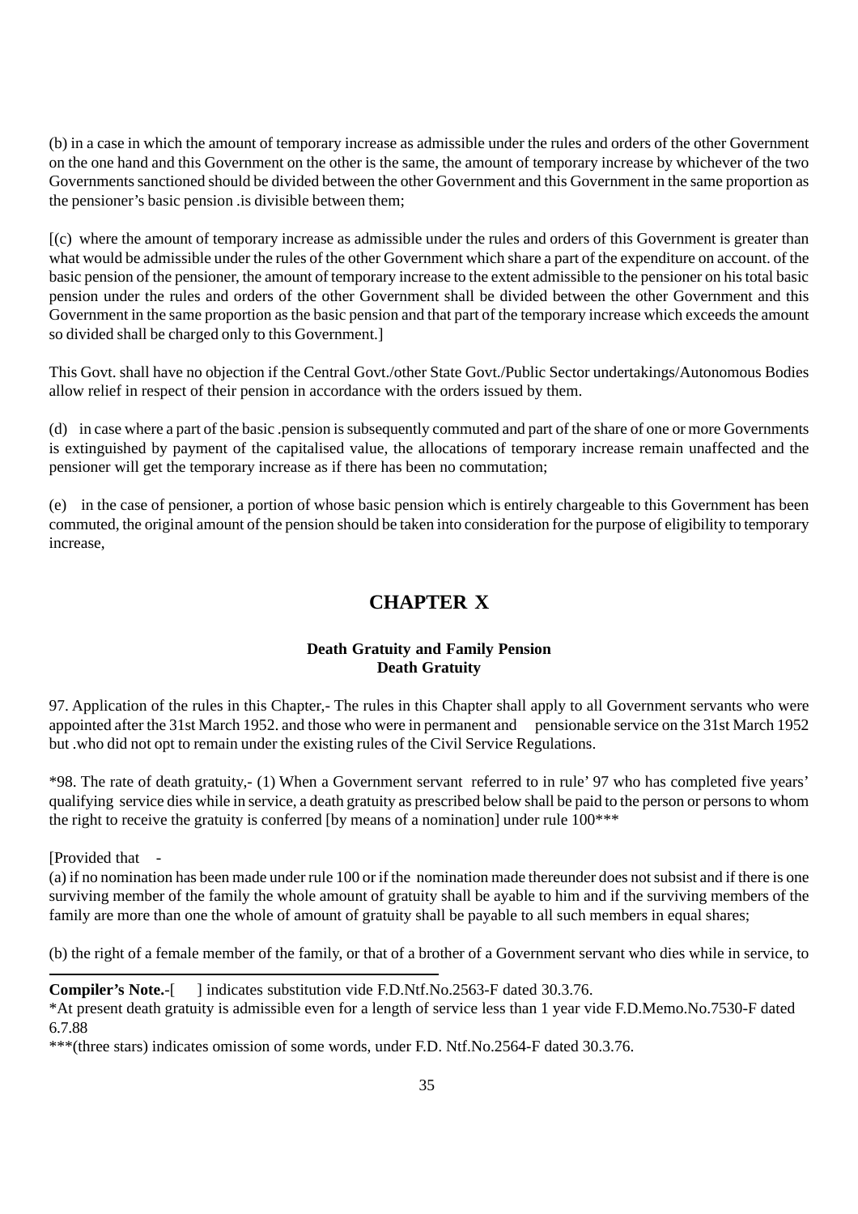(b) in a case in which the amount of temporary increase as admissible under the rules and orders of the other Government on the one hand and this Government on the other is the same, the amount of temporary increase by whichever of the two Governments sanctioned should be divided between the other Government and this Government in the same proportion as the pensioner's basic pension .is divisible between them;

[(c) where the amount of temporary increase as admissible under the rules and orders of this Government is greater than what would be admissible under the rules of the other Government which share a part of the expenditure on account. of the basic pension of the pensioner, the amount of temporary increase to the extent admissible to the pensioner on his total basic pension under the rules and orders of the other Government shall be divided between the other Government and this Government in the same proportion as the basic pension and that part of the temporary increase which exceeds the amount so divided shall be charged only to this Government.]

This Govt. shall have no objection if the Central Govt./other State Govt./Public Sector undertakings/Autonomous Bodies allow relief in respect of their pension in accordance with the orders issued by them.

(d) in case where a part of the basic .pension is subsequently commuted and part of the share of one or more Governments is extinguished by payment of the capitalised value, the allocations of temporary increase remain unaffected and the pensioner will get the temporary increase as if there has been no commutation;

(e) in the case of pensioner, a portion of whose basic pension which is entirely chargeable to this Government has been commuted, the original amount of the pension should be taken into consideration for the purpose of eligibility to temporary increase,

# CHAPTER X

### Death Gratuity and Family Pension
### Death Gratuity

97. Application of the rules in this Chapter,- The rules in this Chapter shall apply to all Government servants who were appointed after the 31st March 1952. and those who were in permanent and pensionable service on the 31st March 1952 but .who did not opt to remain under the existing rules of the Civil Service Regulations.

*98. The rate of death gratuity,- (1) When a Government servant referred to in rule' 97 who has completed five years' qualifying service dies while in service, a death gratuity as prescribed below shall be paid to the person or persons to whom the right to receive the gratuity is conferred [by means of a nomination] under rule 100***

[Provided that -

(a) if no nomination has been made under rule 100 or if the nomination made thereunder does not subsist and if there is one surviving member of the family the whole amount of gratuity shall be ayable to him and if the surviving members of the family are more than one the whole of amount of gratuity shall be payable to all such members in equal shares;

(b) the right of a female member of the family, or that of a brother of a Government servant who dies while in service, to

---

**Compiler's Note.**-[ ] indicates substitution vide F.D.Ntf.No.2563-F dated 30.3.76.

*At present death gratuity is admissible even for a length of service less than 1 year vide F.D.Memo.No.7530-F dated 6.7.88

***(three stars) indicates omission of some words, under F.D. Ntf.No.2564-F dated 30.3.76.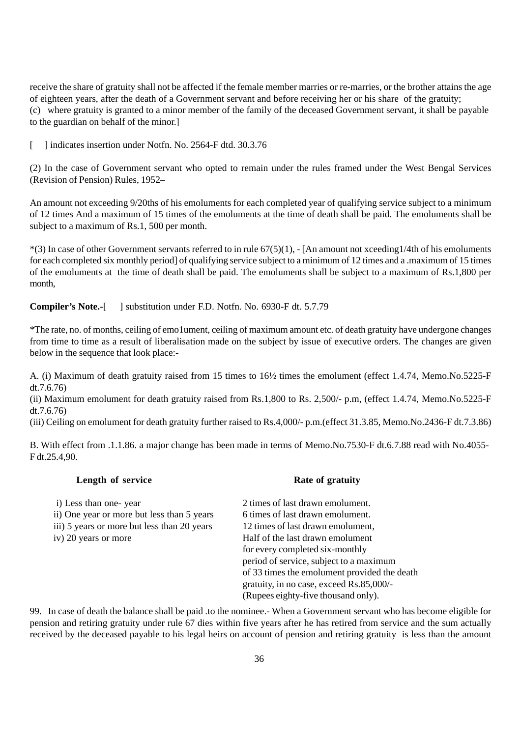receive the share of gratuity shall not be affected if the female member marries or re-marries, or the brother attains the age of eighteen years, after the death of a Government servant and before receiving her or his share of the gratuity;
(c) where gratuity is granted to a minor member of the family of the deceased Government servant, it shall be payable to the guardian on behalf of the minor.]

[ ] indicates insertion under Notfn. No. 2564-F dtd. 30.3.76

(2) In the case of Government servant who opted to remain under the rules framed under the West Bengal Services (Revision of Pension) Rules, 1952–

An amount not exceeding 9/20ths of his emoluments for each completed year of qualifying service subject to a minimum of 12 times And a maximum of 15 times of the emoluments at the time of death shall be paid. The emoluments shall be subject to a maximum of Rs.1, 500 per month.

*(3) In case of other Government servants referred to in rule 67(5)(1), - [An amount not xceeding1/4th of his emoluments for each completed six monthly period] of qualifying service subject to a minimum of 12 times and a .maximum of 15 times of the emoluments at the time of death shall be paid. The emoluments shall be subject to a maximum of Rs.1,800 per month,

**Compiler's Note.**-[ ] substitution under F.D. Notfn. No. 6930-F dt. 5.7.79

*The rate, no. of months, ceiling of emo1ument, ceiling of maximum amount etc. of death gratuity have undergone changes from time to time as a result of liberalisation made on the subject by issue of executive orders. The changes are given below in the sequence that look place:-

A. (i) Maximum of death gratuity raised from 15 times to 16½ times the emolument (effect 1.4.74, Memo.No.5225-F dt.7.6.76)
(ii) Maximum emolument for death gratuity raised from Rs.1,800 to Rs. 2,500/- p.m, (effect 1.4.74, Memo.No.5225-F dt.7.6.76)
(iii) Ceiling on emolument for death gratuity further raised to Rs.4,000/- p.m.(effect 31.3.85, Memo.No.2436-F dt.7.3.86)

B. With effect from .1.1.86. a major change has been made in terms of Memo.No.7530-F dt.6.7.88 read with No.4055-F dt.25.4,90.

| Length of service | Rate of gratuity |
|---|---|
| i) Less than one- year | 2 times of last drawn emolument. |
| ii) One year or more but less than 5 years | 6 times of last drawn emolument. |
| iii) 5 years or more but less than 20 years | 12 times of last drawn emolument, |
| iv) 20 years or more | Half of the last drawn emolument for every completed six-monthly period of service, subject to a maximum of 33 times the emolument provided the death gratuity, in no case, exceed Rs.85,000/- (Rupees eighty-five thousand only). |

99. In case of death the balance shall be paid .to the nominee.- When a Government servant who has become eligible for pension and retiring gratuity under rule 67 dies within five years after he has retired from service and the sum actually received by the deceased payable to his legal heirs on account of pension and retiring gratuity is less than the amount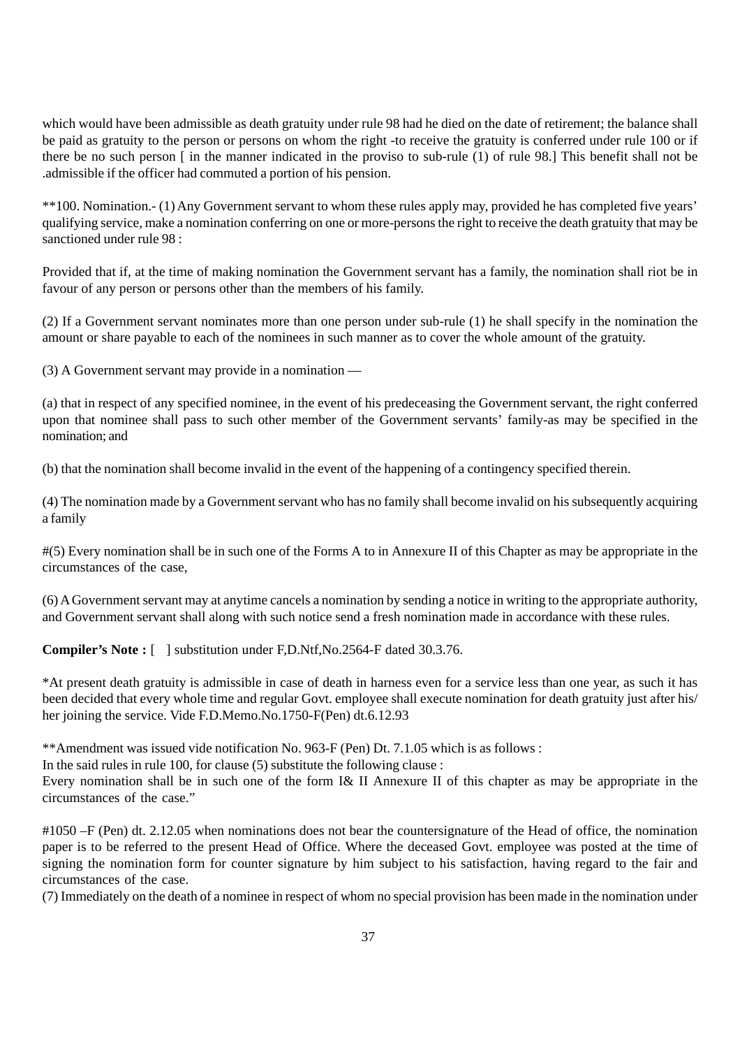which would have been admissible as death gratuity under rule 98 had he died on the date of retirement; the balance shall be paid as gratuity to the person or persons on whom the right -to receive the gratuity is conferred under rule 100 or if there be no such person [ in the manner indicated in the proviso to sub-rule (1) of rule 98.] This benefit shall not be .admissible if the officer had commuted a portion of his pension.

**100. Nomination.- (1) Any Government servant to whom these rules apply may, provided he has completed five years' qualifying service, make a nomination conferring on one or more-persons the right to receive the death gratuity that may be sanctioned under rule 98 :

Provided that if, at the time of making nomination the Government servant has a family, the nomination shall riot be in favour of any person or persons other than the members of his family.

(2) If a Government servant nominates more than one person under sub-rule (1) he shall specify in the nomination the amount or share payable to each of the nominees in such manner as to cover the whole amount of the gratuity.

(3) A Government servant may provide in a nomination —

(a) that in respect of any specified nominee, in the event of his predeceasing the Government servant, the right conferred upon that nominee shall pass to such other member of the Government servants' family-as may be specified in the nomination; and

(b) that the nomination shall become invalid in the event of the happening of a contingency specified therein.

(4) The nomination made by a Government servant who has no family shall become invalid on his subsequently acquiring a family

#(5) Every nomination shall be in such one of the Forms A to in Annexure II of this Chapter as may be appropriate in the circumstances of the case,

(6) A Government servant may at anytime cancels a nomination by sending a notice in writing to the appropriate authority, and Government servant shall along with such notice send a fresh nomination made in accordance with these rules.

**Compiler's Note :** [ ] substitution under F,D.Ntf,No.2564-F dated 30.3.76.

*At present death gratuity is admissible in case of death in harness even for a service less than one year, as such it has been decided that every whole time and regular Govt. employee shall execute nomination for death gratuity just after his/her joining the service. Vide F.D.Memo.No.1750-F(Pen) dt.6.12.93

**Amendment was issued vide notification No. 963-F (Pen) Dt. 7.1.05 which is as follows :

In the said rules in rule 100, for clause (5) substitute the following clause :

Every nomination shall be in such one of the form I& II Annexure II of this chapter as may be appropriate in the circumstances of the case."

#1050 –F (Pen) dt. 2.12.05 when nominations does not bear the countersignature of the Head of office, the nomination paper is to be referred to the present Head of Office. Where the deceased Govt. employee was posted at the time of signing the nomination form for counter signature by him subject to his satisfaction, having regard to the fair and circumstances of the case.

(7) Immediately on the death of a nominee in respect of whom no special provision has been made in the nomination under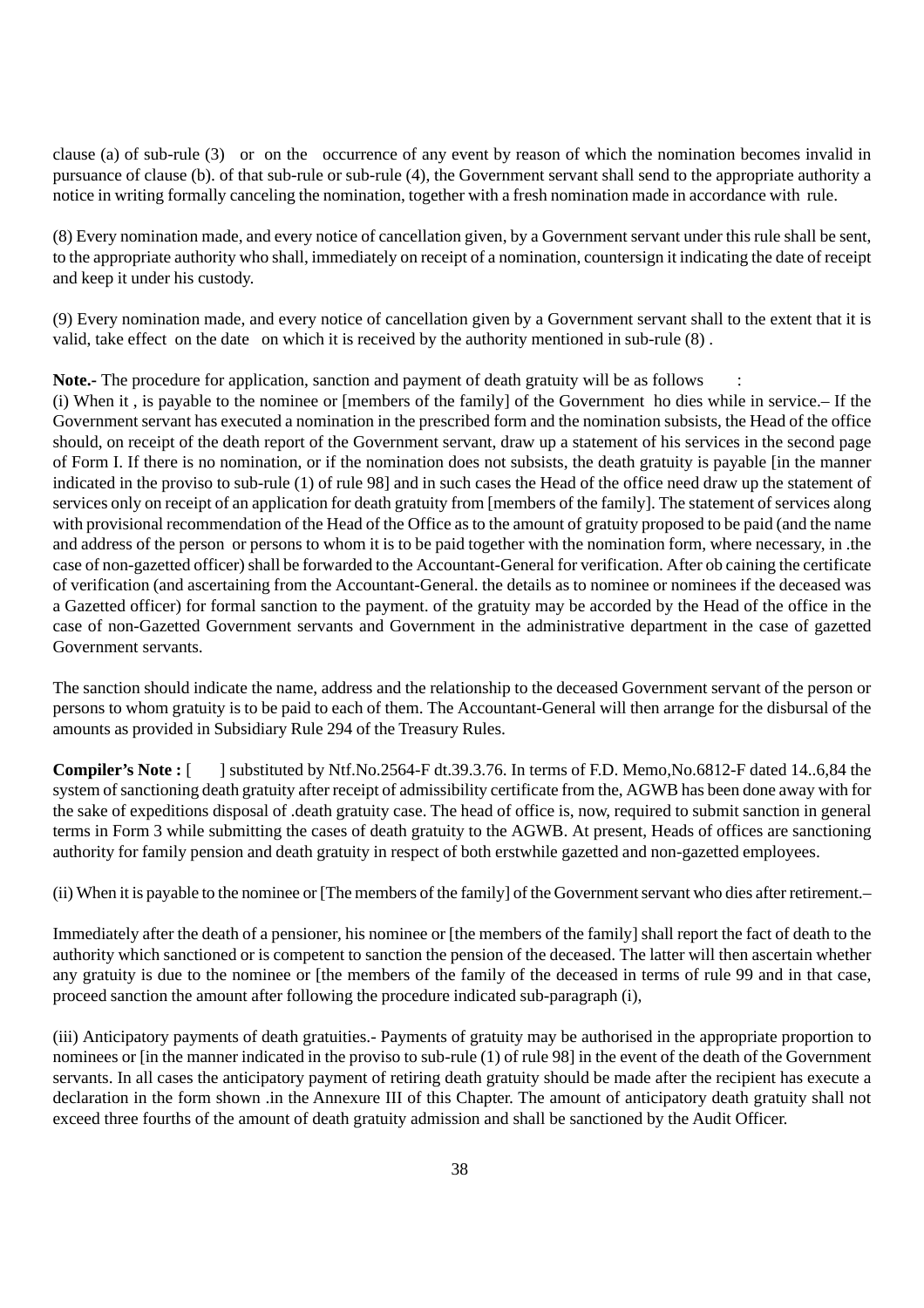clause (a) of sub-rule (3) or on the occurrence of any event by reason of which the nomination becomes invalid in pursuance of clause (b). of that sub-rule or sub-rule (4), the Government servant shall send to the appropriate authority a notice in writing formally canceling the nomination, together with a fresh nomination made in accordance with rule.

(8) Every nomination made, and every notice of cancellation given, by a Government servant under this rule shall be sent, to the appropriate authority who shall, immediately on receipt of a nomination, countersign it indicating the date of receipt and keep it under his custody.

(9) Every nomination made, and every notice of cancellation given by a Government servant shall to the extent that it is valid, take effect on the date on which it is received by the authority mentioned in sub-rule (8) .

**Note.-** The procedure for application, sanction and payment of death gratuity will be as follows :
(i) When it , is payable to the nominee or [members of the family] of the Government ho dies while in service.– If the Government servant has executed a nomination in the prescribed form and the nomination subsists, the Head of the office should, on receipt of the death report of the Government servant, draw up a statement of his services in the second page of Form I. If there is no nomination, or if the nomination does not subsists, the death gratuity is payable [in the manner indicated in the proviso to sub-rule (1) of rule 98] and in such cases the Head of the office need draw up the statement of services only on receipt of an application for death gratuity from [members of the family]. The statement of services along with provisional recommendation of the Head of the Office as to the amount of gratuity proposed to be paid (and the name and address of the person or persons to whom it is to be paid together with the nomination form, where necessary, in .the case of non-gazetted officer) shall be forwarded to the Accountant-General for verification. After ob caining the certificate of verification (and ascertaining from the Accountant-General. the details as to nominee or nominees if the deceased was a Gazetted officer) for formal sanction to the payment. of the gratuity may be accorded by the Head of the office in the case of non-Gazetted Government servants and Government in the administrative department in the case of gazetted Government servants.

The sanction should indicate the name, address and the relationship to the deceased Government servant of the person or persons to whom gratuity is to be paid to each of them. The Accountant-General will then arrange for the disbursal of the amounts as provided in Subsidiary Rule 294 of the Treasury Rules.

**Compiler's Note :** [ ] substituted by Ntf.No.2564-F dt.39.3.76. In terms of F.D. Memo,No.6812-F dated 14..6,84 the system of sanctioning death gratuity after receipt of admissibility certificate from the, AGWB has been done away with for the sake of expeditions disposal of .death gratuity case. The head of office is, now, required to submit sanction in general terms in Form 3 while submitting the cases of death gratuity to the AGWB. At present, Heads of offices are sanctioning authority for family pension and death gratuity in respect of both erstwhile gazetted and non-gazetted employees.

(ii) When it is payable to the nominee or [The members of the family] of the Government servant who dies after retirement.–

Immediately after the death of a pensioner, his nominee or [the members of the family] shall report the fact of death to the authority which sanctioned or is competent to sanction the pension of the deceased. The latter will then ascertain whether any gratuity is due to the nominee or [the members of the family of the deceased in terms of rule 99 and in that case, proceed sanction the amount after following the procedure indicated sub-paragraph (i),

(iii) Anticipatory payments of death gratuities.- Payments of gratuity may be authorised in the appropriate proportion to nominees or [in the manner indicated in the proviso to sub-rule (1) of rule 98] in the event of the death of the Government servants. In all cases the anticipatory payment of retiring death gratuity should be made after the recipient has execute a declaration in the form shown .in the Annexure III of this Chapter. The amount of anticipatory death gratuity shall not exceed three fourths of the amount of death gratuity admission and shall be sanctioned by the Audit Officer.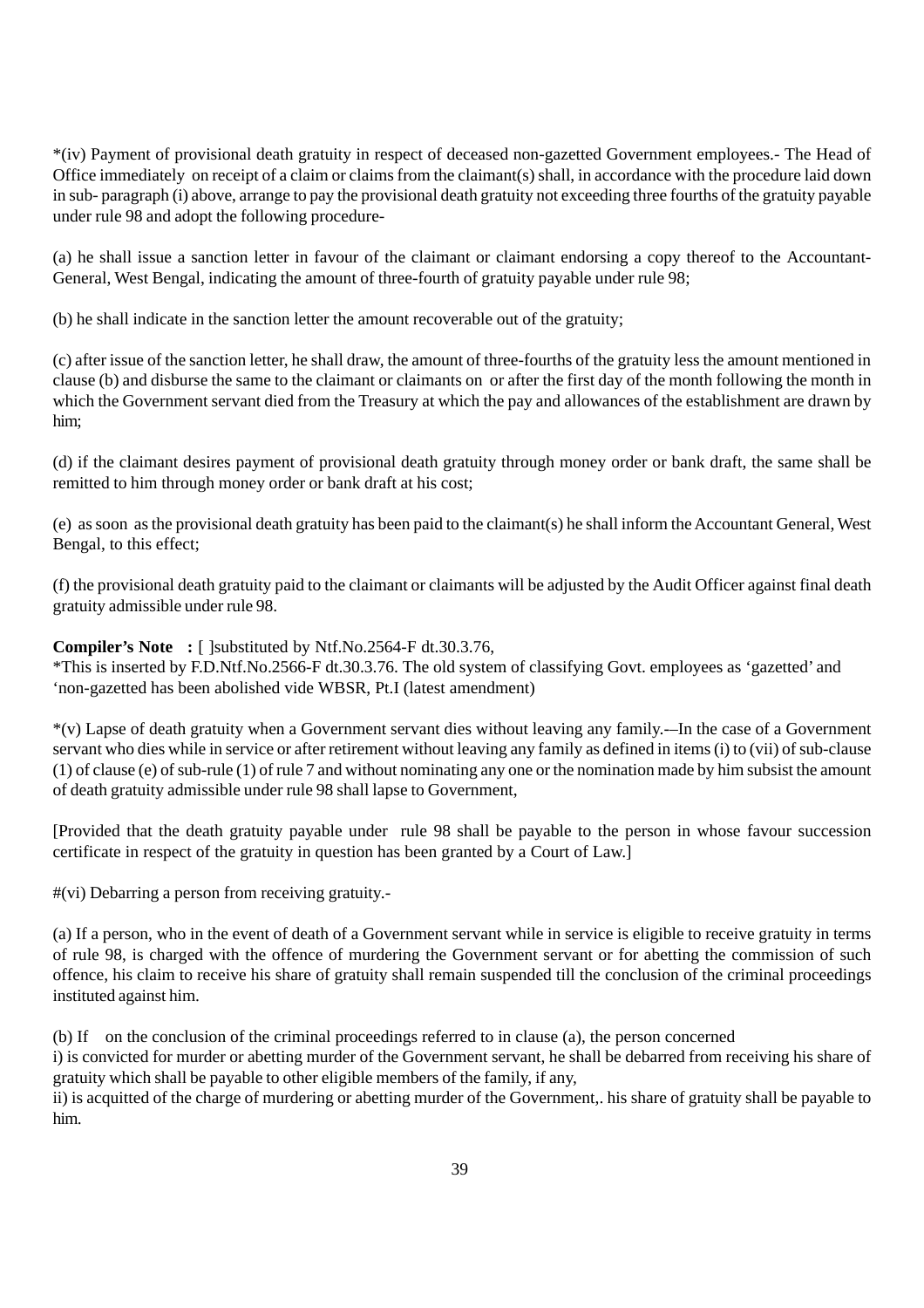*(iv) Payment of provisional death gratuity in respect of deceased non-gazetted Government employees.- The Head of Office immediately on receipt of a claim or claims from the claimant(s) shall, in accordance with the procedure laid down in sub- paragraph (i) above, arrange to pay the provisional death gratuity not exceeding three fourths of the gratuity payable under rule 98 and adopt the following procedure-

(a) he shall issue a sanction letter in favour of the claimant or claimant endorsing a copy thereof to the Accountant-General, West Bengal, indicating the amount of three-fourth of gratuity payable under rule 98;

(b) he shall indicate in the sanction letter the amount recoverable out of the gratuity;

(c) after issue of the sanction letter, he shall draw, the amount of three-fourths of the gratuity less the amount mentioned in clause (b) and disburse the same to the claimant or claimants on or after the first day of the month following the month in which the Government servant died from the Treasury at which the pay and allowances of the establishment are drawn by him;

(d) if the claimant desires payment of provisional death gratuity through money order or bank draft, the same shall be remitted to him through money order or bank draft at his cost;

(e) as soon as the provisional death gratuity has been paid to the claimant(s) he shall inform the Accountant General, West Bengal, to this effect;

(f) the provisional death gratuity paid to the claimant or claimants will be adjusted by the Audit Officer against final death gratuity admissible under rule 98.

**Compiler's Note :** [ ]substituted by Ntf.No.2564-F dt.30.3.76,
*This is inserted by F.D.Ntf.No.2566-F dt.30.3.76. The old system of classifying Govt. employees as 'gazetted' and 'non-gazetted has been abolished vide WBSR, Pt.I (latest amendment)

*(v) Lapse of death gratuity when a Government servant dies without leaving any family.-–In the case of a Government servant who dies while in service or after retirement without leaving any family as defined in items (i) to (vii) of sub-clause (1) of clause (e) of sub-rule (1) of rule 7 and without nominating any one or the nomination made by him subsist the amount of death gratuity admissible under rule 98 shall lapse to Government,

[Provided that the death gratuity payable under rule 98 shall be payable to the person in whose favour succession certificate in respect of the gratuity in question has been granted by a Court of Law.]

#(vi) Debarring a person from receiving gratuity.-

(a) If a person, who in the event of death of a Government servant while in service is eligible to receive gratuity in terms of rule 98, is charged with the offence of murdering the Government servant or for abetting the commission of such offence, his claim to receive his share of gratuity shall remain suspended till the conclusion of the criminal proceedings instituted against him.

(b) If on the conclusion of the criminal proceedings referred to in clause (a), the person concerned
i) is convicted for murder or abetting murder of the Government servant, he shall be debarred from receiving his share of gratuity which shall be payable to other eligible members of the family, if any,
ii) is acquitted of the charge of murdering or abetting murder of the Government,. his share of gratuity shall be payable to him.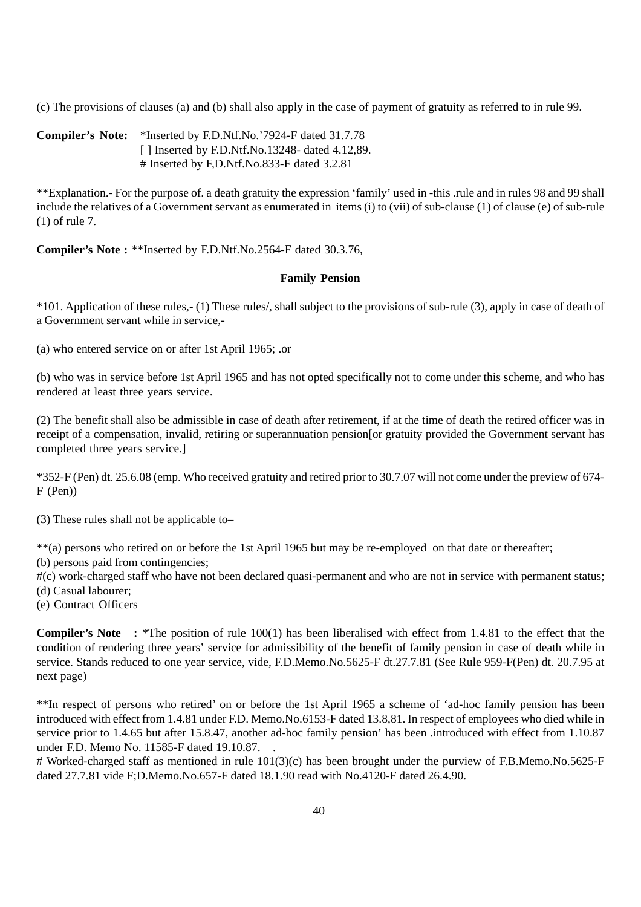(c) The provisions of clauses (a) and (b) shall also apply in the case of payment of gratuity as referred to in rule 99.

**Compiler's Note:** *Inserted by F.D.Ntf.No.'7924-F dated 31.7.78
[ ] Inserted by F.D.Ntf.No.13248- dated 4.12,89.
# Inserted by F,D.Ntf.No.833-F dated 3.2.81

**Explanation.- For the purpose of. a death gratuity the expression 'family' used in -this .rule and in rules 98 and 99 shall include the relatives of a Government servant as enumerated in items (i) to (vii) of sub-clause (1) of clause (e) of sub-rule (1) of rule 7.

**Compiler's Note :** **Inserted by F.D.Ntf.No.2564-F dated 30.3.76,

### Family Pension

*101. Application of these rules,- (1) These rules/, shall subject to the provisions of sub-rule (3), apply in case of death of a Government servant while in service,-

(a) who entered service on or after 1st April 1965; .or

(b) who was in service before 1st April 1965 and has not opted specifically not to come under this scheme, and who has rendered at least three years service.

(2) The benefit shall also be admissible in case of death after retirement, if at the time of death the retired officer was in receipt of a compensation, invalid, retiring or superannuation pension[or gratuity provided the Government servant has completed three years service.]

*352-F (Pen) dt. 25.6.08 (emp. Who received gratuity and retired prior to 30.7.07 will not come under the preview of 674-F (Pen))

(3) These rules shall not be applicable to–

**(a) persons who retired on or before the 1st April 1965 but may be re-employed on that date or thereafter;
(b) persons paid from contingencies;
#(c) work-charged staff who have not been declared quasi-permanent and who are not in service with permanent status;
(d) Casual labourer;
(e) Contract Officers

**Compiler's Note :** *The position of rule 100(1) has been liberalised with effect from 1.4.81 to the effect that the condition of rendering three years' service for admissibility of the benefit of family pension in case of death while in service. Stands reduced to one year service, vide, F.D.Memo.No.5625-F dt.27.7.81 (See Rule 959-F(Pen) dt. 20.7.95 at next page)

**In respect of persons who retired' on or before the 1st April 1965 a scheme of 'ad-hoc family pension has been introduced with effect from 1.4.81 under F.D. Memo.No.6153-F dated 13.8,81. In respect of employees who died while in service prior to 1.4.65 but after 15.8.47, another ad-hoc family pension' has been .introduced with effect from 1.10.87 under F.D. Memo No. 11585-F dated 19.10.87. .

# Worked-charged staff as mentioned in rule 101(3)(c) has been brought under the purview of F.B.Memo.No.5625-F dated 27.7.81 vide F;D.Memo.No.657-F dated 18.1.90 read with No.4120-F dated 26.4.90.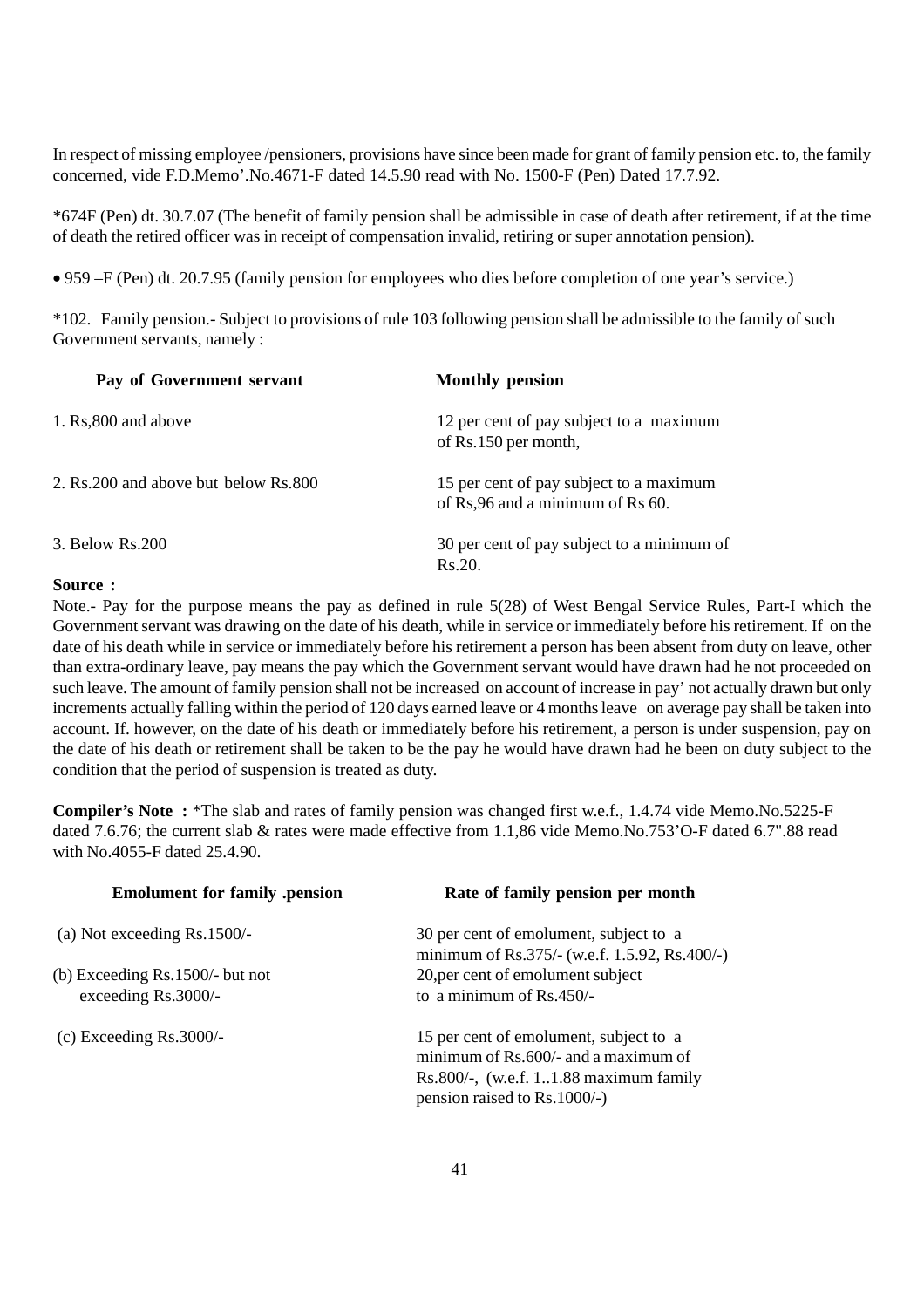In respect of missing employee /pensioners, provisions have since been made for grant of family pension etc. to, the family concerned, vide F.D.Memo'.No.4671-F dated 14.5.90 read with No. 1500-F (Pen) Dated 17.7.92.

*674F (Pen) dt. 30.7.07 (The benefit of family pension shall be admissible in case of death after retirement, if at the time of death the retired officer was in receipt of compensation invalid, retiring or super annotation pension).

• 959 –F (Pen) dt. 20.7.95 (family pension for employees who dies before completion of one year's service.)

*102. Family pension.- Subject to provisions of rule 103 following pension shall be admissible to the family of such Government servants, namely :

| Pay of Government servant | Monthly pension |
|---|---|
| 1. Rs,800 and above | 12 per cent of pay subject to a maximum of Rs.150 per month, |
| 2. Rs.200 and above but below Rs.800 | 15 per cent of pay subject to a maximum of Rs,96 and a minimum of Rs 60. |
| 3. Below Rs.200 | 30 per cent of pay subject to a minimum of Rs.20. |

**Source :**

Note.- Pay for the purpose means the pay as defined in rule 5(28) of West Bengal Service Rules, Part-I which the Government servant was drawing on the date of his death, while in service or immediately before his retirement. If on the date of his death while in service or immediately before his retirement a person has been absent from duty on leave, other than extra-ordinary leave, pay means the pay which the Government servant would have drawn had he not proceeded on such leave. The amount of family pension shall not be increased on account of increase in pay' not actually drawn but only increments actually falling within the period of 120 days earned leave or 4 months leave on average pay shall be taken into account. If. however, on the date of his death or immediately before his retirement, a person is under suspension, pay on the date of his death or retirement shall be taken to be the pay he would have drawn had he been on duty subject to the condition that the period of suspension is treated as duty.

**Compiler's Note :** *The slab and rates of family pension was changed first w.e.f., 1.4.74 vide Memo.No.5225-F dated 7.6.76; the current slab & rates were made effective from 1.1,86 vide Memo.No.753'O-F dated 6.7".88 read with No.4055-F dated 25.4.90.

| Emolument for family .pension | Rate of family pension per month |
|---|---|
| (a) Not exceeding Rs.1500/- | 30 per cent of emolument, subject to a minimum of Rs.375/- (w.e.f. 1.5.92, Rs.400/-) |
| (b) Exceeding Rs.1500/- but not exceeding Rs.3000/- | 20,per cent of emolument subject to a minimum of Rs.450/- |
| (c) Exceeding Rs.3000/- | 15 per cent of emolument, subject to a minimum of Rs.600/- and a maximum of Rs.800/-, (w.e.f. 1..1.88 maximum family pension raised to Rs.1000/-) |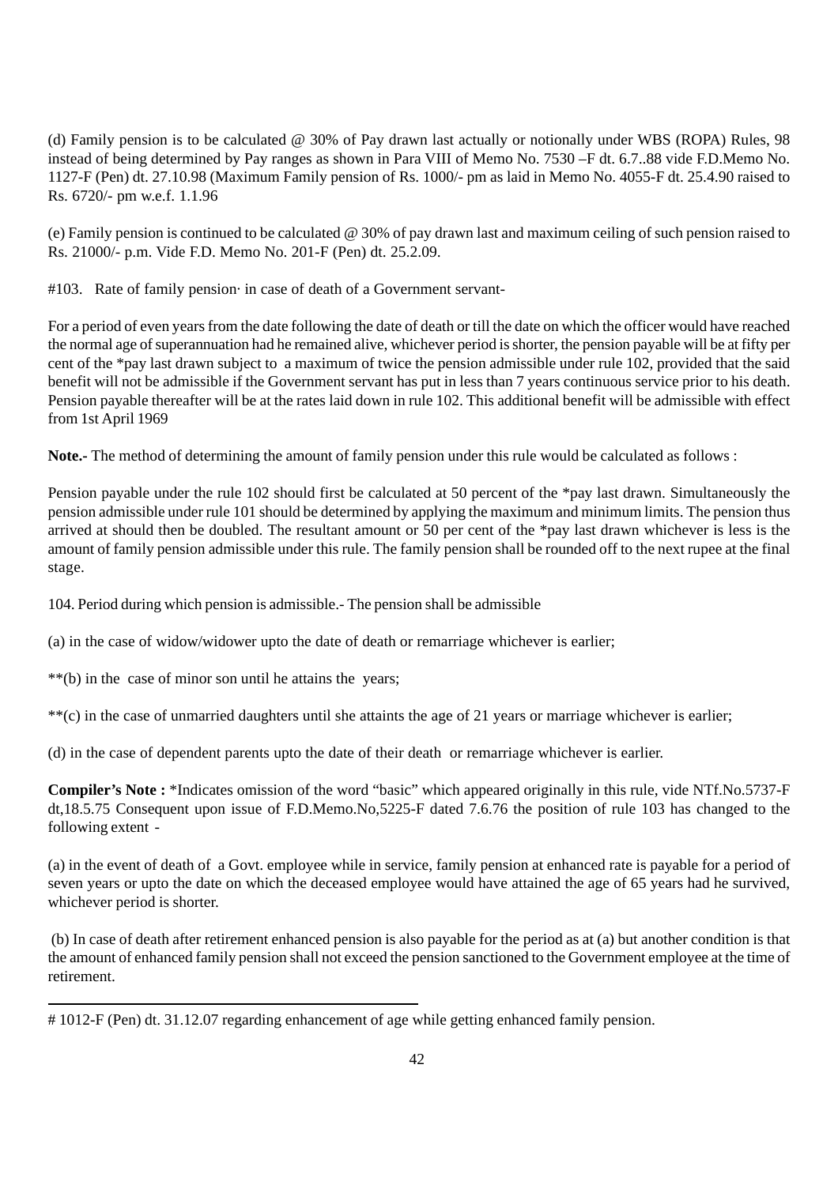(d) Family pension is to be calculated @ 30% of Pay drawn last actually or notionally under WBS (ROPA) Rules, 98 instead of being determined by Pay ranges as shown in Para VIII of Memo No. 7530 –F dt. 6.7..88 vide F.D.Memo No. 1127-F (Pen) dt. 27.10.98 (Maximum Family pension of Rs. 1000/- pm as laid in Memo No. 4055-F dt. 25.4.90 raised to Rs. 6720/- pm w.e.f. 1.1.96

(e) Family pension is continued to be calculated @ 30% of pay drawn last and maximum ceiling of such pension raised to Rs. 21000/- p.m. Vide F.D. Memo No. 201-F (Pen) dt. 25.2.09.

#103. Rate of family pension· in case of death of a Government servant-

For a period of even years from the date following the date of death or till the date on which the officer would have reached the normal age of superannuation had he remained alive, whichever period is shorter, the pension payable will be at fifty per cent of the *pay last drawn subject to a maximum of twice the pension admissible under rule 102, provided that the said benefit will not be admissible if the Government servant has put in less than 7 years continuous service prior to his death. Pension payable thereafter will be at the rates laid down in rule 102. This additional benefit will be admissible with effect from 1st April 1969

**Note.-** The method of determining the amount of family pension under this rule would be calculated as follows :

Pension payable under the rule 102 should first be calculated at 50 percent of the *pay last drawn. Simultaneously the pension admissible under rule 101 should be determined by applying the maximum and minimum limits. The pension thus arrived at should then be doubled. The resultant amount or 50 per cent of the *pay last drawn whichever is less is the amount of family pension admissible under this rule. The family pension shall be rounded off to the next rupee at the final stage.

104. Period during which pension is admissible.- The pension shall be admissible

(a) in the case of widow/widower upto the date of death or remarriage whichever is earlier;

**(b) in the case of minor son until he attains the years;

**(c) in the case of unmarried daughters until she attaints the age of 21 years or marriage whichever is earlier;

(d) in the case of dependent parents upto the date of their death or remarriage whichever is earlier.

**Compiler's Note :** *Indicates omission of the word "basic" which appeared originally in this rule, vide NTf.No.5737-F dt,18.5.75 Consequent upon issue of F.D.Memo.No,5225-F dated 7.6.76 the position of rule 103 has changed to the following extent -

(a) in the event of death of a Govt. employee while in service, family pension at enhanced rate is payable for a period of seven years or upto the date on which the deceased employee would have attained the age of 65 years had he survived, whichever period is shorter.

(b) In case of death after retirement enhanced pension is also payable for the period as at (a) but another condition is that the amount of enhanced family pension shall not exceed the pension sanctioned to the Government employee at the time of retirement.

---

# 1012-F (Pen) dt. 31.12.07 regarding enhancement of age while getting enhanced family pension.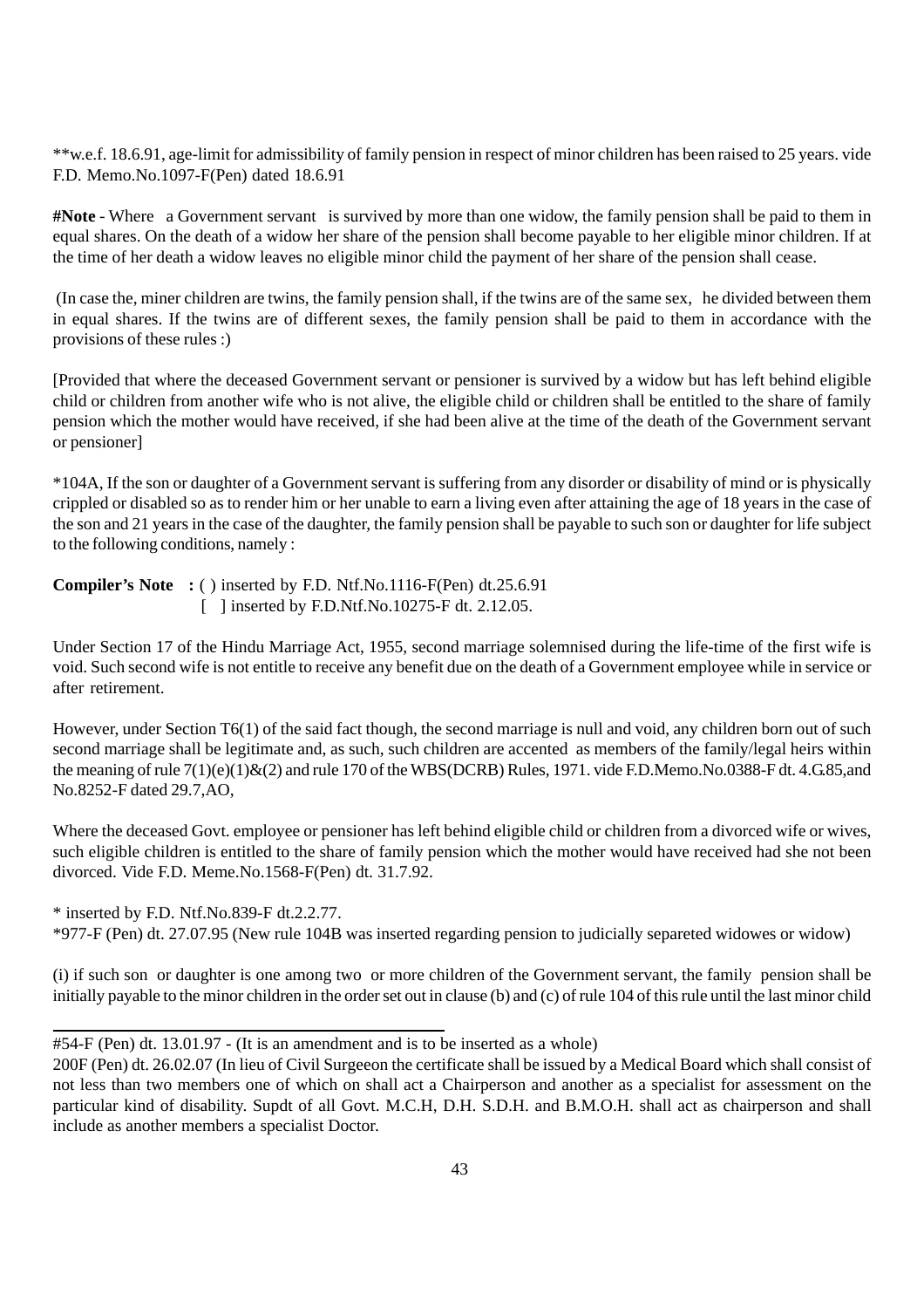**w.e.f. 18.6.91, age-limit for admissibility of family pension in respect of minor children has been raised to 25 years. vide F.D. Memo.No.1097-F(Pen) dated 18.6.91

**#Note** - Where a Government servant is survived by more than one widow, the family pension shall be paid to them in equal shares. On the death of a widow her share of the pension shall become payable to her eligible minor children. If at the time of her death a widow leaves no eligible minor child the payment of her share of the pension shall cease.

(In case the, miner children are twins, the family pension shall, if the twins are of the same sex, he divided between them in equal shares. If the twins are of different sexes, the family pension shall be paid to them in accordance with the provisions of these rules :)

[Provided that where the deceased Government servant or pensioner is survived by a widow but has left behind eligible child or children from another wife who is not alive, the eligible child or children shall be entitled to the share of family pension which the mother would have received, if she had been alive at the time of the death of the Government servant or pensioner]

*104A, If the son or daughter of a Government servant is suffering from any disorder or disability of mind or is physically crippled or disabled so as to render him or her unable to earn a living even after attaining the age of 18 years in the case of the son and 21 years in the case of the daughter, the family pension shall be payable to such son or daughter for life subject to the following conditions, namely :

**Compiler's Note :** ( ) inserted by F.D. Ntf.No.1116-F(Pen) dt.25.6.91
[ ] inserted by F.D.Ntf.No.10275-F dt. 2.12.05.

Under Section 17 of the Hindu Marriage Act, 1955, second marriage solemnised during the life-time of the first wife is void. Such second wife is not entitle to receive any benefit due on the death of a Government employee while in service or after retirement.

However, under Section T6(1) of the said fact though, the second marriage is null and void, any children born out of such second marriage shall be legitimate and, as such, such children are accented as members of the family/legal heirs within the meaning of rule 7(1)(e)(1)&(2) and rule 170 of the WBS(DCRB) Rules, 1971. vide F.D.Memo.No.0388-F dt. 4.G.85,and No.8252-F dated 29.7,AO,

Where the deceased Govt. employee or pensioner has left behind eligible child or children from a divorced wife or wives, such eligible children is entitled to the share of family pension which the mother would have received had she not been divorced. Vide F.D. Meme.No.1568-F(Pen) dt. 31.7.92.

* inserted by F.D. Ntf.No.839-F dt.2.2.77.
*977-F (Pen) dt. 27.07.95 (New rule 104B was inserted regarding pension to judicially separeted widowes or widow)

(i) if such son or daughter is one among two or more children of the Government servant, the family pension shall be initially payable to the minor children in the order set out in clause (b) and (c) of rule 104 of this rule until the last minor child

---

#54-F (Pen) dt. 13.01.97 - (It is an amendment and is to be inserted as a whole)

200F (Pen) dt. 26.02.07 (In lieu of Civil Surgeeon the certificate shall be issued by a Medical Board which shall consist of not less than two members one of which on shall act a Chairperson and another as a specialist for assessment on the particular kind of disability. Supdt of all Govt. M.C.H, D.H. S.D.H. and B.M.O.H. shall act as chairperson and shall include as another members a specialist Doctor.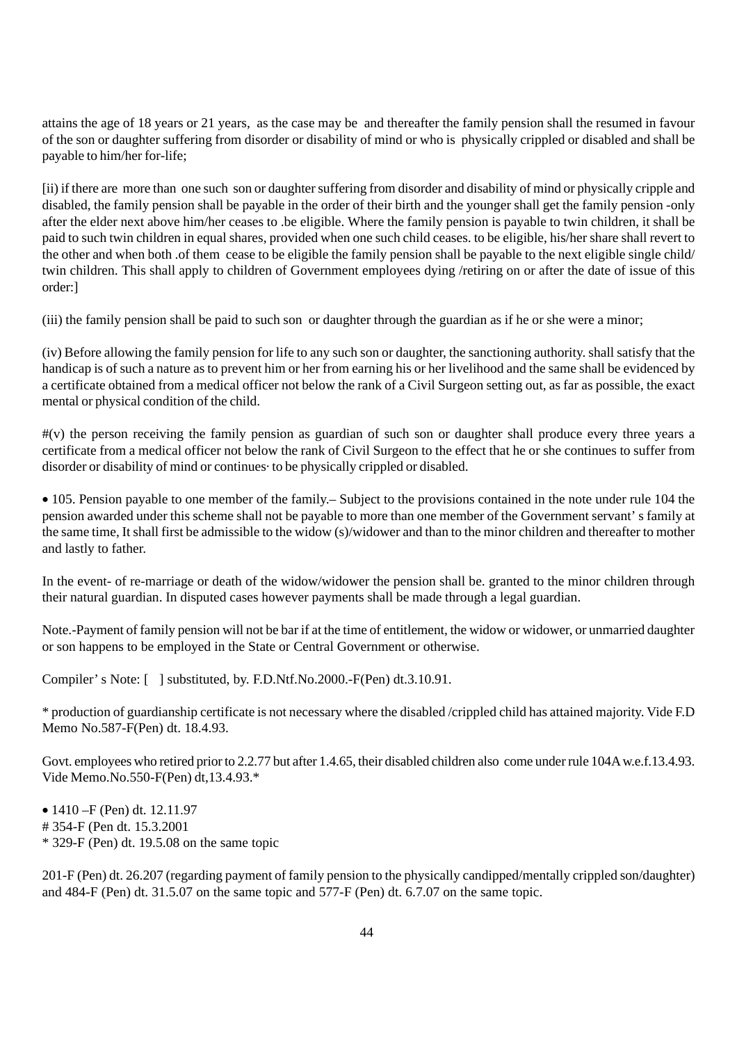attains the age of 18 years or 21 years, as the case may be and thereafter the family pension shall the resumed in favour of the son or daughter suffering from disorder or disability of mind or who is physically crippled or disabled and shall be payable to him/her for-life;

[ii) if there are more than one such son or daughter suffering from disorder and disability of mind or physically cripple and disabled, the family pension shall be payable in the order of their birth and the younger shall get the family pension -only after the elder next above him/her ceases to .be eligible. Where the family pension is payable to twin children, it shall be paid to such twin children in equal shares, provided when one such child ceases. to be eligible, his/her share shall revert to the other and when both .of them cease to be eligible the family pension shall be payable to the next eligible single child/ twin children. This shall apply to children of Government employees dying /retiring on or after the date of issue of this order:]

(iii) the family pension shall be paid to such son or daughter through the guardian as if he or she were a minor;

(iv) Before allowing the family pension for life to any such son or daughter, the sanctioning authority. shall satisfy that the handicap is of such a nature as to prevent him or her from earning his or her livelihood and the same shall be evidenced by a certificate obtained from a medical officer not below the rank of a Civil Surgeon setting out, as far as possible, the exact mental or physical condition of the child.

#(v) the person receiving the family pension as guardian of such son or daughter shall produce every three years a certificate from a medical officer not below the rank of Civil Surgeon to the effect that he or she continues to suffer from disorder or disability of mind or continues· to be physically crippled or disabled.

• 105. Pension payable to one member of the family.– Subject to the provisions contained in the note under rule 104 the pension awarded under this scheme shall not be payable to more than one member of the Government servant' s family at the same time, It shall first be admissible to the widow (s)/widower and than to the minor children and thereafter to mother and lastly to father.

In the event- of re-marriage or death of the widow/widower the pension shall be. granted to the minor children through their natural guardian. In disputed cases however payments shall be made through a legal guardian.

Note.-Payment of family pension will not be bar if at the time of entitlement, the widow or widower, or unmarried daughter or son happens to be employed in the State or Central Government or otherwise.

Compiler' s Note: [ ] substituted, by. F.D.Ntf.No.2000.-F(Pen) dt.3.10.91.

* production of guardianship certificate is not necessary where the disabled /crippled child has attained majority. Vide F.D Memo No.587-F(Pen) dt. 18.4.93.

Govt. employees who retired prior to 2.2.77 but after 1.4.65, their disabled children also come under rule 104A w.e.f.13.4.93. Vide Memo.No.550-F(Pen) dt,13.4.93.*

• 1410 –F (Pen) dt. 12.11.97
# 354-F (Pen dt. 15.3.2001
* 329-F (Pen) dt. 19.5.08 on the same topic

201-F (Pen) dt. 26.207 (regarding payment of family pension to the physically candipped/mentally crippled son/daughter) and 484-F (Pen) dt. 31.5.07 on the same topic and 577-F (Pen) dt. 6.7.07 on the same topic.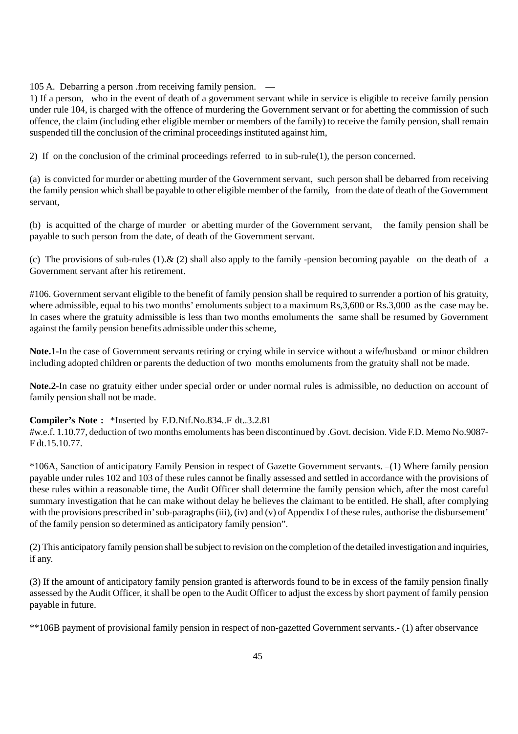105 A. Debarring a person .from receiving family pension. —

1) If a person, who in the event of death of a government servant while in service is eligible to receive family pension under rule 104, is charged with the offence of murdering the Government servant or for abetting the commission of such offence, the claim (including ether eligible member or members of the family) to receive the family pension, shall remain suspended till the conclusion of the criminal proceedings instituted against him,

2) If on the conclusion of the criminal proceedings referred to in sub-rule(1), the person concerned.

(a) is convicted for murder or abetting murder of the Government servant, such person shall be debarred from receiving the family pension which shall be payable to other eligible member of the family, from the date of death of the Government servant,

(b) is acquitted of the charge of murder or abetting murder of the Government servant, the family pension shall be payable to such person from the date, of death of the Government servant.

(c) The provisions of sub-rules (1).& (2) shall also apply to the family -pension becoming payable on the death of a Government servant after his retirement.

#106. Government servant eligible to the benefit of family pension shall be required to surrender a portion of his gratuity, where admissible, equal to his two months' emoluments subject to a maximum Rs,3,600 or Rs.3,000 as the case may be. In cases where the gratuity admissible is less than two months emoluments the same shall be resumed by Government against the family pension benefits admissible under this scheme,

**Note.1-**In the case of Government servants retiring or crying while in service without a wife/husband or minor children including adopted children or parents the deduction of two months emoluments from the gratuity shall not be made.

**Note.2-**In case no gratuity either under special order or under normal rules is admissible, no deduction on account of family pension shall not be made.

**Compiler's Note :** *Inserted by F.D.Ntf.No.834..F dt..3.2.81

#w.e.f. 1.10.77, deduction of two months emoluments has been discontinued by .Govt. decision. Vide F.D. Memo No.9087-F dt.15.10.77.

*106A, Sanction of anticipatory Family Pension in respect of Gazette Government servants. –(1) Where family pension payable under rules 102 and 103 of these rules cannot be finally assessed and settled in accordance with the provisions of these rules within a reasonable time, the Audit Officer shall determine the family pension which, after the most careful summary investigation that he can make without delay he believes the claimant to be entitled. He shall, after complying with the provisions prescribed in' sub-paragraphs (iii), (iv) and (v) of Appendix I of these rules, authorise the disbursement' of the family pension so determined as anticipatory family pension".

(2) This anticipatory family pension shall be subject to revision on the completion of the detailed investigation and inquiries, if any.

(3) If the amount of anticipatory family pension granted is afterwords found to be in excess of the family pension finally assessed by the Audit Officer, it shall be open to the Audit Officer to adjust the excess by short payment of family pension payable in future.

**106B payment of provisional family pension in respect of non-gazetted Government servants.- (1) after observance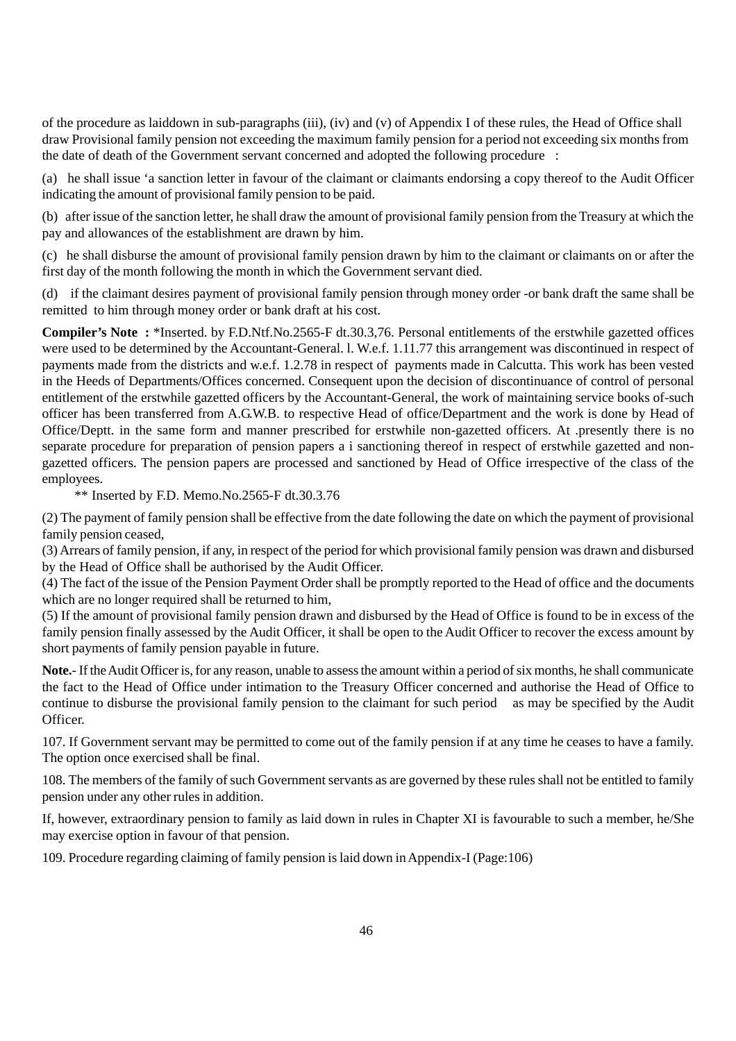of the procedure as laiddown in sub-paragraphs (iii), (iv) and (v) of Appendix I of these rules, the Head of Office shall draw Provisional family pension not exceeding the maximum family pension for a period not exceeding six months from the date of death of the Government servant concerned and adopted the following procedure :

(a) he shall issue 'a sanction letter in favour of the claimant or claimants endorsing a copy thereof to the Audit Officer indicating the amount of provisional family pension to be paid.

(b) after issue of the sanction letter, he shall draw the amount of provisional family pension from the Treasury at which the pay and allowances of the establishment are drawn by him.

(c) he shall disburse the amount of provisional family pension drawn by him to the claimant or claimants on or after the first day of the month following the month in which the Government servant died.

(d) if the claimant desires payment of provisional family pension through money order -or bank draft the same shall be remitted to him through money order or bank draft at his cost.

**Compiler's Note :** *Inserted. by F.D.Ntf.No.2565-F dt.30.3,76. Personal entitlements of the erstwhile gazetted offices were used to be determined by the Accountant-General. l. W.e.f. 1.11.77 this arrangement was discontinued in respect of payments made from the districts and w.e.f. 1.2.78 in respect of payments made in Calcutta. This work has been vested in the Heeds of Departments/Offices concerned. Consequent upon the decision of discontinuance of control of personal entitlement of the erstwhile gazetted officers by the Accountant-General, the work of maintaining service books of-such officer has been transferred from A.G.W.B. to respective Head of office/Department and the work is done by Head of Office/Deptt. in the same form and manner prescribed for erstwhile non-gazetted officers. At .presently there is no separate procedure for preparation of pension papers a i sanctioning thereof in respect of erstwhile gazetted and non-gazetted officers. The pension papers are processed and sanctioned by Head of Office irrespective of the class of the employees.

** Inserted by F.D. Memo.No.2565-F dt.30.3.76

(2) The payment of family pension shall be effective from the date following the date on which the payment of provisional family pension ceased,

(3) Arrears of family pension, if any, in respect of the period for which provisional family pension was drawn and disbursed by the Head of Office shall be authorised by the Audit Officer.

(4) The fact of the issue of the Pension Payment Order shall be promptly reported to the Head of office and the documents which are no longer required shall be returned to him,

(5) If the amount of provisional family pension drawn and disbursed by the Head of Office is found to be in excess of the family pension finally assessed by the Audit Officer, it shall be open to the Audit Officer to recover the excess amount by short payments of family pension payable in future.

**Note.-** If the Audit Officer is, for any reason, unable to assess the amount within a period of six months, he shall communicate the fact to the Head of Office under intimation to the Treasury Officer concerned and authorise the Head of Office to continue to disburse the provisional family pension to the claimant for such period as may be specified by the Audit Officer.

107. If Government servant may be permitted to come out of the family pension if at any time he ceases to have a family. The option once exercised shall be final.

108. The members of the family of such Government servants as are governed by these rules shall not be entitled to family pension under any other rules in addition.

If, however, extraordinary pension to family as laid down in rules in Chapter XI is favourable to such a member, he/She may exercise option in favour of that pension.

109. Procedure regarding claiming of family pension is laid down in Appendix-I (Page:106)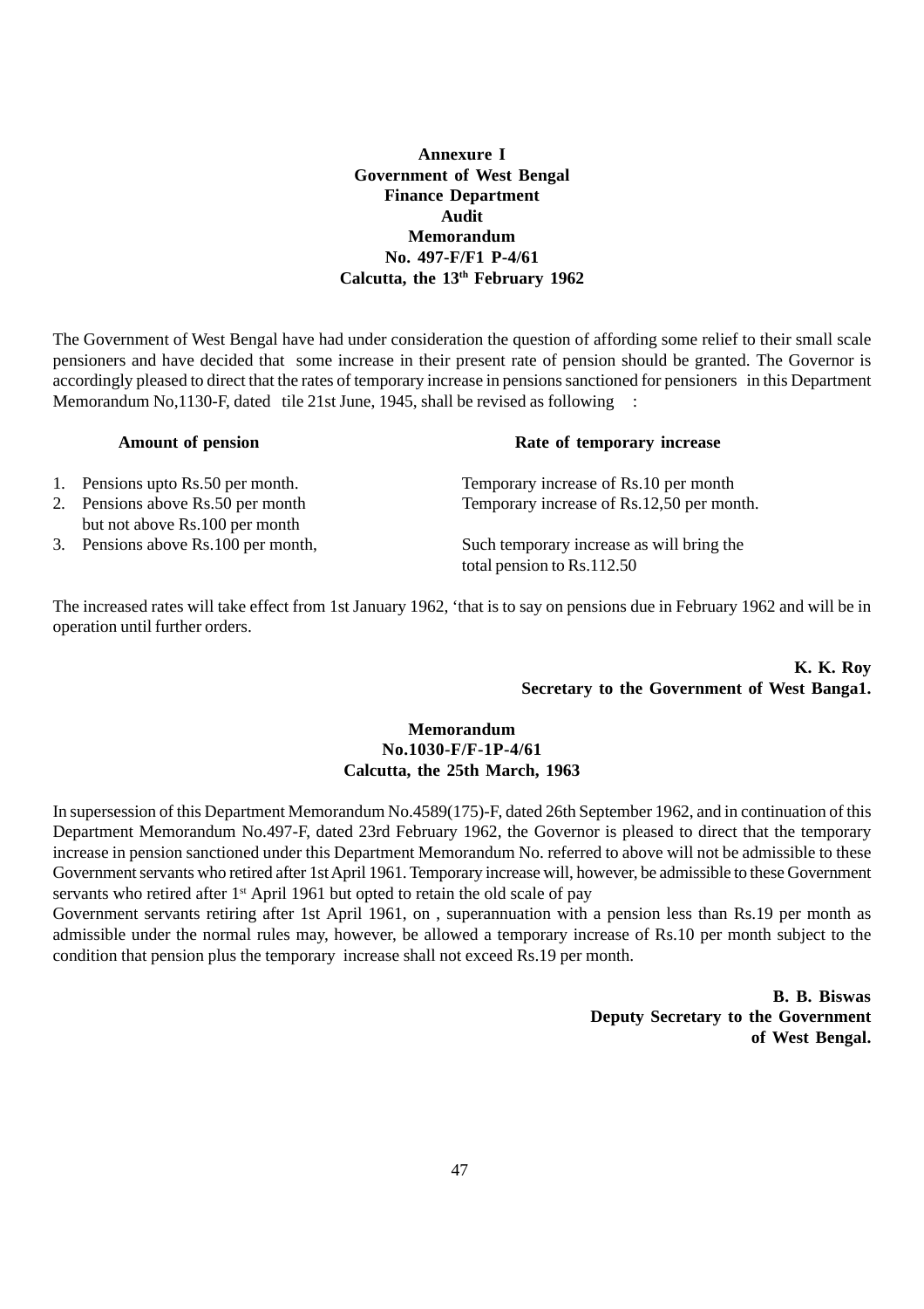**Annexure I**
**Government of West Bengal**
**Finance Department**
**Audit**
**Memorandum**
**No. 497-F/F1 P-4/61**
**Calcutta, the 13th February 1962**

The Government of West Bengal have had under consideration the question of affording some relief to their small scale pensioners and have decided that some increase in their present rate of pension should be granted. The Governor is accordingly pleased to direct that the rates of temporary increase in pensions sanctioned for pensioners in this Department Memorandum No,1130-F, dated tile 21st June, 1945, shall be revised as following :

| Amount of pension | Rate of temporary increase |
|---|---|
| 1. Pensions upto Rs.50 per month. | Temporary increase of Rs.10 per month |
| 2. Pensions above Rs.50 per month but not above Rs.100 per month | Temporary increase of Rs.12,50 per month. |
| 3. Pensions above Rs.100 per month, | Such temporary increase as will bring the total pension to Rs.112.50 |

The increased rates will take effect from 1st January 1962, 'that is to say on pensions due in February 1962 and will be in operation until further orders.

**K. K. Roy**
**Secretary to the Government of West Banga1.**

**Memorandum**
**No.1030-F/F-1P-4/61**
**Calcutta, the 25th March, 1963**

In supersession of this Department Memorandum No.4589(175)-F, dated 26th September 1962, and in continuation of this Department Memorandum No.497-F, dated 23rd February 1962, the Governor is pleased to direct that the temporary increase in pension sanctioned under this Department Memorandum No. referred to above will not be admissible to these Government servants who retired after 1st April 1961. Temporary increase will, however, be admissible to these Government servants who retired after 1st April 1961 but opted to retain the old scale of pay

Government servants retiring after 1st April 1961, on , superannuation with a pension less than Rs.19 per month as admissible under the normal rules may, however, be allowed a temporary increase of Rs.10 per month subject to the condition that pension plus the temporary increase shall not exceed Rs.19 per month.

**B. B. Biswas**
**Deputy Secretary to the Government of West Bengal.**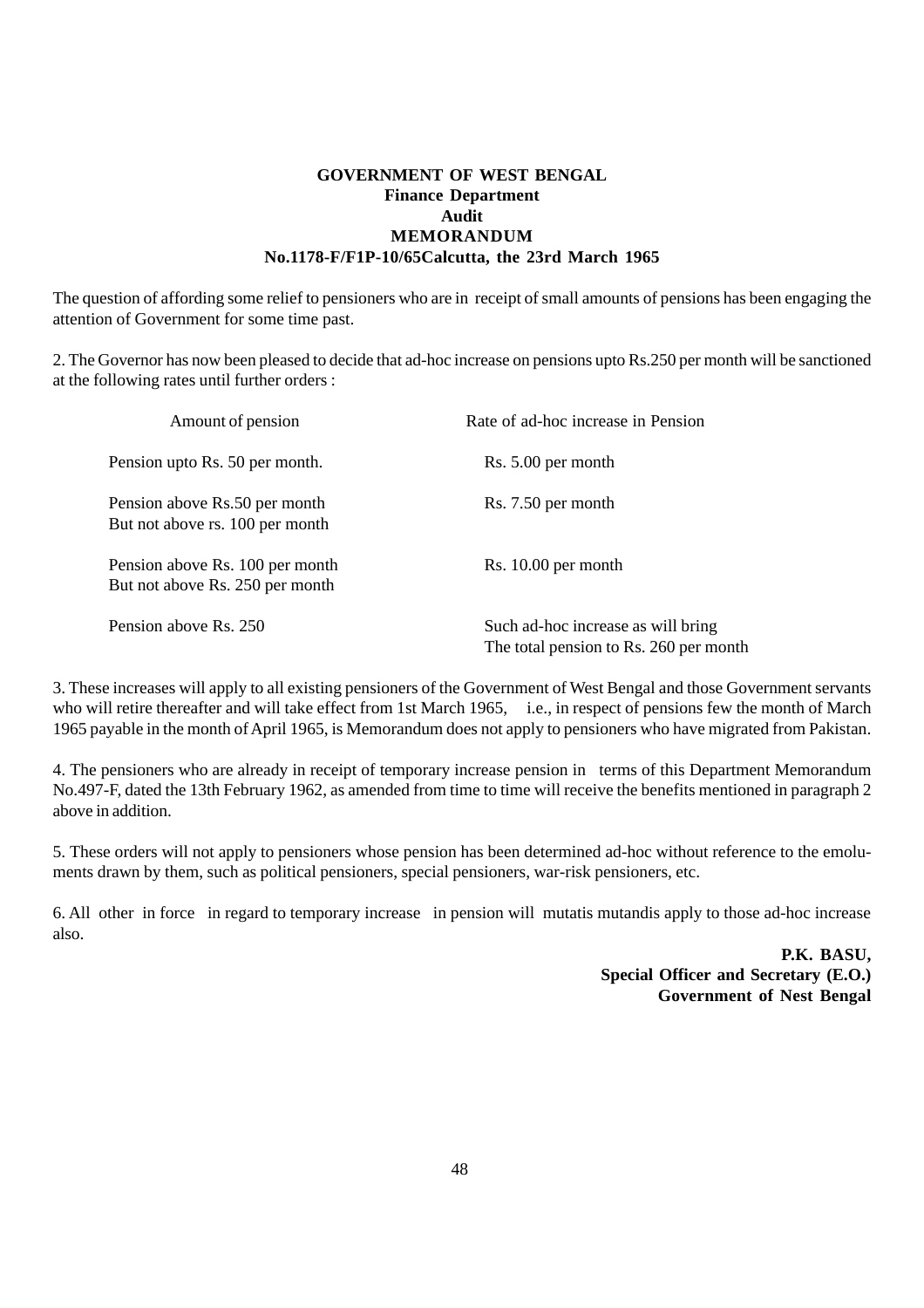**GOVERNMENT OF WEST BENGAL**
**Finance Department**
**Audit**
**MEMORANDUM**
**No.1178-F/F1P-10/65Calcutta, the 23rd March 1965**

The question of affording some relief to pensioners who are in receipt of small amounts of pensions has been engaging the attention of Government for some time past.

2. The Governor has now been pleased to decide that ad-hoc increase on pensions upto Rs.250 per month will be sanctioned at the following rates until further orders :

| Amount of pension | Rate of ad-hoc increase in Pension |
|---|---|
| Pension upto Rs. 50 per month. | Rs. 5.00 per month |
| Pension above Rs.50 per month But not above rs. 100 per month | Rs. 7.50 per month |
| Pension above Rs. 100 per month But not above Rs. 250 per month | Rs. 10.00 per month |
| Pension above Rs. 250 | Such ad-hoc increase as will bring The total pension to Rs. 260 per month |

3. These increases will apply to all existing pensioners of the Government of West Bengal and those Government servants who will retire thereafter and will take effect from 1st March 1965, i.e., in respect of pensions few the month of March 1965 payable in the month of April 1965, is Memorandum does not apply to pensioners who have migrated from Pakistan.

4. The pensioners who are already in receipt of temporary increase pension in terms of this Department Memorandum No.497-F, dated the 13th February 1962, as amended from time to time will receive the benefits mentioned in paragraph 2 above in addition.

5. These orders will not apply to pensioners whose pension has been determined ad-hoc without reference to the emoluments drawn by them, such as political pensioners, special pensioners, war-risk pensioners, etc.

6. All other in force in regard to temporary increase in pension will mutatis mutandis apply to those ad-hoc increase also.

**P.K. BASU,**
**Special Officer and Secretary (E.O.)**
**Government of Nest Bengal**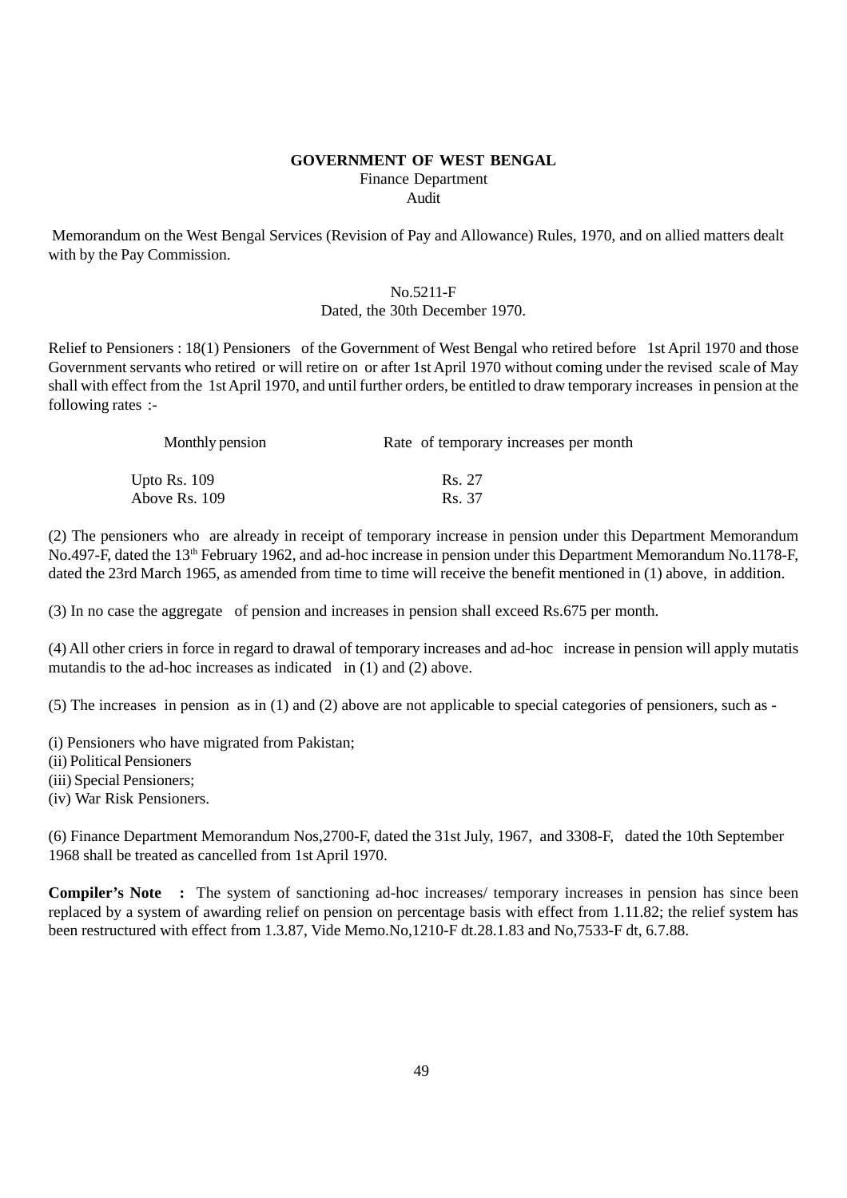**GOVERNMENT OF WEST BENGAL**
Finance Department
Audit

Memorandum on the West Bengal Services (Revision of Pay and Allowance) Rules, 1970, and on allied matters dealt with by the Pay Commission.

No.5211-F
Dated, the 30th December 1970.

Relief to Pensioners : 18(1) Pensioners of the Government of West Bengal who retired before 1st April 1970 and those Government servants who retired or will retire on or after 1st April 1970 without coming under the revised scale of May shall with effect from the 1st April 1970, and until further orders, be entitled to draw temporary increases in pension at the following rates :-

| Monthly pension | Rate of temporary increases per month |
|---|---|
| Upto Rs. 109 | Rs. 27 |
| Above Rs. 109 | Rs. 37 |

(2) The pensioners who are already in receipt of temporary increase in pension under this Department Memorandum No.497-F, dated the 13th February 1962, and ad-hoc increase in pension under this Department Memorandum No.1178-F, dated the 23rd March 1965, as amended from time to time will receive the benefit mentioned in (1) above, in addition.

(3) In no case the aggregate of pension and increases in pension shall exceed Rs.675 per month.

(4) All other criers in force in regard to drawal of temporary increases and ad-hoc increase in pension will apply mutatis mutandis to the ad-hoc increases as indicated in (1) and (2) above.

(5) The increases in pension as in (1) and (2) above are not applicable to special categories of pensioners, such as -

(i) Pensioners who have migrated from Pakistan;
(ii) Political Pensioners
(iii) Special Pensioners;
(iv) War Risk Pensioners.

(6) Finance Department Memorandum Nos,2700-F, dated the 31st July, 1967, and 3308-F, dated the 10th September 1968 shall be treated as cancelled from 1st April 1970.

**Compiler's Note :** The system of sanctioning ad-hoc increases/ temporary increases in pension has since been replaced by a system of awarding relief on pension on percentage basis with effect from 1.11.82; the relief system has been restructured with effect from 1.3.87, Vide Memo.No,1210-F dt.28.1.83 and No,7533-F dt, 6.7.88.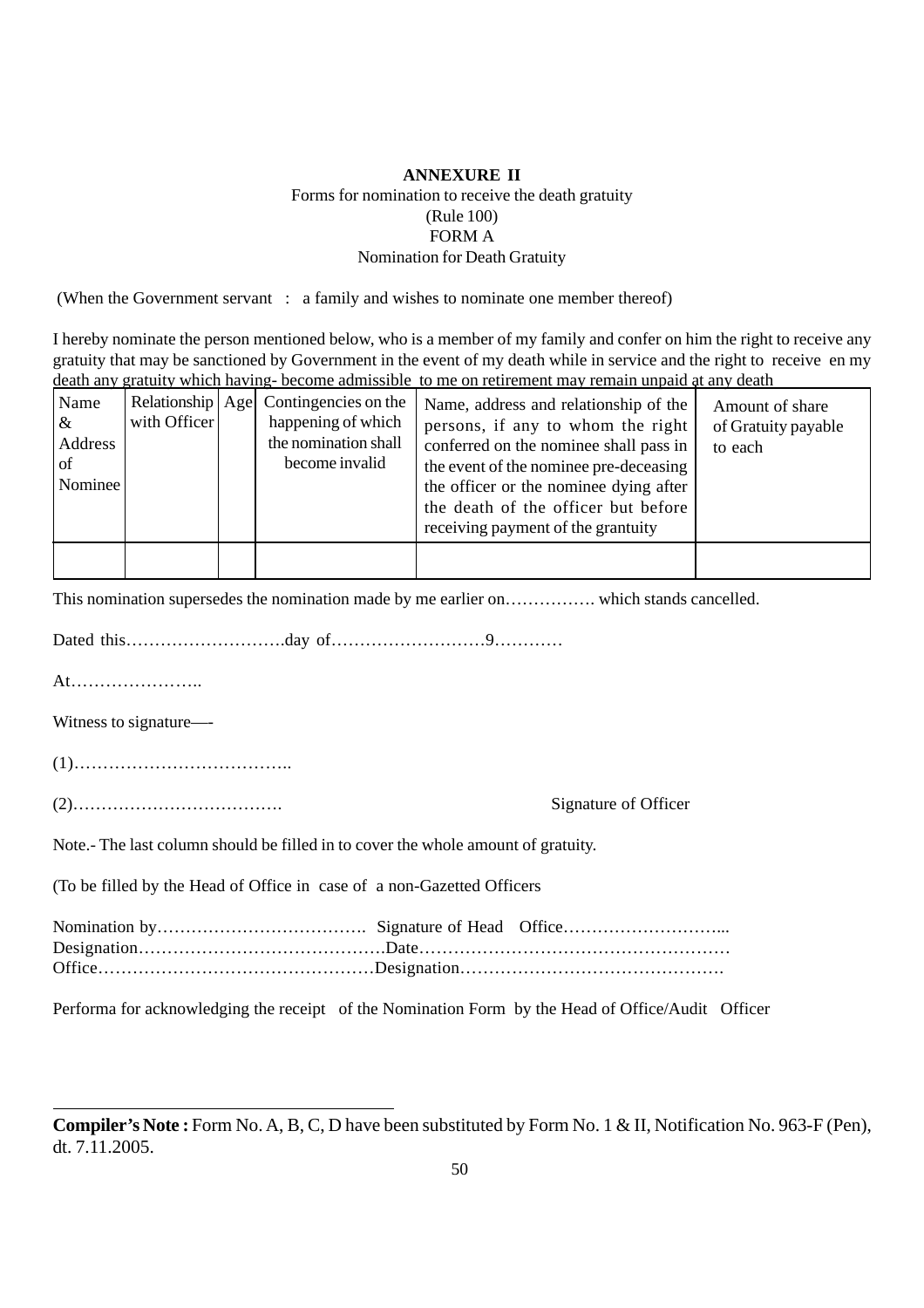**ANNEXURE II**

Forms for nomination to receive the death gratuity

(Rule 100)

FORM A

Nomination for Death Gratuity

(When the Government servant : a family and wishes to nominate one member thereof)

I hereby nominate the person mentioned below, who is a member of my family and confer on him the right to receive any gratuity that may be sanctioned by Government in the event of my death while in service and the right to receive en my death any gratuity which having- become admissible to me on retirement may remain unpaid at any death

| Name & Address of Nominee | Relationship with Officer | Age | Contingencies on the happening of which the nomination shall become invalid | Name, address and relationship of the persons, if any to whom the right conferred on the nominee shall pass in the event of the nominee pre-deceasing the officer or the nominee dying after the death of the officer but before receiving payment of the grantuity | Amount of share of Gratuity payable to each |
|---|---|---|---|---|---|
| | | | | | |

This nomination supersedes the nomination made by me earlier on……………. which stands cancelled.

Dated this……………………….day of……………………….9…………

At…………………..

Witness to signature—-

(1)………………………………..

(2)………………………………. Signature of Officer

Note.- The last column should be filled in to cover the whole amount of gratuity.

(To be filled by the Head of Office in case of a non-Gazetted Officers

Nomination by………………………………. Signature of Head Office………………………...
Designation…………………………………….Date………………………………………………
Office…………………………………………Designation……………………………………….

Performa for acknowledging the receipt of the Nomination Form by the Head of Office/Audit Officer

---

**Compiler's Note :** Form No. A, B, C, D have been substituted by Form No. 1 & II, Notification No. 963-F (Pen), dt. 7.11.2005.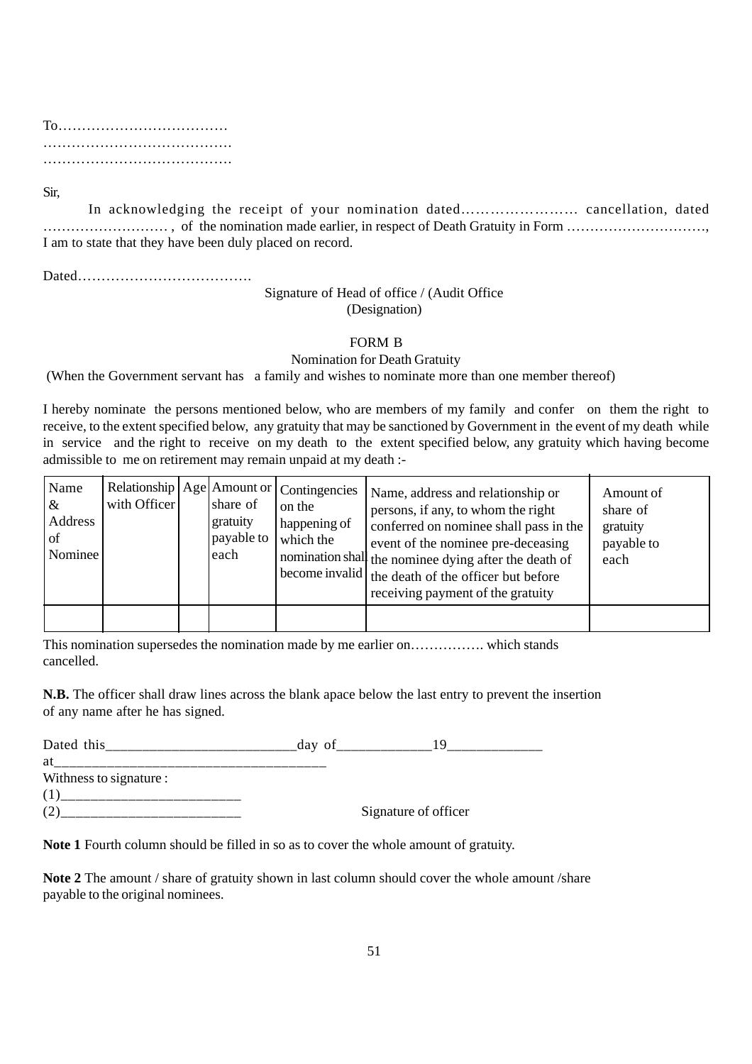To………………………………
…………………………………
…………………………………

Sir,

In acknowledging the receipt of your nomination dated…………………… cancellation, dated ……………………… , of the nomination made earlier, in respect of Death Gratuity in Form …………………………, I am to state that they have been duly placed on record.

Dated……………………………….

Signature of Head of office / (Audit Office
(Designation)

FORM B

Nomination for Death Gratuity

(When the Government servant has a family and wishes to nominate more than one member thereof)

I hereby nominate the persons mentioned below, who are members of my family and confer on them the right to receive, to the extent specified below, any gratuity that may be sanctioned by Government in the event of my death while in service and the right to receive on my death to the extent specified below, any gratuity which having become admissible to me on retirement may remain unpaid at my death :-

| Name & Address of Nominee | Relationship with Officer | Age | Amount or share of gratuity payable to each | Contingencies on the happening of which the nomination shall become invalid | Name, address and relationship or persons, if any, to whom the right conferred on nominee shall pass in the event of the nominee pre-deceasing the nominee dying after the death of the death of the officer but before receiving payment of the gratuity | Amount of share of gratuity payable to each |
|---|---|---|---|---|---|---|
| | | | | | | |

This nomination supersedes the nomination made by me earlier on……………. which stands cancelled.

**N.B.** The officer shall draw lines across the blank apace below the last entry to prevent the insertion of any name after he has signed.

Dated this__________________________day of_____________19_____________

at____________________________________

Withness to signature :

(1)________________________

(2)________________________ Signature of officer

**Note 1** Fourth column should be filled in so as to cover the whole amount of gratuity.

**Note 2** The amount / share of gratuity shown in last column should cover the whole amount /share payable to the original nominees.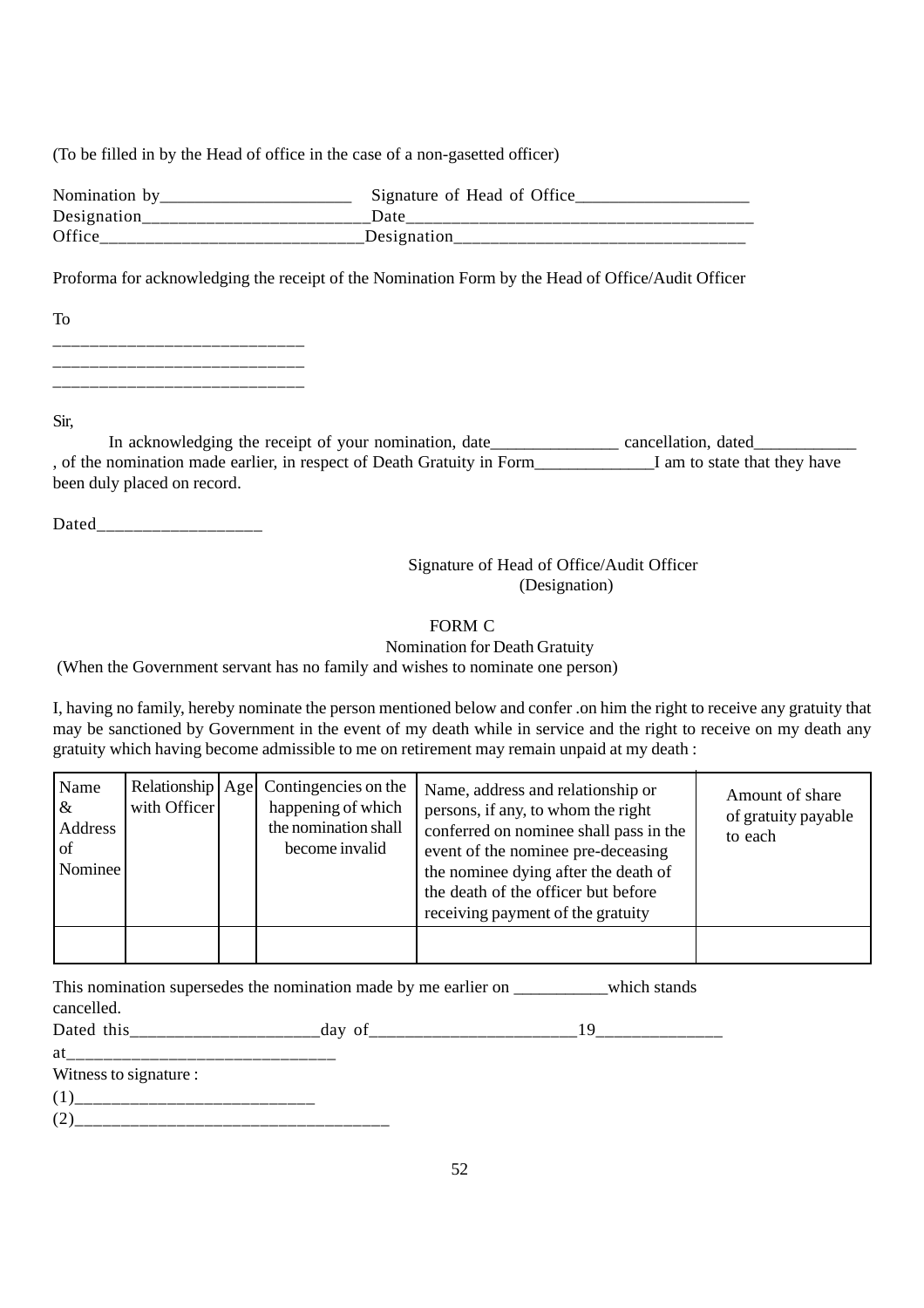(To be filled in by the Head of office in the case of a non-gasetted officer)

Nomination by______________________ Signature of Head of Office____________________
Designation__________________________Date_________________________________________
Office______________________________Designation_________________________________

Proforma for acknowledging the receipt of the Nomination Form by the Head of Office/Audit Officer

To

____________________________
____________________________
____________________________

Sir,

In acknowledging the receipt of your nomination, date_______________ cancellation, dated____________ , of the nomination made earlier, in respect of Death Gratuity in Form______________I am to state that they have been duly placed on record.

Dated___________________

Signature of Head of Office/Audit Officer
(Designation)

FORM C

Nomination for Death Gratuity

(When the Government servant has no family and wishes to nominate one person)

I, having no family, hereby nominate the person mentioned below and confer .on him the right to receive any gratuity that may be sanctioned by Government in the event of my death while in service and the right to receive on my death any gratuity which having become admissible to me on retirement may remain unpaid at my death :

| Name & Address of Nominee | Relationship with Officer | Age | Contingencies on the happening of which the nomination shall become invalid | Name, address and relationship or persons, if any, to whom the right conferred on nominee shall pass in the event of the nominee pre-deceasing the nominee dying after the death of the death of the officer but before receiving payment of the gratuity | Amount of share of gratuity payable to each |
|---|---|---|---|---|---|
| | | | | | |

This nomination supersedes the nomination made by me earlier on ___________which stands cancelled.

Dated this______________________day of________________________19______________

at______________________________

Witness to signature :

(1)___________________________

(2)___________________________________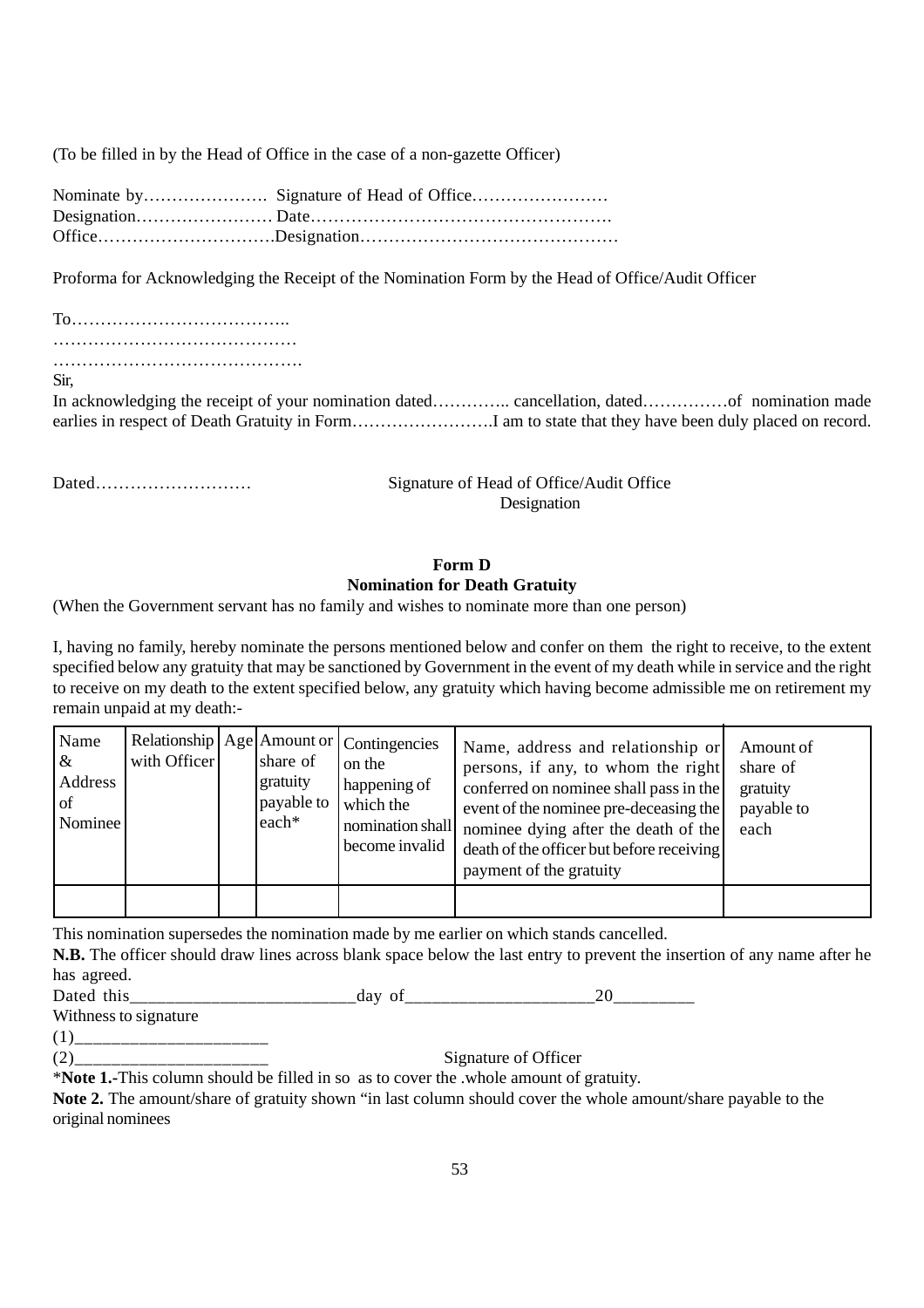(To be filled in by the Head of Office in the case of a non-gazette Officer)

Nominate by…………………. Signature of Head of Office……………………
Designation…………………… Date…………………………………………….
Office………………………….Designation………………………………………

Proforma for Acknowledging the Receipt of the Nomination Form by the Head of Office/Audit Officer

To………………………………..
……………………………………
…………………………………….
Sir,

In acknowledging the receipt of your nomination dated………….. cancellation, dated……………of nomination made earlies in respect of Death Gratuity in Form…………………….I am to state that they have been duly placed on record.

Dated……………………… Signature of Head of Office/Audit Office
Designation

## Form D
## Nomination for Death Gratuity

(When the Government servant has no family and wishes to nominate more than one person)

I, having no family, hereby nominate the persons mentioned below and confer on them the right to receive, to the extent specified below any gratuity that may be sanctioned by Government in the event of my death while in service and the right to receive on my death to the extent specified below, any gratuity which having become admissible me on retirement my remain unpaid at my death:-

| Name & Address of Nominee | Relationship with Officer | Age | Amount or share of gratuity payable to each* | Contingencies on the happening of which the nomination shall become invalid | Name, address and relationship or persons, if any, to whom the right conferred on nominee shall pass in the event of the nominee pre-deceasing the nominee dying after the death of the death of the officer but before receiving payment of the gratuity | Amount of share of gratuity payable to each |
|---|---|---|---|---|---|---|
| | | | | | | |

This nomination supersedes the nomination made by me earlier on which stands cancelled.

**N.B.** The officer should draw lines across blank space below the last entry to prevent the insertion of any name after he has agreed.

Dated this_________________________day of____________________20_________

Withness to signature

(1)_____________________

(2)_____________________ Signature of Officer

\***Note 1.-**This column should be filled in so as to cover the .whole amount of gratuity.

**Note 2.** The amount/share of gratuity shown "in last column should cover the whole amount/share payable to the original nominees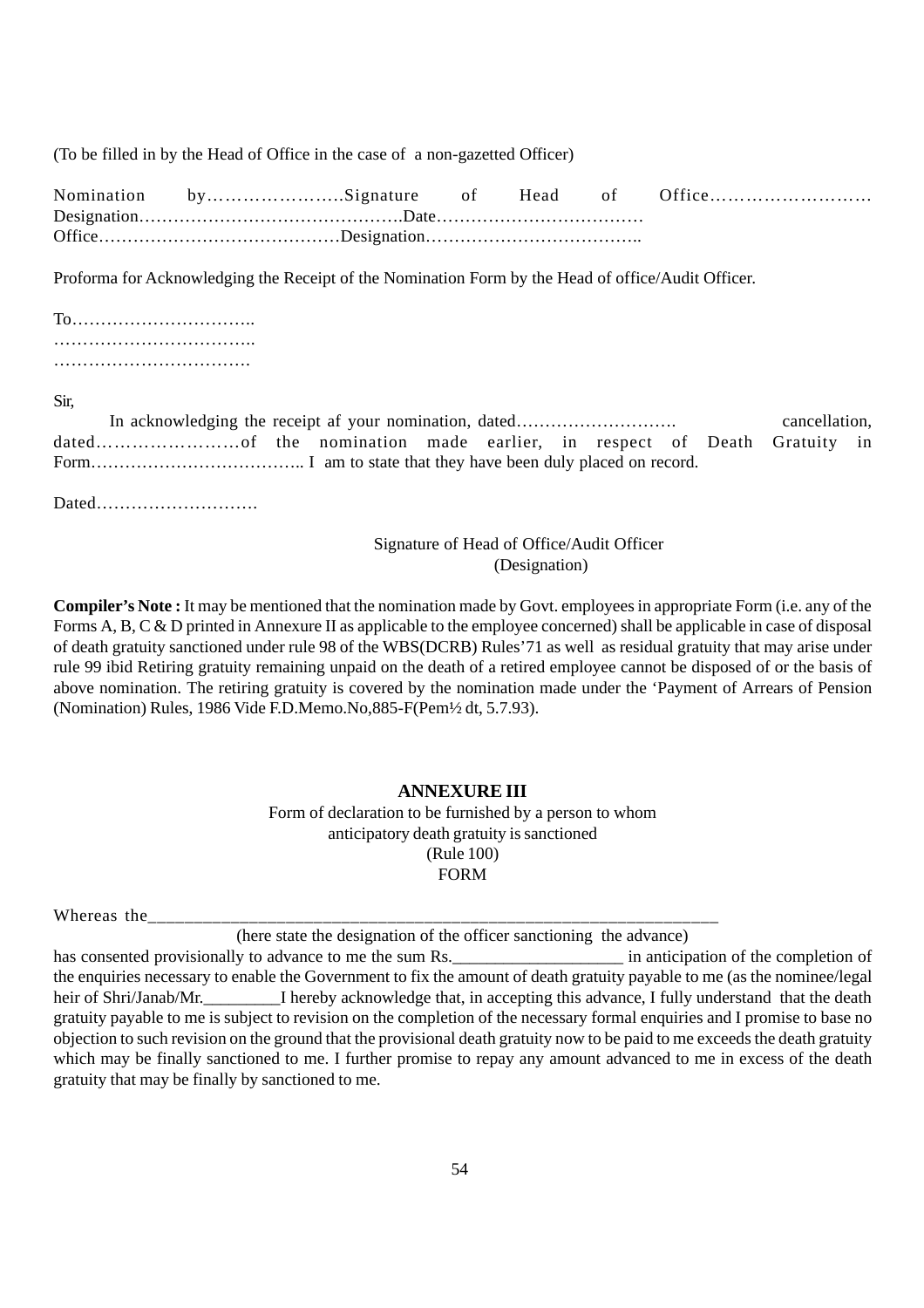(To be filled in by the Head of Office in the case of a non-gazetted Officer)

Nomination by………………….Signature of Head of Office………………………
Designation……………………………………….Date………………………………
Office……………………………………Designation………………………………..

Proforma for Acknowledging the Receipt of the Nomination Form by the Head of office/Audit Officer.

To…………………………..
……………………………..
…………………………….

Sir,

In acknowledging the receipt af your nomination, dated………………………. cancellation, dated……………………of the nomination made earlier, in respect of Death Gratuity in Form……………………………….. I am to state that they have been duly placed on record.

Dated……………………….

Signature of Head of Office/Audit Officer
(Designation)

**Compiler's Note :** It may be mentioned that the nomination made by Govt. employees in appropriate Form (i.e. any of the Forms A, B, C & D printed in Annexure II as applicable to the employee concerned) shall be applicable in case of disposal of death gratuity sanctioned under rule 98 of the WBS(DCRB) Rules'71 as well as residual gratuity that may arise under rule 99 ibid Retiring gratuity remaining unpaid on the death of a retired employee cannot be disposed of or the basis of above nomination. The retiring gratuity is covered by the nomination made under the 'Payment of Arrears of Pension (Nomination) Rules, 1986 Vide F.D.Memo.No,885-F(Pem½ dt, 5.7.93).

## ANNEXURE III

Form of declaration to be furnished by a person to whom anticipatory death gratuity is sanctioned
(Rule 100)
FORM

Whereas the_____________________________________________________________
(here state the designation of the officer sanctioning the advance)
has consented provisionally to advance to me the sum Rs.___________________ in anticipation of the completion of the enquiries necessary to enable the Government to fix the amount of death gratuity payable to me (as the nominee/legal heir of Shri/Janab/Mr._________I hereby acknowledge that, in accepting this advance, I fully understand that the death gratuity payable to me is subject to revision on the completion of the necessary formal enquiries and I promise to base no objection to such revision on the ground that the provisional death gratuity now to be paid to me exceeds the death gratuity which may be finally sanctioned to me. I further promise to repay any amount advanced to me in excess of the death gratuity that may be finally by sanctioned to me.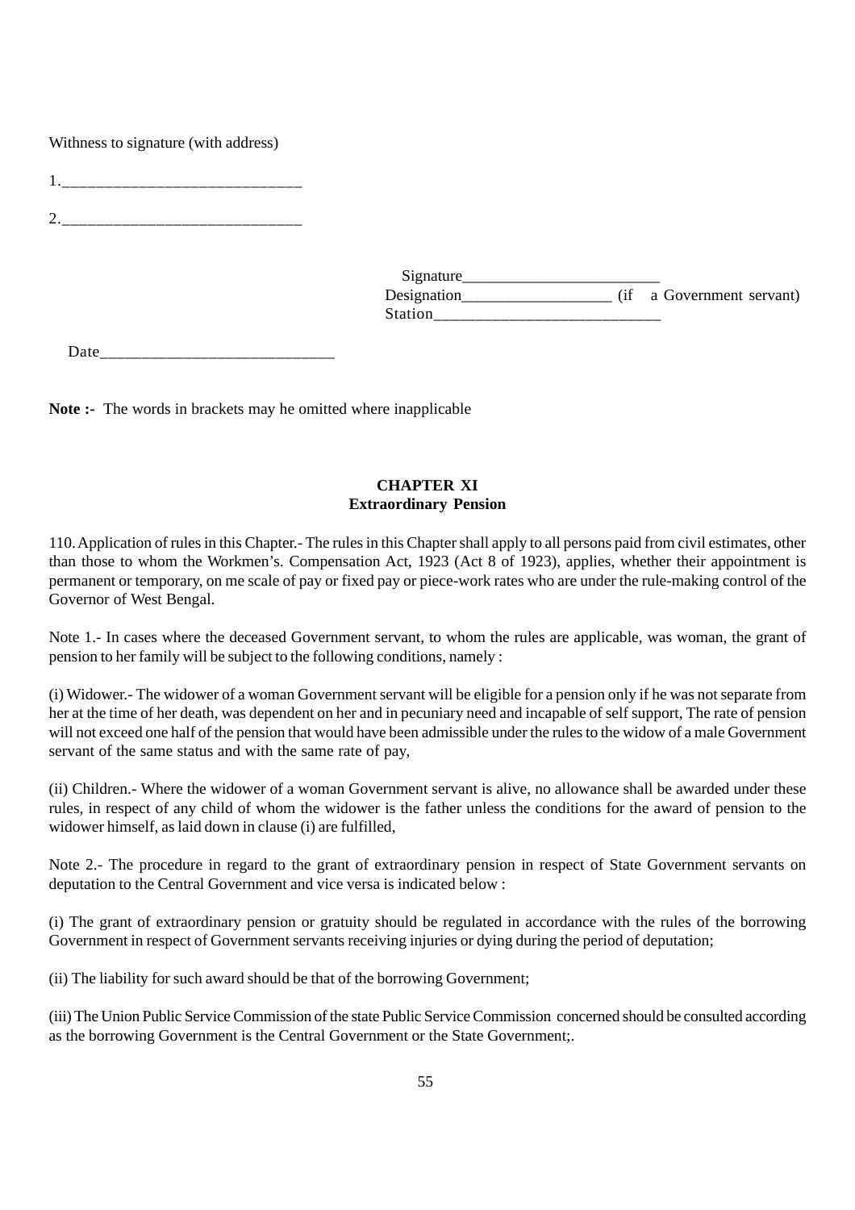Withness to signature (with address)

1.____________________________

2.____________________________

Signature________________________
Designation__________________ (if a Government servant)
Station___________________________

Date____________________________

**Note :-** The words in brackets may he omitted where inapplicable

## CHAPTER XI
## Extraordinary Pension

110. Application of rules in this Chapter.- The rules in this Chapter shall apply to all persons paid from civil estimates, other than those to whom the Workmen's. Compensation Act, 1923 (Act 8 of 1923), applies, whether their appointment is permanent or temporary, on me scale of pay or fixed pay or piece-work rates who are under the rule-making control of the Governor of West Bengal.

Note 1.- In cases where the deceased Government servant, to whom the rules are applicable, was woman, the grant of pension to her family will be subject to the following conditions, namely :

(i) Widower.- The widower of a woman Government servant will be eligible for a pension only if he was not separate from her at the time of her death, was dependent on her and in pecuniary need and incapable of self support, The rate of pension will not exceed one half of the pension that would have been admissible under the rules to the widow of a male Government servant of the same status and with the same rate of pay,

(ii) Children.- Where the widower of a woman Government servant is alive, no allowance shall be awarded under these rules, in respect of any child of whom the widower is the father unless the conditions for the award of pension to the widower himself, as laid down in clause (i) are fulfilled,

Note 2.- The procedure in regard to the grant of extraordinary pension in respect of State Government servants on deputation to the Central Government and vice versa is indicated below :

(i) The grant of extraordinary pension or gratuity should be regulated in accordance with the rules of the borrowing Government in respect of Government servants receiving injuries or dying during the period of deputation;

(ii) The liability for such award should be that of the borrowing Government;

(iii) The Union Public Service Commission of the state Public Service Commission concerned should be consulted according as the borrowing Government is the Central Government or the State Government;.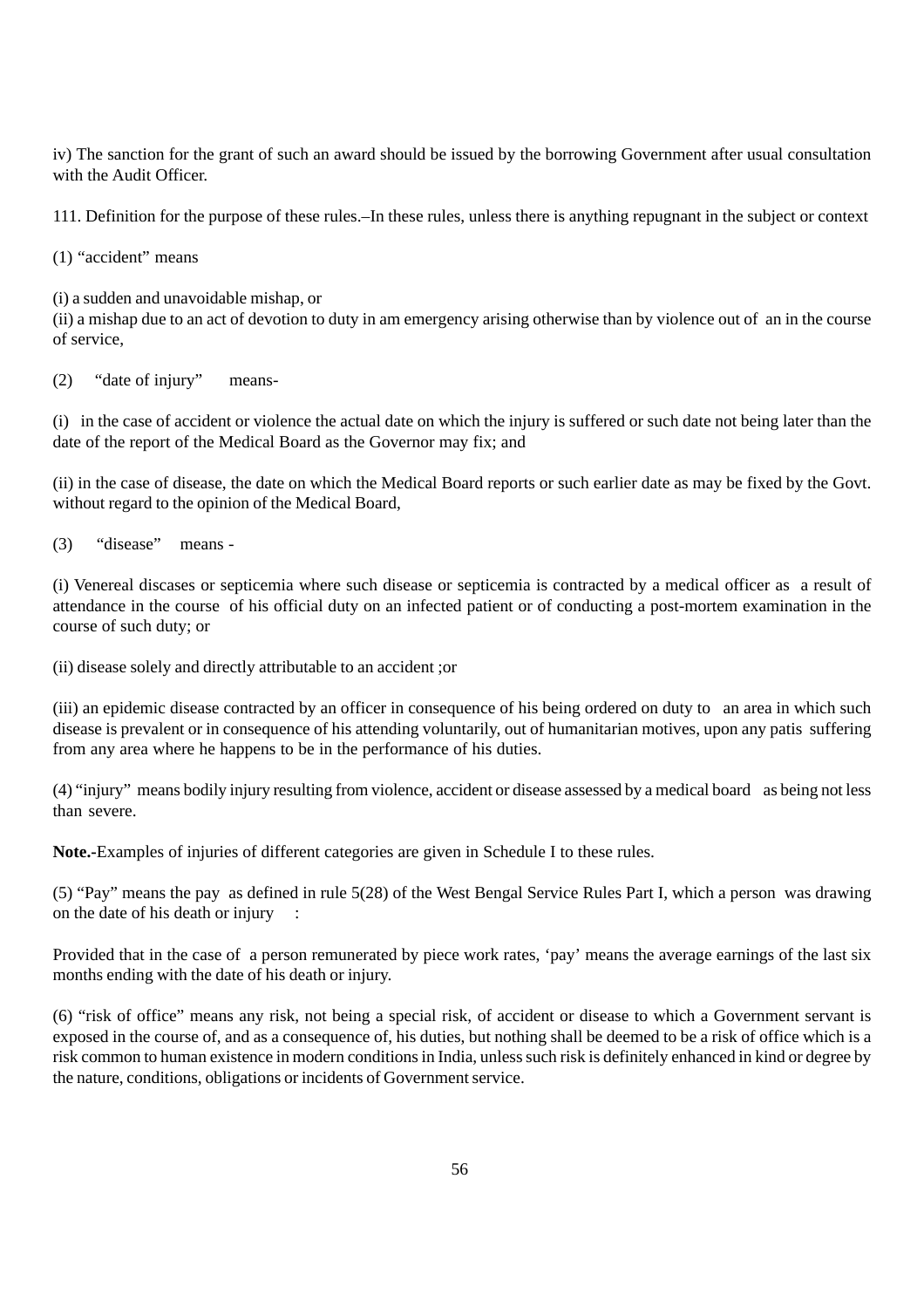iv) The sanction for the grant of such an award should be issued by the borrowing Government after usual consultation with the Audit Officer.

111. Definition for the purpose of these rules.–In these rules, unless there is anything repugnant in the subject or context

(1) "accident" means

(i) a sudden and unavoidable mishap, or
(ii) a mishap due to an act of devotion to duty in am emergency arising otherwise than by violence out of an in the course of service,

(2) "date of injury" means-

(i) in the case of accident or violence the actual date on which the injury is suffered or such date not being later than the date of the report of the Medical Board as the Governor may fix; and

(ii) in the case of disease, the date on which the Medical Board reports or such earlier date as may be fixed by the Govt. without regard to the opinion of the Medical Board,

(3) "disease" means -

(i) Venereal discases or septicemia where such disease or septicemia is contracted by a medical officer as a result of attendance in the course of his official duty on an infected patient or of conducting a post-mortem examination in the course of such duty; or

(ii) disease solely and directly attributable to an accident ;or

(iii) an epidemic disease contracted by an officer in consequence of his being ordered on duty to an area in which such disease is prevalent or in consequence of his attending voluntarily, out of humanitarian motives, upon any patis suffering from any area where he happens to be in the performance of his duties.

(4) "injury" means bodily injury resulting from violence, accident or disease assessed by a medical board as being not less than severe.

**Note.-**Examples of injuries of different categories are given in Schedule I to these rules.

(5) "Pay" means the pay as defined in rule 5(28) of the West Bengal Service Rules Part I, which a person was drawing on the date of his death or injury :

Provided that in the case of a person remunerated by piece work rates, 'pay' means the average earnings of the last six months ending with the date of his death or injury.

(6) "risk of office" means any risk, not being a special risk, of accident or disease to which a Government servant is exposed in the course of, and as a consequence of, his duties, but nothing shall be deemed to be a risk of office which is a risk common to human existence in modern conditions in India, unless such risk is definitely enhanced in kind or degree by the nature, conditions, obligations or incidents of Government service.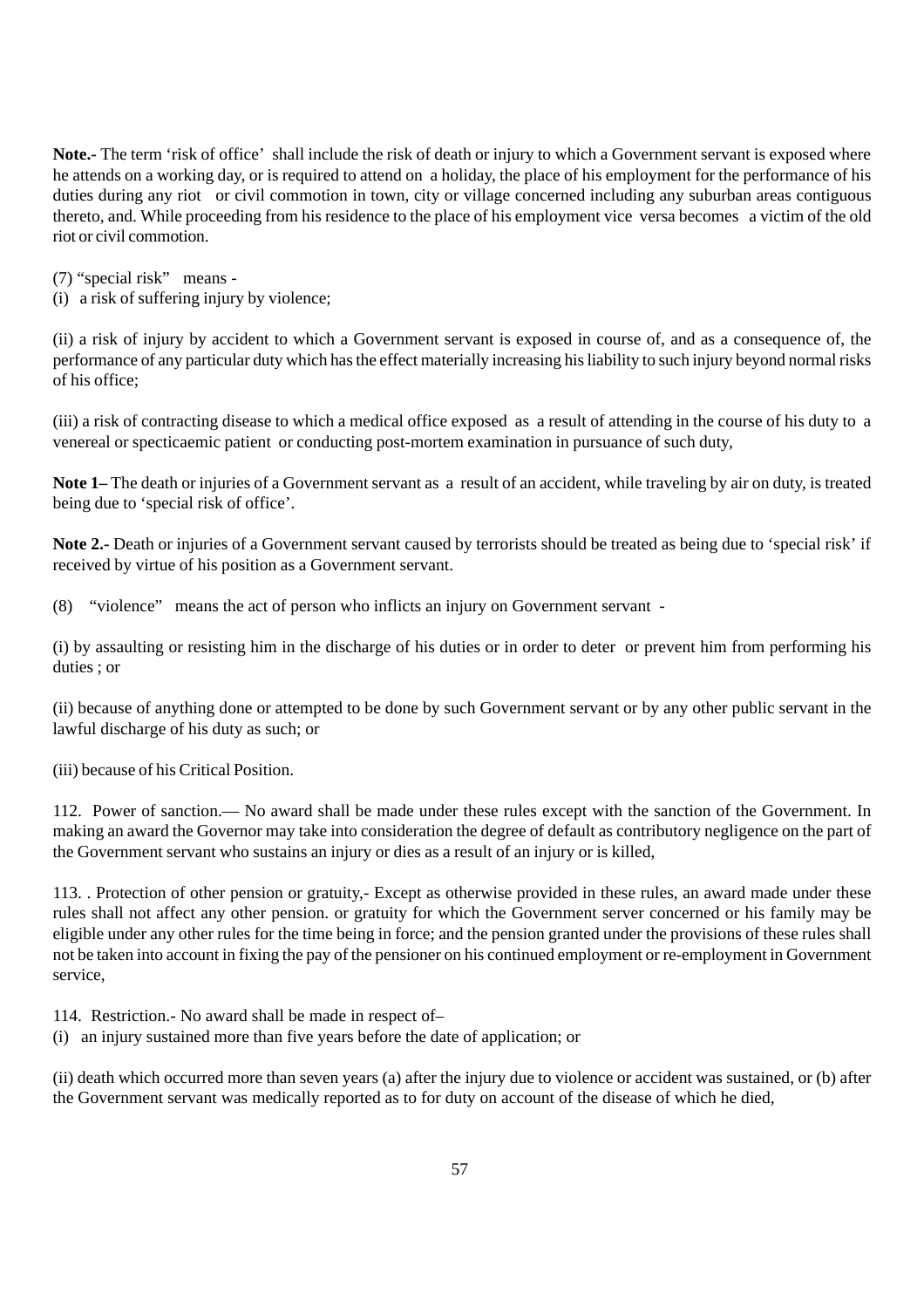**Note.-** The term 'risk of office' shall include the risk of death or injury to which a Government servant is exposed where he attends on a working day, or is required to attend on a holiday, the place of his employment for the performance of his duties during any riot or civil commotion in town, city or village concerned including any suburban areas contiguous thereto, and. While proceeding from his residence to the place of his employment vice versa becomes a victim of the old riot or civil commotion.

(7) "special risk" means -

(i) a risk of suffering injury by violence;

(ii) a risk of injury by accident to which a Government servant is exposed in course of, and as a consequence of, the performance of any particular duty which has the effect materially increasing his liability to such injury beyond normal risks of his office;

(iii) a risk of contracting disease to which a medical office exposed as a result of attending in the course of his duty to a venereal or specticaemic patient or conducting post-mortem examination in pursuance of such duty,

**Note 1–** The death or injuries of a Government servant as a result of an accident, while traveling by air on duty, is treated being due to 'special risk of office'.

**Note 2.-** Death or injuries of a Government servant caused by terrorists should be treated as being due to 'special risk' if received by virtue of his position as a Government servant.

(8) "violence" means the act of person who inflicts an injury on Government servant -

(i) by assaulting or resisting him in the discharge of his duties or in order to deter or prevent him from performing his duties ; or

(ii) because of anything done or attempted to be done by such Government servant or by any other public servant in the lawful discharge of his duty as such; or

(iii) because of his Critical Position.

112. Power of sanction.— No award shall be made under these rules except with the sanction of the Government. In making an award the Governor may take into consideration the degree of default as contributory negligence on the part of the Government servant who sustains an injury or dies as a result of an injury or is killed,

113. . Protection of other pension or gratuity,- Except as otherwise provided in these rules, an award made under these rules shall not affect any other pension. or gratuity for which the Government server concerned or his family may be eligible under any other rules for the time being in force; and the pension granted under the provisions of these rules shall not be taken into account in fixing the pay of the pensioner on his continued employment or re-employment in Government service,

114. Restriction.- No award shall be made in respect of–

(i) an injury sustained more than five years before the date of application; or

(ii) death which occurred more than seven years (a) after the injury due to violence or accident was sustained, or (b) after the Government servant was medically reported as to for duty on account of the disease of which he died,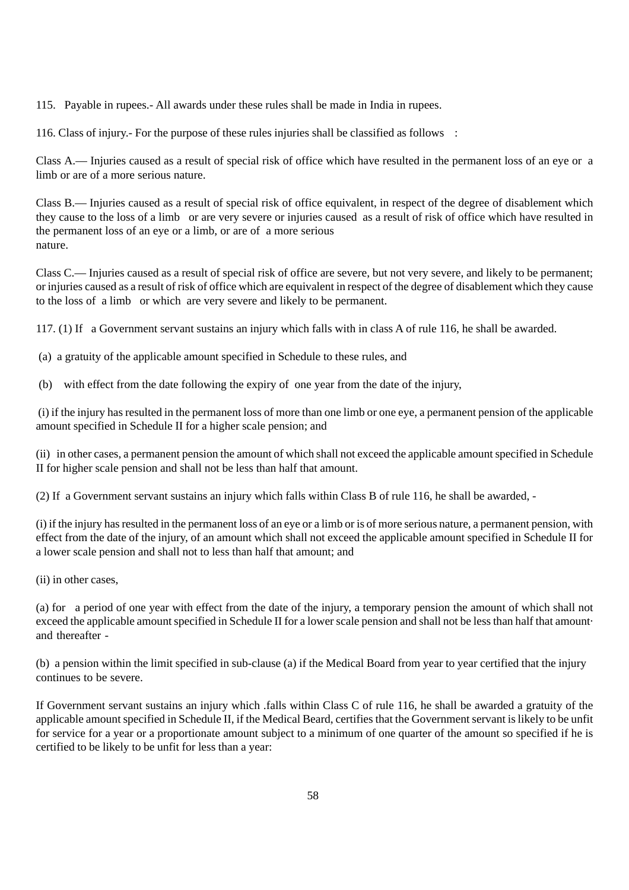115. Payable in rupees.- All awards under these rules shall be made in India in rupees.

116. Class of injury.- For the purpose of these rules injuries shall be classified as follows :

Class A.— Injuries caused as a result of special risk of office which have resulted in the permanent loss of an eye or a limb or are of a more serious nature.

Class B.— Injuries caused as a result of special risk of office equivalent, in respect of the degree of disablement which they cause to the loss of a limb or are very severe or injuries caused as a result of risk of office which have resulted in the permanent loss of an eye or a limb, or are of a more serious nature.

Class C.— Injuries caused as a result of special risk of office are severe, but not very severe, and likely to be permanent; or injuries caused as a result of risk of office which are equivalent in respect of the degree of disablement which they cause to the loss of a limb or which are very severe and likely to be permanent.

117. (1) If a Government servant sustains an injury which falls with in class A of rule 116, he shall be awarded.

(a) a gratuity of the applicable amount specified in Schedule to these rules, and

(b) with effect from the date following the expiry of one year from the date of the injury,

(i) if the injury has resulted in the permanent loss of more than one limb or one eye, a permanent pension of the applicable amount specified in Schedule II for a higher scale pension; and

(ii) in other cases, a permanent pension the amount of which shall not exceed the applicable amount specified in Schedule II for higher scale pension and shall not be less than half that amount.

(2) If a Government servant sustains an injury which falls within Class B of rule 116, he shall be awarded, -

(i) if the injury has resulted in the permanent loss of an eye or a limb or is of more serious nature, a permanent pension, with effect from the date of the injury, of an amount which shall not exceed the applicable amount specified in Schedule II for a lower scale pension and shall not to less than half that amount; and

(ii) in other cases,

(a) for a period of one year with effect from the date of the injury, a temporary pension the amount of which shall not exceed the applicable amount specified in Schedule II for a lower scale pension and shall not be less than half that amount· and thereafter -

(b) a pension within the limit specified in sub-clause (a) if the Medical Board from year to year certified that the injury continues to be severe.

If Government servant sustains an injury which .falls within Class C of rule 116, he shall be awarded a gratuity of the applicable amount specified in Schedule II, if the Medical Beard, certifies that the Government servant is likely to be unfit for service for a year or a proportionate amount subject to a minimum of one quarter of the amount so specified if he is certified to be likely to be unfit for less than a year: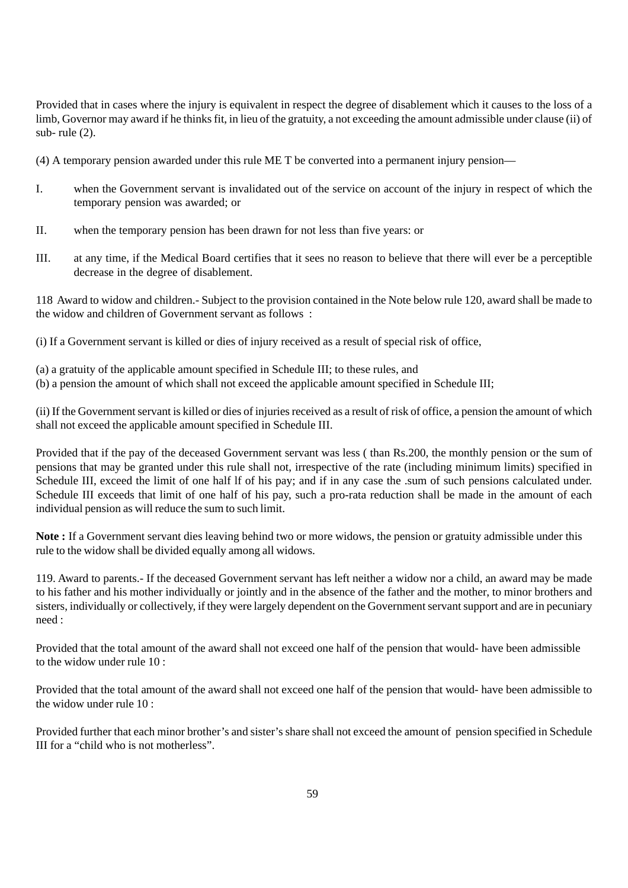Provided that in cases where the injury is equivalent in respect the degree of disablement which it causes to the loss of a limb, Governor may award if he thinks fit, in lieu of the gratuity, a not exceeding the amount admissible under clause (ii) of sub- rule (2).

(4) A temporary pension awarded under this rule ME T be converted into a permanent injury pension—

I. when the Government servant is invalidated out of the service on account of the injury in respect of which the temporary pension was awarded; or

II. when the temporary pension has been drawn for not less than five years: or

III. at any time, if the Medical Board certifies that it sees no reason to believe that there will ever be a perceptible decrease in the degree of disablement.

118 Award to widow and children.- Subject to the provision contained in the Note below rule 120, award shall be made to the widow and children of Government servant as follows :

(i) If a Government servant is killed or dies of injury received as a result of special risk of office,

(a) a gratuity of the applicable amount specified in Schedule III; to these rules, and
(b) a pension the amount of which shall not exceed the applicable amount specified in Schedule III;

(ii) If the Government servant is killed or dies of injuries received as a result of risk of office, a pension the amount of which shall not exceed the applicable amount specified in Schedule III.

Provided that if the pay of the deceased Government servant was less ( than Rs.200, the monthly pension or the sum of pensions that may be granted under this rule shall not, irrespective of the rate (including minimum limits) specified in Schedule III, exceed the limit of one half lf of his pay; and if in any case the .sum of such pensions calculated under. Schedule III exceeds that limit of one half of his pay, such a pro-rata reduction shall be made in the amount of each individual pension as will reduce the sum to such limit.

**Note :** If a Government servant dies leaving behind two or more widows, the pension or gratuity admissible under this rule to the widow shall be divided equally among all widows.

119. Award to parents.- If the deceased Government servant has left neither a widow nor a child, an award may be made to his father and his mother individually or jointly and in the absence of the father and the mother, to minor brothers and sisters, individually or collectively, if they were largely dependent on the Government servant support and are in pecuniary need :

Provided that the total amount of the award shall not exceed one half of the pension that would- have been admissible to the widow under rule 10 :

Provided that the total amount of the award shall not exceed one half of the pension that would- have been admissible to the widow under rule 10 :

Provided further that each minor brother's and sister's share shall not exceed the amount of pension specified in Schedule III for a "child who is not motherless".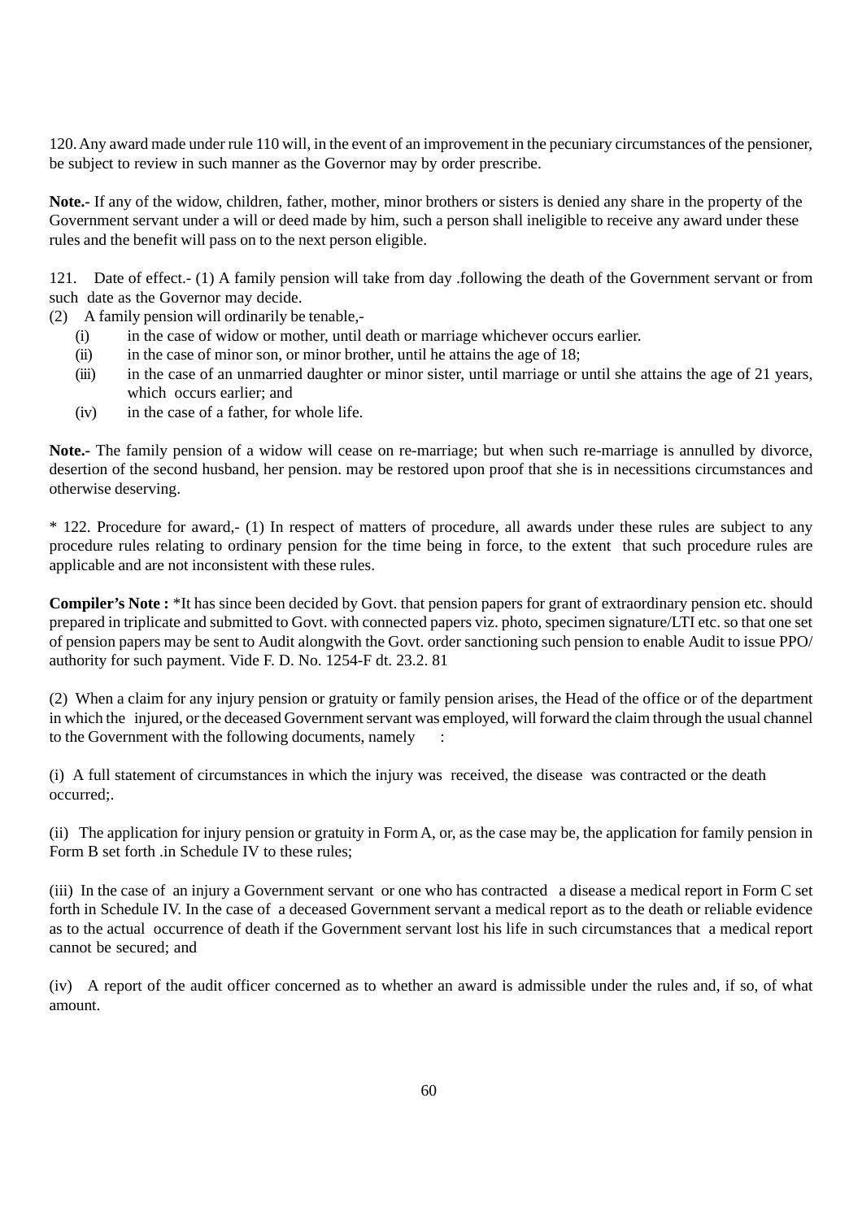120. Any award made under rule 110 will, in the event of an improvement in the pecuniary circumstances of the pensioner, be subject to review in such manner as the Governor may by order prescribe.

**Note.-** If any of the widow, children, father, mother, minor brothers or sisters is denied any share in the property of the Government servant under a will or deed made by him, such a person shall ineligible to receive any award under these rules and the benefit will pass on to the next person eligible.

121. Date of effect.- (1) A family pension will take from day .following the death of the Government servant or from such date as the Governor may decide.

(2) A family pension will ordinarily be tenable,-

- (i) in the case of widow or mother, until death or marriage whichever occurs earlier.
- (ii) in the case of minor son, or minor brother, until he attains the age of 18;
- (iii) in the case of an unmarried daughter or minor sister, until marriage or until she attains the age of 21 years, which occurs earlier; and
- (iv) in the case of a father, for whole life.

**Note.-** The family pension of a widow will cease on re-marriage; but when such re-marriage is annulled by divorce, desertion of the second husband, her pension. may be restored upon proof that she is in necessitions circumstances and otherwise deserving.

* 122. Procedure for award,- (1) In respect of matters of procedure, all awards under these rules are subject to any procedure rules relating to ordinary pension for the time being in force, to the extent that such procedure rules are applicable and are not inconsistent with these rules.

**Compiler's Note :** *It has since been decided by Govt. that pension papers for grant of extraordinary pension etc. should prepared in triplicate and submitted to Govt. with connected papers viz. photo, specimen signature/LTI etc. so that one set of pension papers may be sent to Audit alongwith the Govt. order sanctioning such pension to enable Audit to issue PPO/ authority for such payment. Vide F. D. No. 1254-F dt. 23.2. 81

(2) When a claim for any injury pension or gratuity or family pension arises, the Head of the office or of the department in which the injured, or the deceased Government servant was employed, will forward the claim through the usual channel to the Government with the following documents, namely :

(i) A full statement of circumstances in which the injury was received, the disease was contracted or the death occurred;.

(ii) The application for injury pension or gratuity in Form A, or, as the case may be, the application for family pension in Form B set forth .in Schedule IV to these rules;

(iii) In the case of an injury a Government servant or one who has contracted a disease a medical report in Form C set forth in Schedule IV. In the case of a deceased Government servant a medical report as to the death or reliable evidence as to the actual occurrence of death if the Government servant lost his life in such circumstances that a medical report cannot be secured; and

(iv) A report of the audit officer concerned as to whether an award is admissible under the rules and, if so, of what amount.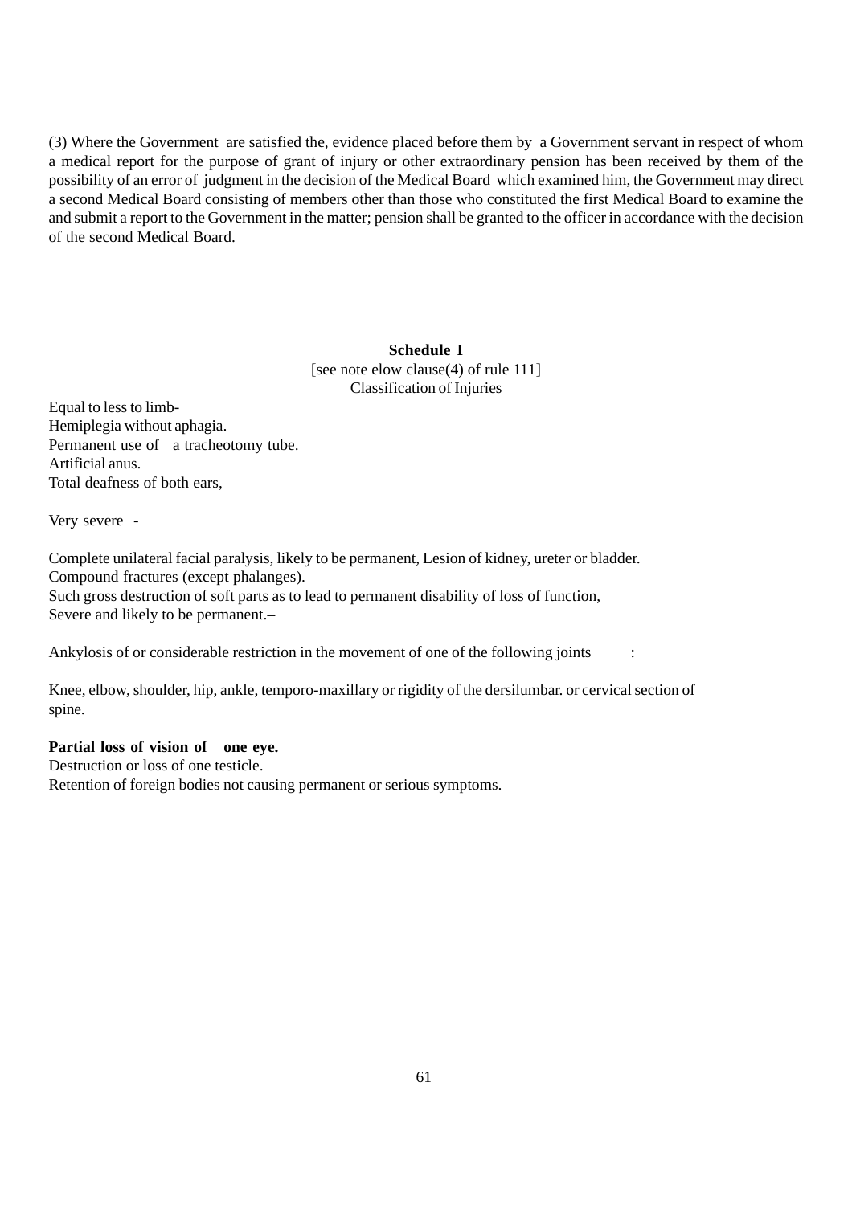(3) Where the Government are satisfied the, evidence placed before them by a Government servant in respect of whom a medical report for the purpose of grant of injury or other extraordinary pension has been received by them of the possibility of an error of judgment in the decision of the Medical Board which examined him, the Government may direct a second Medical Board consisting of members other than those who constituted the first Medical Board to examine the and submit a report to the Government in the matter; pension shall be granted to the officer in accordance with the decision of the second Medical Board.

**Schedule I**

[see note elow clause(4) of rule 111]

Classification of Injuries

Equal to less to limb-
Hemiplegia without aphagia.
Permanent use of a tracheotomy tube.
Artificial anus.
Total deafness of both ears,

Very severe -

Complete unilateral facial paralysis, likely to be permanent, Lesion of kidney, ureter or bladder.
Compound fractures (except phalanges).
Such gross destruction of soft parts as to lead to permanent disability of loss of function,
Severe and likely to be permanent.–

Ankylosis of or considerable restriction in the movement of one of the following joints :

Knee, elbow, shoulder, hip, ankle, temporo-maxillary or rigidity of the dersilumbar. or cervical section of spine.

**Partial loss of vision of one eye.**
Destruction or loss of one testicle.
Retention of foreign bodies not causing permanent or serious symptoms.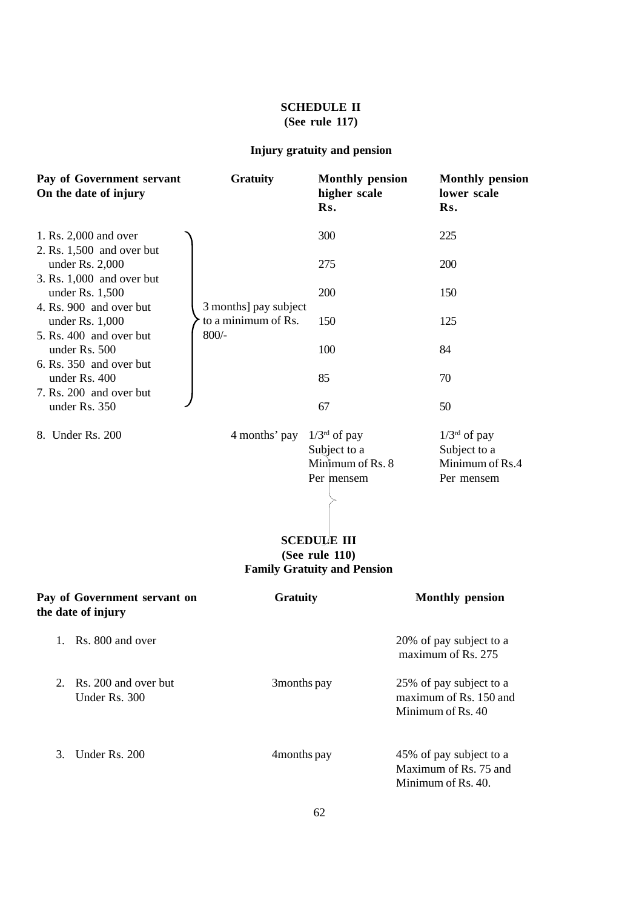## SCHEDULE II
**(See rule 117)**

**Injury gratuity and pension**

| Pay of Government servant On the date of injury | Gratuity | Monthly pension higher scale Rs. | Monthly pension lower scale Rs. |
|---|---|---|---|
| 1. Rs. 2,000 and over | 3 months] pay subject to a minimum of Rs. 800/- | 300 | 225 |
| 2. Rs. 1,500 and over but under Rs. 2,000 | | 275 | 200 |
| 3. Rs. 1,000 and over but under Rs. 1,500 | | 200 | 150 |
| 4. Rs. 900 and over but under Rs. 1,000 | | 150 | 125 |
| 5. Rs. 400 and over but under Rs. 500 | | 100 | 84 |
| 6. Rs. 350 and over but under Rs. 400 | | 85 | 70 |
| 7. Rs. 200 and over but under Rs. 350 | | 67 | 50 |
| 8. Under Rs. 200 | 4 months' pay | 1/3rd of pay Subject to a Minimum of Rs. 8 Per mensem | 1/3rd of pay Subject to a Minimum of Rs.4 Per mensem |

## SCEDULE III
**(See rule 110)**
**Family Gratuity and Pension**

| Pay of Government servant on the date of injury | Gratuity | Monthly pension |
|---|---|---|
| 1. Rs. 800 and over | | 20% of pay subject to a maximum of Rs. 275 |
| 2. Rs. 200 and over but Under Rs. 300 | 3months pay | 25% of pay subject to a maximum of Rs. 150 and Minimum of Rs. 40 |
| 3. Under Rs. 200 | 4months pay | 45% of pay subject to a Maximum of Rs. 75 and Minimum of Rs. 40. |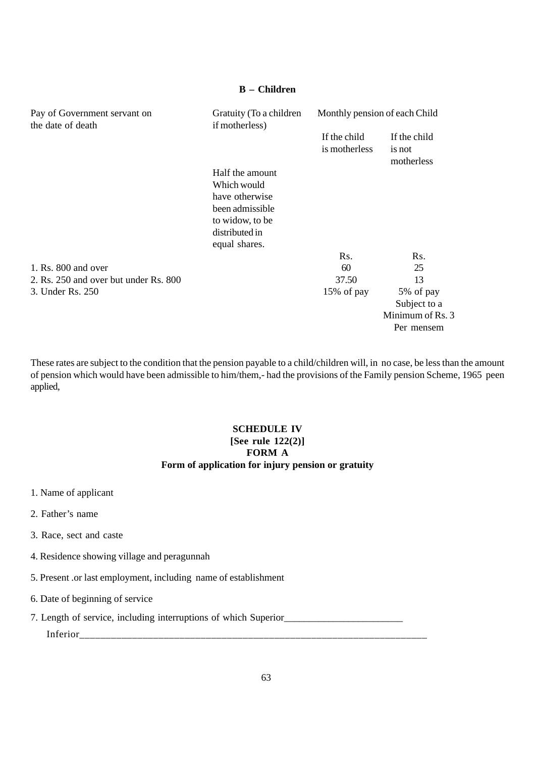**B – Children**

| Pay of Government servant on the date of death | Gratuity (To a children if motherless) | Monthly pension of each Child | |
|---|---|---|---|
| | | If the child is motherless | If the child is not motherless |
| | Half the amount Which would have otherwise been admissible to widow, to be distributed in equal shares. | | |
| | | Rs. | Rs. |
| 1. Rs. 800 and over | | 60 | 25 |
| 2. Rs. 250 and over but under Rs. 800 | | 37.50 | 13 |
| 3. Under Rs. 250 | | 15% of pay | 5% of pay Subject to a Minimum of Rs. 3 Per mensem |

These rates are subject to the condition that the pension payable to a child/children will, in no case, be less than the amount of pension which would have been admissible to him/them,- had the provisions of the Family pension Scheme, 1965 peen applied,

**SCHEDULE IV**
**[See rule 122(2)]**
**FORM A**
**Form of application for injury pension or gratuity**

1. Name of applicant

2. Father's name

3. Race, sect and caste

4. Residence showing village and peragunnah

5. Present .or last employment, including name of establishment

6. Date of beginning of service

7. Length of service, including interruptions of which Superior________________________

Inferior______________________________________________________________________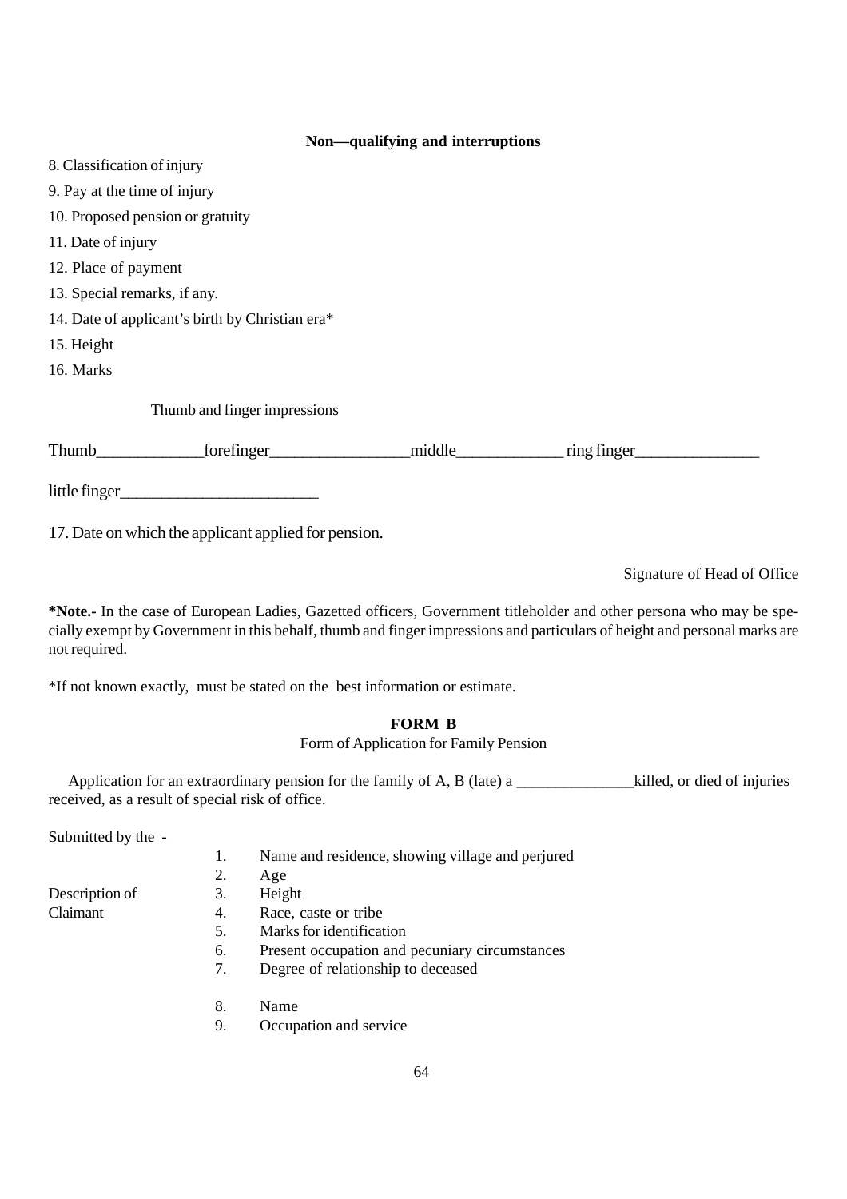**Non—qualifying and interruptions**

8. Classification of injury

9. Pay at the time of injury

10. Proposed pension or gratuity

11. Date of injury

12. Place of payment

13. Special remarks, if any.

14. Date of applicant's birth by Christian era*

15. Height

16. Marks

Thumb and finger impressions

Thumb_____________forefinger_________________middle_____________ ring finger_______________

little finger________________________

17. Date on which the applicant applied for pension.

Signature of Head of Office

***Note.-** In the case of European Ladies, Gazetted officers, Government titleholder and other persona who may be specially exempt by Government in this behalf, thumb and finger impressions and particulars of height and personal marks are not required.

*If not known exactly, must be stated on the best information or estimate.

## FORM B

Form of Application for Family Pension

Application for an extraordinary pension for the family of A, B (late) a _______________killed, or died of injuries received, as a result of special risk of office.

Submitted by the -

Description of Claimant

1. Name and residence, showing village and perjured
2. Age
3. Height
4. Race, caste or tribe
5. Marks for identification
6. Present occupation and pecuniary circumstances
7. Degree of relationship to deceased

8. Name
9. Occupation and service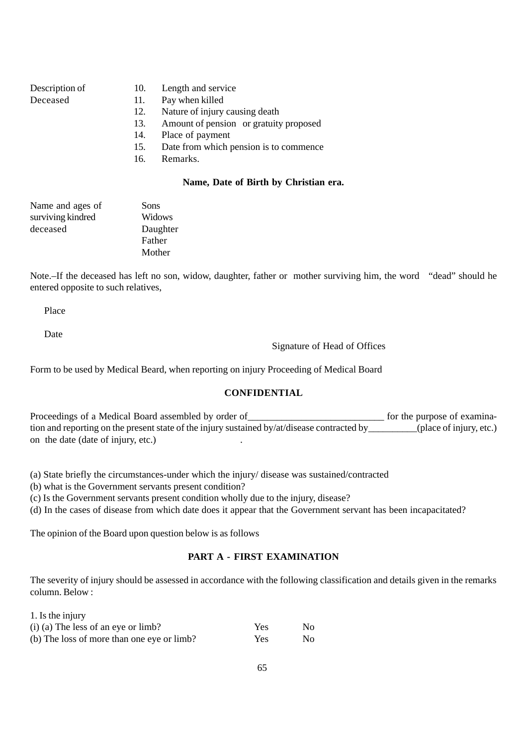| Description of Deceased | 10. | Length and service |
| --- | --- | --- |
| | 11. | Pay when killed |
| | 12. | Nature of injury causing death |
| | 13. | Amount of pension or gratuity proposed |
| | 14. | Place of payment |
| | 15. | Date from which pension is to commence |
| | 16. | Remarks. |

**Name, Date of Birth by Christian era.**

| Name and ages of surviving kindred deceased | Sons |
| --- | --- |
| | Widows |
| | Daughter |
| | Father |
| | Mother |

Note.–If the deceased has left no son, widow, daughter, father or mother surviving him, the word "dead" should he entered opposite to such relatives,

Place

Date

Signature of Head of Offices

Form to be used by Medical Beard, when reporting on injury Proceeding of Medical Board

**CONFIDENTIAL**

Proceedings of a Medical Board assembled by order of___________________________ for the purpose of examination and reporting on the present state of the injury sustained by/at/disease contracted by__________(place of injury, etc.) on the date (date of injury, etc.) .

(a) State briefly the circumstances-under which the injury/ disease was sustained/contracted

(b) what is the Government servants present condition?

(c) Is the Government servants present condition wholly due to the injury, disease?

(d) In the cases of disease from which date does it appear that the Government servant has been incapacitated?

The opinion of the Board upon question below is as follows

**PART A - FIRST EXAMINATION**

The severity of injury should be assessed in accordance with the following classification and details given in the remarks column. Below :

1. Is the injury

| | | |
| --- | --- | --- |
| (i) (a) The less of an eye or limb? | Yes | No |
| (b) The loss of more than one eye or limb? | Yes | No |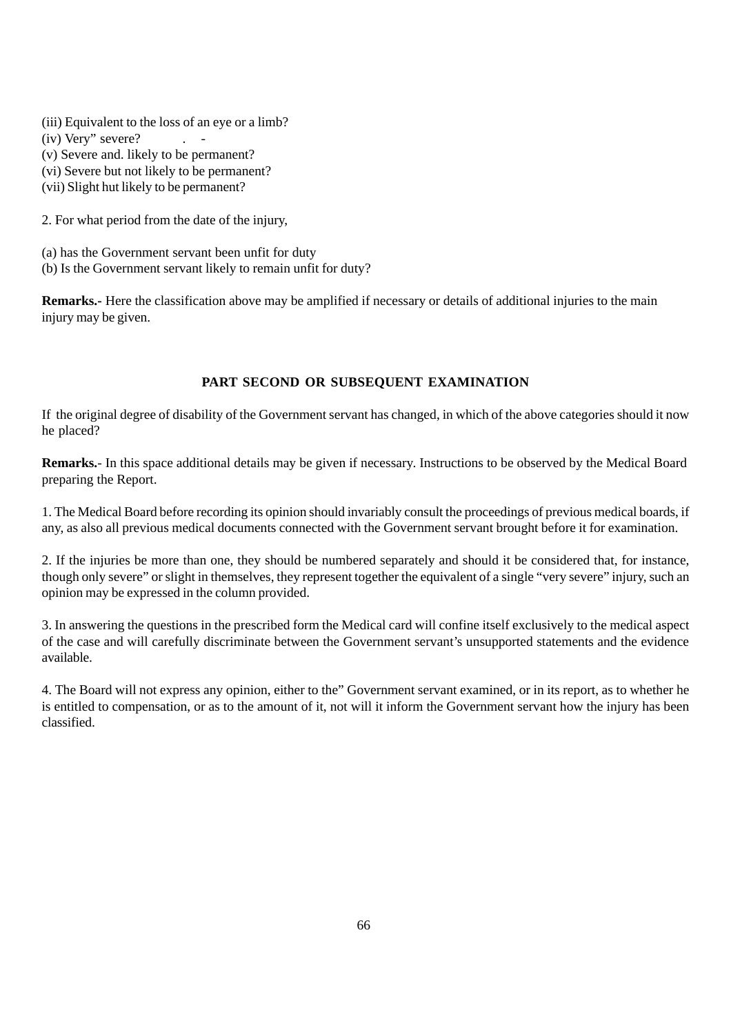(iii) Equivalent to the loss of an eye or a limb?
(iv) Very" severe? . -
(v) Severe and. likely to be permanent?
(vi) Severe but not likely to be permanent?
(vii) Slight hut likely to be permanent?

2. For what period from the date of the injury,

(a) has the Government servant been unfit for duty
(b) Is the Government servant likely to remain unfit for duty?

**Remarks.-** Here the classification above may be amplified if necessary or details of additional injuries to the main injury may be given.

### PART SECOND OR SUBSEQUENT EXAMINATION

If the original degree of disability of the Government servant has changed, in which of the above categories should it now he placed?

**Remarks.**- In this space additional details may be given if necessary. Instructions to be observed by the Medical Board preparing the Report.

1. The Medical Board before recording its opinion should invariably consult the proceedings of previous medical boards, if any, as also all previous medical documents connected with the Government servant brought before it for examination.

2. If the injuries be more than one, they should be numbered separately and should it be considered that, for instance, though only severe" or slight in themselves, they represent together the equivalent of a single "very severe" injury, such an opinion may be expressed in the column provided.

3. In answering the questions in the prescribed form the Medical card will confine itself exclusively to the medical aspect of the case and will carefully discriminate between the Government servant's unsupported statements and the evidence available.

4. The Board will not express any opinion, either to the" Government servant examined, or in its report, as to whether he is entitled to compensation, or as to the amount of it, not will it inform the Government servant how the injury has been classified.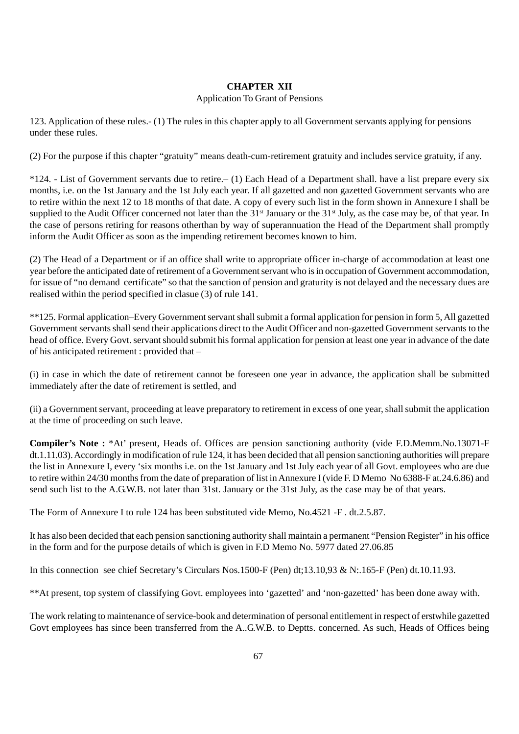# CHAPTER XII

Application To Grant of Pensions

123. Application of these rules.- (1) The rules in this chapter apply to all Government servants applying for pensions under these rules.

(2) For the purpose if this chapter "gratuity" means death-cum-retirement gratuity and includes service gratuity, if any.

*124. - List of Government servants due to retire.– (1) Each Head of a Department shall. have a list prepare every six months, i.e. on the 1st January and the 1st July each year. If all gazetted and non gazetted Government servants who are to retire within the next 12 to 18 months of that date. A copy of every such list in the form shown in Annexure I shall be supplied to the Audit Officer concerned not later than the 31st January or the 31st July, as the case may be, of that year. In the case of persons retiring for reasons otherthan by way of superannuation the Head of the Department shall promptly inform the Audit Officer as soon as the impending retirement becomes known to him.

(2) The Head of a Department or if an office shall write to appropriate officer in-charge of accommodation at least one year before the anticipated date of retirement of a Government servant who is in occupation of Government accommodation, for issue of "no demand certificate" so that the sanction of pension and gratuity is not delayed and the necessary dues are realised within the period specified in clasue (3) of rule 141.

**125. Formal application–Every Government servant shall submit a formal application for pension in form 5, All gazetted Government servants shall send their applications direct to the Audit Officer and non-gazetted Government servants to the head of office. Every Govt. servant should submit his formal application for pension at least one year in advance of the date of his anticipated retirement : provided that –

(i) in case in which the date of retirement cannot be foreseen one year in advance, the application shall be submitted immediately after the date of retirement is settled, and

(ii) a Government servant, proceeding at leave preparatory to retirement in excess of one year, shall submit the application at the time of proceeding on such leave.

**Compiler's Note :** *At' present, Heads of. Offices are pension sanctioning authority (vide F.D.Memm.No.13071-F dt.1.11.03). Accordingly in modification of rule 124, it has been decided that all pension sanctioning authorities will prepare the list in Annexure I, every 'six months i.e. on the 1st January and 1st July each year of all Govt. employees who are due to retire within 24/30 months from the date of preparation of list in Annexure I (vide F. D Memo No 6388-F at.24.6.86) and send such list to the A.G.W.B. not later than 31st. January or the 31st July, as the case may be of that years.

The Form of Annexure I to rule 124 has been substituted vide Memo, No.4521 -F . dt.2.5.87.

It has also been decided that each pension sanctioning authority shall maintain a permanent "Pension Register" in his office in the form and for the purpose details of which is given in F.D Memo No. 5977 dated 27.06.85

In this connection see chief Secretary's Circulars Nos.1500-F (Pen) dt;13.10,93 & N:.165-F (Pen) dt.10.11.93.

**At present, top system of classifying Govt. employees into 'gazetted' and 'non-gazetted' has been done away with.

The work relating to maintenance of service-book and determination of personal entitlement in respect of erstwhile gazetted Govt employees has since been transferred from the A..G.W.B. to Deptts. concerned. As such, Heads of Offices being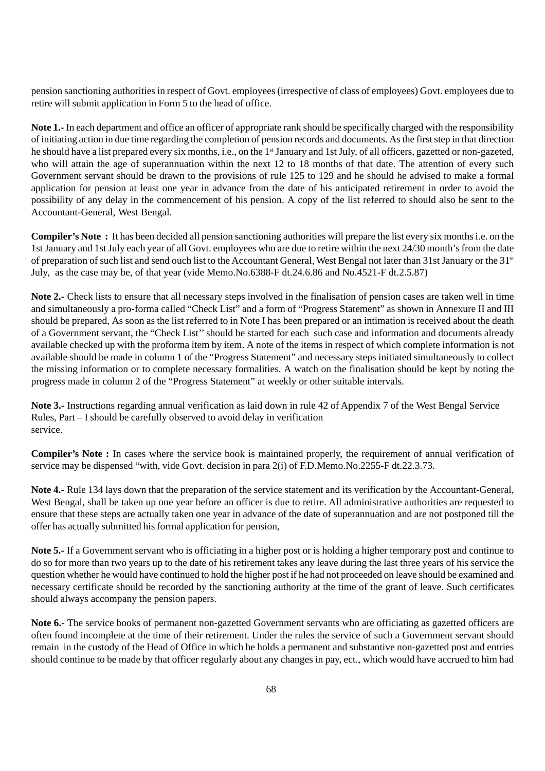pension sanctioning authorities in respect of Govt. employees (irrespective of class of employees) Govt. employees due to retire will submit application in Form 5 to the head of office.

**Note 1.-** In each department and office an officer of appropriate rank should be specifically charged with the responsibility of initiating action in due time regarding the completion of pension records and documents. As the first step in that direction he should have a list prepared every six months, i.e., on the 1st January and 1st July, of all officers, gazetted or non-gazeted, who will attain the age of superannuation within the next 12 to 18 months of that date. The attention of every such Government servant should be drawn to the provisions of rule 125 to 129 and he should he advised to make a formal application for pension at least one year in advance from the date of his anticipated retirement in order to avoid the possibility of any delay in the commencement of his pension. A copy of the list referred to should also be sent to the Accountant-General, West Bengal.

**Compiler's Note :** It has been decided all pension sanctioning authorities will prepare the list every six months i.e. on the 1st January and 1st July each year of all Govt. employees who are due to retire within the next 24/30 month's from the date of preparation of such list and send ouch list to the Accountant General, West Bengal not later than 31st January or the 31st July, as the case may be, of that year (vide Memo.No.6388-F dt.24.6.86 and No.4521-F dt.2.5.87)

**Note 2.-** Check lists to ensure that all necessary steps involved in the finalisation of pension cases are taken well in time and simultaneously a pro-forma called "Check List" and a form of "Progress Statement" as shown in Annexure II and III should be prepared, As soon as the list referred to in Note I has been prepared or an intimation is received about the death of a Government servant, the "Check List'' should be started for each such case and information and documents already available checked up with the proforma item by item. A note of the items in respect of which complete information is not available should be made in column 1 of the "Progress Statement" and necessary steps initiated simultaneously to collect the missing information or to complete necessary formalities. A watch on the finalisation should be kept by noting the progress made in column 2 of the "Progress Statement" at weekly or other suitable intervals.

**Note 3.-** Instructions regarding annual verification as laid down in rule 42 of Appendix 7 of the West Bengal Service Rules, Part – I should be carefully observed to avoid delay in verification service.

**Compiler's Note :** In cases where the service book is maintained properly, the requirement of annual verification of service may be dispensed "with, vide Govt. decision in para 2(i) of F.D.Memo.No.2255-F dt.22.3.73.

**Note 4.-** Rule 134 lays down that the preparation of the service statement and its verification by the Accountant-General, West Bengal, shall be taken up one year before an officer is due to retire. All administrative authorities are requested to ensure that these steps are actually taken one year in advance of the date of superannuation and are not postponed till the offer has actually submitted his formal application for pension,

**Note 5.-** If a Government servant who is officiating in a higher post or is holding a higher temporary post and continue to do so for more than two years up to the date of his retirement takes any leave during the last three years of his service the question whether he would have continued to hold the higher post if he had not proceeded on leave should be examined and necessary certificate should be recorded by the sanctioning authority at the time of the grant of leave. Such certificates should always accompany the pension papers.

**Note 6.-** The service books of permanent non-gazetted Government servants who are officiating as gazetted officers are often found incomplete at the time of their retirement. Under the rules the service of such a Government servant should remain in the custody of the Head of Office in which he holds a permanent and substantive non-gazetted post and entries should continue to be made by that officer regularly about any changes in pay, ect., which would have accrued to him had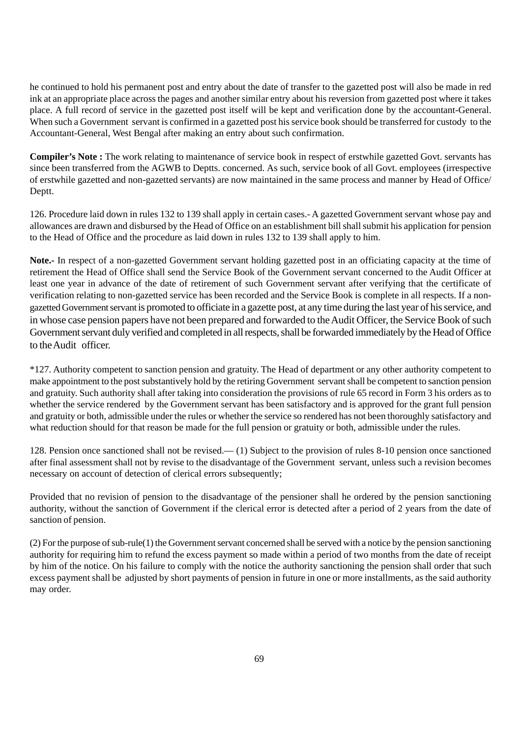he continued to hold his permanent post and entry about the date of transfer to the gazetted post will also be made in red ink at an appropriate place across the pages and another similar entry about his reversion from gazetted post where it takes place. A full record of service in the gazetted post itself will be kept and verification done by the accountant-General. When such a Government servant is confirmed in a gazetted post his service book should be transferred for custody to the Accountant-General, West Bengal after making an entry about such confirmation.

**Compiler's Note :** The work relating to maintenance of service book in respect of erstwhile gazetted Govt. servants has since been transferred from the AGWB to Deptts. concerned. As such, service book of all Govt. employees (irrespective of erstwhile gazetted and non-gazetted servants) are now maintained in the same process and manner by Head of Office/ Deptt.

126. Procedure laid down in rules 132 to 139 shall apply in certain cases.- A gazetted Government servant whose pay and allowances are drawn and disbursed by the Head of Office on an establishment bill shall submit his application for pension to the Head of Office and the procedure as laid down in rules 132 to 139 shall apply to him.

**Note.-** In respect of a non-gazetted Government servant holding gazetted post in an officiating capacity at the time of retirement the Head of Office shall send the Service Book of the Government servant concerned to the Audit Officer at least one year in advance of the date of retirement of such Government servant after verifying that the certificate of verification relating to non-gazetted service has been recorded and the Service Book is complete in all respects. If a non-gazetted Government servant is promoted to officiate in a gazette post, at any time during the last year of his service, and in whose case pension papers have not been prepared and forwarded to the Audit Officer, the Service Book of such Government servant duly verified and completed in all respects, shall be forwarded immediately by the Head of Office to the Audit officer.

*127. Authority competent to sanction pension and gratuity. The Head of department or any other authority competent to make appointment to the post substantively hold by the retiring Government servant shall be competent to sanction pension and gratuity. Such authority shall after taking into consideration the provisions of rule 65 record in Form 3 his orders as to whether the service rendered by the Government servant has been satisfactory and is approved for the grant full pension and gratuity or both, admissible under the rules or whether the service so rendered has not been thoroughly satisfactory and what reduction should for that reason be made for the full pension or gratuity or both, admissible under the rules.

128. Pension once sanctioned shall not be revised.— (1) Subject to the provision of rules 8-10 pension once sanctioned after final assessment shall not by revise to the disadvantage of the Government servant, unless such a revision becomes necessary on account of detection of clerical errors subsequently;

Provided that no revision of pension to the disadvantage of the pensioner shall he ordered by the pension sanctioning authority, without the sanction of Government if the clerical error is detected after a period of 2 years from the date of sanction of pension.

(2) For the purpose of sub-rule(1) the Government servant concerned shall be served with a notice by the pension sanctioning authority for requiring him to refund the excess payment so made within a period of two months from the date of receipt by him of the notice. On his failure to comply with the notice the authority sanctioning the pension shall order that such excess payment shall be adjusted by short payments of pension in future in one or more installments, as the said authority may order.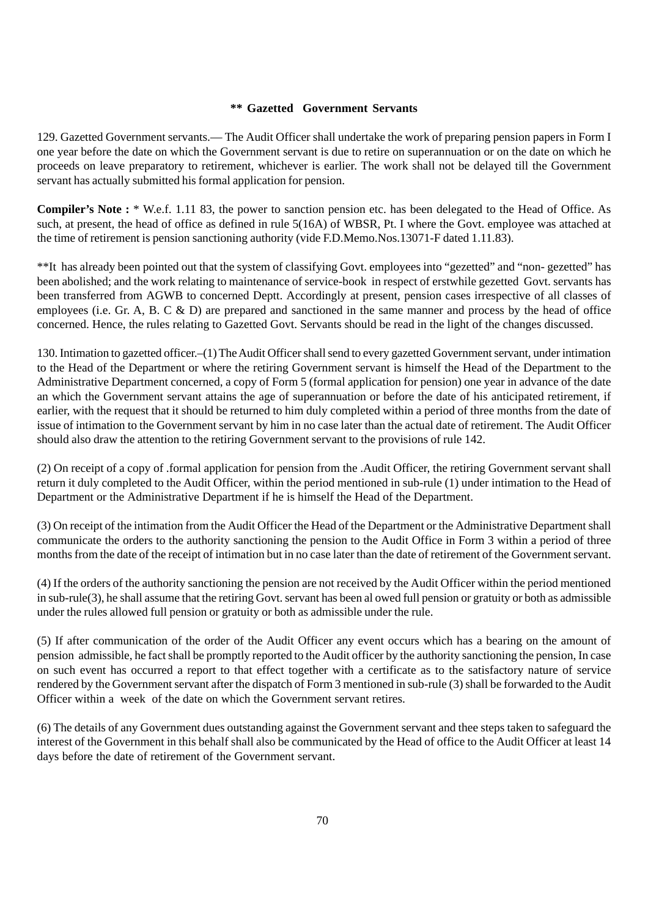### ** Gazetted Government Servants

129. Gazetted Government servants.— The Audit Officer shall undertake the work of preparing pension papers in Form I one year before the date on which the Government servant is due to retire on superannuation or on the date on which he proceeds on leave preparatory to retirement, whichever is earlier. The work shall not be delayed till the Government servant has actually submitted his formal application for pension.

**Compiler's Note :** * W.e.f. 1.11 83, the power to sanction pension etc. has been delegated to the Head of Office. As such, at present, the head of office as defined in rule 5(16A) of WBSR, Pt. I where the Govt. employee was attached at the time of retirement is pension sanctioning authority (vide F.D.Memo.Nos.13071-F dated 1.11.83).

**It has already been pointed out that the system of classifying Govt. employees into "gezetted" and "non- gezetted" has been abolished; and the work relating to maintenance of service-book in respect of erstwhile gezetted Govt. servants has been transferred from AGWB to concerned Deptt. Accordingly at present, pension cases irrespective of all classes of employees (i.e. Gr. A, B. C & D) are prepared and sanctioned in the same manner and process by the head of office concerned. Hence, the rules relating to Gazetted Govt. Servants should be read in the light of the changes discussed.

130. Intimation to gazetted officer.–(1) The Audit Officer shall send to every gazetted Government servant, under intimation to the Head of the Department or where the retiring Government servant is himself the Head of the Department to the Administrative Department concerned, a copy of Form 5 (formal application for pension) one year in advance of the date an which the Government servant attains the age of superannuation or before the date of his anticipated retirement, if earlier, with the request that it should be returned to him duly completed within a period of three months from the date of issue of intimation to the Government servant by him in no case later than the actual date of retirement. The Audit Officer should also draw the attention to the retiring Government servant to the provisions of rule 142.

(2) On receipt of a copy of .formal application for pension from the .Audit Officer, the retiring Government servant shall return it duly completed to the Audit Officer, within the period mentioned in sub-rule (1) under intimation to the Head of Department or the Administrative Department if he is himself the Head of the Department.

(3) On receipt of the intimation from the Audit Officer the Head of the Department or the Administrative Department shall communicate the orders to the authority sanctioning the pension to the Audit Office in Form 3 within a period of three months from the date of the receipt of intimation but in no case later than the date of retirement of the Government servant.

(4) If the orders of the authority sanctioning the pension are not received by the Audit Officer within the period mentioned in sub-rule(3), he shall assume that the retiring Govt. servant has been al owed full pension or gratuity or both as admissible under the rules allowed full pension or gratuity or both as admissible under the rule.

(5) If after communication of the order of the Audit Officer any event occurs which has a bearing on the amount of pension admissible, he fact shall be promptly reported to the Audit officer by the authority sanctioning the pension, In case on such event has occurred a report to that effect together with a certificate as to the satisfactory nature of service rendered by the Government servant after the dispatch of Form 3 mentioned in sub-rule (3) shall be forwarded to the Audit Officer within a week of the date on which the Government servant retires.

(6) The details of any Government dues outstanding against the Government servant and thee steps taken to safeguard the interest of the Government in this behalf shall also be communicated by the Head of office to the Audit Officer at least 14 days before the date of retirement of the Government servant.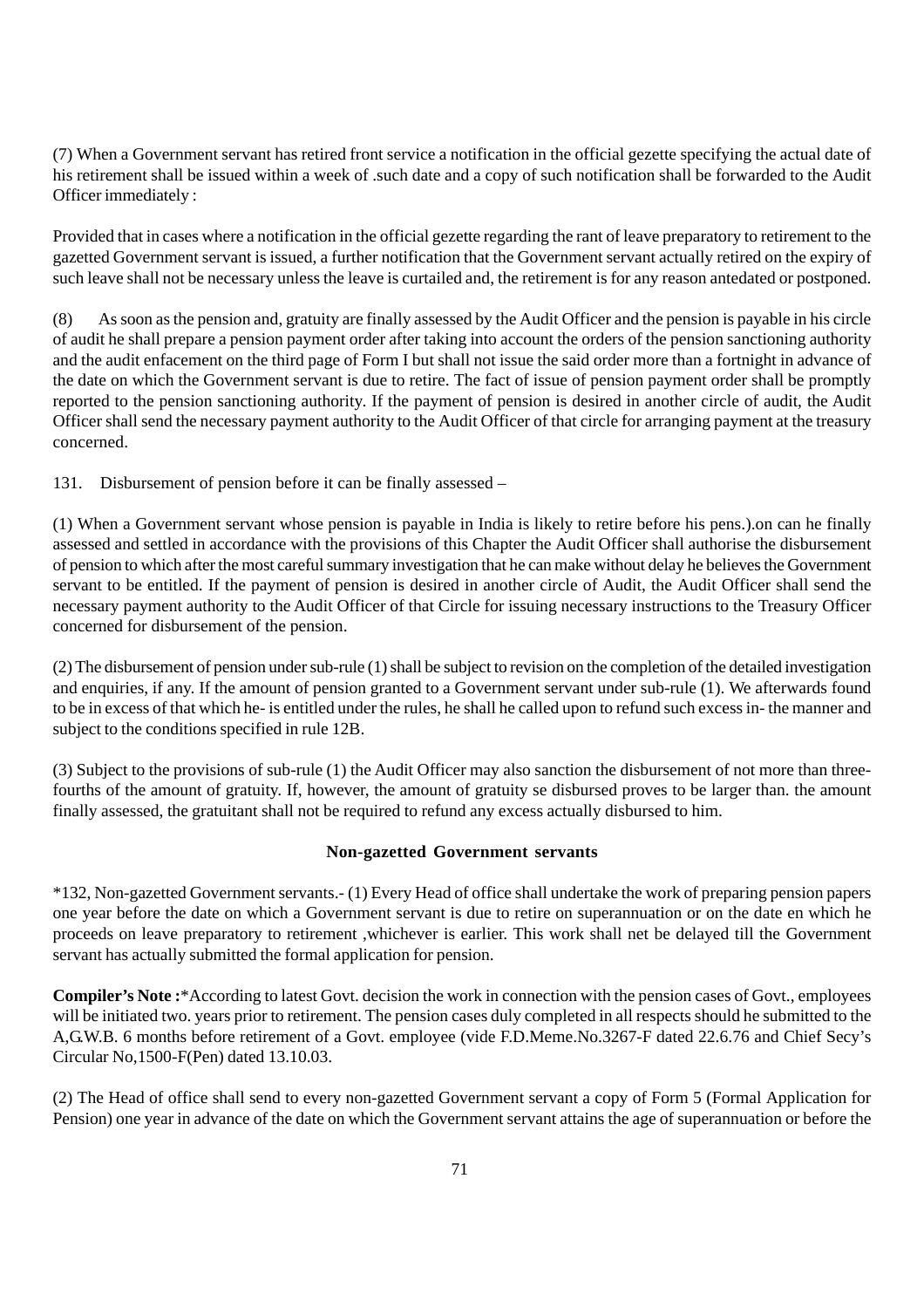(7) When a Government servant has retired front service a notification in the official gezette specifying the actual date of his retirement shall be issued within a week of .such date and a copy of such notification shall be forwarded to the Audit Officer immediately :

Provided that in cases where a notification in the official gezette regarding the rant of leave preparatory to retirement to the gazetted Government servant is issued, a further notification that the Government servant actually retired on the expiry of such leave shall not be necessary unless the leave is curtailed and, the retirement is for any reason antedated or postponed.

(8) As soon as the pension and, gratuity are finally assessed by the Audit Officer and the pension is payable in his circle of audit he shall prepare a pension payment order after taking into account the orders of the pension sanctioning authority and the audit enfacement on the third page of Form I but shall not issue the said order more than a fortnight in advance of the date on which the Government servant is due to retire. The fact of issue of pension payment order shall be promptly reported to the pension sanctioning authority. If the payment of pension is desired in another circle of audit, the Audit Officer shall send the necessary payment authority to the Audit Officer of that circle for arranging payment at the treasury concerned.

131. Disbursement of pension before it can be finally assessed –

(1) When a Government servant whose pension is payable in India is likely to retire before his pens.).on can he finally assessed and settled in accordance with the provisions of this Chapter the Audit Officer shall authorise the disbursement of pension to which after the most careful summary investigation that he can make without delay he believes the Government servant to be entitled. If the payment of pension is desired in another circle of Audit, the Audit Officer shall send the necessary payment authority to the Audit Officer of that Circle for issuing necessary instructions to the Treasury Officer concerned for disbursement of the pension.

(2) The disbursement of pension under sub-rule (1) shall be subject to revision on the completion of the detailed investigation and enquiries, if any. If the amount of pension granted to a Government servant under sub-rule (1). We afterwards found to be in excess of that which he- is entitled under the rules, he shall he called upon to refund such excess in- the manner and subject to the conditions specified in rule 12B.

(3) Subject to the provisions of sub-rule (1) the Audit Officer may also sanction the disbursement of not more than three-fourths of the amount of gratuity. If, however, the amount of gratuity se disbursed proves to be larger than. the amount finally assessed, the gratuitant shall not be required to refund any excess actually disbursed to him.

**Non-gazetted Government servants**

*132, Non-gazetted Government servants.- (1) Every Head of office shall undertake the work of preparing pension papers one year before the date on which a Government servant is due to retire on superannuation or on the date en which he proceeds on leave preparatory to retirement ,whichever is earlier. This work shall net be delayed till the Government servant has actually submitted the formal application for pension.

**Compiler's Note :***According to latest Govt. decision the work in connection with the pension cases of Govt., employees will be initiated two. years prior to retirement. The pension cases duly completed in all respects should he submitted to the A,G.W.B. 6 months before retirement of a Govt. employee (vide F.D.Meme.No.3267-F dated 22.6.76 and Chief Secy's Circular No,1500-F(Pen) dated 13.10.03.

(2) The Head of office shall send to every non-gazetted Government servant a copy of Form 5 (Formal Application for Pension) one year in advance of the date on which the Government servant attains the age of superannuation or before the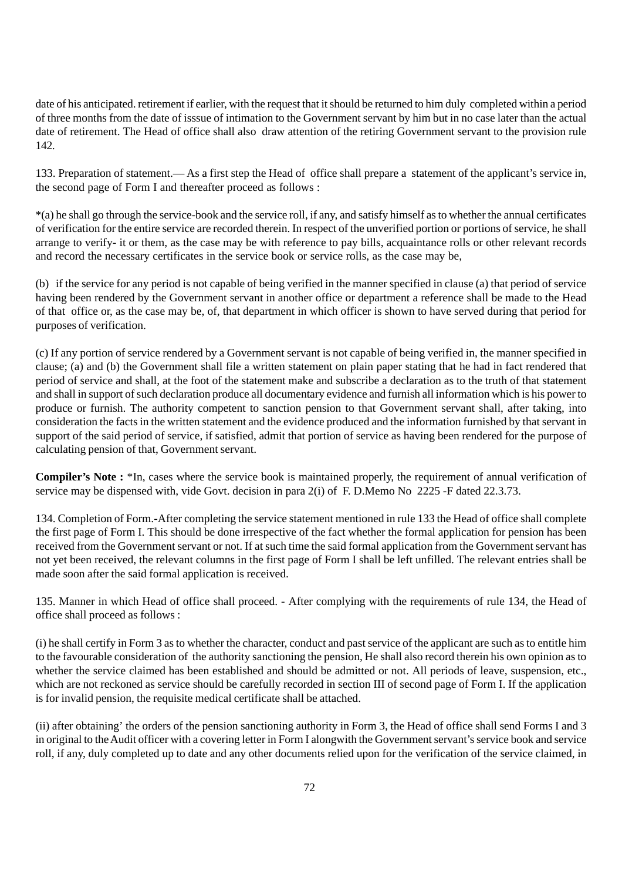date of his anticipated. retirement if earlier, with the request that it should be returned to him duly completed within a period of three months from the date of isssue of intimation to the Government servant by him but in no case later than the actual date of retirement. The Head of office shall also draw attention of the retiring Government servant to the provision rule 142.

133. Preparation of statement.— As a first step the Head of office shall prepare a statement of the applicant's service in, the second page of Form I and thereafter proceed as follows :

*(a) he shall go through the service-book and the service roll, if any, and satisfy himself as to whether the annual certificates of verification for the entire service are recorded therein. In respect of the unverified portion or portions of service, he shall arrange to verify- it or them, as the case may be with reference to pay bills, acquaintance rolls or other relevant records and record the necessary certificates in the service book or service rolls, as the case may be,

(b) if the service for any period is not capable of being verified in the manner specified in clause (a) that period of service having been rendered by the Government servant in another office or department a reference shall be made to the Head of that office or, as the case may be, of, that department in which officer is shown to have served during that period for purposes of verification.

(c) If any portion of service rendered by a Government servant is not capable of being verified in, the manner specified in clause; (a) and (b) the Government shall file a written statement on plain paper stating that he had in fact rendered that period of service and shall, at the foot of the statement make and subscribe a declaration as to the truth of that statement and shall in support of such declaration produce all documentary evidence and furnish all information which is his power to produce or furnish. The authority competent to sanction pension to that Government servant shall, after taking, into consideration the facts in the written statement and the evidence produced and the information furnished by that servant in support of the said period of service, if satisfied, admit that portion of service as having been rendered for the purpose of calculating pension of that, Government servant.

**Compiler's Note :** *In, cases where the service book is maintained properly, the requirement of annual verification of service may be dispensed with, vide Govt. decision in para 2(i) of F. D.Memo No 2225 -F dated 22.3.73.

134. Completion of Form.-After completing the service statement mentioned in rule 133 the Head of office shall complete the first page of Form I. This should be done irrespective of the fact whether the formal application for pension has been received from the Government servant or not. If at such time the said formal application from the Government servant has not yet been received, the relevant columns in the first page of Form I shall be left unfilled. The relevant entries shall be made soon after the said formal application is received.

135. Manner in which Head of office shall proceed. - After complying with the requirements of rule 134, the Head of office shall proceed as follows :

(i) he shall certify in Form 3 as to whether the character, conduct and past service of the applicant are such as to entitle him to the favourable consideration of the authority sanctioning the pension, He shall also record therein his own opinion as to whether the service claimed has been established and should be admitted or not. All periods of leave, suspension, etc., which are not reckoned as service should be carefully recorded in section III of second page of Form I. If the application is for invalid pension, the requisite medical certificate shall be attached.

(ii) after obtaining' the orders of the pension sanctioning authority in Form 3, the Head of office shall send Forms I and 3 in original to the Audit officer with a covering letter in Form I alongwith the Government servant's service book and service roll, if any, duly completed up to date and any other documents relied upon for the verification of the service claimed, in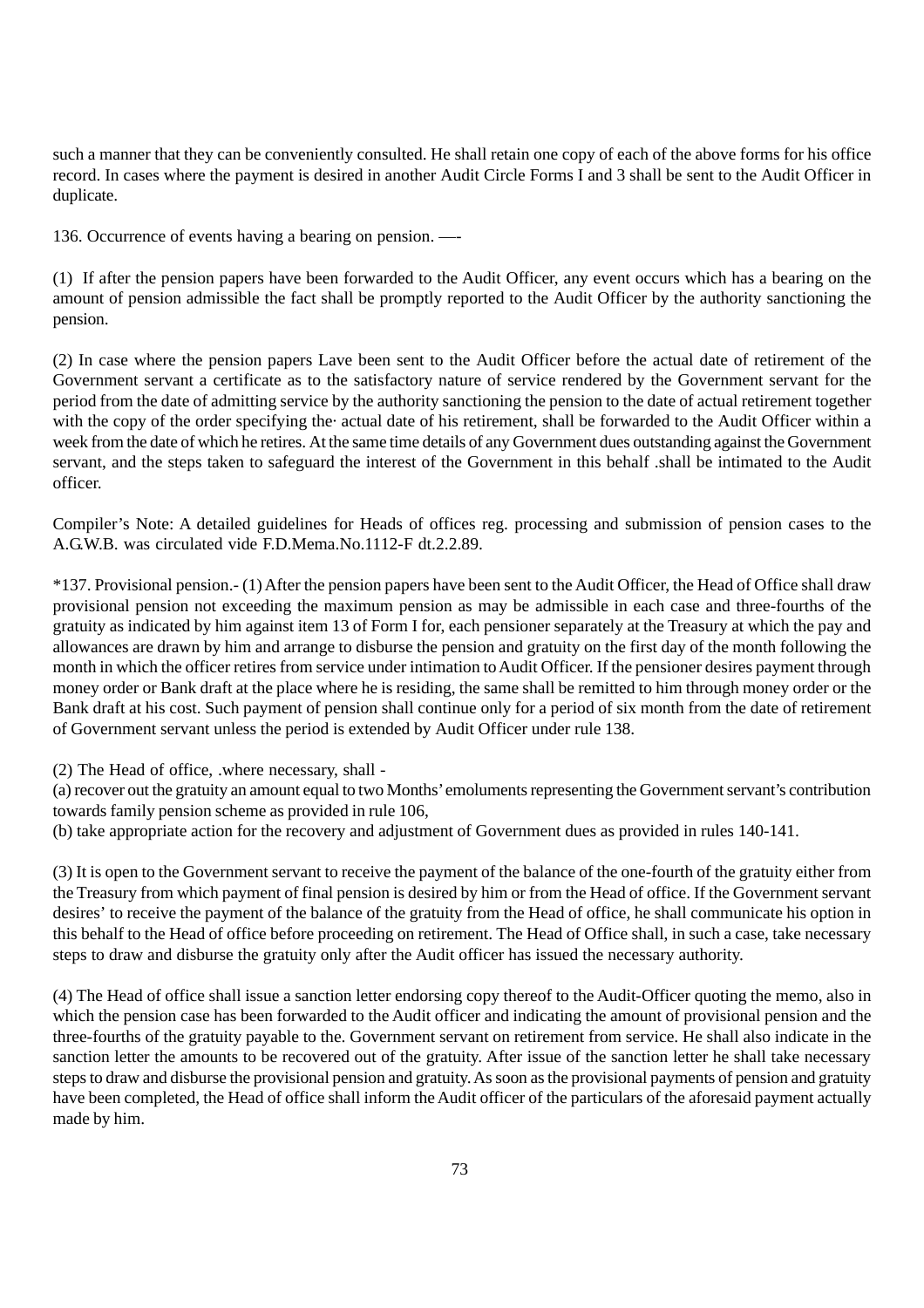such a manner that they can be conveniently consulted. He shall retain one copy of each of the above forms for his office record. In cases where the payment is desired in another Audit Circle Forms I and 3 shall be sent to the Audit Officer in duplicate.

136. Occurrence of events having a bearing on pension. —-

(1) If after the pension papers have been forwarded to the Audit Officer, any event occurs which has a bearing on the amount of pension admissible the fact shall be promptly reported to the Audit Officer by the authority sanctioning the pension.

(2) In case where the pension papers Lave been sent to the Audit Officer before the actual date of retirement of the Government servant a certificate as to the satisfactory nature of service rendered by the Government servant for the period from the date of admitting service by the authority sanctioning the pension to the date of actual retirement together with the copy of the order specifying the· actual date of his retirement, shall be forwarded to the Audit Officer within a week from the date of which he retires. At the same time details of any Government dues outstanding against the Government servant, and the steps taken to safeguard the interest of the Government in this behalf .shall be intimated to the Audit officer.

Compiler's Note: A detailed guidelines for Heads of offices reg. processing and submission of pension cases to the A.G.W.B. was circulated vide F.D.Mema.No.1112-F dt.2.2.89.

*137. Provisional pension.- (1) After the pension papers have been sent to the Audit Officer, the Head of Office shall draw provisional pension not exceeding the maximum pension as may be admissible in each case and three-fourths of the gratuity as indicated by him against item 13 of Form I for, each pensioner separately at the Treasury at which the pay and allowances are drawn by him and arrange to disburse the pension and gratuity on the first day of the month following the month in which the officer retires from service under intimation to Audit Officer. If the pensioner desires payment through money order or Bank draft at the place where he is residing, the same shall be remitted to him through money order or the Bank draft at his cost. Such payment of pension shall continue only for a period of six month from the date of retirement of Government servant unless the period is extended by Audit Officer under rule 138.

(2) The Head of office, .where necessary, shall -

(a) recover out the gratuity an amount equal to two Months' emoluments representing the Government servant's contribution towards family pension scheme as provided in rule 106,

(b) take appropriate action for the recovery and adjustment of Government dues as provided in rules 140-141.

(3) It is open to the Government servant to receive the payment of the balance of the one-fourth of the gratuity either from the Treasury from which payment of final pension is desired by him or from the Head of office. If the Government servant desires' to receive the payment of the balance of the gratuity from the Head of office, he shall communicate his option in this behalf to the Head of office before proceeding on retirement. The Head of Office shall, in such a case, take necessary steps to draw and disburse the gratuity only after the Audit officer has issued the necessary authority.

(4) The Head of office shall issue a sanction letter endorsing copy thereof to the Audit-Officer quoting the memo, also in which the pension case has been forwarded to the Audit officer and indicating the amount of provisional pension and the three-fourths of the gratuity payable to the. Government servant on retirement from service. He shall also indicate in the sanction letter the amounts to be recovered out of the gratuity. After issue of the sanction letter he shall take necessary steps to draw and disburse the provisional pension and gratuity. As soon as the provisional payments of pension and gratuity have been completed, the Head of office shall inform the Audit officer of the particulars of the aforesaid payment actually made by him.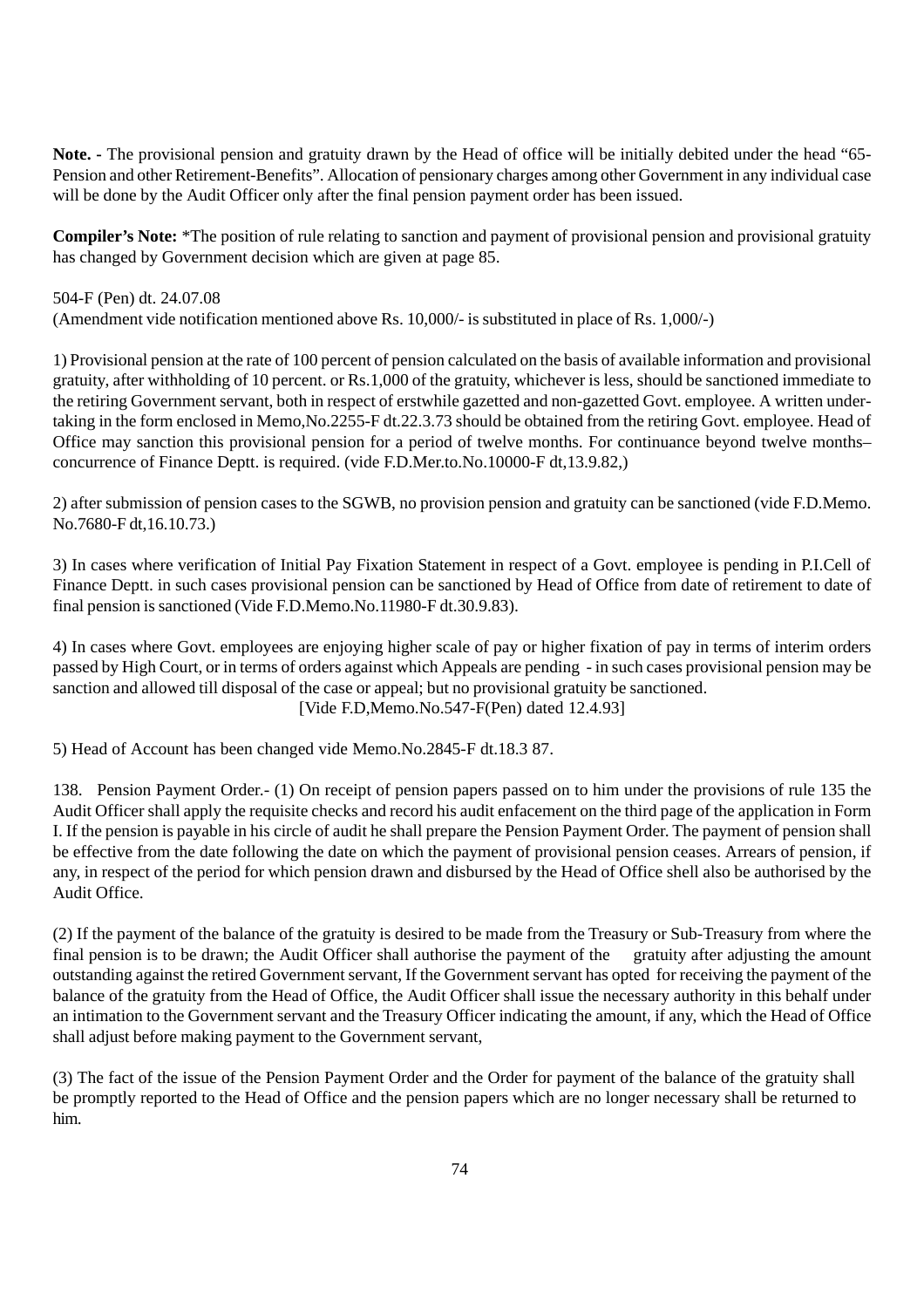**Note. -** The provisional pension and gratuity drawn by the Head of office will be initially debited under the head "65-Pension and other Retirement-Benefits". Allocation of pensionary charges among other Government in any individual case will be done by the Audit Officer only after the final pension payment order has been issued.

**Compiler's Note:** *The position of rule relating to sanction and payment of provisional pension and provisional gratuity has changed by Government decision which are given at page 85.

504-F (Pen) dt. 24.07.08
(Amendment vide notification mentioned above Rs. 10,000/- is substituted in place of Rs. 1,000/-)

1) Provisional pension at the rate of 100 percent of pension calculated on the basis of available information and provisional gratuity, after withholding of 10 percent. or Rs.1,000 of the gratuity, whichever is less, should be sanctioned immediate to the retiring Government servant, both in respect of erstwhile gazetted and non-gazetted Govt. employee. A written under-taking in the form enclosed in Memo,No.2255-F dt.22.3.73 should be obtained from the retiring Govt. employee. Head of Office may sanction this provisional pension for a period of twelve months. For continuance beyond twelve months– concurrence of Finance Deptt. is required. (vide F.D.Mer.to.No.10000-F dt,13.9.82,)

2) after submission of pension cases to the SGWB, no provision pension and gratuity can be sanctioned (vide F.D.Memo. No.7680-F dt,16.10.73.)

3) In cases where verification of Initial Pay Fixation Statement in respect of a Govt. employee is pending in P.I.Cell of Finance Deptt. in such cases provisional pension can be sanctioned by Head of Office from date of retirement to date of final pension is sanctioned (Vide F.D.Memo.No.11980-F dt.30.9.83).

4) In cases where Govt. employees are enjoying higher scale of pay or higher fixation of pay in terms of interim orders passed by High Court, or in terms of orders against which Appeals are pending - in such cases provisional pension may be sanction and allowed till disposal of the case or appeal; but no provisional gratuity be sanctioned.
[Vide F.D,Memo.No.547-F(Pen) dated 12.4.93]

5) Head of Account has been changed vide Memo.No.2845-F dt.18.3 87.

138. Pension Payment Order.- (1) On receipt of pension papers passed on to him under the provisions of rule 135 the Audit Officer shall apply the requisite checks and record his audit enfacement on the third page of the application in Form I. If the pension is payable in his circle of audit he shall prepare the Pension Payment Order. The payment of pension shall be effective from the date following the date on which the payment of provisional pension ceases. Arrears of pension, if any, in respect of the period for which pension drawn and disbursed by the Head of Office shell also be authorised by the Audit Office.

(2) If the payment of the balance of the gratuity is desired to be made from the Treasury or Sub-Treasury from where the final pension is to be drawn; the Audit Officer shall authorise the payment of the gratuity after adjusting the amount outstanding against the retired Government servant, If the Government servant has opted for receiving the payment of the balance of the gratuity from the Head of Office, the Audit Officer shall issue the necessary authority in this behalf under an intimation to the Government servant and the Treasury Officer indicating the amount, if any, which the Head of Office shall adjust before making payment to the Government servant,

(3) The fact of the issue of the Pension Payment Order and the Order for payment of the balance of the gratuity shall be promptly reported to the Head of Office and the pension papers which are no longer necessary shall be returned to him.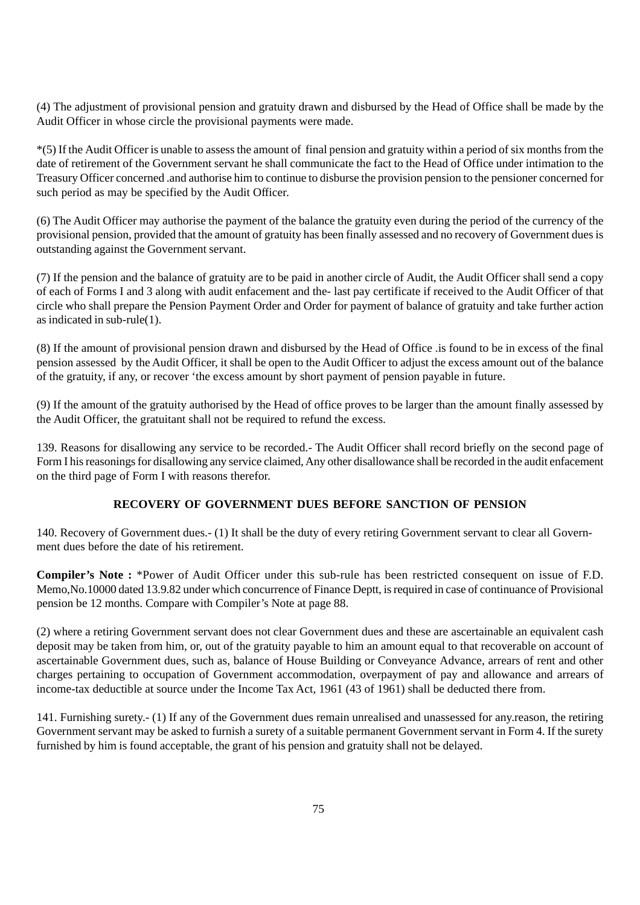(4) The adjustment of provisional pension and gratuity drawn and disbursed by the Head of Office shall be made by the Audit Officer in whose circle the provisional payments were made.

*(5) If the Audit Officer is unable to assess the amount of final pension and gratuity within a period of six months from the date of retirement of the Government servant he shall communicate the fact to the Head of Office under intimation to the Treasury Officer concerned .and authorise him to continue to disburse the provision pension to the pensioner concerned for such period as may be specified by the Audit Officer.

(6) The Audit Officer may authorise the payment of the balance the gratuity even during the period of the currency of the provisional pension, provided that the amount of gratuity has been finally assessed and no recovery of Government dues is outstanding against the Government servant.

(7) If the pension and the balance of gratuity are to be paid in another circle of Audit, the Audit Officer shall send a copy of each of Forms I and 3 along with audit enfacement and the- last pay certificate if received to the Audit Officer of that circle who shall prepare the Pension Payment Order and Order for payment of balance of gratuity and take further action as indicated in sub-rule(1).

(8) If the amount of provisional pension drawn and disbursed by the Head of Office .is found to be in excess of the final pension assessed by the Audit Officer, it shall be open to the Audit Officer to adjust the excess amount out of the balance of the gratuity, if any, or recover ‘the excess amount by short payment of pension payable in future.

(9) If the amount of the gratuity authorised by the Head of office proves to be larger than the amount finally assessed by the Audit Officer, the gratuitant shall not be required to refund the excess.

139. Reasons for disallowing any service to be recorded.- The Audit Officer shall record briefly on the second page of Form I his reasonings for disallowing any service claimed, Any other disallowance shall be recorded in the audit enfacement on the third page of Form I with reasons therefor.

**RECOVERY OF GOVERNMENT DUES BEFORE SANCTION OF PENSION**

140. Recovery of Government dues.- (1) It shall be the duty of every retiring Government servant to clear all Government dues before the date of his retirement.

**Compiler’s Note :** *Power of Audit Officer under this sub-rule has been restricted consequent on issue of F.D. Memo,No.10000 dated 13.9.82 under which concurrence of Finance Deptt, is required in case of continuance of Provisional pension be 12 months. Compare with Compiler’s Note at page 88.

(2) where a retiring Government servant does not clear Government dues and these are ascertainable an equivalent cash deposit may be taken from him, or, out of the gratuity payable to him an amount equal to that recoverable on account of ascertainable Government dues, such as, balance of House Building or Conveyance Advance, arrears of rent and other charges pertaining to occupation of Government accommodation, overpayment of pay and allowance and arrears of income-tax deductible at source under the Income Tax Act, 1961 (43 of 1961) shall be deducted there from.

141. Furnishing surety.- (1) If any of the Government dues remain unrealised and unassessed for any.reason, the retiring Government servant may be asked to furnish a surety of a suitable permanent Government servant in Form 4. If the surety furnished by him is found acceptable, the grant of his pension and gratuity shall not be delayed.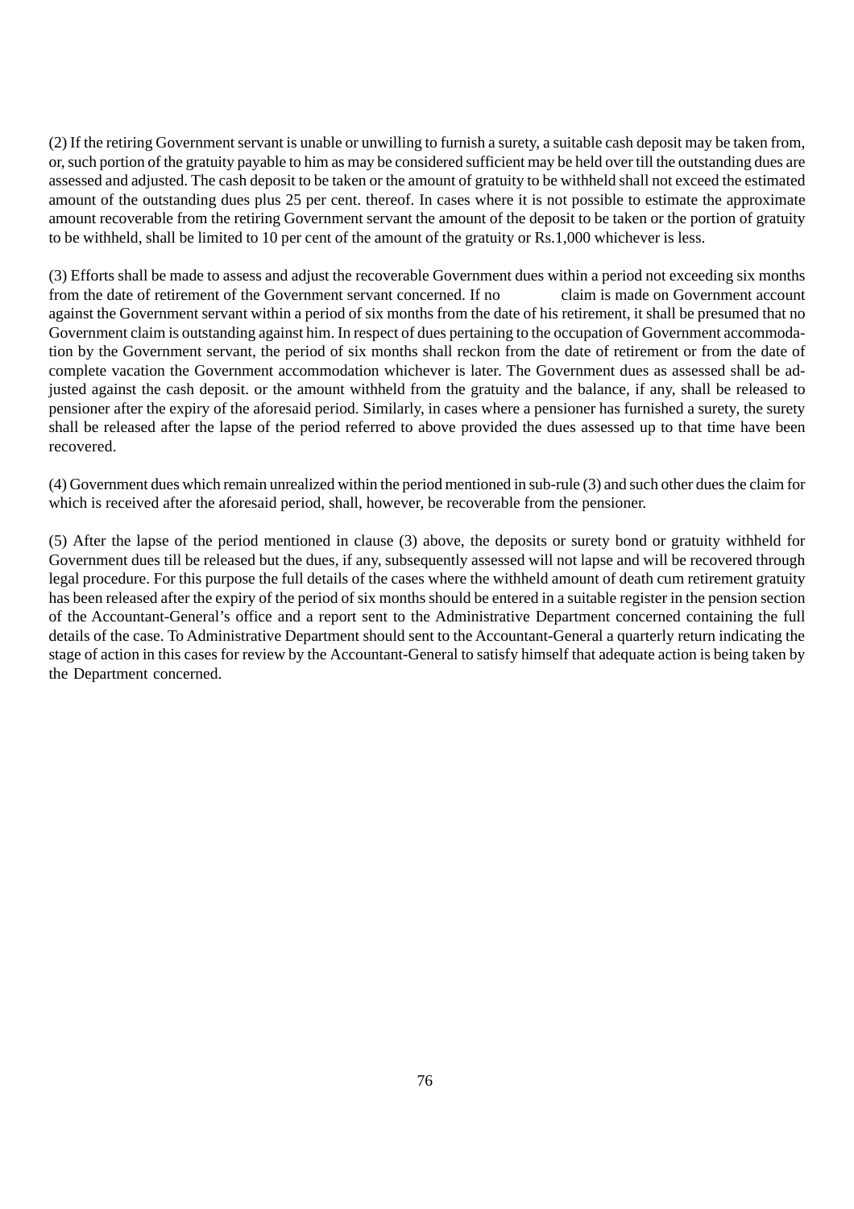(2) If the retiring Government servant is unable or unwilling to furnish a surety, a suitable cash deposit may be taken from, or, such portion of the gratuity payable to him as may be considered sufficient may be held over till the outstanding dues are assessed and adjusted. The cash deposit to be taken or the amount of gratuity to be withheld shall not exceed the estimated amount of the outstanding dues plus 25 per cent. thereof. In cases where it is not possible to estimate the approximate amount recoverable from the retiring Government servant the amount of the deposit to be taken or the portion of gratuity to be withheld, shall be limited to 10 per cent of the amount of the gratuity or Rs.1,000 whichever is less.

(3) Efforts shall be made to assess and adjust the recoverable Government dues within a period not exceeding six months from the date of retirement of the Government servant concerned. If no claim is made on Government account against the Government servant within a period of six months from the date of his retirement, it shall be presumed that no Government claim is outstanding against him. In respect of dues pertaining to the occupation of Government accommodation by the Government servant, the period of six months shall reckon from the date of retirement or from the date of complete vacation the Government accommodation whichever is later. The Government dues as assessed shall be adjusted against the cash deposit. or the amount withheld from the gratuity and the balance, if any, shall be released to pensioner after the expiry of the aforesaid period. Similarly, in cases where a pensioner has furnished a surety, the surety shall be released after the lapse of the period referred to above provided the dues assessed up to that time have been recovered.

(4) Government dues which remain unrealized within the period mentioned in sub-rule (3) and such other dues the claim for which is received after the aforesaid period, shall, however, be recoverable from the pensioner.

(5) After the lapse of the period mentioned in clause (3) above, the deposits or surety bond or gratuity withheld for Government dues till be released but the dues, if any, subsequently assessed will not lapse and will be recovered through legal procedure. For this purpose the full details of the cases where the withheld amount of death cum retirement gratuity has been released after the expiry of the period of six months should be entered in a suitable register in the pension section of the Accountant-General's office and a report sent to the Administrative Department concerned containing the full details of the case. To Administrative Department should sent to the Accountant-General a quarterly return indicating the stage of action in this cases for review by the Accountant-General to satisfy himself that adequate action is being taken by the Department concerned.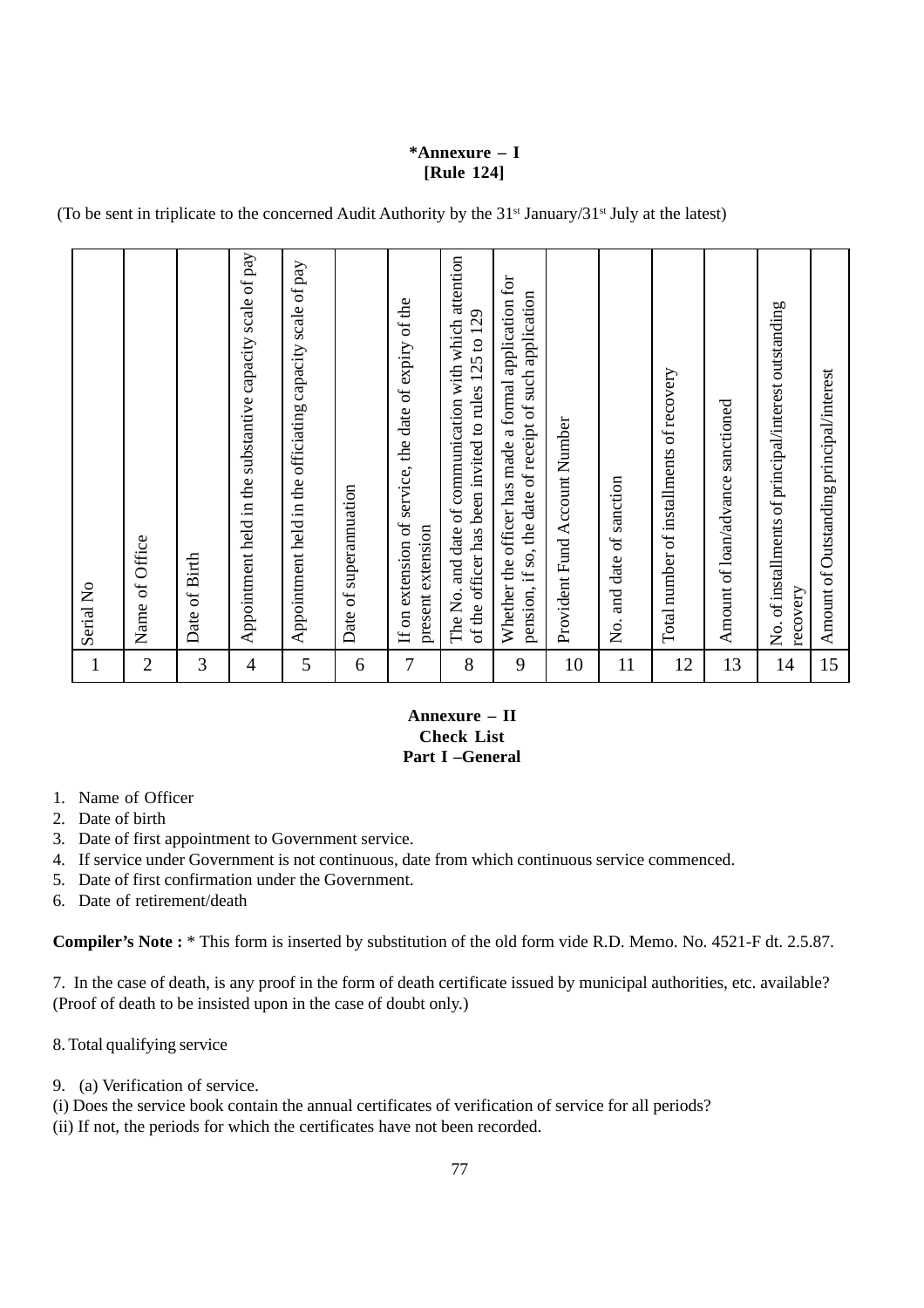## *Annexure – I
## [Rule 124]

(To be sent in triplicate to the concerned Audit Authority by the 31st January/31st July at the latest)

| Serial No | Name of Office | Date of Birth | Appointment held in the substantive capacity scale of pay | Appointment held in the officiating capacity scale of pay | Date of superannuation | If on extension of service, the date of expiry of the present extension | The No. and date of communication with which attention of the officer has been invited to rules 125 to 129 | Whether the officer has made a formal application for pension, if so, the date of receipt of such application | Provident Fund Account Number | No. and date of sanction | Total number of installments of recovery | Amount of loan/advance sanctioned | No. of installments of principal/interest outstanding recovery | Amount of Outstanding principal/interest |
|---|---|---|---|---|---|---|---|---|---|---|---|---|---|---|
| 1 | 2 | 3 | 4 | 5 | 6 | 7 | 8 | 9 | 10 | 11 | 12 | 13 | 14 | 15 |

## Annexure – II
## Check List
### Part I –General

1. Name of Officer
2. Date of birth
3. Date of first appointment to Government service.
4. If service under Government is not continuous, date from which continuous service commenced.
5. Date of first confirmation under the Government.
6. Date of retirement/death

**Compiler's Note :** * This form is inserted by substitution of the old form vide R.D. Memo. No. 4521-F dt. 2.5.87.

7. In the case of death, is any proof in the form of death certificate issued by municipal authorities, etc. available? (Proof of death to be insisted upon in the case of doubt only.)

8. Total qualifying service

9. (a) Verification of service.

(i) Does the service book contain the annual certificates of verification of service for all periods?

(ii) If not, the periods for which the certificates have not been recorded.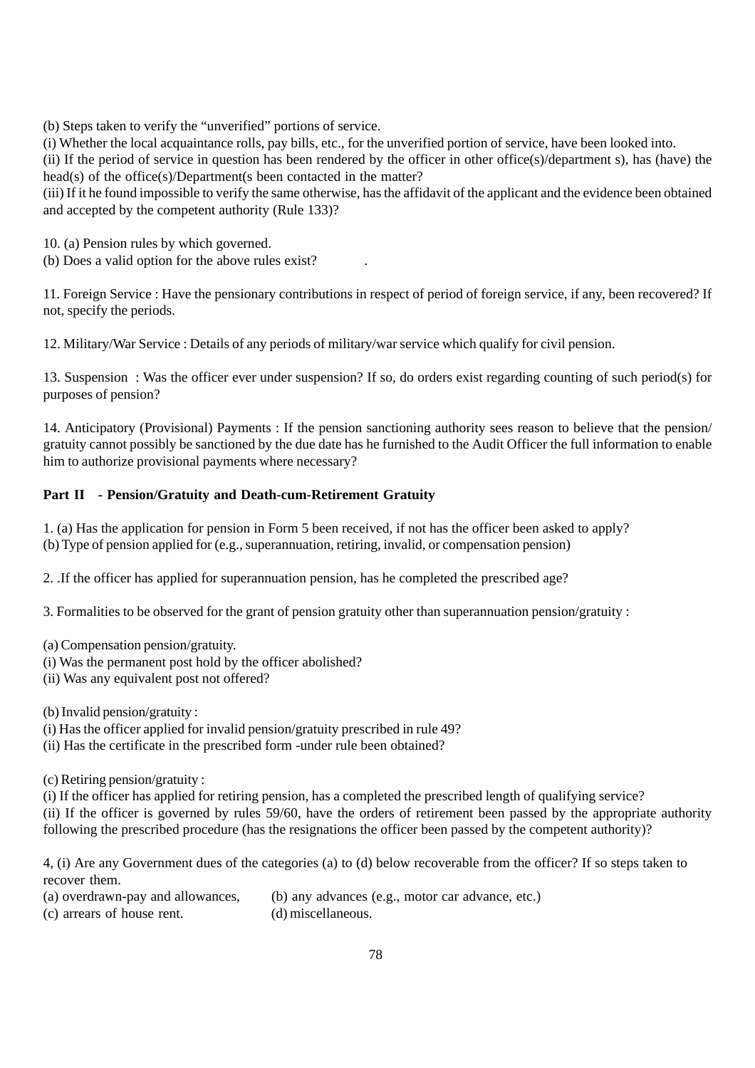(b) Steps taken to verify the “unverified” portions of service.

(i) Whether the local acquaintance rolls, pay bills, etc., for the unverified portion of service, have been looked into.

(ii) If the period of service in question has been rendered by the officer in other office(s)/department s), has (have) the head(s) of the office(s)/Department(s been contacted in the matter?

(iii) If it he found impossible to verify the same otherwise, has the affidavit of the applicant and the evidence been obtained and accepted by the competent authority (Rule 133)?

10. (a) Pension rules by which governed.

(b) Does a valid option for the above rules exist? .

11. Foreign Service : Have the pensionary contributions in respect of period of foreign service, if any, been recovered? If not, specify the periods.

12. Military/War Service : Details of any periods of military/war service which qualify for civil pension.

13. Suspension : Was the officer ever under suspension? If so, do orders exist regarding counting of such period(s) for purposes of pension?

14. Anticipatory (Provisional) Payments : If the pension sanctioning authority sees reason to believe that the pension/ gratuity cannot possibly be sanctioned by the due date has he furnished to the Audit Officer the full information to enable him to authorize provisional payments where necessary?

**Part II - Pension/Gratuity and Death-cum-Retirement Gratuity**

1. (a) Has the application for pension in Form 5 been received, if not has the officer been asked to apply?

(b) Type of pension applied for (e.g., superannuation, retiring, invalid, or compensation pension)

2. .If the officer has applied for superannuation pension, has he completed the prescribed age?

3. Formalities to be observed for the grant of pension gratuity other than superannuation pension/gratuity :

(a) Compensation pension/gratuity.

(i) Was the permanent post hold by the officer abolished?

(ii) Was any equivalent post not offered?

(b) Invalid pension/gratuity :

(i) Has the officer applied for invalid pension/gratuity prescribed in rule 49?

(ii) Has the certificate in the prescribed form -under rule been obtained?

(c) Retiring pension/gratuity :

(i) If the officer has applied for retiring pension, has a completed the prescribed length of qualifying service?

(ii) If the officer is governed by rules 59/60, have the orders of retirement been passed by the appropriate authority following the prescribed procedure (has the resignations the officer been passed by the competent authority)?

4, (i) Are any Government dues of the categories (a) to (d) below recoverable from the officer? If so steps taken to recover them.

(a) overdrawn-pay and allowances, (b) any advances (e.g., motor car advance, etc.)

(c) arrears of house rent. (d) miscellaneous.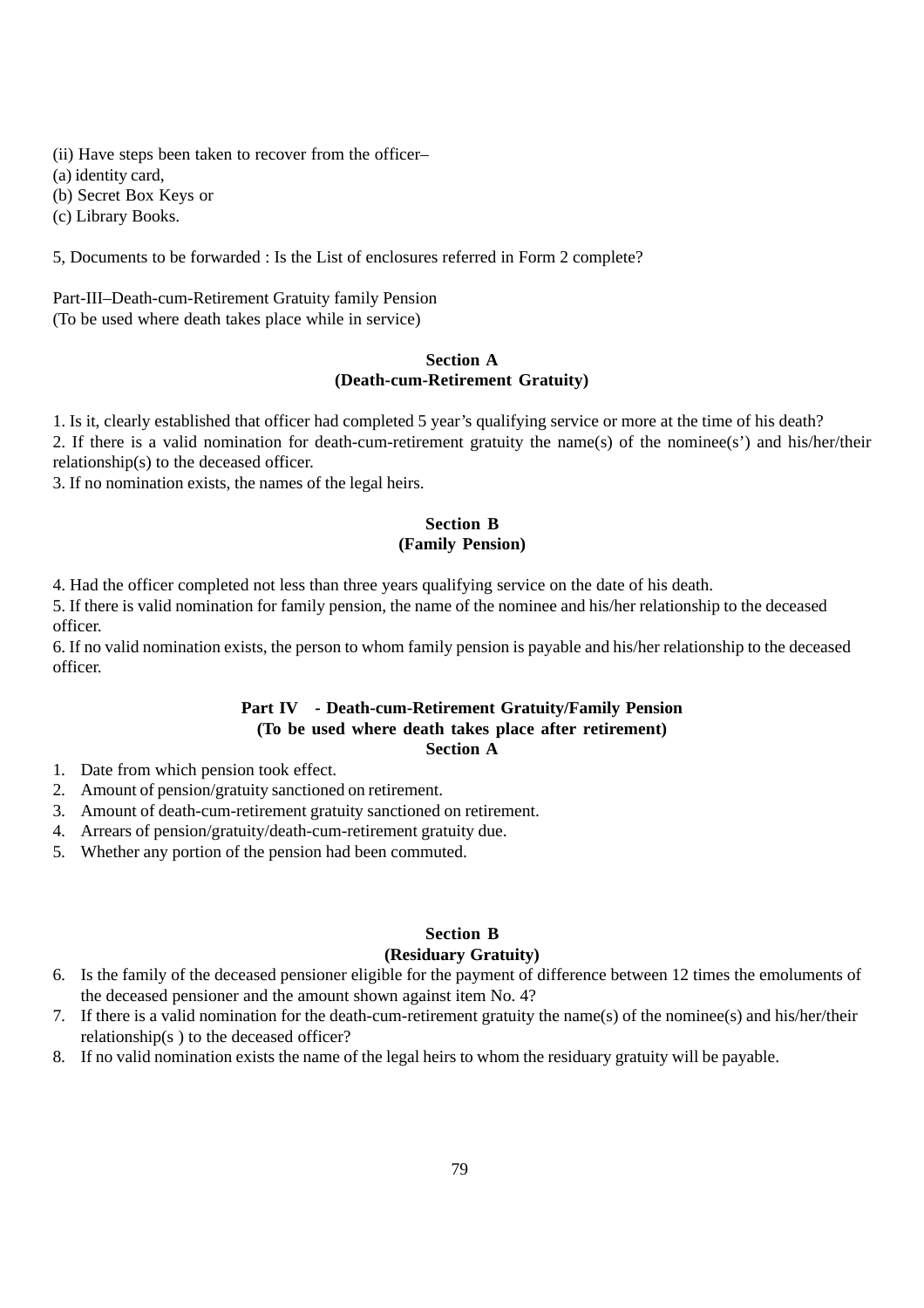(ii) Have steps been taken to recover from the officer–

(a) identity card,

(b) Secret Box Keys or

(c) Library Books.

5, Documents to be forwarded : Is the List of enclosures referred in Form 2 complete?

Part-III–Death-cum-Retirement Gratuity family Pension
(To be used where death takes place while in service)

**Section A**
**(Death-cum-Retirement Gratuity)**

1. Is it, clearly established that officer had completed 5 year's qualifying service or more at the time of his death?
2. If there is a valid nomination for death-cum-retirement gratuity the name(s) of the nominee(s') and his/her/their relationship(s) to the deceased officer.
3. If no nomination exists, the names of the legal heirs.

**Section B**
**(Family Pension)**

4. Had the officer completed not less than three years qualifying service on the date of his death.
5. If there is valid nomination for family pension, the name of the nominee and his/her relationship to the deceased officer.
6. If no valid nomination exists, the person to whom family pension is payable and his/her relationship to the deceased officer.

**Part IV - Death-cum-Retirement Gratuity/Family Pension**
**(To be used where death takes place after retirement)**
**Section A**

1. Date from which pension took effect.
2. Amount of pension/gratuity sanctioned on retirement.
3. Amount of death-cum-retirement gratuity sanctioned on retirement.
4. Arrears of pension/gratuity/death-cum-retirement gratuity due.
5. Whether any portion of the pension had been commuted.

**Section B**
**(Residuary Gratuity)**

6. Is the family of the deceased pensioner eligible for the payment of difference between 12 times the emoluments of the deceased pensioner and the amount shown against item No. 4?
7. If there is a valid nomination for the death-cum-retirement gratuity the name(s) of the nominee(s) and his/her/their relationship(s ) to the deceased officer?
8. If no valid nomination exists the name of the legal heirs to whom the residuary gratuity will be payable.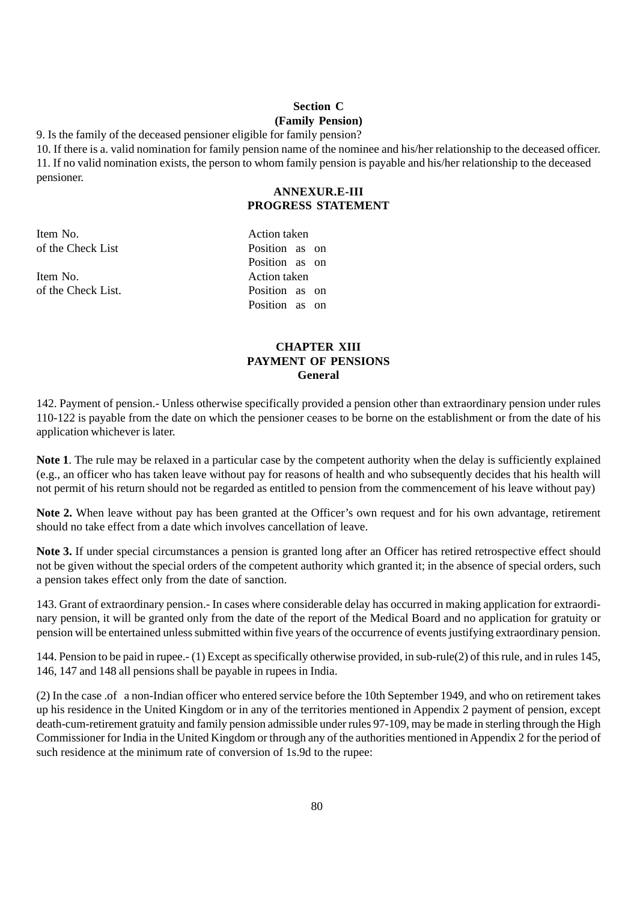**Section C**
**(Family Pension)**

9. Is the family of the deceased pensioner eligible for family pension?
10. If there is a. valid nomination for family pension name of the nominee and his/her relationship to the deceased officer.
11. If no valid nomination exists, the person to whom family pension is payable and his/her relationship to the deceased pensioner.

**ANNEXUR.E-III**
**PROGRESS STATEMENT**

| | |
|---|---|
| Item No. | Action taken |
| of the Check List | Position as on |
| | Position as on |
| Item No. | Action taken |
| of the Check List. | Position as on |
| | Position as on |

## CHAPTER XIII
## PAYMENT OF PENSIONS
### General

142. Payment of pension.- Unless otherwise specifically provided a pension other than extraordinary pension under rules 110-122 is payable from the date on which the pensioner ceases to be borne on the establishment or from the date of his application whichever is later.

**Note 1**. The rule may be relaxed in a particular case by the competent authority when the delay is sufficiently explained (e.g., an officer who has taken leave without pay for reasons of health and who subsequently decides that his health will not permit of his return should not be regarded as entitled to pension from the commencement of his leave without pay)

**Note 2.** When leave without pay has been granted at the Officer's own request and for his own advantage, retirement should no take effect from a date which involves cancellation of leave.

**Note 3.** If under special circumstances a pension is granted long after an Officer has retired retrospective effect should not be given without the special orders of the competent authority which granted it; in the absence of special orders, such a pension takes effect only from the date of sanction.

143. Grant of extraordinary pension.- In cases where considerable delay has occurred in making application for extraordinary pension, it will be granted only from the date of the report of the Medical Board and no application for gratuity or pension will be entertained unless submitted within five years of the occurrence of events justifying extraordinary pension.

144. Pension to be paid in rupee.- (1) Except as specifically otherwise provided, in sub-rule(2) of this rule, and in rules 145, 146, 147 and 148 all pensions shall be payable in rupees in India.

(2) In the case .of a non-Indian officer who entered service before the 10th September 1949, and who on retirement takes up his residence in the United Kingdom or in any of the territories mentioned in Appendix 2 payment of pension, except death-cum-retirement gratuity and family pension admissible under rules 97-109, may be made in sterling through the High Commissioner for India in the United Kingdom or through any of the authorities mentioned in Appendix 2 for the period of such residence at the minimum rate of conversion of 1s.9d to the rupee: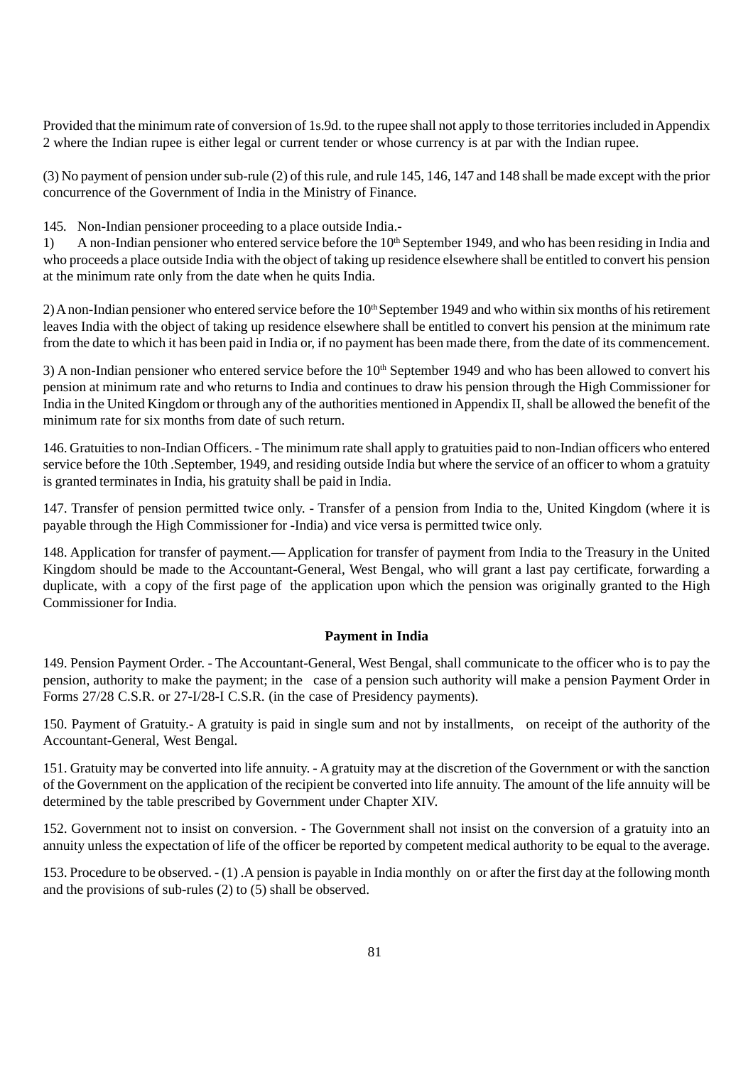Provided that the minimum rate of conversion of 1s.9d. to the rupee shall not apply to those territories included in Appendix 2 where the Indian rupee is either legal or current tender or whose currency is at par with the Indian rupee.

(3) No payment of pension under sub-rule (2) of this rule, and rule 145, 146, 147 and 148 shall be made except with the prior concurrence of the Government of India in the Ministry of Finance.

145. Non-Indian pensioner proceeding to a place outside India.-

1) A non-Indian pensioner who entered service before the 10th September 1949, and who has been residing in India and who proceeds a place outside India with the object of taking up residence elsewhere shall be entitled to convert his pension at the minimum rate only from the date when he quits India.

2) A non-Indian pensioner who entered service before the 10th September 1949 and who within six months of his retirement leaves India with the object of taking up residence elsewhere shall be entitled to convert his pension at the minimum rate from the date to which it has been paid in India or, if no payment has been made there, from the date of its commencement.

3) A non-Indian pensioner who entered service before the 10th September 1949 and who has been allowed to convert his pension at minimum rate and who returns to India and continues to draw his pension through the High Commissioner for India in the United Kingdom or through any of the authorities mentioned in Appendix II, shall be allowed the benefit of the minimum rate for six months from date of such return.

146. Gratuities to non-Indian Officers. - The minimum rate shall apply to gratuities paid to non-Indian officers who entered service before the 10th .September, 1949, and residing outside India but where the service of an officer to whom a gratuity is granted terminates in India, his gratuity shall be paid in India.

147. Transfer of pension permitted twice only. - Transfer of a pension from India to the, United Kingdom (where it is payable through the High Commissioner for -India) and vice versa is permitted twice only.

148. Application for transfer of payment.— Application for transfer of payment from India to the Treasury in the United Kingdom should be made to the Accountant-General, West Bengal, who will grant a last pay certificate, forwarding a duplicate, with a copy of the first page of the application upon which the pension was originally granted to the High Commissioner for India.

### Payment in India

149. Pension Payment Order. - The Accountant-General, West Bengal, shall communicate to the officer who is to pay the pension, authority to make the payment; in the case of a pension such authority will make a pension Payment Order in Forms 27/28 C.S.R. or 27-I/28-I C.S.R. (in the case of Presidency payments).

150. Payment of Gratuity.- A gratuity is paid in single sum and not by installments, on receipt of the authority of the Accountant-General, West Bengal.

151. Gratuity may be converted into life annuity. - A gratuity may at the discretion of the Government or with the sanction of the Government on the application of the recipient be converted into life annuity. The amount of the life annuity will be determined by the table prescribed by Government under Chapter XIV.

152. Government not to insist on conversion. - The Government shall not insist on the conversion of a gratuity into an annuity unless the expectation of life of the officer be reported by competent medical authority to be equal to the average.

153. Procedure to be observed. - (1) .A pension is payable in India monthly on or after the first day at the following month and the provisions of sub-rules (2) to (5) shall be observed.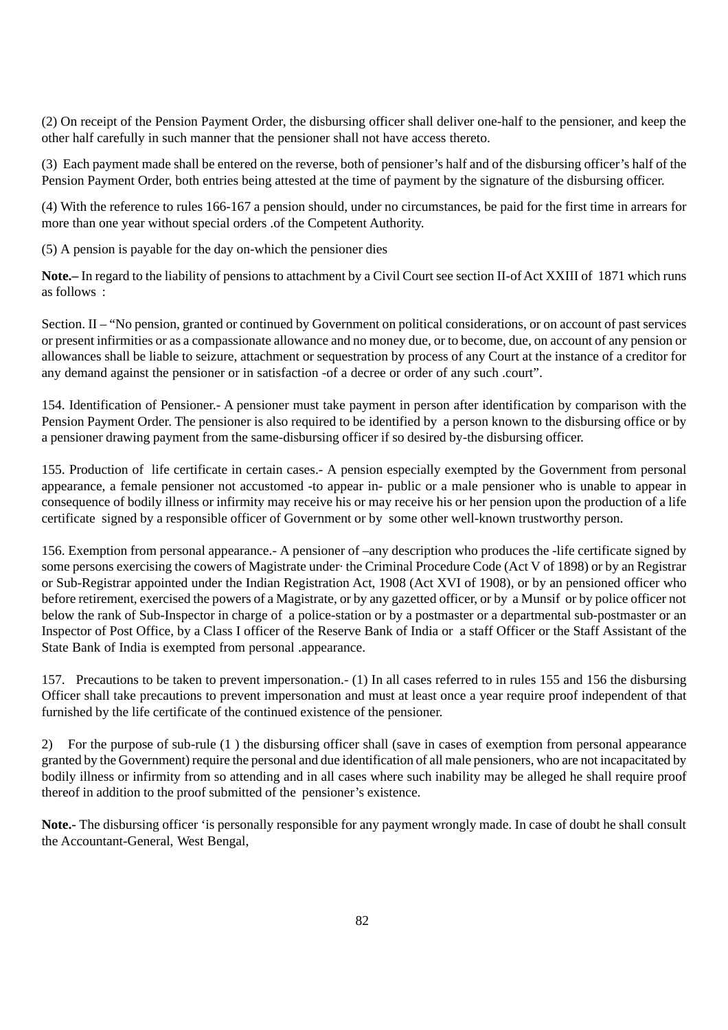(2) On receipt of the Pension Payment Order, the disbursing officer shall deliver one-half to the pensioner, and keep the other half carefully in such manner that the pensioner shall not have access thereto.

(3) Each payment made shall be entered on the reverse, both of pensioner's half and of the disbursing officer's half of the Pension Payment Order, both entries being attested at the time of payment by the signature of the disbursing officer.

(4) With the reference to rules 166-167 a pension should, under no circumstances, be paid for the first time in arrears for more than one year without special orders .of the Competent Authority.

(5) A pension is payable for the day on-which the pensioner dies

**Note.–** In regard to the liability of pensions to attachment by a Civil Court see section II-of Act XXIII of 1871 which runs as follows :

Section. II – "No pension, granted or continued by Government on political considerations, or on account of past services or present infirmities or as a compassionate allowance and no money due, or to become, due, on account of any pension or allowances shall be liable to seizure, attachment or sequestration by process of any Court at the instance of a creditor for any demand against the pensioner or in satisfaction -of a decree or order of any such .court".

154. Identification of Pensioner.- A pensioner must take payment in person after identification by comparison with the Pension Payment Order. The pensioner is also required to be identified by a person known to the disbursing office or by a pensioner drawing payment from the same-disbursing officer if so desired by-the disbursing officer.

155. Production of life certificate in certain cases.- A pension especially exempted by the Government from personal appearance, a female pensioner not accustomed -to appear in- public or a male pensioner who is unable to appear in consequence of bodily illness or infirmity may receive his or may receive his or her pension upon the production of a life certificate signed by a responsible officer of Government or by some other well-known trustworthy person.

156. Exemption from personal appearance.- A pensioner of –any description who produces the -life certificate signed by some persons exercising the cowers of Magistrate under· the Criminal Procedure Code (Act V of 1898) or by an Registrar or Sub-Registrar appointed under the Indian Registration Act, 1908 (Act XVI of 1908), or by an pensioned officer who before retirement, exercised the powers of a Magistrate, or by any gazetted officer, or by a Munsif or by police officer not below the rank of Sub-Inspector in charge of a police-station or by a postmaster or a departmental sub-postmaster or an Inspector of Post Office, by a Class I officer of the Reserve Bank of India or a staff Officer or the Staff Assistant of the State Bank of India is exempted from personal .appearance.

157. Precautions to be taken to prevent impersonation.- (1) In all cases referred to in rules 155 and 156 the disbursing Officer shall take precautions to prevent impersonation and must at least once a year require proof independent of that furnished by the life certificate of the continued existence of the pensioner.

2) For the purpose of sub-rule (1 ) the disbursing officer shall (save in cases of exemption from personal appearance granted by the Government) require the personal and due identification of all male pensioners, who are not incapacitated by bodily illness or infirmity from so attending and in all cases where such inability may be alleged he shall require proof thereof in addition to the proof submitted of the pensioner's existence.

**Note.-** The disbursing officer 'is personally responsible for any payment wrongly made. In case of doubt he shall consult the Accountant-General, West Bengal,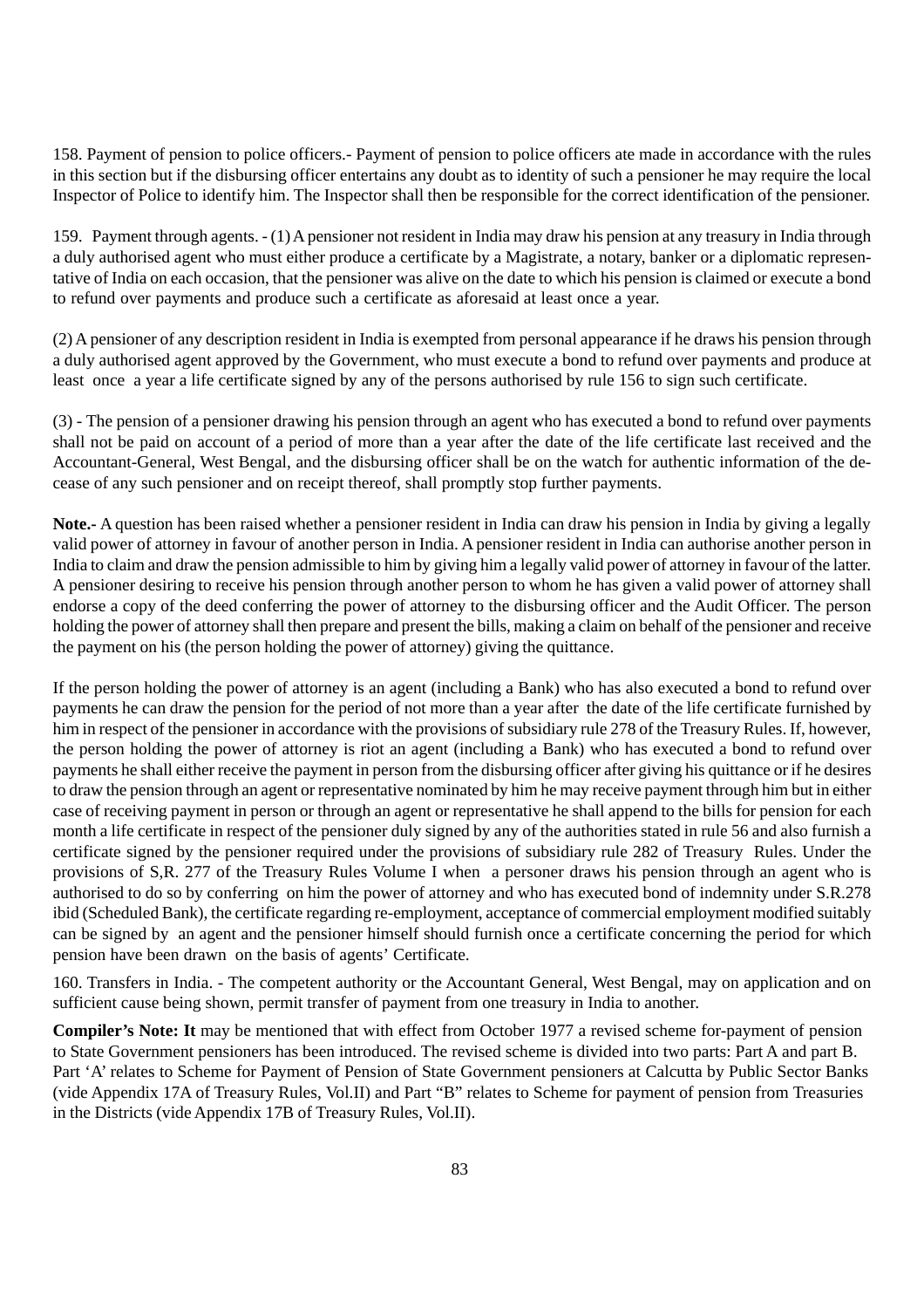158. Payment of pension to police officers.- Payment of pension to police officers ate made in accordance with the rules in this section but if the disbursing officer entertains any doubt as to identity of such a pensioner he may require the local Inspector of Police to identify him. The Inspector shall then be responsible for the correct identification of the pensioner.

159. Payment through agents. - (1) A pensioner not resident in India may draw his pension at any treasury in India through a duly authorised agent who must either produce a certificate by a Magistrate, a notary, banker or a diplomatic representative of India on each occasion, that the pensioner was alive on the date to which his pension is claimed or execute a bond to refund over payments and produce such a certificate as aforesaid at least once a year.

(2) A pensioner of any description resident in India is exempted from personal appearance if he draws his pension through a duly authorised agent approved by the Government, who must execute a bond to refund over payments and produce at least once a year a life certificate signed by any of the persons authorised by rule 156 to sign such certificate.

(3) - The pension of a pensioner drawing his pension through an agent who has executed a bond to refund over payments shall not be paid on account of a period of more than a year after the date of the life certificate last received and the Accountant-General, West Bengal, and the disbursing officer shall be on the watch for authentic information of the decease of any such pensioner and on receipt thereof, shall promptly stop further payments.

**Note.-** A question has been raised whether a pensioner resident in India can draw his pension in India by giving a legally valid power of attorney in favour of another person in India. A pensioner resident in India can authorise another person in India to claim and draw the pension admissible to him by giving him a legally valid power of attorney in favour of the latter. A pensioner desiring to receive his pension through another person to whom he has given a valid power of attorney shall endorse a copy of the deed conferring the power of attorney to the disbursing officer and the Audit Officer. The person holding the power of attorney shall then prepare and present the bills, making a claim on behalf of the pensioner and receive the payment on his (the person holding the power of attorney) giving the quittance.

If the person holding the power of attorney is an agent (including a Bank) who has also executed a bond to refund over payments he can draw the pension for the period of not more than a year after the date of the life certificate furnished by him in respect of the pensioner in accordance with the provisions of subsidiary rule 278 of the Treasury Rules. If, however, the person holding the power of attorney is riot an agent (including a Bank) who has executed a bond to refund over payments he shall either receive the payment in person from the disbursing officer after giving his quittance or if he desires to draw the pension through an agent or representative nominated by him he may receive payment through him but in either case of receiving payment in person or through an agent or representative he shall append to the bills for pension for each month a life certificate in respect of the pensioner duly signed by any of the authorities stated in rule 56 and also furnish a certificate signed by the pensioner required under the provisions of subsidiary rule 282 of Treasury Rules. Under the provisions of S,R. 277 of the Treasury Rules Volume I when a personer draws his pension through an agent who is authorised to do so by conferring on him the power of attorney and who has executed bond of indemnity under S.R.278 ibid (Scheduled Bank), the certificate regarding re-employment, acceptance of commercial employment modified suitably can be signed by an agent and the pensioner himself should furnish once a certificate concerning the period for which pension have been drawn on the basis of agents' Certificate.

160. Transfers in India. - The competent authority or the Accountant General, West Bengal, may on application and on sufficient cause being shown, permit transfer of payment from one treasury in India to another.

**Compiler's Note: It** may be mentioned that with effect from October 1977 a revised scheme for-payment of pension to State Government pensioners has been introduced. The revised scheme is divided into two parts: Part A and part B. Part 'A' relates to Scheme for Payment of Pension of State Government pensioners at Calcutta by Public Sector Banks (vide Appendix 17A of Treasury Rules, Vol.II) and Part "B" relates to Scheme for payment of pension from Treasuries in the Districts (vide Appendix 17B of Treasury Rules, Vol.II).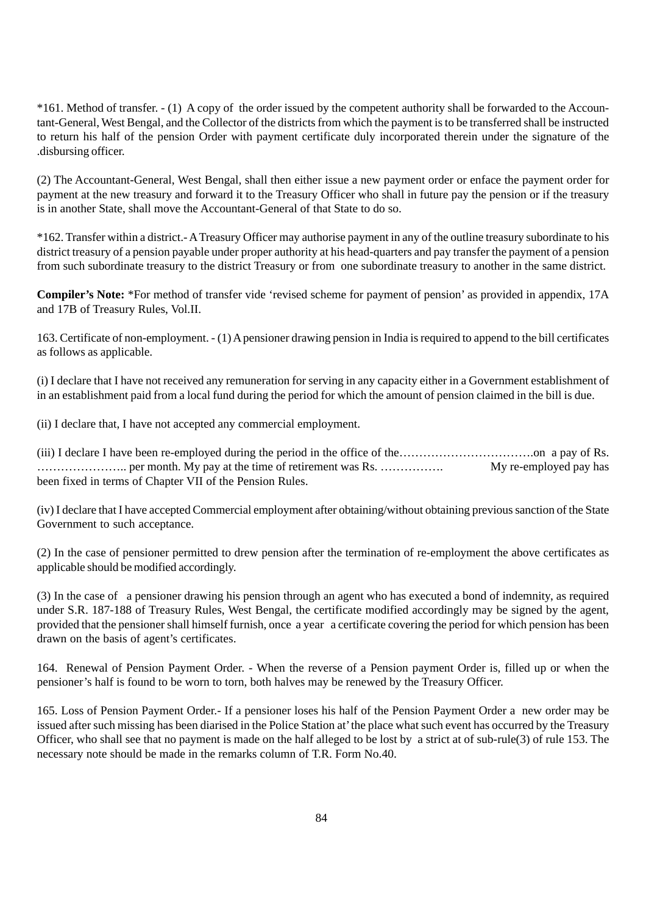*161. Method of transfer. - (1) A copy of the order issued by the competent authority shall be forwarded to the Accountant-General, West Bengal, and the Collector of the districts from which the payment is to be transferred shall be instructed to return his half of the pension Order with payment certificate duly incorporated therein under the signature of the .disbursing officer.

(2) The Accountant-General, West Bengal, shall then either issue a new payment order or enface the payment order for payment at the new treasury and forward it to the Treasury Officer who shall in future pay the pension or if the treasury is in another State, shall move the Accountant-General of that State to do so.

*162. Transfer within a district.- A Treasury Officer may authorise payment in any of the outline treasury subordinate to his district treasury of a pension payable under proper authority at his head-quarters and pay transfer the payment of a pension from such subordinate treasury to the district Treasury or from one subordinate treasury to another in the same district.

**Compiler's Note:** *For method of transfer vide 'revised scheme for payment of pension' as provided in appendix, 17A and 17B of Treasury Rules, Vol.II.

163. Certificate of non-employment. - (1) A pensioner drawing pension in India is required to append to the bill certificates as follows as applicable.

(i) I declare that I have not received any remuneration for serving in any capacity either in a Government establishment of in an establishment paid from a local fund during the period for which the amount of pension claimed in the bill is due.

(ii) I declare that, I have not accepted any commercial employment.

(iii) I declare I have been re-employed during the period in the office of the…………………………….on a pay of Rs. ………………….. per month. My pay at the time of retirement was Rs. ……………. My re-employed pay has been fixed in terms of Chapter VII of the Pension Rules.

(iv) I declare that I have accepted Commercial employment after obtaining/without obtaining previous sanction of the State Government to such acceptance.

(2) In the case of pensioner permitted to drew pension after the termination of re-employment the above certificates as applicable should be modified accordingly.

(3) In the case of a pensioner drawing his pension through an agent who has executed a bond of indemnity, as required under S.R. 187-188 of Treasury Rules, West Bengal, the certificate modified accordingly may be signed by the agent, provided that the pensioner shall himself furnish, once a year a certificate covering the period for which pension has been drawn on the basis of agent's certificates.

164. Renewal of Pension Payment Order. - When the reverse of a Pension payment Order is, filled up or when the pensioner's half is found to be worn to torn, both halves may be renewed by the Treasury Officer.

165. Loss of Pension Payment Order.- If a pensioner loses his half of the Pension Payment Order a new order may be issued after such missing has been diarised in the Police Station at' the place what such event has occurred by the Treasury Officer, who shall see that no payment is made on the half alleged to be lost by a strict at of sub-rule(3) of rule 153. The necessary note should be made in the remarks column of T.R. Form No.40.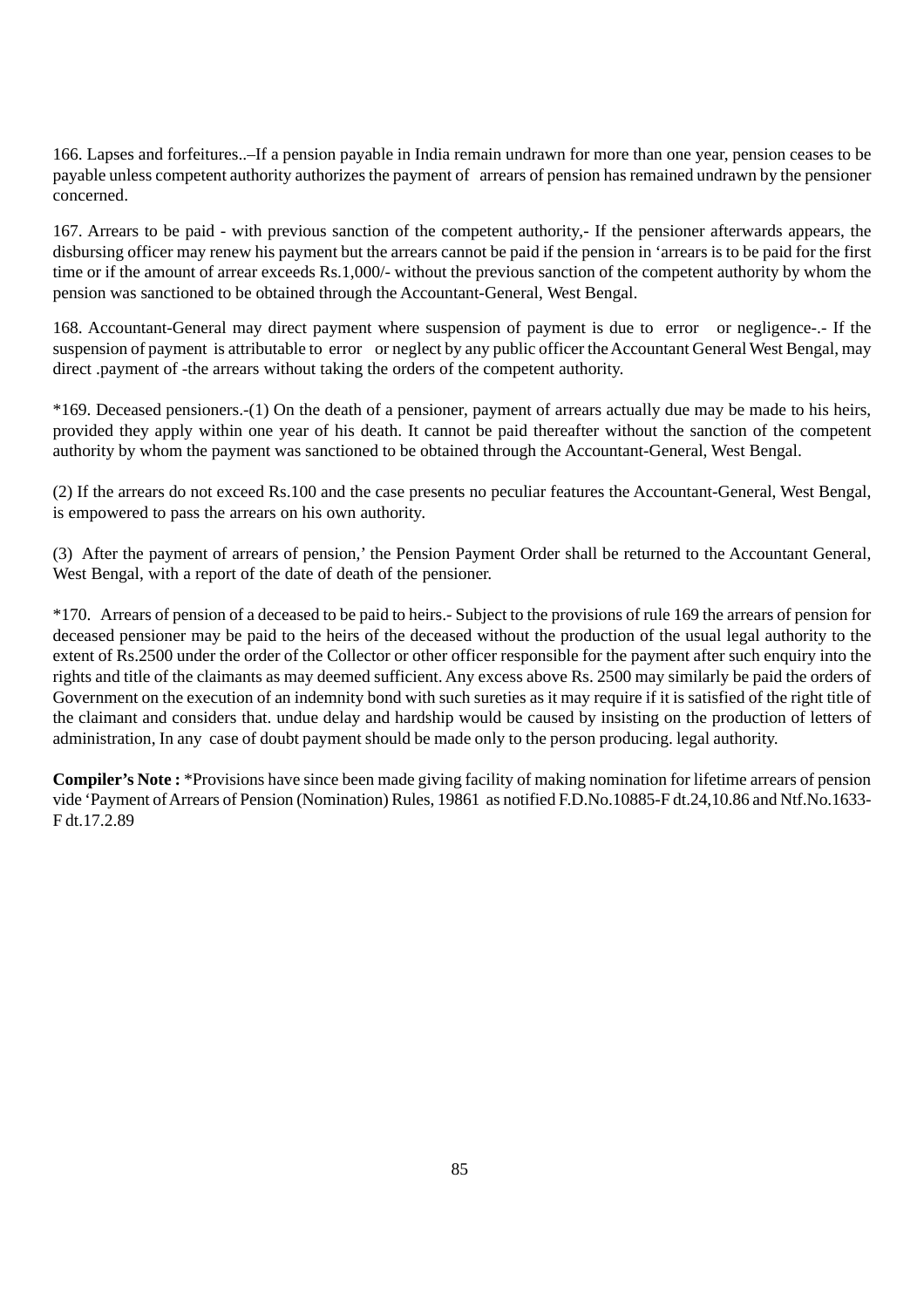166. Lapses and forfeitures..–If a pension payable in India remain undrawn for more than one year, pension ceases to be payable unless competent authority authorizes the payment of arrears of pension has remained undrawn by the pensioner concerned.

167. Arrears to be paid - with previous sanction of the competent authority,- If the pensioner afterwards appears, the disbursing officer may renew his payment but the arrears cannot be paid if the pension in 'arrears is to be paid for the first time or if the amount of arrear exceeds Rs.1,000/- without the previous sanction of the competent authority by whom the pension was sanctioned to be obtained through the Accountant-General, West Bengal.

168. Accountant-General may direct payment where suspension of payment is due to error or negligence-.- If the suspension of payment is attributable to error or neglect by any public officer the Accountant General West Bengal, may direct .payment of -the arrears without taking the orders of the competent authority.

*169. Deceased pensioners.-(1) On the death of a pensioner, payment of arrears actually due may be made to his heirs, provided they apply within one year of his death. It cannot be paid thereafter without the sanction of the competent authority by whom the payment was sanctioned to be obtained through the Accountant-General, West Bengal.

(2) If the arrears do not exceed Rs.100 and the case presents no peculiar features the Accountant-General, West Bengal, is empowered to pass the arrears on his own authority.

(3) After the payment of arrears of pension,' the Pension Payment Order shall be returned to the Accountant General, West Bengal, with a report of the date of death of the pensioner.

*170. Arrears of pension of a deceased to be paid to heirs.- Subject to the provisions of rule 169 the arrears of pension for deceased pensioner may be paid to the heirs of the deceased without the production of the usual legal authority to the extent of Rs.2500 under the order of the Collector or other officer responsible for the payment after such enquiry into the rights and title of the claimants as may deemed sufficient. Any excess above Rs. 2500 may similarly be paid the orders of Government on the execution of an indemnity bond with such sureties as it may require if it is satisfied of the right title of the claimant and considers that. undue delay and hardship would be caused by insisting on the production of letters of administration, In any case of doubt payment should be made only to the person producing. legal authority.

**Compiler's Note :** *Provisions have since been made giving facility of making nomination for lifetime arrears of pension vide 'Payment of Arrears of Pension (Nomination) Rules, 19861 as notified F.D.No.10885-F dt.24,10.86 and Ntf.No.1633-F dt.17.2.89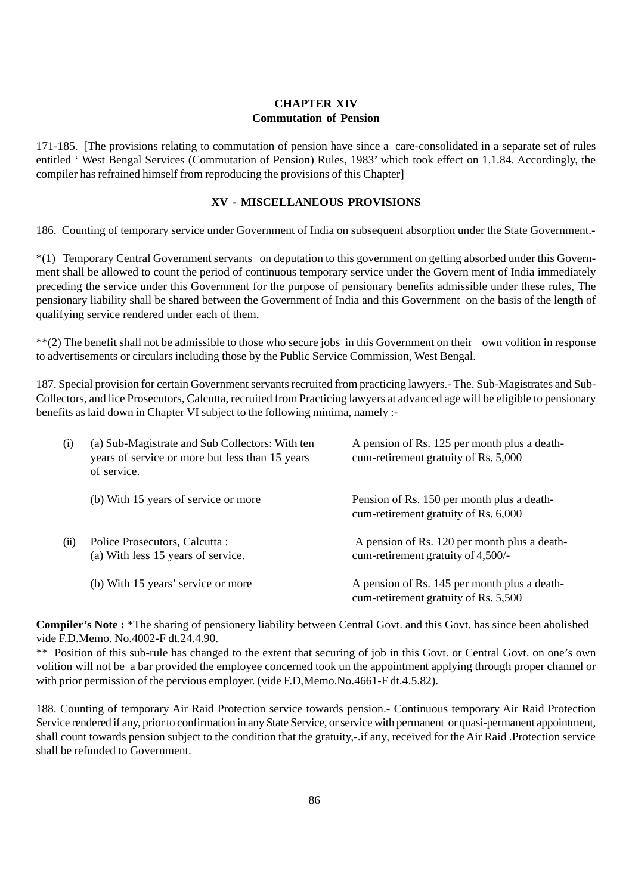## CHAPTER XIV
## Commutation of Pension

171-185.–[The provisions relating to commutation of pension have since a care-consolidated in a separate set of rules entitled ' West Bengal Services (Commutation of Pension) Rules, 1983' which took effect on 1.1.84. Accordingly, the compiler has refrained himself from reproducing the provisions of this Chapter]

## XV - MISCELLANEOUS PROVISIONS

186. Counting of temporary service under Government of India on subsequent absorption under the State Government.-

*(1) Temporary Central Government servants on deputation to this government on getting absorbed under this Government shall be allowed to count the period of continuous temporary service under the Govern ment of India immediately preceding the service under this Government for the purpose of pensionary benefits admissible under these rules, The pensionary liability shall be shared between the Government of India and this Government on the basis of the length of qualifying service rendered under each of them.

**(2) The benefit shall not be admissible to those who secure jobs in this Government on their own volition in response to advertisements or circulars including those by the Public Service Commission, West Bengal.

187. Special provision for certain Government servants recruited from practicing lawyers.- The. Sub-Magistrates and Sub-Collectors, and lice Prosecutors, Calcutta, recruited from Practicing lawyers at advanced age will be eligible to pensionary benefits as laid down in Chapter VI subject to the following minima, namely :-

| | | |
|---|---|---|
| (i) | (a) Sub-Magistrate and Sub Collectors: With ten years of service or more but less than 15 years of service. | A pension of Rs. 125 per month plus a death-cum-retirement gratuity of Rs. 5,000 |
| | (b) With 15 years of service or more | Pension of Rs. 150 per month plus a death-cum-retirement gratuity of Rs. 6,000 |
| (ii) | Police Prosecutors, Calcutta : (a) With less 15 years of service. | A pension of Rs. 120 per month plus a death-cum-retirement gratuity of 4,500/- |
| | (b) With 15 years' service or more | A pension of Rs. 145 per month plus a death-cum-retirement gratuity of Rs. 5,500 |

**Compiler's Note :** *The sharing of pensionery liability between Central Govt. and this Govt. has since been abolished vide F.D.Memo. No.4002-F dt.24.4.90.

** Position of this sub-rule has changed to the extent that securing of job in this Govt. or Central Govt. on one's own volition will not be a bar provided the employee concerned took un the appointment applying through proper channel or with prior permission of the pervious employer. (vide F.D,Memo.No.4661-F dt.4.5.82).

188. Counting of temporary Air Raid Protection service towards pension.- Continuous temporary Air Raid Protection Service rendered if any, prior to confirmation in any State Service, or service with permanent or quasi-permanent appointment, shall count towards pension subject to the condition that the gratuity,-.if any, received for the Air Raid .Protection service shall be refunded to Government.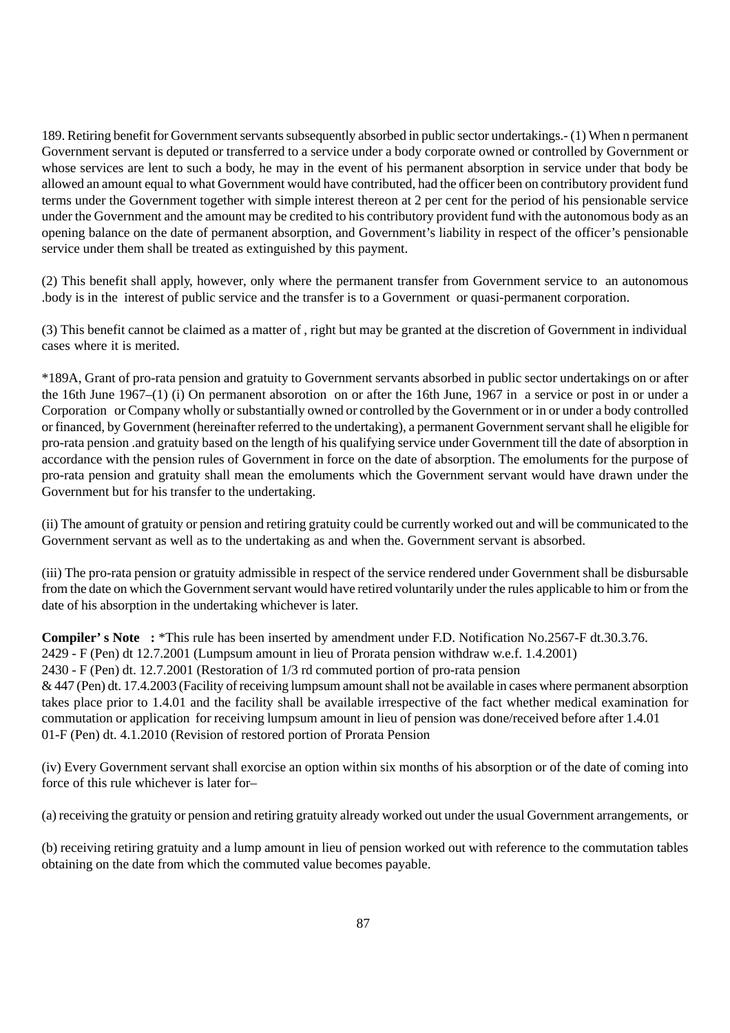189. Retiring benefit for Government servants subsequently absorbed in public sector undertakings.- (1) When n permanent Government servant is deputed or transferred to a service under a body corporate owned or controlled by Government or whose services are lent to such a body, he may in the event of his permanent absorption in service under that body be allowed an amount equal to what Government would have contributed, had the officer been on contributory provident fund terms under the Government together with simple interest thereon at 2 per cent for the period of his pensionable service under the Government and the amount may be credited to his contributory provident fund with the autonomous body as an opening balance on the date of permanent absorption, and Government's liability in respect of the officer's pensionable service under them shall be treated as extinguished by this payment.

(2) This benefit shall apply, however, only where the permanent transfer from Government service to an autonomous .body is in the interest of public service and the transfer is to a Government or quasi-permanent corporation.

(3) This benefit cannot be claimed as a matter of , right but may be granted at the discretion of Government in individual cases where it is merited.

*189A, Grant of pro-rata pension and gratuity to Government servants absorbed in public sector undertakings on or after the 16th June 1967–(1) (i) On permanent absorotion on or after the 16th June, 1967 in a service or post in or under a Corporation or Company wholly or substantially owned or controlled by the Government or in or under a body controlled or financed, by Government (hereinafter referred to the undertaking), a permanent Government servant shall he eligible for pro-rata pension .and gratuity based on the length of his qualifying service under Government till the date of absorption in accordance with the pension rules of Government in force on the date of absorption. The emoluments for the purpose of pro-rata pension and gratuity shall mean the emoluments which the Government servant would have drawn under the Government but for his transfer to the undertaking.

(ii) The amount of gratuity or pension and retiring gratuity could be currently worked out and will be communicated to the Government servant as well as to the undertaking as and when the. Government servant is absorbed.

(iii) The pro-rata pension or gratuity admissible in respect of the service rendered under Government shall be disbursable from the date on which the Government servant would have retired voluntarily under the rules applicable to him or from the date of his absorption in the undertaking whichever is later.

**Compiler' s Note :** *This rule has been inserted by amendment under F.D. Notification No.2567-F dt.30.3.76.
2429 - F (Pen) dt 12.7.2001 (Lumpsum amount in lieu of Prorata pension withdraw w.e.f. 1.4.2001)
2430 - F (Pen) dt. 12.7.2001 (Restoration of 1/3 rd commuted portion of pro-rata pension
& 447 (Pen) dt. 17.4.2003 (Facility of receiving lumpsum amount shall not be available in cases where permanent absorption takes place prior to 1.4.01 and the facility shall be available irrespective of the fact whether medical examination for commutation or application for receiving lumpsum amount in lieu of pension was done/received before after 1.4.01
01-F (Pen) dt. 4.1.2010 (Revision of restored portion of Prorata Pension

(iv) Every Government servant shall exorcise an option within six months of his absorption or of the date of coming into force of this rule whichever is later for–

(a) receiving the gratuity or pension and retiring gratuity already worked out under the usual Government arrangements, or

(b) receiving retiring gratuity and a lump amount in lieu of pension worked out with reference to the commutation tables obtaining on the date from which the commuted value becomes payable.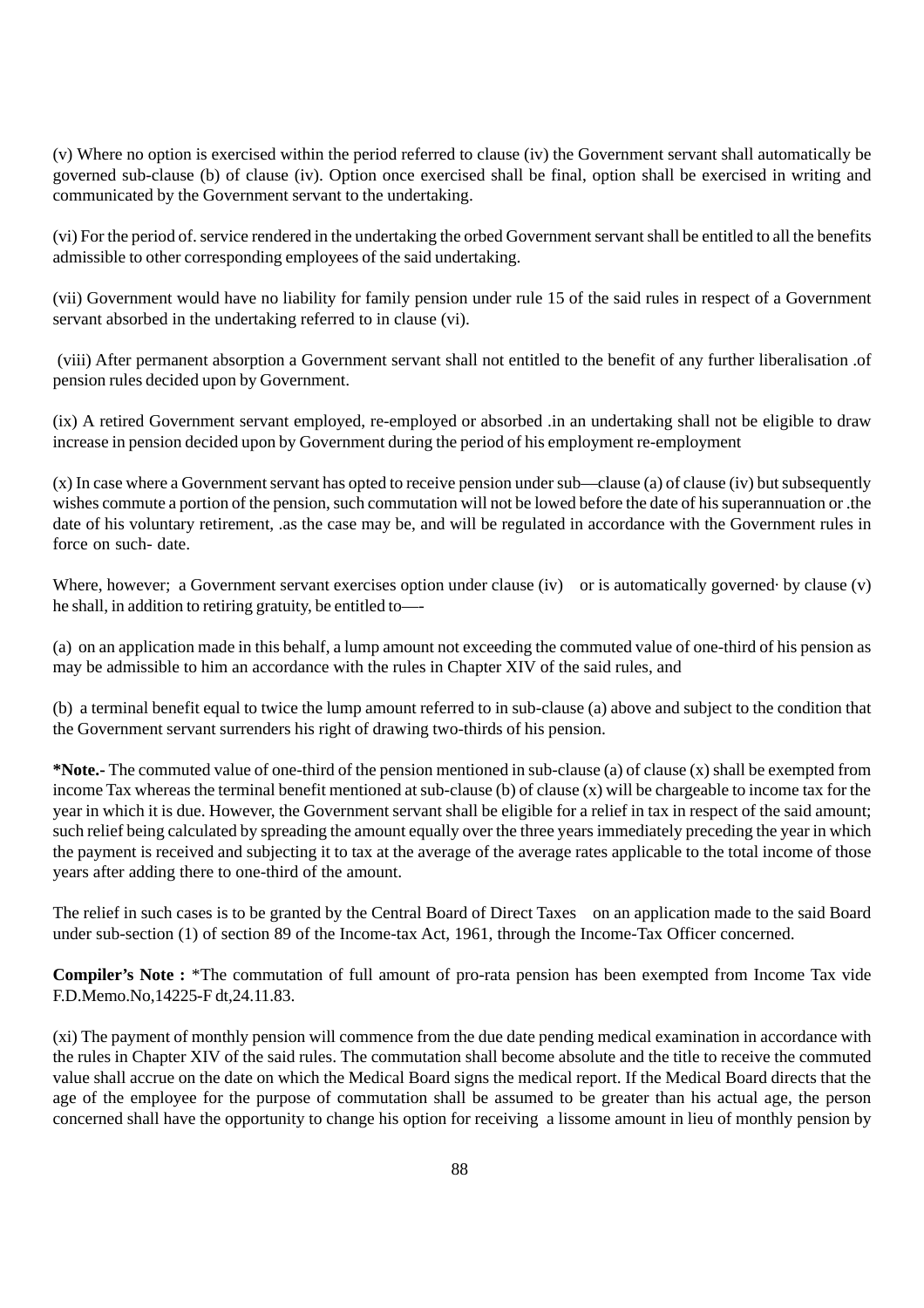(v) Where no option is exercised within the period referred to clause (iv) the Government servant shall automatically be governed sub-clause (b) of clause (iv). Option once exercised shall be final, option shall be exercised in writing and communicated by the Government servant to the undertaking.

(vi) For the period of. service rendered in the undertaking the orbed Government servant shall be entitled to all the benefits admissible to other corresponding employees of the said undertaking.

(vii) Government would have no liability for family pension under rule 15 of the said rules in respect of a Government servant absorbed in the undertaking referred to in clause (vi).

(viii) After permanent absorption a Government servant shall not entitled to the benefit of any further liberalisation .of pension rules decided upon by Government.

(ix) A retired Government servant employed, re-employed or absorbed .in an undertaking shall not be eligible to draw increase in pension decided upon by Government during the period of his employment re-employment

(x) In case where a Government servant has opted to receive pension under sub—clause (a) of clause (iv) but subsequently wishes commute a portion of the pension, such commutation will not be lowed before the date of his superannuation or .the date of his voluntary retirement, .as the case may be, and will be regulated in accordance with the Government rules in force on such- date.

Where, however; a Government servant exercises option under clause (iv) or is automatically governed· by clause (v) he shall, in addition to retiring gratuity, be entitled to—-

(a) on an application made in this behalf, a lump amount not exceeding the commuted value of one-third of his pension as may be admissible to him an accordance with the rules in Chapter XIV of the said rules, and

(b) a terminal benefit equal to twice the lump amount referred to in sub-clause (a) above and subject to the condition that the Government servant surrenders his right of drawing two-thirds of his pension.

***Note.-** The commuted value of one-third of the pension mentioned in sub-clause (a) of clause (x) shall be exempted from income Tax whereas the terminal benefit mentioned at sub-clause (b) of clause (x) will be chargeable to income tax for the year in which it is due. However, the Government servant shall be eligible for a relief in tax in respect of the said amount; such relief being calculated by spreading the amount equally over the three years immediately preceding the year in which the payment is received and subjecting it to tax at the average of the average rates applicable to the total income of those years after adding there to one-third of the amount.

The relief in such cases is to be granted by the Central Board of Direct Taxes on an application made to the said Board under sub-section (1) of section 89 of the Income-tax Act, 1961, through the Income-Tax Officer concerned.

**Compiler's Note :** *The commutation of full amount of pro-rata pension has been exempted from Income Tax vide F.D.Memo.No,14225-F dt,24.11.83.

(xi) The payment of monthly pension will commence from the due date pending medical examination in accordance with the rules in Chapter XIV of the said rules. The commutation shall become absolute and the title to receive the commuted value shall accrue on the date on which the Medical Board signs the medical report. If the Medical Board directs that the age of the employee for the purpose of commutation shall be assumed to be greater than his actual age, the person concerned shall have the opportunity to change his option for receiving a lissome amount in lieu of monthly pension by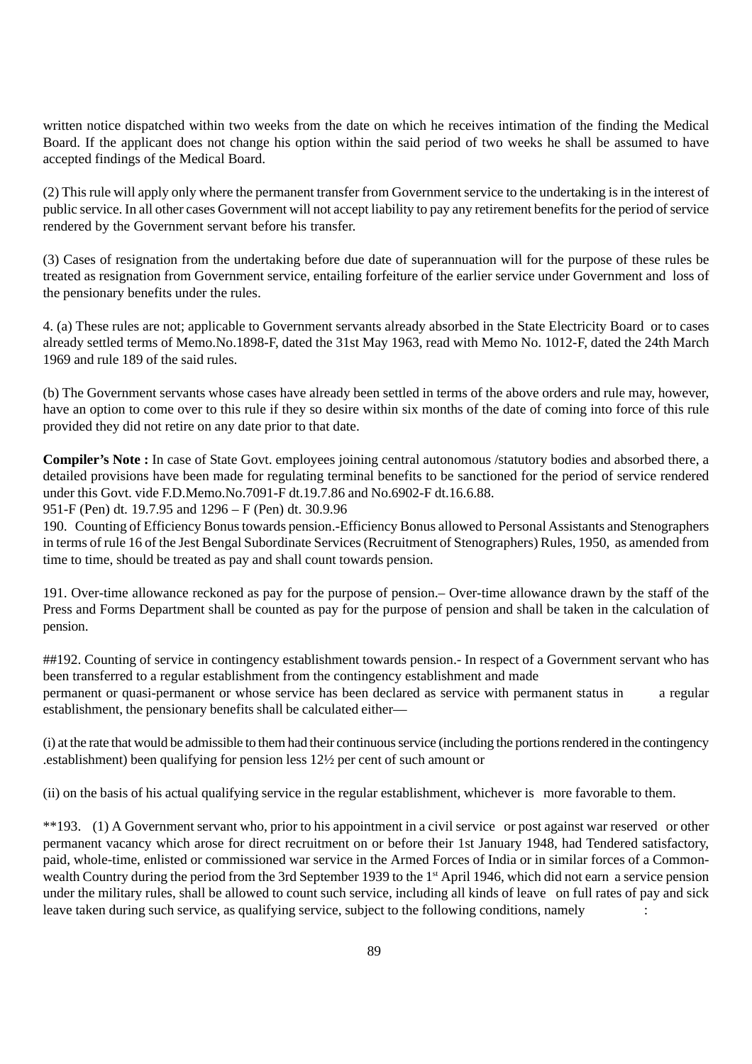written notice dispatched within two weeks from the date on which he receives intimation of the finding the Medical Board. If the applicant does not change his option within the said period of two weeks he shall be assumed to have accepted findings of the Medical Board.

(2) This rule will apply only where the permanent transfer from Government service to the undertaking is in the interest of public service. In all other cases Government will not accept liability to pay any retirement benefits for the period of service rendered by the Government servant before his transfer.

(3) Cases of resignation from the undertaking before due date of superannuation will for the purpose of these rules be treated as resignation from Government service, entailing forfeiture of the earlier service under Government and loss of the pensionary benefits under the rules.

4. (a) These rules are not; applicable to Government servants already absorbed in the State Electricity Board or to cases already settled terms of Memo.No.1898-F, dated the 31st May 1963, read with Memo No. 1012-F, dated the 24th March 1969 and rule 189 of the said rules.

(b) The Government servants whose cases have already been settled in terms of the above orders and rule may, however, have an option to come over to this rule if they so desire within six months of the date of coming into force of this rule provided they did not retire on any date prior to that date.

**Compiler's Note :** In case of State Govt. employees joining central autonomous /statutory bodies and absorbed there, a detailed provisions have been made for regulating terminal benefits to be sanctioned for the period of service rendered under this Govt. vide F.D.Memo.No.7091-F dt.19.7.86 and No.6902-F dt.16.6.88.
951-F (Pen) dt. 19.7.95 and 1296 – F (Pen) dt. 30.9.96

190. Counting of Efficiency Bonus towards pension.-Efficiency Bonus allowed to Personal Assistants and Stenographers in terms of rule 16 of the Jest Bengal Subordinate Services (Recruitment of Stenographers) Rules, 1950, as amended from time to time, should be treated as pay and shall count towards pension.

191. Over-time allowance reckoned as pay for the purpose of pension.– Over-time allowance drawn by the staff of the Press and Forms Department shall be counted as pay for the purpose of pension and shall be taken in the calculation of pension.

##192. Counting of service in contingency establishment towards pension.- In respect of a Government servant who has been transferred to a regular establishment from the contingency establishment and made permanent or quasi-permanent or whose service has been declared as service with permanent status in a regular establishment, the pensionary benefits shall be calculated either—

(i) at the rate that would be admissible to them had their continuous service (including the portions rendered in the contingency .establishment) been qualifying for pension less 12½ per cent of such amount or

(ii) on the basis of his actual qualifying service in the regular establishment, whichever is more favorable to them.

**193. (1) A Government servant who, prior to his appointment in a civil service or post against war reserved or other permanent vacancy which arose for direct recruitment on or before their 1st January 1948, had Tendered satisfactory, paid, whole-time, enlisted or commissioned war service in the Armed Forces of India or in similar forces of a Commonwealth Country during the period from the 3rd September 1939 to the 1st April 1946, which did not earn a service pension under the military rules, shall be allowed to count such service, including all kinds of leave on full rates of pay and sick leave taken during such service, as qualifying service, subject to the following conditions, namely :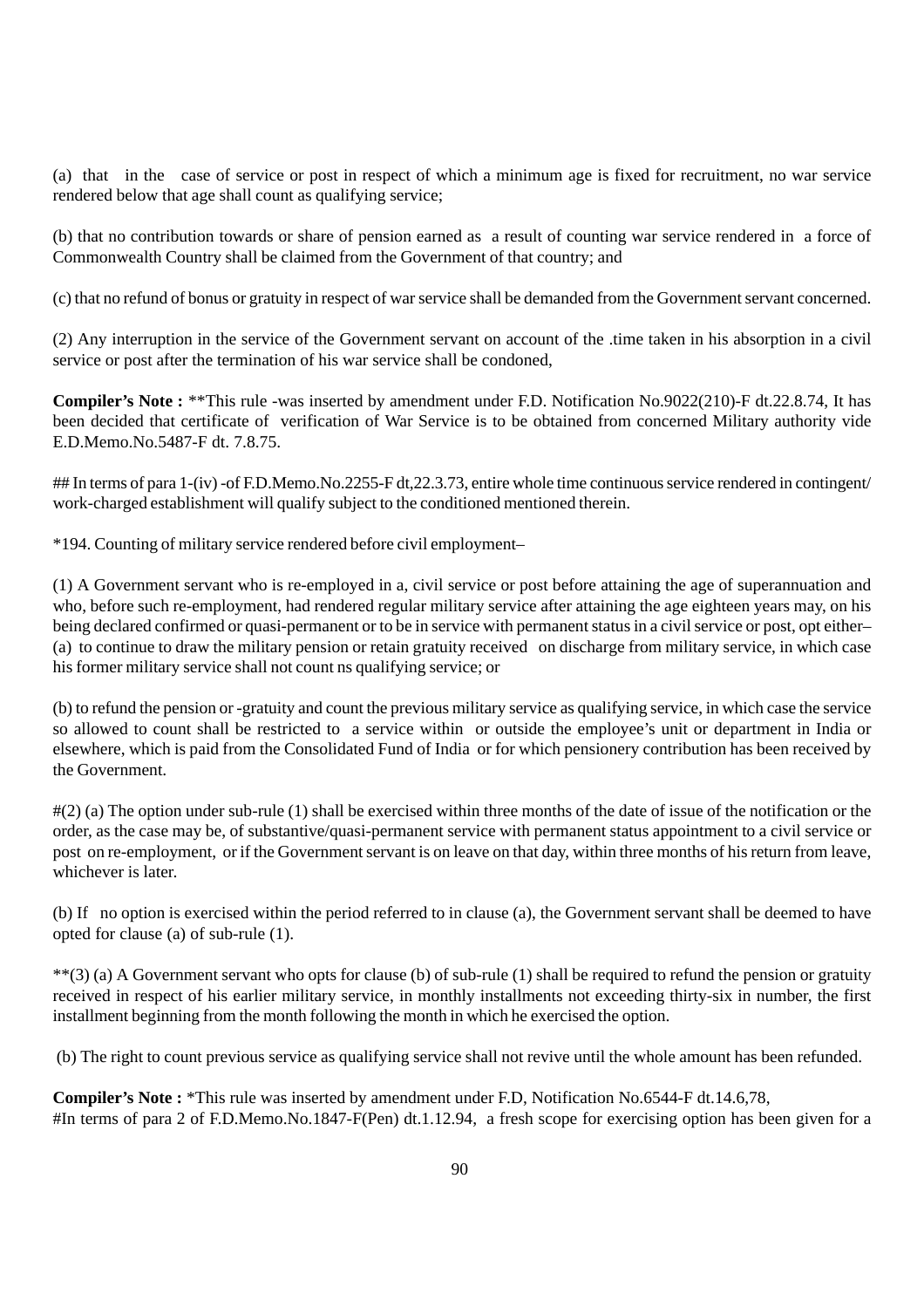(a) that in the case of service or post in respect of which a minimum age is fixed for recruitment, no war service rendered below that age shall count as qualifying service;

(b) that no contribution towards or share of pension earned as a result of counting war service rendered in a force of Commonwealth Country shall be claimed from the Government of that country; and

(c) that no refund of bonus or gratuity in respect of war service shall be demanded from the Government servant concerned.

(2) Any interruption in the service of the Government servant on account of the .time taken in his absorption in a civil service or post after the termination of his war service shall be condoned,

**Compiler's Note :** **This rule -was inserted by amendment under F.D. Notification No.9022(210)-F dt.22.8.74, It has been decided that certificate of verification of War Service is to be obtained from concerned Military authority vide E.D.Memo.No.5487-F dt. 7.8.75.

## In terms of para 1-(iv) -of F.D.Memo.No.2255-F dt,22.3.73, entire whole time continuous service rendered in contingent/ work-charged establishment will qualify subject to the conditioned mentioned therein.

*194. Counting of military service rendered before civil employment–

(1) A Government servant who is re-employed in a, civil service or post before attaining the age of superannuation and who, before such re-employment, had rendered regular military service after attaining the age eighteen years may, on his being declared confirmed or quasi-permanent or to be in service with permanent status in a civil service or post, opt either–
(a) to continue to draw the military pension or retain gratuity received on discharge from military service, in which case his former military service shall not count ns qualifying service; or

(b) to refund the pension or -gratuity and count the previous military service as qualifying service, in which case the service so allowed to count shall be restricted to a service within or outside the employee's unit or department in India or elsewhere, which is paid from the Consolidated Fund of India or for which pensionery contribution has been received by the Government.

#(2) (a) The option under sub-rule (1) shall be exercised within three months of the date of issue of the notification or the order, as the case may be, of substantive/quasi-permanent service with permanent status appointment to a civil service or post on re-employment, or if the Government servant is on leave on that day, within three months of his return from leave, whichever is later.

(b) If no option is exercised within the period referred to in clause (a), the Government servant shall be deemed to have opted for clause (a) of sub-rule (1).

**(3) (a) A Government servant who opts for clause (b) of sub-rule (1) shall be required to refund the pension or gratuity received in respect of his earlier military service, in monthly installments not exceeding thirty-six in number, the first installment beginning from the month following the month in which he exercised the option.

(b) The right to count previous service as qualifying service shall not revive until the whole amount has been refunded.

**Compiler's Note :** *This rule was inserted by amendment under F.D, Notification No.6544-F dt.14.6,78,
#In terms of para 2 of F.D.Memo.No.1847-F(Pen) dt.1.12.94, a fresh scope for exercising option has been given for a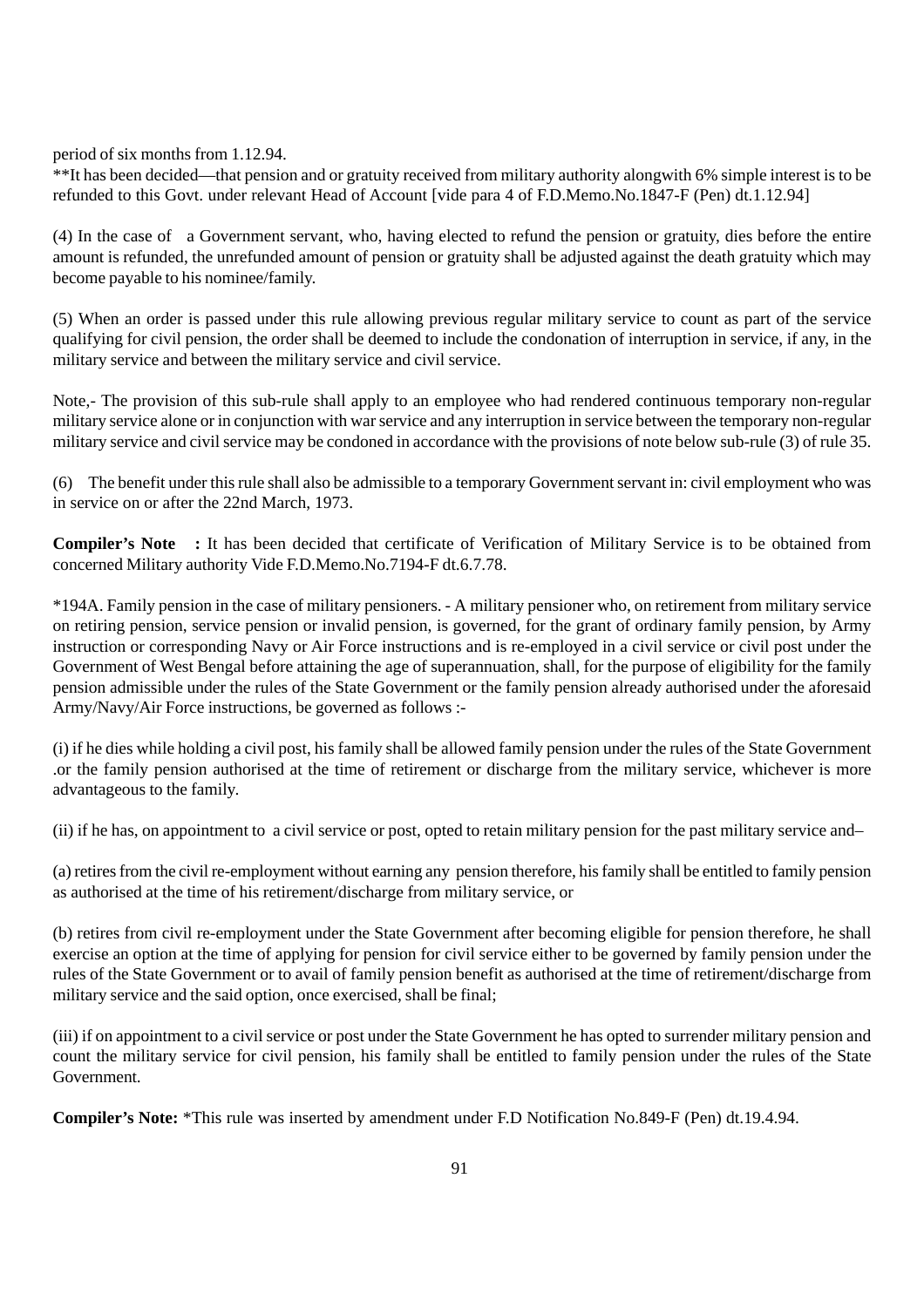period of six months from 1.12.94.

**It has been decided—that pension and or gratuity received from military authority alongwith 6% simple interest is to be refunded to this Govt. under relevant Head of Account [vide para 4 of F.D.Memo.No.1847-F (Pen) dt.1.12.94]

(4) In the case of a Government servant, who, having elected to refund the pension or gratuity, dies before the entire amount is refunded, the unrefunded amount of pension or gratuity shall be adjusted against the death gratuity which may become payable to his nominee/family.

(5) When an order is passed under this rule allowing previous regular military service to count as part of the service qualifying for civil pension, the order shall be deemed to include the condonation of interruption in service, if any, in the military service and between the military service and civil service.

Note,- The provision of this sub-rule shall apply to an employee who had rendered continuous temporary non-regular military service alone or in conjunction with war service and any interruption in service between the temporary non-regular military service and civil service may be condoned in accordance with the provisions of note below sub-rule (3) of rule 35.

(6) The benefit under this rule shall also be admissible to a temporary Government servant in: civil employment who was in service on or after the 22nd March, 1973.

**Compiler's Note :** It has been decided that certificate of Verification of Military Service is to be obtained from concerned Military authority Vide F.D.Memo.No.7194-F dt.6.7.78.

*194A. Family pension in the case of military pensioners. - A military pensioner who, on retirement from military service on retiring pension, service pension or invalid pension, is governed, for the grant of ordinary family pension, by Army instruction or corresponding Navy or Air Force instructions and is re-employed in a civil service or civil post under the Government of West Bengal before attaining the age of superannuation, shall, for the purpose of eligibility for the family pension admissible under the rules of the State Government or the family pension already authorised under the aforesaid Army/Navy/Air Force instructions, be governed as follows :-

(i) if he dies while holding a civil post, his family shall be allowed family pension under the rules of the State Government .or the family pension authorised at the time of retirement or discharge from the military service, whichever is more advantageous to the family.

(ii) if he has, on appointment to a civil service or post, opted to retain military pension for the past military service and–

(a) retires from the civil re-employment without earning any pension therefore, his family shall be entitled to family pension as authorised at the time of his retirement/discharge from military service, or

(b) retires from civil re-employment under the State Government after becoming eligible for pension therefore, he shall exercise an option at the time of applying for pension for civil service either to be governed by family pension under the rules of the State Government or to avail of family pension benefit as authorised at the time of retirement/discharge from military service and the said option, once exercised, shall be final;

(iii) if on appointment to a civil service or post under the State Government he has opted to surrender military pension and count the military service for civil pension, his family shall be entitled to family pension under the rules of the State Government.

**Compiler's Note:** *This rule was inserted by amendment under F.D Notification No.849-F (Pen) dt.19.4.94.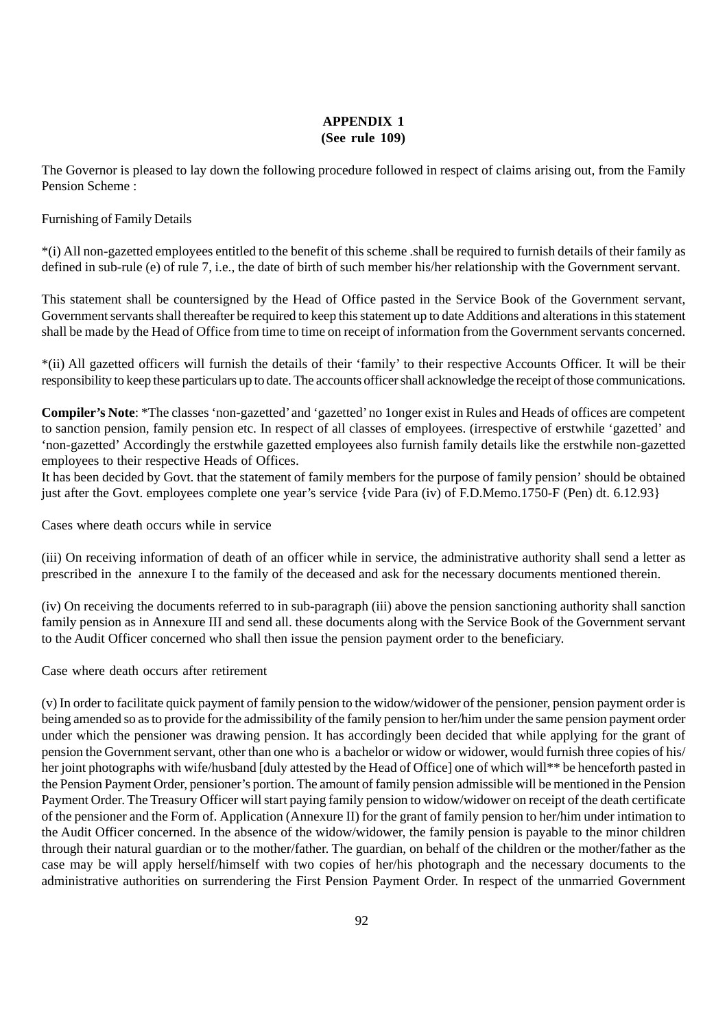# APPENDIX 1
## (See rule 109)

The Governor is pleased to lay down the following procedure followed in respect of claims arising out, from the Family Pension Scheme :

Furnishing of Family Details

*(i) All non-gazetted employees entitled to the benefit of this scheme .shall be required to furnish details of their family as defined in sub-rule (e) of rule 7, i.e., the date of birth of such member his/her relationship with the Government servant.

This statement shall be countersigned by the Head of Office pasted in the Service Book of the Government servant, Government servants shall thereafter be required to keep this statement up to date Additions and alterations in this statement shall be made by the Head of Office from time to time on receipt of information from the Government servants concerned.

*(ii) All gazetted officers will furnish the details of their 'family' to their respective Accounts Officer. It will be their responsibility to keep these particulars up to date. The accounts officer shall acknowledge the receipt of those communications.

**Compiler's Note**: *The classes 'non-gazetted' and 'gazetted' no 1onger exist in Rules and Heads of offices are competent to sanction pension, family pension etc. In respect of all classes of employees. (irrespective of erstwhile 'gazetted' and 'non-gazetted' Accordingly the erstwhile gazetted employees also furnish family details like the erstwhile non-gazetted employees to their respective Heads of Offices.
It has been decided by Govt. that the statement of family members for the purpose of family pension' should be obtained just after the Govt. employees complete one year's service {vide Para (iv) of F.D.Memo.1750-F (Pen) dt. 6.12.93}

Cases where death occurs while in service

(iii) On receiving information of death of an officer while in service, the administrative authority shall send a letter as prescribed in the annexure I to the family of the deceased and ask for the necessary documents mentioned therein.

(iv) On receiving the documents referred to in sub-paragraph (iii) above the pension sanctioning authority shall sanction family pension as in Annexure III and send all. these documents along with the Service Book of the Government servant to the Audit Officer concerned who shall then issue the pension payment order to the beneficiary.

Case where death occurs after retirement

(v) In order to facilitate quick payment of family pension to the widow/widower of the pensioner, pension payment order is being amended so as to provide for the admissibility of the family pension to her/him under the same pension payment order under which the pensioner was drawing pension. It has accordingly been decided that while applying for the grant of pension the Government servant, other than one who is a bachelor or widow or widower, would furnish three copies of his/her joint photographs with wife/husband [duly attested by the Head of Office] one of which will** be henceforth pasted in the Pension Payment Order, pensioner's portion. The amount of family pension admissible will be mentioned in the Pension Payment Order. The Treasury Officer will start paying family pension to widow/widower on receipt of the death certificate of the pensioner and the Form of. Application (Annexure II) for the grant of family pension to her/him under intimation to the Audit Officer concerned. In the absence of the widow/widower, the family pension is payable to the minor children through their natural guardian or to the mother/father. The guardian, on behalf of the children or the mother/father as the case may be will apply herself/himself with two copies of her/his photograph and the necessary documents to the administrative authorities on surrendering the First Pension Payment Order. In respect of the unmarried Government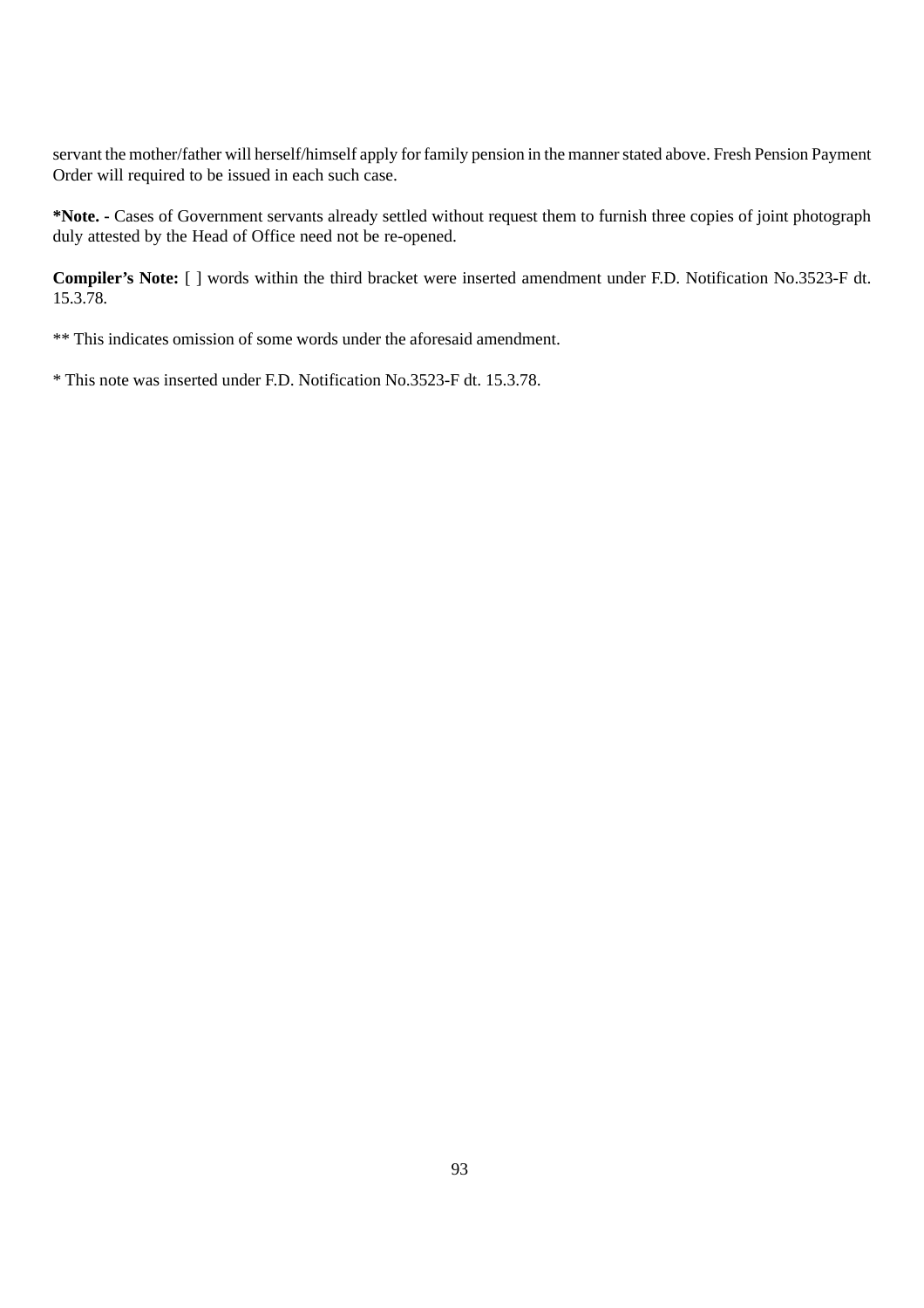servant the mother/father will herself/himself apply for family pension in the manner stated above. Fresh Pension Payment Order will required to be issued in each such case.

**\*Note. -** Cases of Government servants already settled without request them to furnish three copies of joint photograph duly attested by the Head of Office need not be re-opened.

**Compiler's Note:** [ ] words within the third bracket were inserted amendment under F.D. Notification No.3523-F dt. 15.3.78.

** This indicates omission of some words under the aforesaid amendment.

* This note was inserted under F.D. Notification No.3523-F dt. 15.3.78.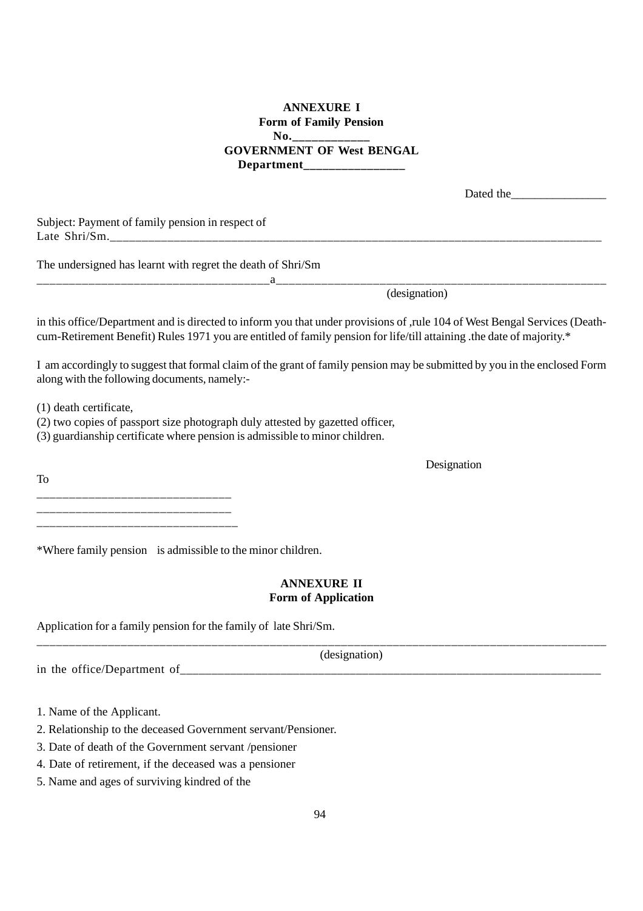**ANNEXURE I**
**Form of Family Pension**
**No.____________**
**GOVERNMENT OF West BENGAL**
**Department________________**

Dated the________________

Subject: Payment of family pension in respect of
Late Shri/Sm.____________________________________________________________________________________

The undersigned has learnt with regret the death of Shri/Sm
______________________________________a_________________________________________________________
(designation)

in this office/Department and is directed to inform you that under provisions of ,rule 104 of West Bengal Services (Death-cum-Retirement Benefit) Rules 1971 you are entitled of family pension for life/till attaining .the date of majority.*

I am accordingly to suggest that formal claim of the grant of family pension may be submitted by you in the enclosed Form along with the following documents, namely:-

(1) death certificate,
(2) two copies of passport size photograph duly attested by gazetted officer,
(3) guardianship certificate where pension is admissible to minor children.

Designation

To
________________________________
________________________________
_________________________________

*Where family pension is admissible to the minor children.

**ANNEXURE II**
**Form of Application**

Application for a family pension for the family of late Shri/Sm.
______________________________________________________________________________________________
(designation)
in the office/Department of__________________________________________________________________________

1. Name of the Applicant.
2. Relationship to the deceased Government servant/Pensioner.
3. Date of death of the Government servant /pensioner
4. Date of retirement, if the deceased was a pensioner
5. Name and ages of surviving kindred of the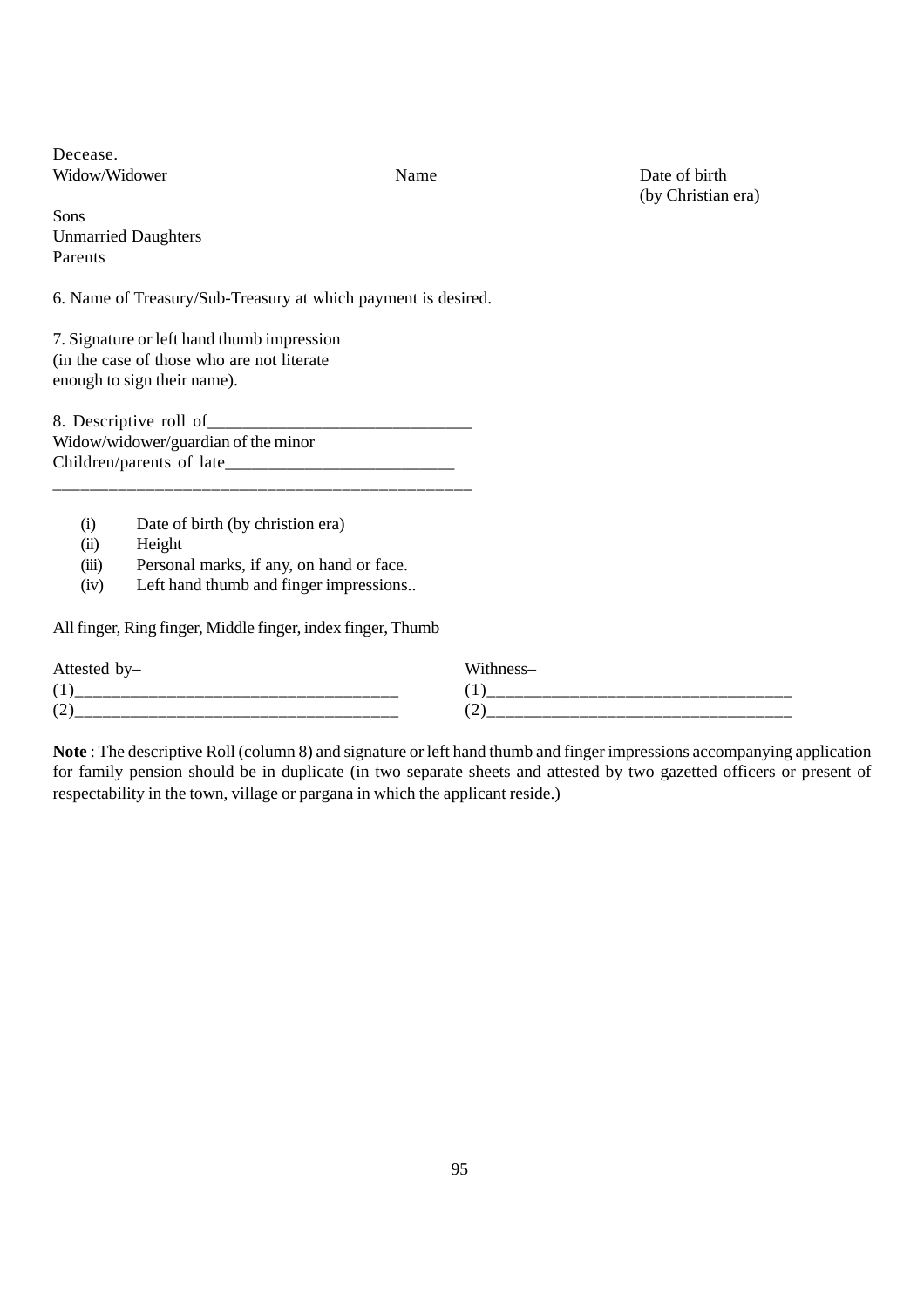Decease.

| Widow/Widower | Name | Date of birth (by Christian era) |
|---|---|---|
| Sons | | |
| Unmarried Daughters | | |
| Parents | | |

6. Name of Treasury/Sub-Treasury at which payment is desired.

7. Signature or left hand thumb impression (in the case of those who are not literate enough to sign their name).

8. Descriptive roll of______________________________
Widow/widower/guardian of the minor
Children/parents of late_________________________
______________________________________________

(i) Date of birth (by christion era)
(ii) Height
(iii) Personal marks, if any, on hand or face.
(iv) Left hand thumb and finger impressions..

All finger, Ring finger, Middle finger, index finger, Thumb

| Attested by– | Withness– |
|---|---|
| (1)___________________________________ | (1)_________________________________ |
| (2)___________________________________ | (2)_________________________________ |

**Note** : The descriptive Roll (column 8) and signature or left hand thumb and finger impressions accompanying application for family pension should be in duplicate (in two separate sheets and attested by two gazetted officers or present of respectability in the town, village or pargana in which the applicant reside.)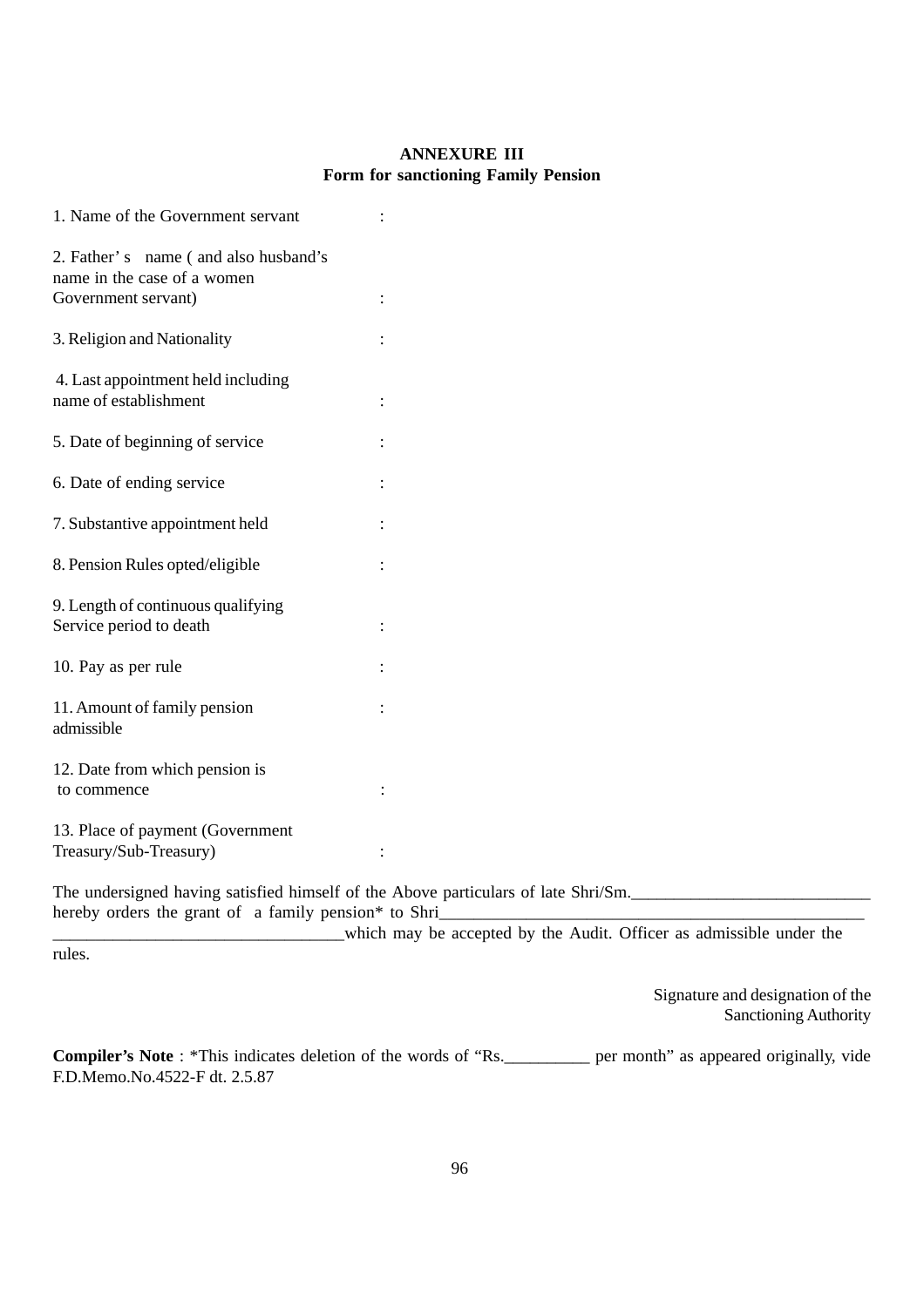**ANNEXURE III**
**Form for sanctioning Family Pension**

1. Name of the Government servant :

2. Father' s name ( and also husband's name in the case of a women Government servant) :

3. Religion and Nationality :

4. Last appointment held including name of establishment :

5. Date of beginning of service :

6. Date of ending service :

7. Substantive appointment held :

8. Pension Rules opted/eligible :

9. Length of continuous qualifying Service period to death :

10. Pay as per rule :

11. Amount of family pension admissible :

12. Date from which pension is to commence :

13. Place of payment (Government Treasury/Sub-Treasury) :

The undersigned having satisfied himself of the Above particulars of late Shri/Sm.___________________________ hereby orders the grant of a family pension* to Shri__________________________________________________ _________________________________which may be accepted by the Audit. Officer as admissible under the rules.

Signature and designation of the Sanctioning Authority

**Compiler's Note** : *This indicates deletion of the words of "Rs.__________ per month" as appeared originally, vide F.D.Memo.No.4522-F dt. 2.5.87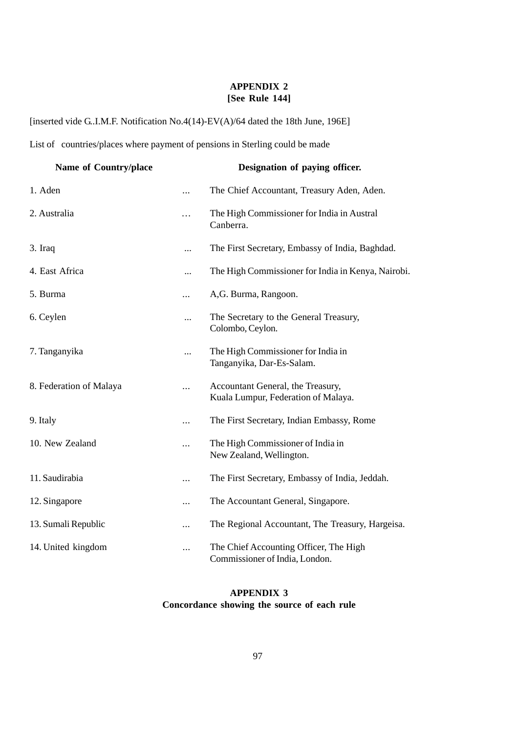## APPENDIX 2
### [See Rule 144]

[inserted vide G..I.M.F. Notification No.4(14)-EV(A)/64 dated the 18th June, 196E]

List of countries/places where payment of pensions in Sterling could be made

| Name of Country/place | | Designation of paying officer. |
|---|---|---|
| 1. Aden | ... | The Chief Accountant, Treasury Aden, Aden. |
| 2. Australia | ... | The High Commissioner for India in Austral Canberra. |
| 3. Iraq | ... | The First Secretary, Embassy of India, Baghdad. |
| 4. East Africa | ... | The High Commissioner for India in Kenya, Nairobi. |
| 5. Burma | ... | A,G. Burma, Rangoon. |
| 6. Ceylen | ... | The Secretary to the General Treasury, Colombo, Ceylon. |
| 7. Tanganyika | ... | The High Commissioner for India in Tanganyika, Dar-Es-Salam. |
| 8. Federation of Malaya | ... | Accountant General, the Treasury, Kuala Lumpur, Federation of Malaya. |
| 9. Italy | ... | The First Secretary, Indian Embassy, Rome |
| 10. New Zealand | ... | The High Commissioner of India in New Zealand, Wellington. |
| 11. Saudirabia | ... | The First Secretary, Embassy of India, Jeddah. |
| 12. Singapore | ... | The Accountant General, Singapore. |
| 13. Sumali Republic | ... | The Regional Accountant, The Treasury, Hargeisa. |
| 14. United kingdom | ... | The Chief Accounting Officer, The High Commissioner of India, London. |

## APPENDIX 3
### Concordance showing the source of each rule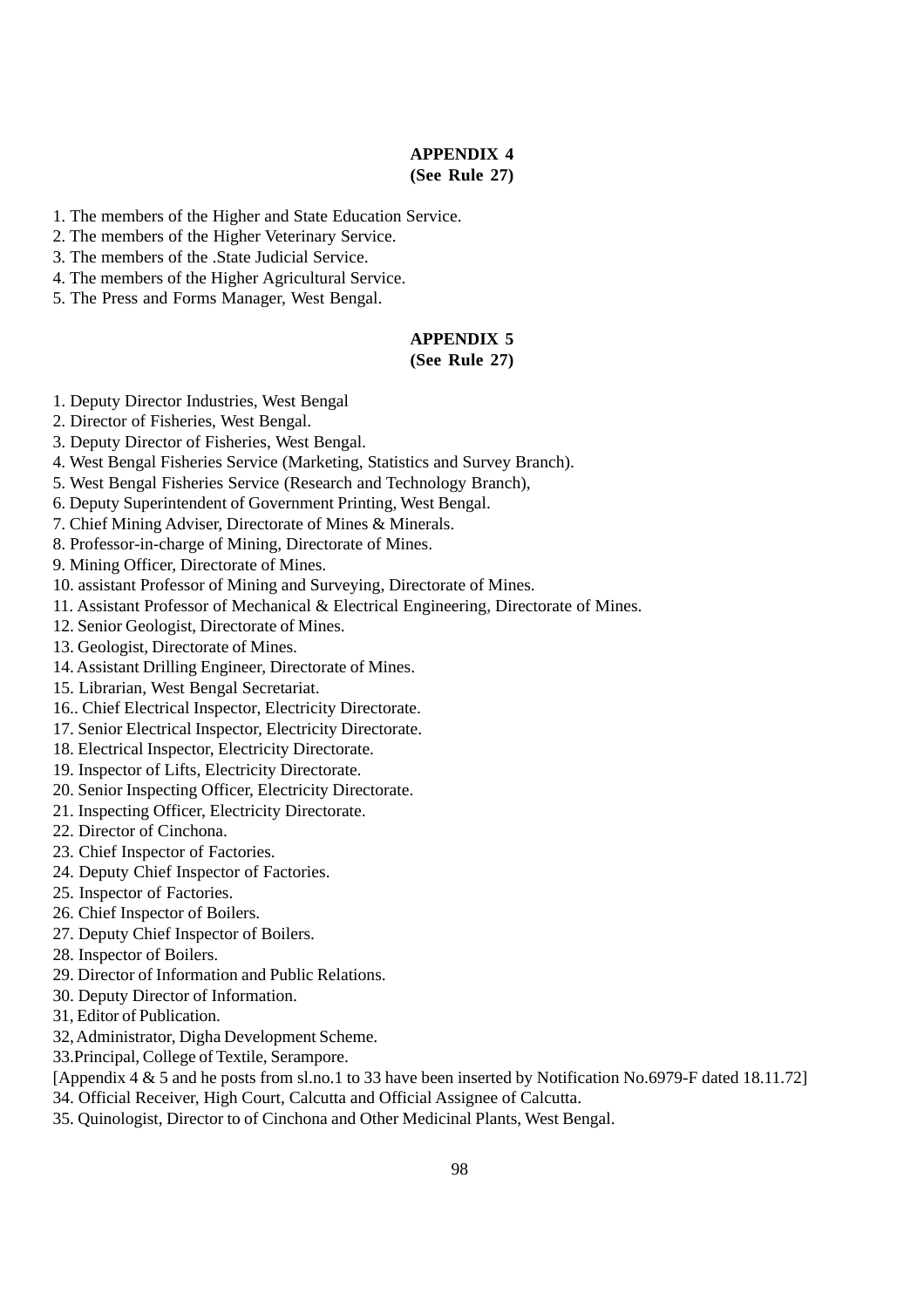## APPENDIX 4
**(See Rule 27)**

1. The members of the Higher and State Education Service.
2. The members of the Higher Veterinary Service.
3. The members of the .State Judicial Service.
4. The members of the Higher Agricultural Service.
5. The Press and Forms Manager, West Bengal.

## APPENDIX 5
**(See Rule 27)**

1. Deputy Director Industries, West Bengal
2. Director of Fisheries, West Bengal.
3. Deputy Director of Fisheries, West Bengal.
4. West Bengal Fisheries Service (Marketing, Statistics and Survey Branch).
5. West Bengal Fisheries Service (Research and Technology Branch),
6. Deputy Superintendent of Government Printing, West Bengal.
7. Chief Mining Adviser, Directorate of Mines & Minerals.
8. Professor-in-charge of Mining, Directorate of Mines.
9. Mining Officer, Directorate of Mines.
10. assistant Professor of Mining and Surveying, Directorate of Mines.
11. Assistant Professor of Mechanical & Electrical Engineering, Directorate of Mines.
12. Senior Geologist, Directorate of Mines.
13. Geologist, Directorate of Mines.
14. Assistant Drilling Engineer, Directorate of Mines.
15. Librarian, West Bengal Secretariat.
16.. Chief Electrical Inspector, Electricity Directorate.
17. Senior Electrical Inspector, Electricity Directorate.
18. Electrical Inspector, Electricity Directorate.
19. Inspector of Lifts, Electricity Directorate.
20. Senior Inspecting Officer, Electricity Directorate.
21. Inspecting Officer, Electricity Directorate.
22. Director of Cinchona.
23. Chief Inspector of Factories.
24. Deputy Chief Inspector of Factories.
25. Inspector of Factories.
26. Chief Inspector of Boilers.
27. Deputy Chief Inspector of Boilers.
28. Inspector of Boilers.
29. Director of Information and Public Relations.
30. Deputy Director of Information.
31, Editor of Publication.
32, Administrator, Digha Development Scheme.
33.Principal, College of Textile, Serampore.

[Appendix 4 & 5 and he posts from sl.no.1 to 33 have been inserted by Notification No.6979-F dated 18.11.72]

34. Official Receiver, High Court, Calcutta and Official Assignee of Calcutta.
35. Quinologist, Director to of Cinchona and Other Medicinal Plants, West Bengal.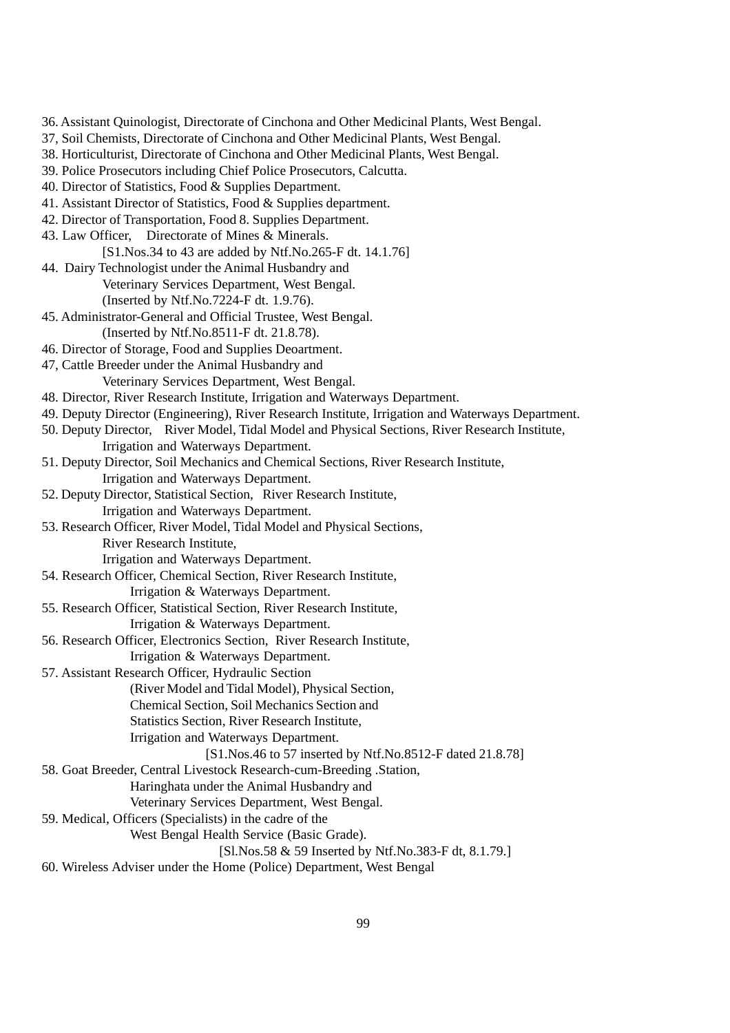36. Assistant Quinologist, Directorate of Cinchona and Other Medicinal Plants, West Bengal.

37, Soil Chemists, Directorate of Cinchona and Other Medicinal Plants, West Bengal.

38. Horticulturist, Directorate of Cinchona and Other Medicinal Plants, West Bengal.

39. Police Prosecutors including Chief Police Prosecutors, Calcutta.

40. Director of Statistics, Food & Supplies Department.

41. Assistant Director of Statistics, Food & Supplies department.

42. Director of Transportation, Food 8. Supplies Department.

43. Law Officer, Directorate of Mines & Minerals.

[S1.Nos.34 to 43 are added by Ntf.No.265-F dt. 14.1.76]

44. Dairy Technologist under the Animal Husbandry and Veterinary Services Department, West Bengal.

(Inserted by Ntf.No.7224-F dt. 1.9.76).

45. Administrator-General and Official Trustee, West Bengal.

(Inserted by Ntf.No.8511-F dt. 21.8.78).

46. Director of Storage, Food and Supplies Deoartment.

47, Cattle Breeder under the Animal Husbandry and Veterinary Services Department, West Bengal.

48. Director, River Research Institute, Irrigation and Waterways Department.

49. Deputy Director (Engineering), River Research Institute, Irrigation and Waterways Department.

50. Deputy Director, River Model, Tidal Model and Physical Sections, River Research Institute, Irrigation and Waterways Department.

51. Deputy Director, Soil Mechanics and Chemical Sections, River Research Institute, Irrigation and Waterways Department.

52. Deputy Director, Statistical Section, River Research Institute, Irrigation and Waterways Department.

53. Research Officer, River Model, Tidal Model and Physical Sections, River Research Institute, Irrigation and Waterways Department.

54. Research Officer, Chemical Section, River Research Institute, Irrigation & Waterways Department.

55. Research Officer, Statistical Section, River Research Institute, Irrigation & Waterways Department.

56. Research Officer, Electronics Section, River Research Institute, Irrigation & Waterways Department.

57. Assistant Research Officer, Hydraulic Section (River Model and Tidal Model), Physical Section, Chemical Section, Soil Mechanics Section and Statistics Section, River Research Institute, Irrigation and Waterways Department.

[S1.Nos.46 to 57 inserted by Ntf.No.8512-F dated 21.8.78]

58. Goat Breeder, Central Livestock Research-cum-Breeding .Station, Haringhata under the Animal Husbandry and Veterinary Services Department, West Bengal.

59. Medical, Officers (Specialists) in the cadre of the West Bengal Health Service (Basic Grade).

[Sl.Nos.58 & 59 Inserted by Ntf.No.383-F dt, 8.1.79.]

60. Wireless Adviser under the Home (Police) Department, West Bengal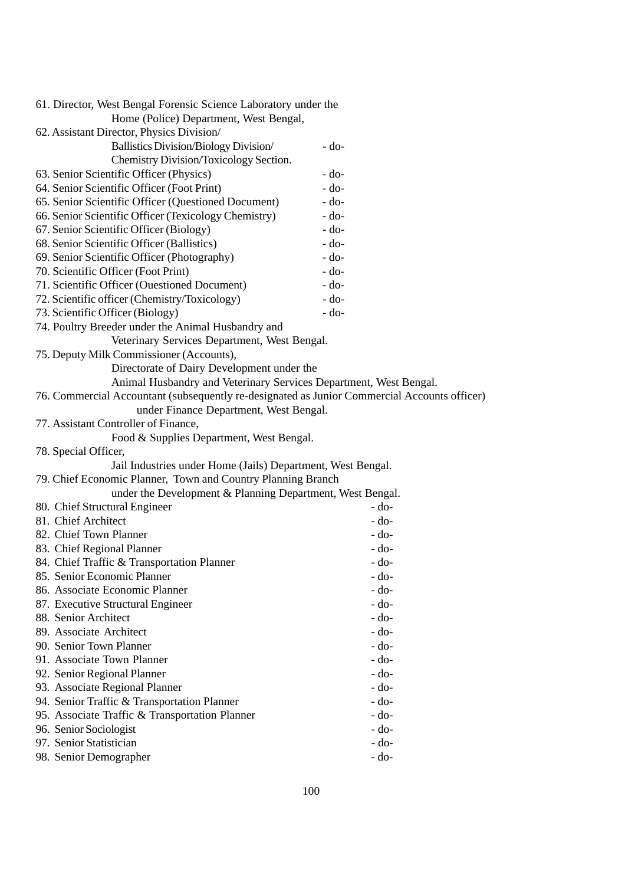61. Director, West Bengal Forensic Science Laboratory under the
Home (Police) Department, West Bengal,

62. Assistant Director, Physics Division/
Ballistics Division/Biology Division/ - do-
Chemistry Division/Toxicology Section.

63. Senior Scientific Officer (Physics) - do-

64. Senior Scientific Officer (Foot Print) - do-

65. Senior Scientific Officer (Questioned Document) - do-

66. Senior Scientific Officer (Texicology Chemistry) - do-

67. Senior Scientific Officer (Biology) - do-

68. Senior Scientific Officer (Ballistics) - do-

69. Senior Scientific Officer (Photography) - do-

70. Scientific Officer (Foot Print) - do-

71. Scientific Officer (Ouestioned Document) - do-

72. Scientific officer (Chemistry/Toxicology) - do-

73. Scientific Officer (Biology) - do-

74. Poultry Breeder under the Animal Husbandry and
Veterinary Services Department, West Bengal.

75. Deputy Milk Commissioner (Accounts),
Directorate of Dairy Development under the
Animal Husbandry and Veterinary Services Department, West Bengal.

76. Commercial Accountant (subsequently re-designated as Junior Commercial Accounts officer)
under Finance Department, West Bengal.

77. Assistant Controller of Finance,
Food & Supplies Department, West Bengal.

78. Special Officer,
Jail Industries under Home (Jails) Department, West Bengal.

79. Chief Economic Planner, Town and Country Planning Branch
under the Development & Planning Department, West Bengal.

80. Chief Structural Engineer - do-

81. Chief Architect - do-

82. Chief Town Planner - do-

83. Chief Regional Planner - do-

84. Chief Traffic & Transportation Planner - do-

85. Senior Economic Planner - do-

86. Associate Economic Planner - do-

87. Executive Structural Engineer - do-

88. Senior Architect - do-

89. Associate Architect - do-

90. Senior Town Planner - do-

91. Associate Town Planner - do-

92. Senior Regional Planner - do-

93. Associate Regional Planner - do-

94. Senior Traffic & Transportation Planner - do-

95. Associate Traffic & Transportation Planner - do-

96. Senior Sociologist - do-

97. Senior Statistician - do-

98. Senior Demographer - do-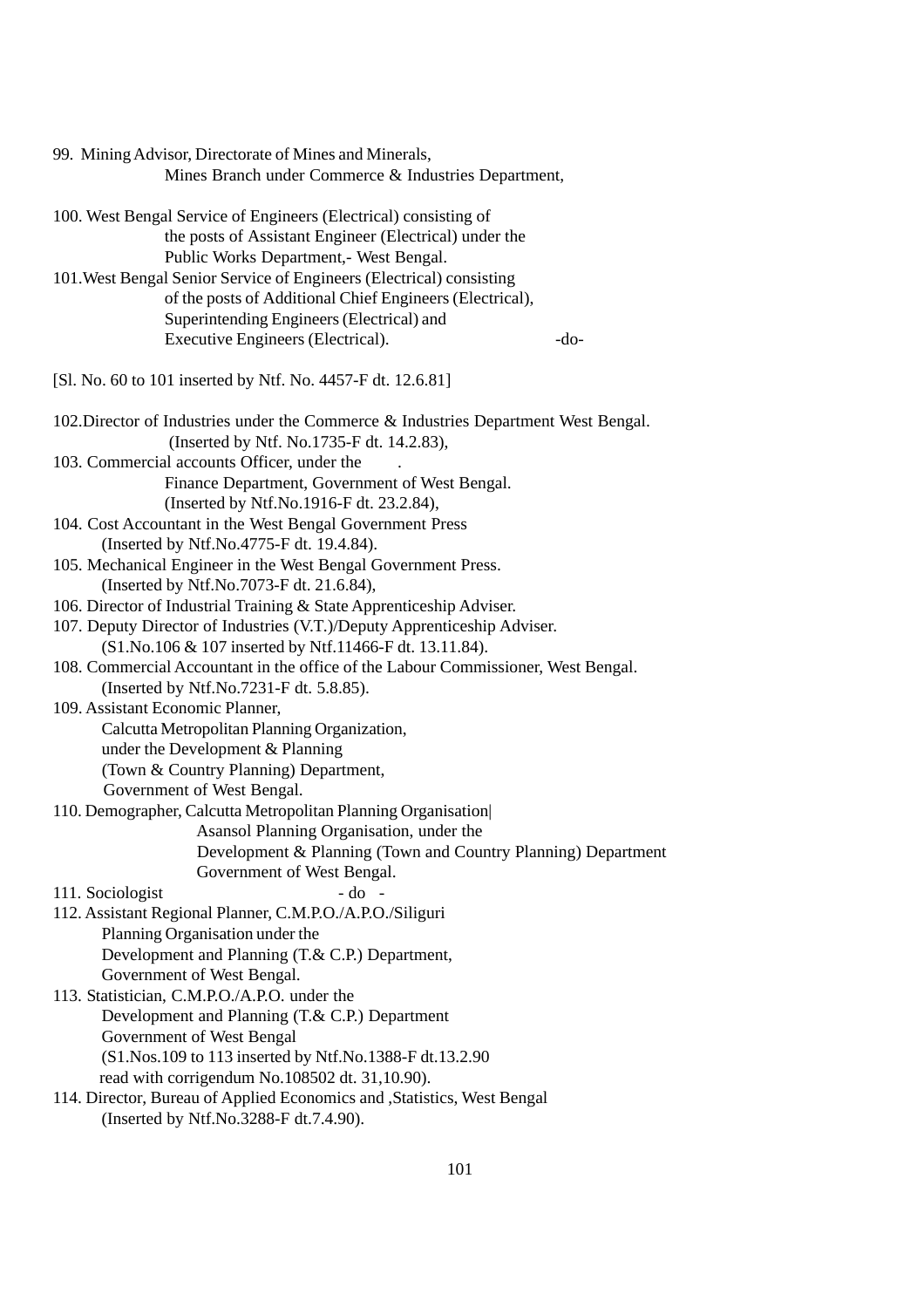99. Mining Advisor, Directorate of Mines and Minerals,
Mines Branch under Commerce & Industries Department,

100. West Bengal Service of Engineers (Electrical) consisting of
the posts of Assistant Engineer (Electrical) under the
Public Works Department,- West Bengal.

101. West Bengal Senior Service of Engineers (Electrical) consisting
of the posts of Additional Chief Engineers (Electrical),
Superintending Engineers (Electrical) and
Executive Engineers (Electrical). -do-

[Sl. No. 60 to 101 inserted by Ntf. No. 4457-F dt. 12.6.81]

102. Director of Industries under the Commerce & Industries Department West Bengal.
(Inserted by Ntf. No.1735-F dt. 14.2.83),

103. Commercial accounts Officer, under the .
Finance Department, Government of West Bengal.
(Inserted by Ntf.No.1916-F dt. 23.2.84),

104. Cost Accountant in the West Bengal Government Press
(Inserted by Ntf.No.4775-F dt. 19.4.84).

105. Mechanical Engineer in the West Bengal Government Press.
(Inserted by Ntf.No.7073-F dt. 21.6.84),

106. Director of Industrial Training & State Apprenticeship Adviser.

107. Deputy Director of Industries (V.T.)/Deputy Apprenticeship Adviser.
(S1.No.106 & 107 inserted by Ntf.11466-F dt. 13.11.84).

108. Commercial Accountant in the office of the Labour Commissioner, West Bengal.
(Inserted by Ntf.No.7231-F dt. 5.8.85).

109. Assistant Economic Planner,
Calcutta Metropolitan Planning Organization,
under the Development & Planning
(Town & Country Planning) Department,
Government of West Bengal.

110. Demographer, Calcutta Metropolitan Planning Organisation|
Asansol Planning Organisation, under the
Development & Planning (Town and Country Planning) Department
Government of West Bengal.

111. Sociologist - do -

112. Assistant Regional Planner, C.M.P.O./A.P.O./Siliguri
Planning Organisation under the
Development and Planning (T.& C.P.) Department,
Government of West Bengal.

113. Statistician, C.M.P.O./A.P.O. under the
Development and Planning (T.& C.P.) Department
Government of West Bengal
(S1.Nos.109 to 113 inserted by Ntf.No.1388-F dt.13.2.90
read with corrigendum No.108502 dt. 31,10.90).

114. Director, Bureau of Applied Economics and ,Statistics, West Bengal
(Inserted by Ntf.No.3288-F dt.7.4.90).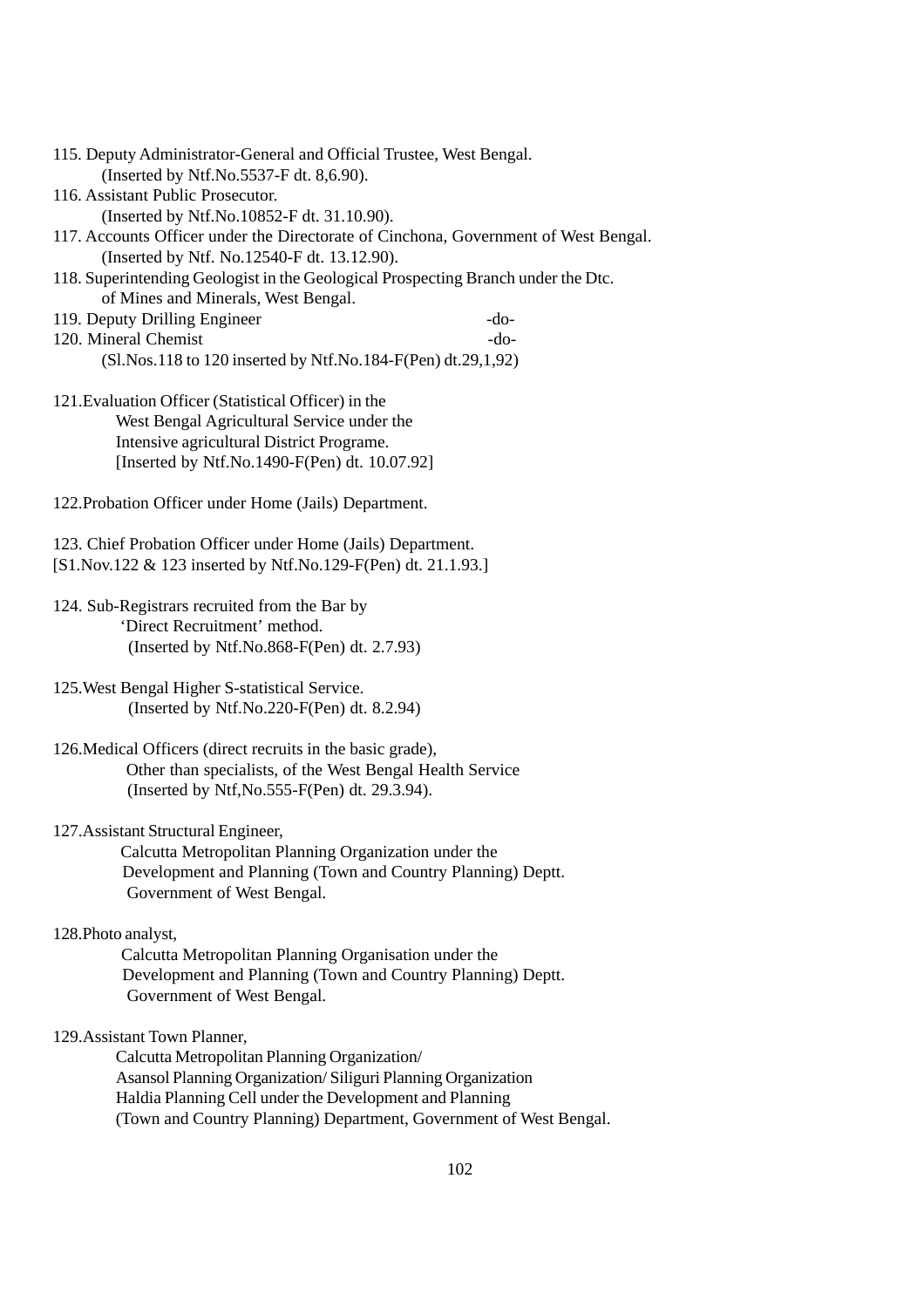115. Deputy Administrator-General and Official Trustee, West Bengal.
    (Inserted by Ntf.No.5537-F dt. 8,6.90).

116. Assistant Public Prosecutor.
    (Inserted by Ntf.No.10852-F dt. 31.10.90).

117. Accounts Officer under the Directorate of Cinchona, Government of West Bengal.
    (Inserted by Ntf. No.12540-F dt. 13.12.90).

118. Superintending Geologist in the Geological Prospecting Branch under the Dtc. of Mines and Minerals, West Bengal.

119. Deputy Drilling Engineer -do-

120. Mineral Chemist -do-
    (Sl.Nos.118 to 120 inserted by Ntf.No.184-F(Pen) dt.29,1,92)

121.Evaluation Officer (Statistical Officer) in the West Bengal Agricultural Service under the Intensive agricultural District Programe.
    [Inserted by Ntf.No.1490-F(Pen) dt. 10.07.92]

122.Probation Officer under Home (Jails) Department.

123. Chief Probation Officer under Home (Jails) Department.
[S1.Nov.122 & 123 inserted by Ntf.No.129-F(Pen) dt. 21.1.93.]

124. Sub-Registrars recruited from the Bar by 'Direct Recruitment' method.
    (Inserted by Ntf.No.868-F(Pen) dt. 2.7.93)

125.West Bengal Higher S-statistical Service.
    (Inserted by Ntf.No.220-F(Pen) dt. 8.2.94)

126.Medical Officers (direct recruits in the basic grade), Other than specialists, of the West Bengal Health Service
    (Inserted by Ntf,No.555-F(Pen) dt. 29.3.94).

127.Assistant Structural Engineer,
    Calcutta Metropolitan Planning Organization under the Development and Planning (Town and Country Planning) Deptt. Government of West Bengal.

128.Photo analyst,
    Calcutta Metropolitan Planning Organisation under the Development and Planning (Town and Country Planning) Deptt. Government of West Bengal.

129.Assistant Town Planner,
    Calcutta Metropolitan Planning Organization/ Asansol Planning Organization/ Siliguri Planning Organization Haldia Planning Cell under the Development and Planning (Town and Country Planning) Department, Government of West Bengal.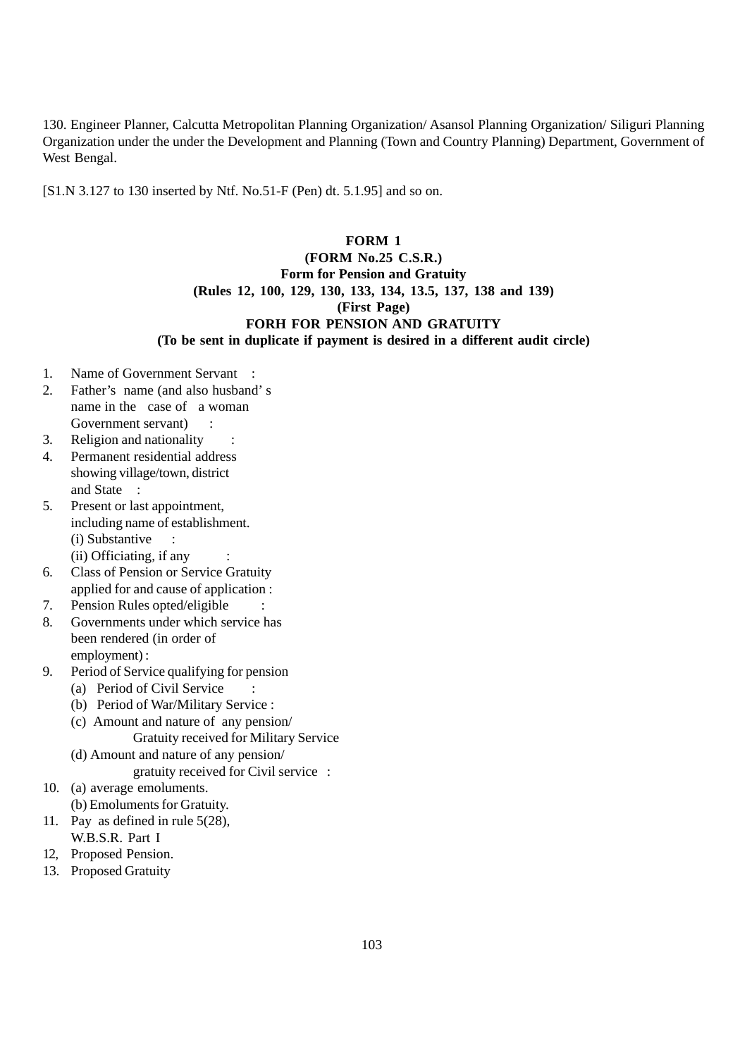130. Engineer Planner, Calcutta Metropolitan Planning Organization/ Asansol Planning Organization/ Siliguri Planning Organization under the under the Development and Planning (Town and Country Planning) Department, Government of West Bengal.

[S1.N 3.127 to 130 inserted by Ntf. No.51-F (Pen) dt. 5.1.95] and so on.

**FORM 1**

**(FORM No.25 C.S.R.)**

**Form for Pension and Gratuity**

**(Rules 12, 100, 129, 130, 133, 134, 13.5, 137, 138 and 139)**

**(First Page)**

**FORH FOR PENSION AND GRATUITY**

**(To be sent in duplicate if payment is desired in a different audit circle)**

1. Name of Government Servant :
2. Father's name (and also husband' s name in the case of a woman Government servant) :
3. Religion and nationality :
4. Permanent residential address showing village/town, district and State :
5. Present or last appointment, including name of establishment.
   (i) Substantive :
   (ii) Officiating, if any :
6. Class of Pension or Service Gratuity applied for and cause of application :
7. Pension Rules opted/eligible :
8. Governments under which service has been rendered (in order of employment) :
9. Period of Service qualifying for pension
   (a) Period of Civil Service :
   (b) Period of War/Military Service :
   (c) Amount and nature of any pension/ Gratuity received for Military Service
   (d) Amount and nature of any pension/ gratuity received for Civil service :
10. (a) average emoluments.
    (b) Emoluments for Gratuity.
11. Pay as defined in rule 5(28), W.B.S.R. Part I
12, Proposed Pension.
13. Proposed Gratuity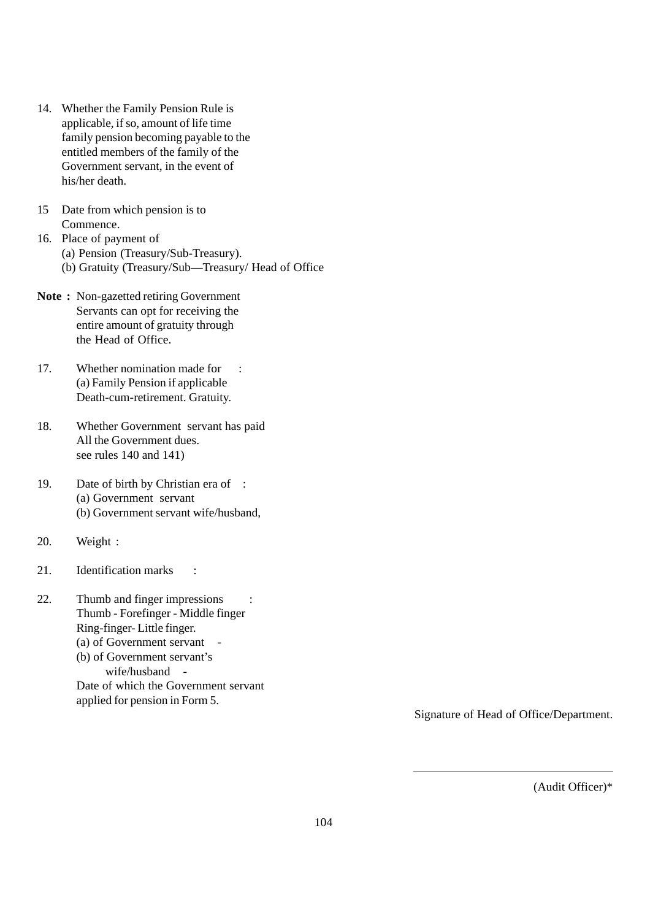14. Whether the Family Pension Rule is applicable, if so, amount of life time family pension becoming payable to the entitled members of the family of the Government servant, in the event of his/her death.

15 Date from which pension is to Commence.

16. Place of payment of
    (a) Pension (Treasury/Sub-Treasury).
    (b) Gratuity (Treasury/Sub—Treasury/ Head of Office

**Note :** Non-gazetted retiring Government Servants can opt for receiving the entire amount of gratuity through the Head of Office.

17. Whether nomination made for :
    (a) Family Pension if applicable
    Death-cum-retirement. Gratuity.

18. Whether Government servant has paid All the Government dues.
    see rules 140 and 141)

19. Date of birth by Christian era of :
    (a) Government servant
    (b) Government servant wife/husband,

20. Weight :

21. Identification marks :

22. Thumb and finger impressions :
    Thumb - Forefinger - Middle finger
    Ring-finger- Little finger.
    (a) of Government servant -
    (b) of Government servant's
    wife/husband -
    Date of which the Government servant applied for pension in Form 5.

Signature of Head of Office/Department.

---

(Audit Officer)*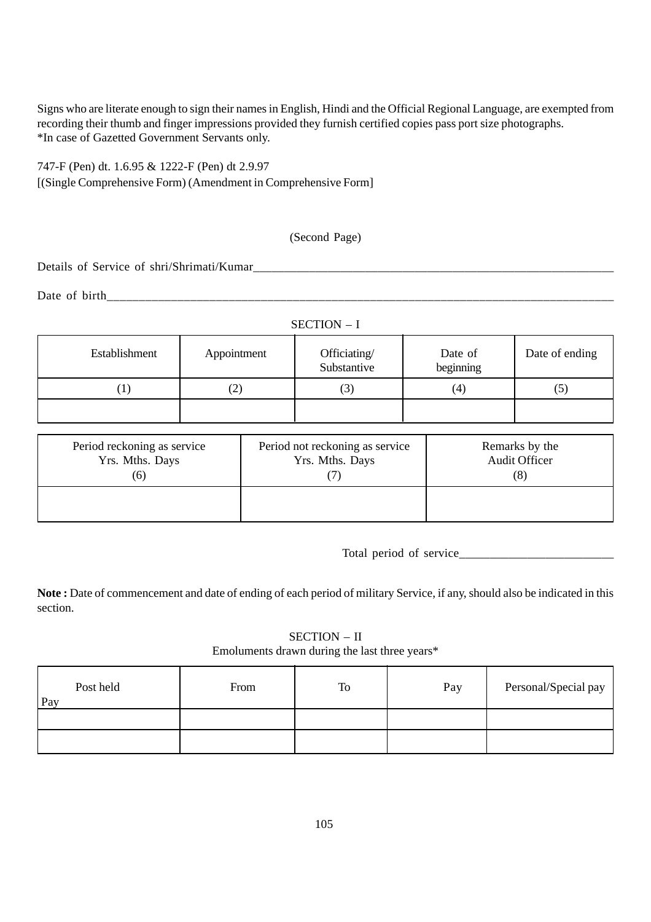Signs who are literate enough to sign their names in English, Hindi and the Official Regional Language, are exempted from recording their thumb and finger impressions provided they furnish certified copies pass port size photographs.
*In case of Gazetted Government Servants only.

747-F (Pen) dt. 1.6.95 & 1222-F (Pen) dt 2.9.97
[(Single Comprehensive Form) (Amendment in Comprehensive Form]

(Second Page)

Details of Service of shri/Shrimati/Kumar_______________________________________________

Date of birth_______________________________________________

SECTION – I

| Establishment | Appointment | Officiating/ Substantive | Date of beginning | Date of ending |
|---|---|---|---|---|
| (1) | (2) | (3) | (4) | (5) |
| | | | | |

| Period reckoning as service Yrs. Mths. Days (6) | Period not reckoning as service Yrs. Mths. Days (7) | Remarks by the Audit Officer (8) |
|---|---|---|
| | | |

Total period of service_________________________

**Note :** Date of commencement and date of ending of each period of military Service, if any, should also be indicated in this section.

SECTION – II
Emoluments drawn during the last three years*

| Post held Pay | From | To | Pay | Personal/Special pay |
|---|---|---|---|---|
| | | | | |
| | | | | |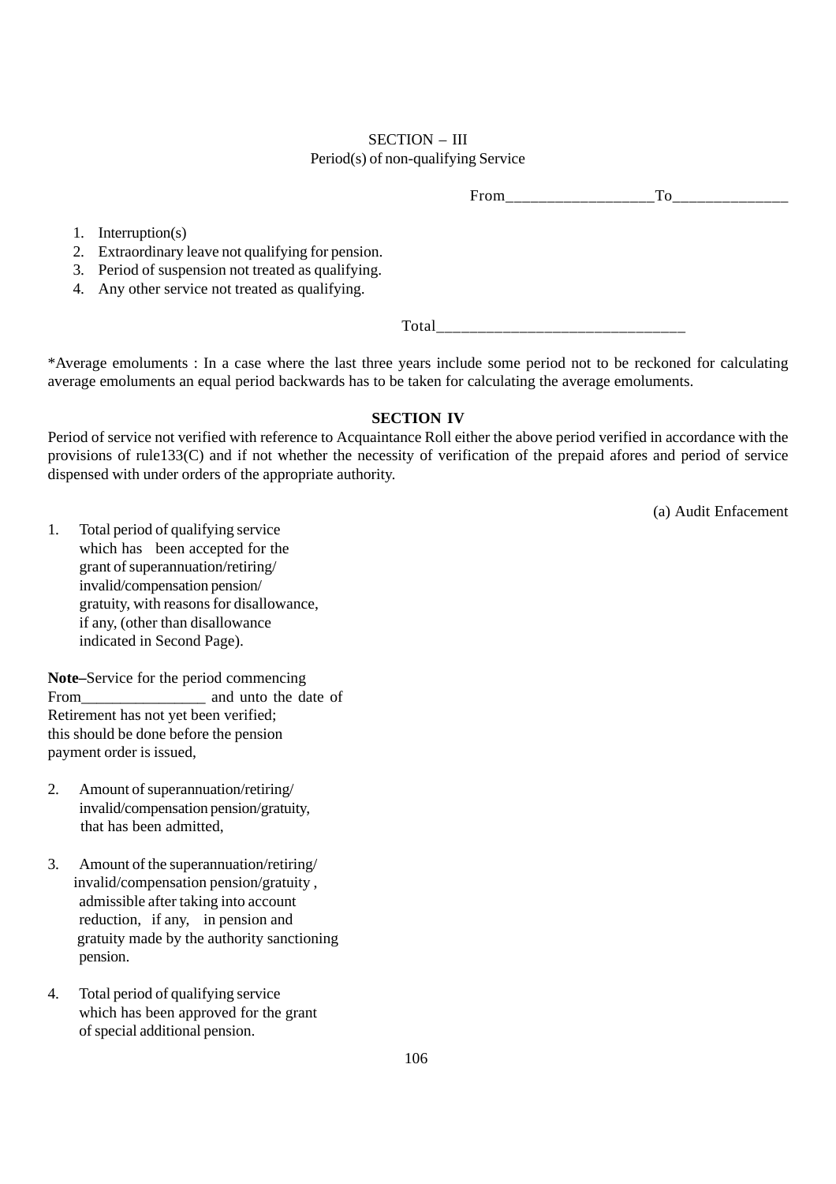## SECTION – III

Period(s) of non-qualifying Service

From__________________To______________

1. Interruption(s)
2. Extraordinary leave not qualifying for pension.
3. Period of suspension not treated as qualifying.
4. Any other service not treated as qualifying.

Total______________________________

*Average emoluments : In a case where the last three years include some period not to be reckoned for calculating average emoluments an equal period backwards has to be taken for calculating the average emoluments.

## SECTION IV

Period of service not verified with reference to Acquaintance Roll either the above period verified in accordance with the provisions of rule133(C) and if not whether the necessity of verification of the prepaid afores and period of service dispensed with under orders of the appropriate authority.

(a) Audit Enfacement

1. Total period of qualifying service which has been accepted for the grant of superannuation/retiring/ invalid/compensation pension/ gratuity, with reasons for disallowance, if any, (other than disallowance indicated in Second Page).

**Note–**Service for the period commencing From________________ and unto the date of Retirement has not yet been verified; this should be done before the pension payment order is issued,

2. Amount of superannuation/retiring/ invalid/compensation pension/gratuity, that has been admitted,

3. Amount of the superannuation/retiring/ invalid/compensation pension/gratuity , admissible after taking into account reduction, if any, in pension and gratuity made by the authority sanctioning pension.

4. Total period of qualifying service which has been approved for the grant of special additional pension.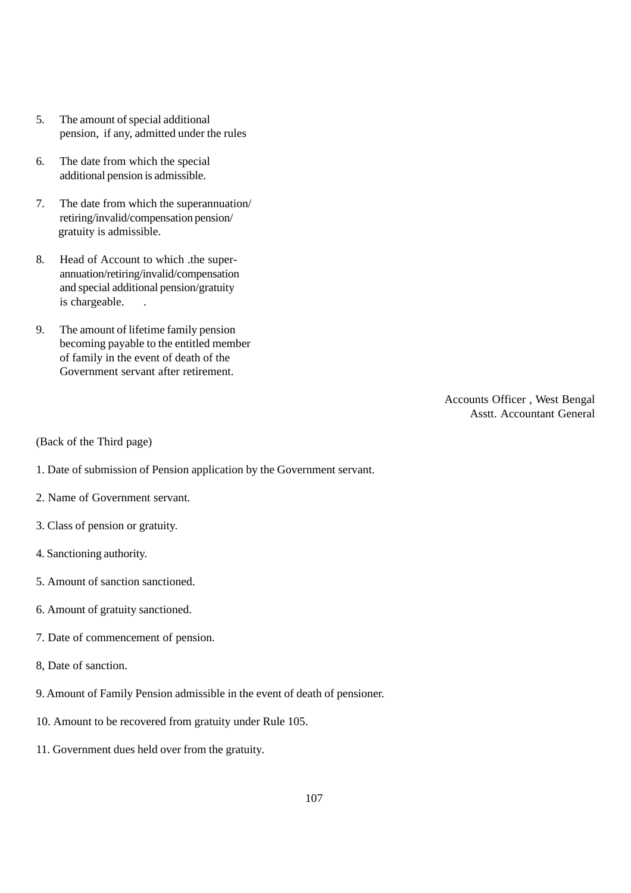5. The amount of special additional pension, if any, admitted under the rules

6. The date from which the special additional pension is admissible.

7. The date from which the superannuation/ retiring/invalid/compensation pension/ gratuity is admissible.

8. Head of Account to which .the super-annuation/retiring/invalid/compensation and special additional pension/gratuity is chargeable. .

9. The amount of lifetime family pension becoming payable to the entitled member of family in the event of death of the Government servant after retirement.

Accounts Officer , West Bengal
Asstt. Accountant General

(Back of the Third page)

1. Date of submission of Pension application by the Government servant.

2. Name of Government servant.

3. Class of pension or gratuity.

4. Sanctioning authority.

5. Amount of sanction sanctioned.

6. Amount of gratuity sanctioned.

7. Date of commencement of pension.

8, Date of sanction.

9. Amount of Family Pension admissible in the event of death of pensioner.

10. Amount to be recovered from gratuity under Rule 105.

11. Government dues held over from the gratuity.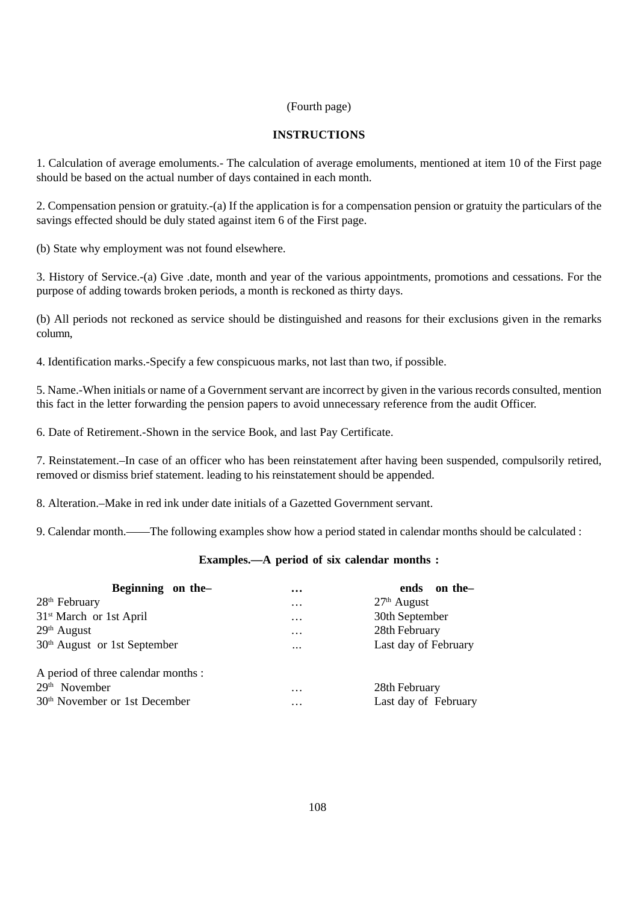(Fourth page)

## INSTRUCTIONS

1. Calculation of average emoluments.- The calculation of average emoluments, mentioned at item 10 of the First page should be based on the actual number of days contained in each month.

2. Compensation pension or gratuity.-(a) If the application is for a compensation pension or gratuity the particulars of the savings effected should be duly stated against item 6 of the First page.

(b) State why employment was not found elsewhere.

3. History of Service.-(a) Give .date, month and year of the various appointments, promotions and cessations. For the purpose of adding towards broken periods, a month is reckoned as thirty days.

(b) All periods not reckoned as service should be distinguished and reasons for their exclusions given in the remarks column,

4. Identification marks.-Specify a few conspicuous marks, not last than two, if possible.

5. Name.-When initials or name of a Government servant are incorrect by given in the various records consulted, mention this fact in the letter forwarding the pension papers to avoid unnecessary reference from the audit Officer.

6. Date of Retirement.-Shown in the service Book, and last Pay Certificate.

7. Reinstatement.–In case of an officer who has been reinstatement after having been suspended, compulsorily retired, removed or dismiss brief statement. leading to his reinstatement should be appended.

8. Alteration.–Make in red ink under date initials of a Gazetted Government servant.

9. Calendar month.——The following examples show how a period stated in calendar months should be calculated :

**Examples.—A period of six calendar months :**

| Beginning on the– | … | ends on the– |
|---|---|---|
| 28th February | … | 27th August |
| 31st March or 1st April | … | 30th September |
| 29th August | … | 28th February |
| 30th August or 1st September | ... | Last day of February |
| A period of three calendar months : | | |
| 29th November | … | 28th February |
| 30th November or 1st December | … | Last day of February |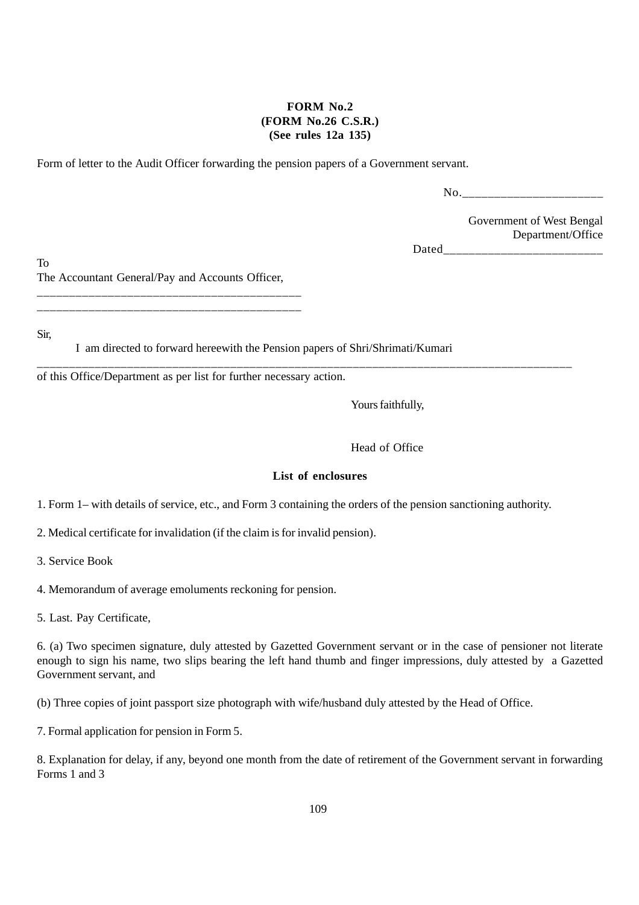**FORM No.2**
**(FORM No.26 C.S.R.)**
**(See rules 12a 135)**

Form of letter to the Audit Officer forwarding the pension papers of a Government servant.

No.______________________

Government of West Bengal
Department/Office
Dated_________________________

To
The Accountant General/Pay and Accounts Officer,
___________________________________________
___________________________________________

Sir,

I am directed to forward hereewith the Pension papers of Shri/Shrimati/Kumari
_________________________________________________________________________________________
of this Office/Department as per list for further necessary action.

Yours faithfully,

Head of Office

**List of enclosures**

1. Form 1– with details of service, etc., and Form 3 containing the orders of the pension sanctioning authority.

2. Medical certificate for invalidation (if the claim is for invalid pension).

3. Service Book

4. Memorandum of average emoluments reckoning for pension.

5. Last. Pay Certificate,

6. (a) Two specimen signature, duly attested by Gazetted Government servant or in the case of pensioner not literate enough to sign his name, two slips bearing the left hand thumb and finger impressions, duly attested by a Gazetted Government servant, and

(b) Three copies of joint passport size photograph with wife/husband duly attested by the Head of Office.

7. Formal application for pension in Form 5.

8. Explanation for delay, if any, beyond one month from the date of retirement of the Government servant in forwarding Forms 1 and 3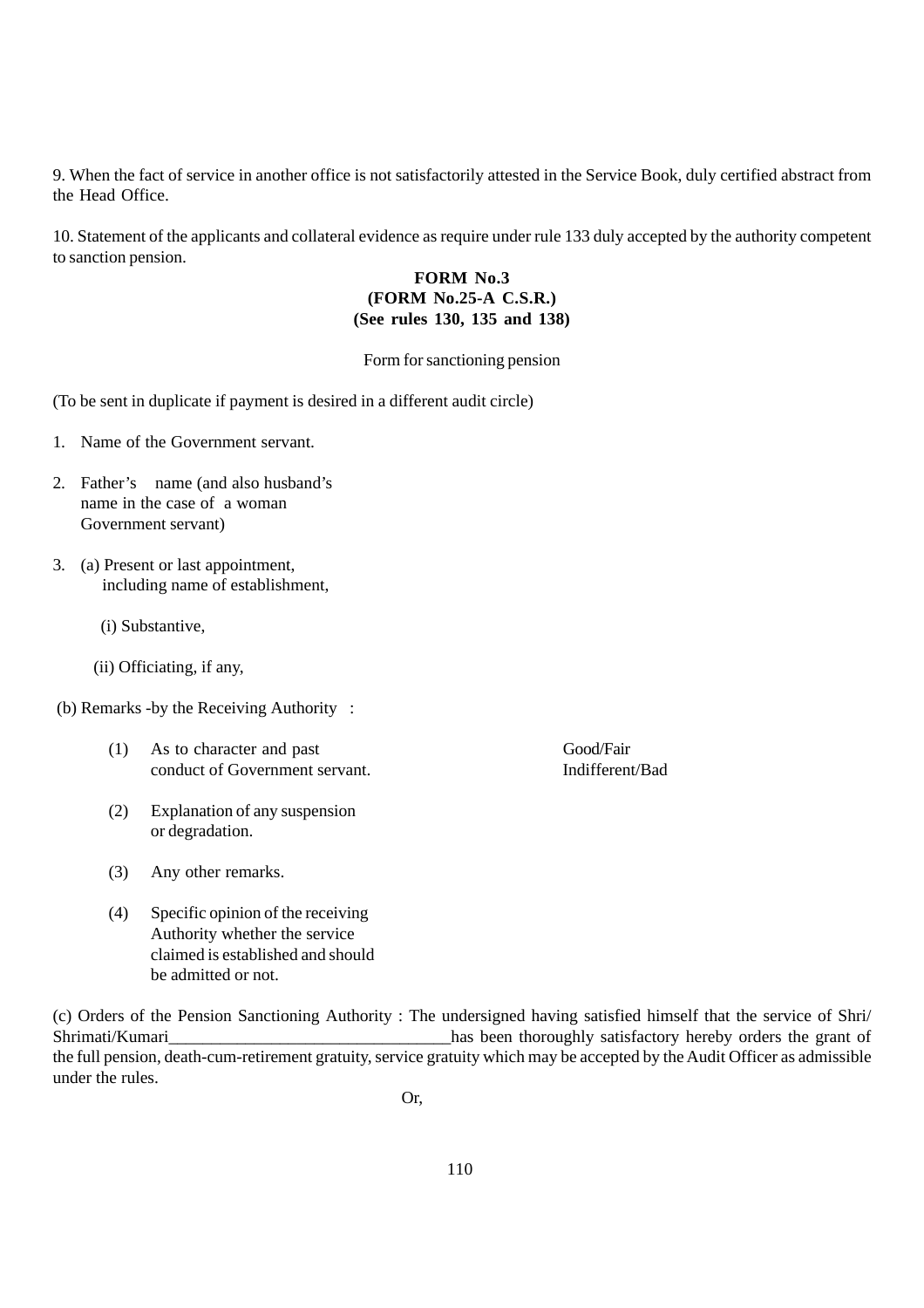9. When the fact of service in another office is not satisfactorily attested in the Service Book, duly certified abstract from the Head Office.

10. Statement of the applicants and collateral evidence as require under rule 133 duly accepted by the authority competent to sanction pension.

**FORM No.3**
**(FORM No.25-A C.S.R.)**
**(See rules 130, 135 and 138)**

Form for sanctioning pension

(To be sent in duplicate if payment is desired in a different audit circle)

1. Name of the Government servant.

2. Father's name (and also husband's name in the case of a woman Government servant)

3. (a) Present or last appointment, including name of establishment,

   (i) Substantive,

   (ii) Officiating, if any,

(b) Remarks -by the Receiving Authority :

(1) As to character and past conduct of Government servant. — Good/Fair Indifferent/Bad

(2) Explanation of any suspension or degradation.

(3) Any other remarks.

(4) Specific opinion of the receiving Authority whether the service claimed is established and should be admitted or not.

(c) Orders of the Pension Sanctioning Authority : The undersigned having satisfied himself that the service of Shri/ Shrimati/Kumari_________________________________has been thoroughly satisfactory hereby orders the grant of the full pension, death-cum-retirement gratuity, service gratuity which may be accepted by the Audit Officer as admissible under the rules.

Or,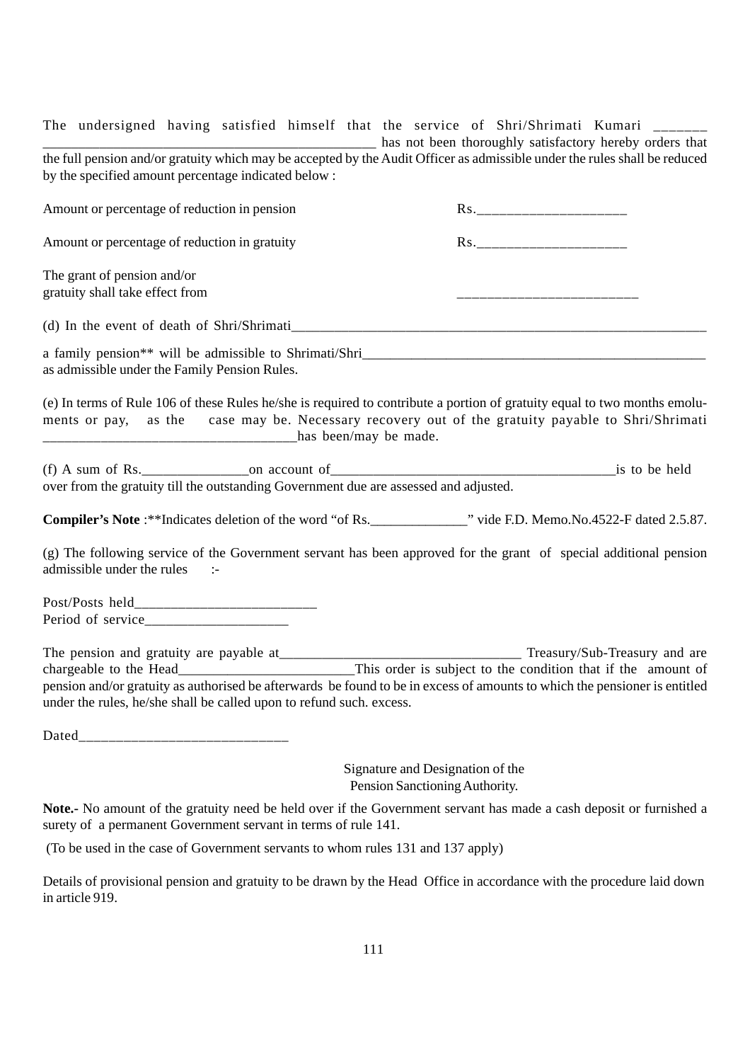The undersigned having satisfied himself that the service of Shri/Shrimati Kumari _______ ________________________________________________ has not been thoroughly satisfactory hereby orders that the full pension and/or gratuity which may be accepted by the Audit Officer as admissible under the rules shall be reduced by the specified amount percentage indicated below :

Amount or percentage of reduction in pension Rs.____________________

Amount or percentage of reduction in gratuity Rs.____________________

The grant of pension and/or
gratuity shall take effect from ________________________

(d) In the event of death of Shri/Shrimati____________________________________________________________

a family pension** will be admissible to Shrimati/Shri__________________________________________________
as admissible under the Family Pension Rules.

(e) In terms of Rule 106 of these Rules he/she is required to contribute a portion of gratuity equal to two months emoluments or pay, as the case may be. Necessary recovery out of the gratuity payable to Shri/Shrimati ___________________________________has been/may be made.

(f) A sum of Rs._______________on account of_________________________________________is to be held over from the gratuity till the outstanding Government due are assessed and adjusted.

**Compiler's Note** :**Indicates deletion of the word "of Rs.______________" vide F.D. Memo.No.4522-F dated 2.5.87.

(g) The following service of the Government servant has been approved for the grant of special additional pension admissible under the rules :-

Post/Posts held_________________________
Period of service____________________

The pension and gratuity are payable at__________________________________ Treasury/Sub-Treasury and are chargeable to the Head_________________________This order is subject to the condition that if the amount of pension and/or gratuity as authorised be afterwards be found to be in excess of amounts to which the pensioner is entitled under the rules, he/she shall be called upon to refund such. excess.

Dated____________________________

Signature and Designation of the
Pension Sanctioning Authority.

**Note.-** No amount of the gratuity need be held over if the Government servant has made a cash deposit or furnished a surety of a permanent Government servant in terms of rule 141.

(To be used in the case of Government servants to whom rules 131 and 137 apply)

Details of provisional pension and gratuity to be drawn by the Head Office in accordance with the procedure laid down in article 919.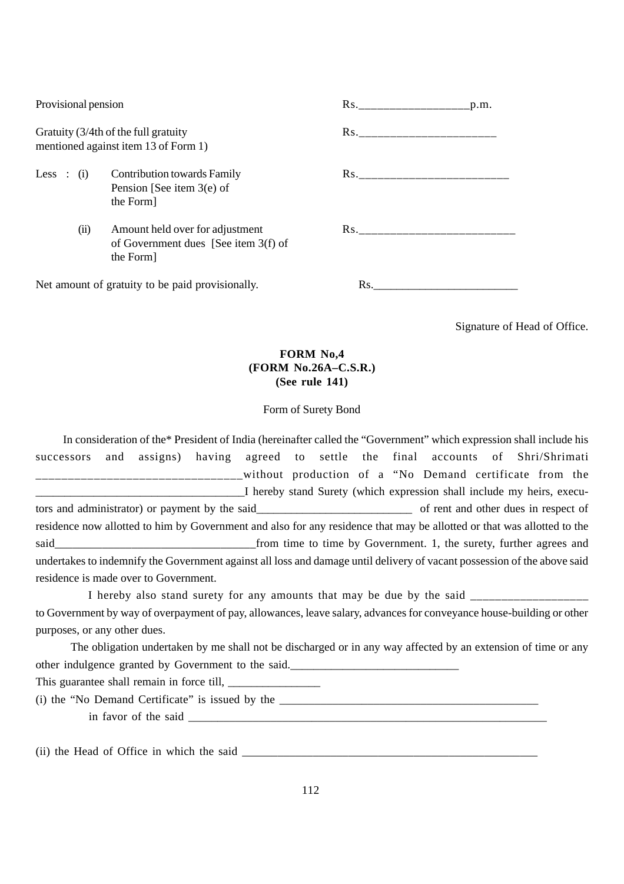| | |
|---|---|
| Provisional pension | Rs.\_\_\_\_\_\_\_\_\_\_\_\_\_\_\_\_\_\_p.m. |
| Gratuity (3/4th of the full gratuity mentioned against item 13 of Form 1) | Rs.\_\_\_\_\_\_\_\_\_\_\_\_\_\_\_\_\_\_\_\_\_\_\_ |
| Less : (i) Contribution towards Family Pension [See item 3(e) of the Form] | Rs.\_\_\_\_\_\_\_\_\_\_\_\_\_\_\_\_\_\_\_\_\_\_\_\_\_ |
| (ii) Amount held over for adjustment of Government dues [See item 3(f) of the Form] | Rs.\_\_\_\_\_\_\_\_\_\_\_\_\_\_\_\_\_\_\_\_\_\_\_\_\_\_ |
| Net amount of gratuity to be paid provisionally. | Rs.\_\_\_\_\_\_\_\_\_\_\_\_\_\_\_\_\_\_\_\_\_\_\_\_\_ |

Signature of Head of Office.

**FORM No,4**
**(FORM No.26A–C.S.R.)**
**(See rule 141)**

Form of Surety Bond

In consideration of the* President of India (hereinafter called the "Government" which expression shall include his successors and assigns) having agreed to settle the final accounts of Shri/Shrimati \_\_\_\_\_\_\_\_\_\_\_\_\_\_\_\_\_\_\_\_\_\_\_\_\_\_\_\_\_\_\_\_without production of a "No Demand certificate from the \_\_\_\_\_\_\_\_\_\_\_\_\_\_\_\_\_\_\_\_\_\_\_\_\_\_\_\_\_\_\_\_\_\_\_I hereby stand Surety (which expression shall include my heirs, executors and administrator) or payment by the said\_\_\_\_\_\_\_\_\_\_\_\_\_\_\_\_\_\_\_\_\_\_\_\_\_\_ of rent and other dues in respect of residence now allotted to him by Government and also for any residence that may be allotted or that was allotted to the said\_\_\_\_\_\_\_\_\_\_\_\_\_\_\_\_\_\_\_\_\_\_\_\_\_\_\_\_\_\_\_\_\_\_from time to time by Government. 1, the surety, further agrees and undertakes to indemnify the Government against all loss and damage until delivery of vacant possession of the above said residence is made over to Government.

I hereby also stand surety for any amounts that may be due by the said \_\_\_\_\_\_\_\_\_\_\_\_\_\_\_\_\_\_\_ to Government by way of overpayment of pay, allowances, leave salary, advances for conveyance house-building or other purposes, or any other dues.

The obligation undertaken by me shall not be discharged or in any way affected by an extension of time or any other indulgence granted by Government to the said.\_\_\_\_\_\_\_\_\_\_\_\_\_\_\_\_\_\_\_\_\_\_\_\_\_\_\_\_

This guarantee shall remain in force till, \_\_\_\_\_\_\_\_\_\_\_\_\_\_\_\_

(i) the "No Demand Certificate" is issued by the \_\_\_\_\_\_\_\_\_\_\_\_\_\_\_\_\_\_\_\_\_\_\_\_\_\_\_\_\_\_\_\_\_\_\_\_\_\_\_\_\_\_\_\_\_
in favor of the said \_\_\_\_\_\_\_\_\_\_\_\_\_\_\_\_\_\_\_\_\_\_\_\_\_\_\_\_\_\_\_\_\_\_\_\_\_\_\_\_\_\_\_\_\_\_\_\_\_\_\_\_\_\_\_\_\_\_\_\_\_\_\_

(ii) the Head of Office in which the said \_\_\_\_\_\_\_\_\_\_\_\_\_\_\_\_\_\_\_\_\_\_\_\_\_\_\_\_\_\_\_\_\_\_\_\_\_\_\_\_\_\_\_\_\_\_\_\_\_\_\_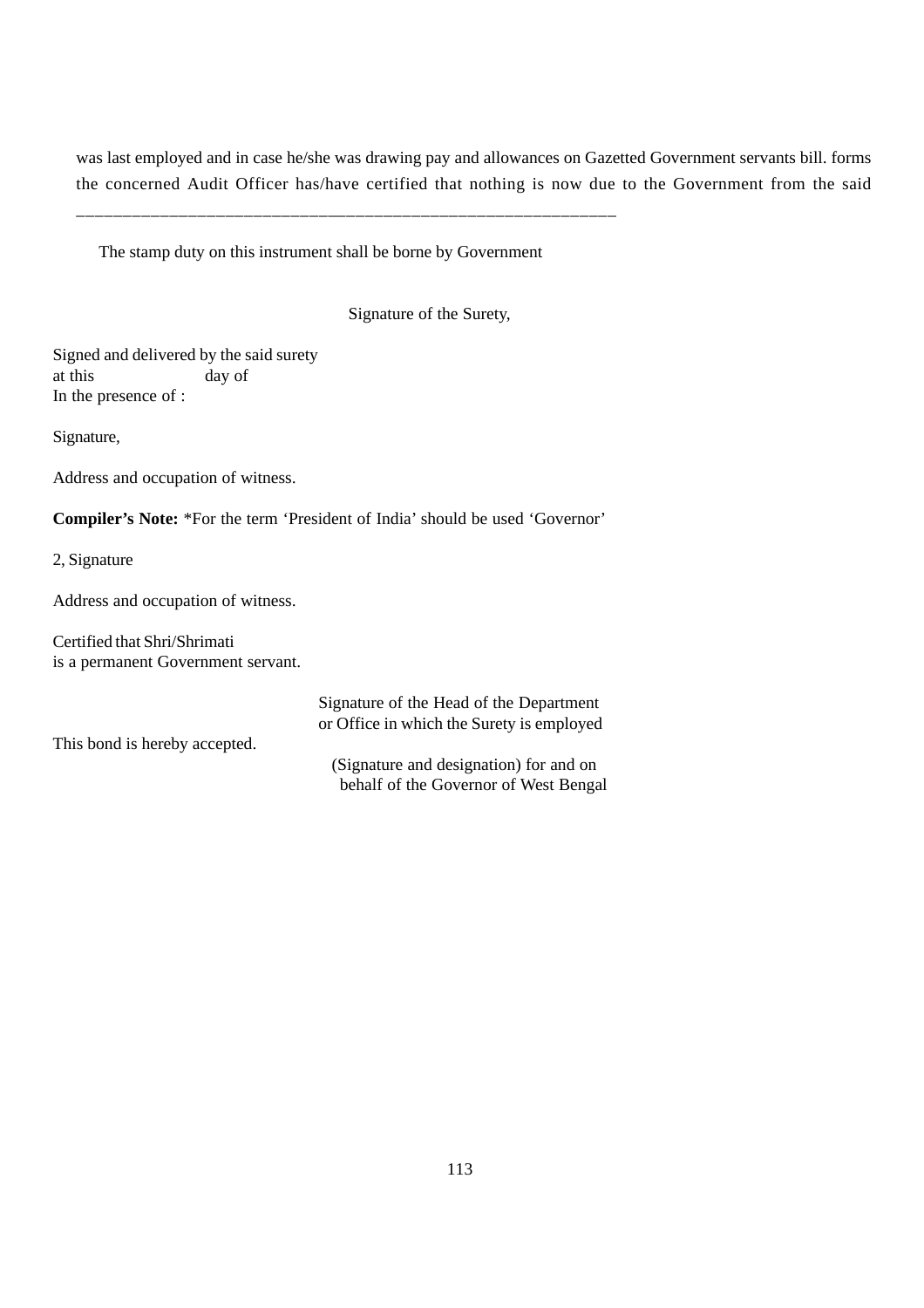was last employed and in case he/she was drawing pay and allowances on Gazetted Government servants bill. forms the concerned Audit Officer has/have certified that nothing is now due to the Government from the said ______________________________________________________________

The stamp duty on this instrument shall be borne by Government

Signature of the Surety,

Signed and delivered by the said surety
at this day of
In the presence of :

Signature,

Address and occupation of witness.

**Compiler's Note:** *For the term 'President of India' should be used 'Governor'

2, Signature

Address and occupation of witness.

Certified that Shri/Shrimati
is a permanent Government servant.

Signature of the Head of the Department
or Office in which the Surety is employed

This bond is hereby accepted.

(Signature and designation) for and on
behalf of the Governor of West Bengal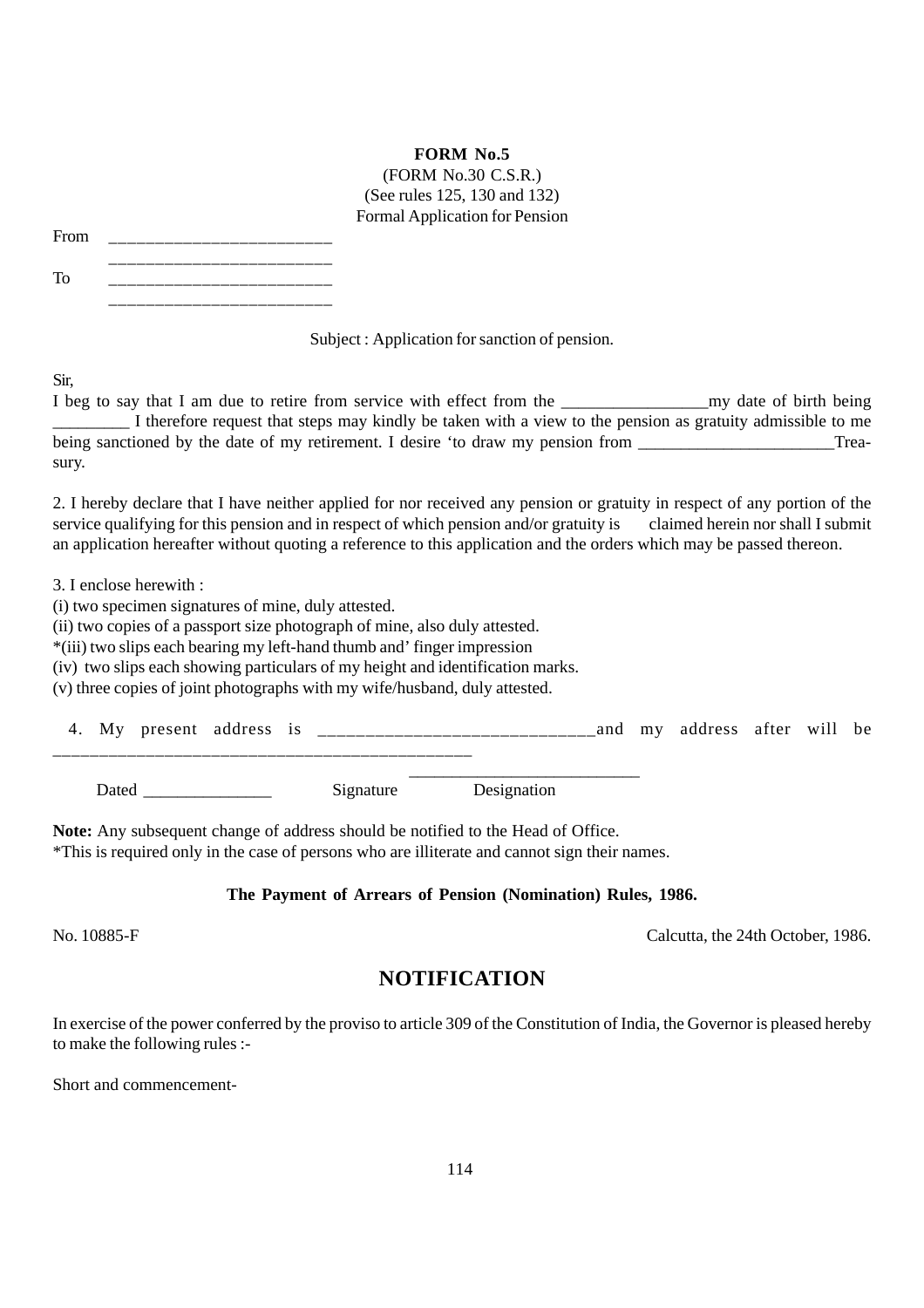**FORM No.5**

(FORM No.30 C.S.R.)

(See rules 125, 130 and 132)

Formal Application for Pension

From ________________________

________________________

To ________________________

________________________

Subject : Application for sanction of pension.

Sir,

I beg to say that I am due to retire from service with effect from the _________________my date of birth being _________ I therefore request that steps may kindly be taken with a view to the pension as gratuity admissible to me being sanctioned by the date of my retirement. I desire 'to draw my pension from _______________________Treasury.

2. I hereby declare that I have neither applied for nor received any pension or gratuity in respect of any portion of the service qualifying for this pension and in respect of which pension and/or gratuity is claimed herein nor shall I submit an application hereafter without quoting a reference to this application and the orders which may be passed thereon.

3. I enclose herewith :

(i) two specimen signatures of mine, duly attested.

(ii) two copies of a passport size photograph of mine, also duly attested.

*(iii) two slips each bearing my left-hand thumb and' finger impression

(iv) two slips each showing particulars of my height and identification marks.

(v) three copies of joint photographs with my wife/husband, duly attested.

4. My present address is _____________________________and my address after will be _______________________________________________

Dated _______________ Signature ___________________________ Designation

**Note:** Any subsequent change of address should be notified to the Head of Office.

*This is required only in the case of persons who are illiterate and cannot sign their names.

**The Payment of Arrears of Pension (Nomination) Rules, 1986.**

No. 10885-F Calcutta, the 24th October, 1986.

## NOTIFICATION

In exercise of the power conferred by the proviso to article 309 of the Constitution of India, the Governor is pleased hereby to make the following rules :-

Short and commencement-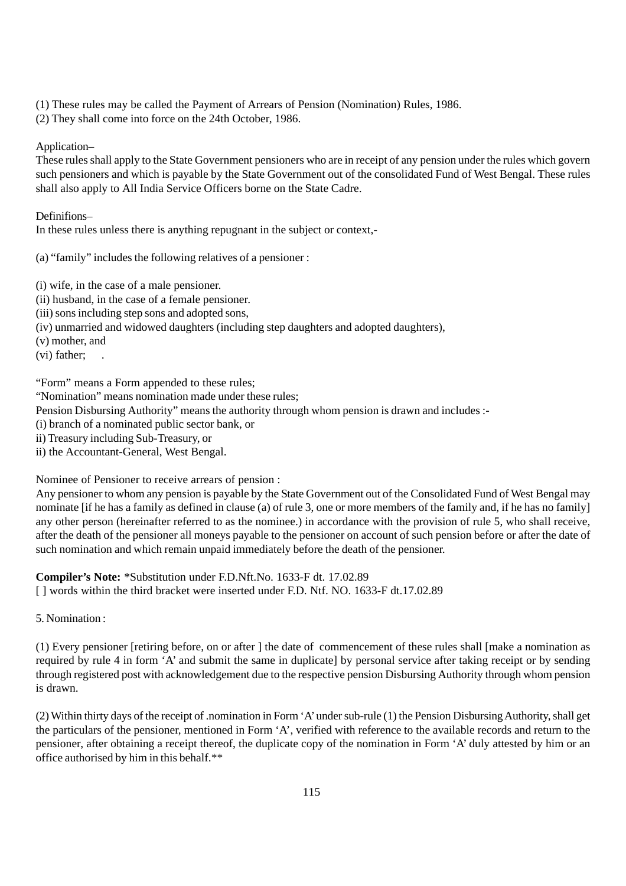(1) These rules may be called the Payment of Arrears of Pension (Nomination) Rules, 1986.
(2) They shall come into force on the 24th October, 1986.

Application–

These rules shall apply to the State Government pensioners who are in receipt of any pension under the rules which govern such pensioners and which is payable by the State Government out of the consolidated Fund of West Bengal. These rules shall also apply to All India Service Officers borne on the State Cadre.

Definifions–

In these rules unless there is anything repugnant in the subject or context,-

(a) "family" includes the following relatives of a pensioner :

(i) wife, in the case of a male pensioner.
(ii) husband, in the case of a female pensioner.
(iii) sons including step sons and adopted sons,
(iv) unmarried and widowed daughters (including step daughters and adopted daughters),
(v) mother, and
(vi) father; .

"Form" means a Form appended to these rules;
"Nomination" means nomination made under these rules;
Pension Disbursing Authority" means the authority through whom pension is drawn and includes :-
(i) branch of a nominated public sector bank, or
ii) Treasury including Sub-Treasury, or
ii) the Accountant-General, West Bengal.

Nominee of Pensioner to receive arrears of pension :

Any pensioner to whom any pension is payable by the State Government out of the Consolidated Fund of West Bengal may nominate [if he has a family as defined in clause (a) of rule 3, one or more members of the family and, if he has no family] any other person (hereinafter referred to as the nominee.) in accordance with the provision of rule 5, who shall receive, after the death of the pensioner all moneys payable to the pensioner on account of such pension before or after the date of such nomination and which remain unpaid immediately before the death of the pensioner.

**Compiler's Note:** *Substitution under F.D.Nft.No. 1633-F dt. 17.02.89
[ ] words within the third bracket were inserted under F.D. Ntf. NO. 1633-F dt.17.02.89

5. Nomination :

(1) Every pensioner [retiring before, on or after ] the date of commencement of these rules shall [make a nomination as required by rule 4 in form 'A' and submit the same in duplicate] by personal service after taking receipt or by sending through registered post with acknowledgement due to the respective pension Disbursing Authority through whom pension is drawn.

(2) Within thirty days of the receipt of .nomination in Form 'A' under sub-rule (1) the Pension Disbursing Authority, shall get the particulars of the pensioner, mentioned in Form 'A', verified with reference to the available records and return to the pensioner, after obtaining a receipt thereof, the duplicate copy of the nomination in Form 'A' duly attested by him or an office authorised by him in this behalf.**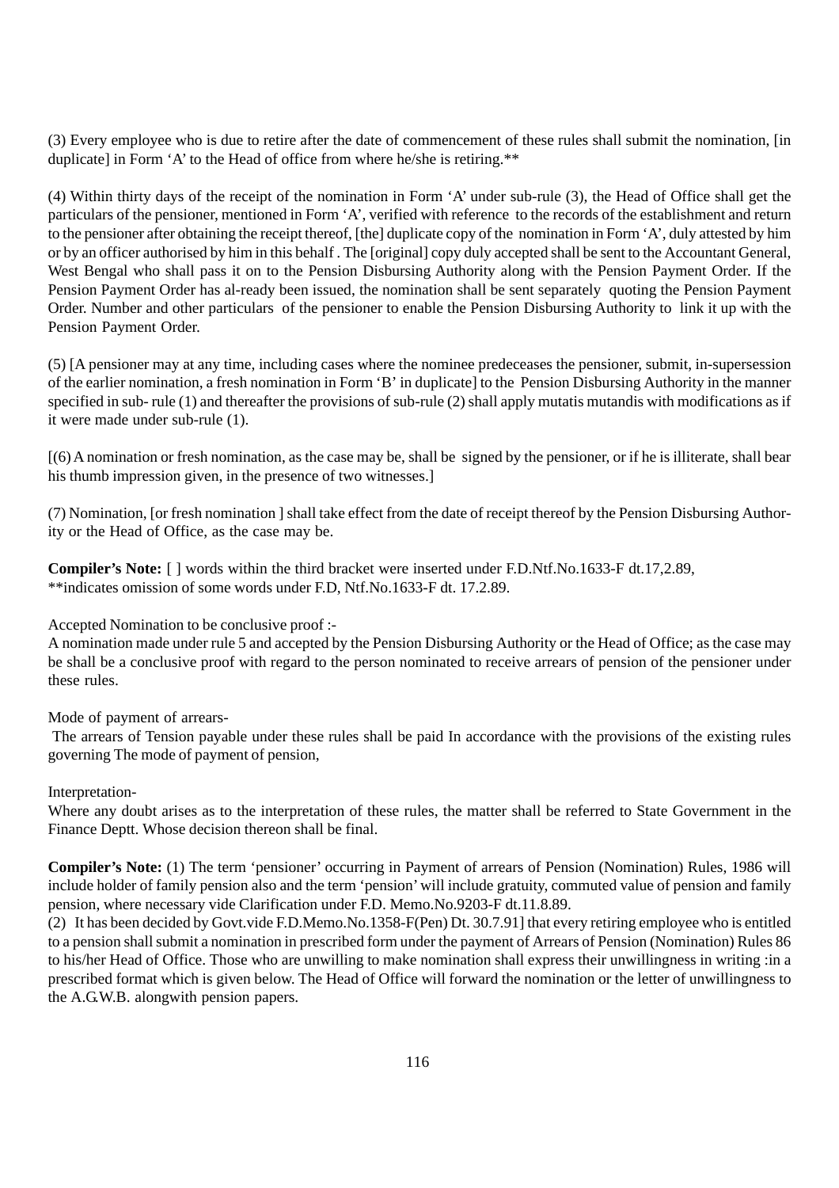(3) Every employee who is due to retire after the date of commencement of these rules shall submit the nomination, [in duplicate] in Form 'A' to the Head of office from where he/she is retiring.**

(4) Within thirty days of the receipt of the nomination in Form 'A' under sub-rule (3), the Head of Office shall get the particulars of the pensioner, mentioned in Form 'A', verified with reference to the records of the establishment and return to the pensioner after obtaining the receipt thereof, [the] duplicate copy of the nomination in Form 'A', duly attested by him or by an officer authorised by him in this behalf . The [original] copy duly accepted shall be sent to the Accountant General, West Bengal who shall pass it on to the Pension Disbursing Authority along with the Pension Payment Order. If the Pension Payment Order has al-ready been issued, the nomination shall be sent separately quoting the Pension Payment Order. Number and other particulars of the pensioner to enable the Pension Disbursing Authority to link it up with the Pension Payment Order.

(5) [A pensioner may at any time, including cases where the nominee predeceases the pensioner, submit, in-supersession of the earlier nomination, a fresh nomination in Form 'B' in duplicate] to the Pension Disbursing Authority in the manner specified in sub- rule (1) and thereafter the provisions of sub-rule (2) shall apply mutatis mutandis with modifications as if it were made under sub-rule (1).

[(6) A nomination or fresh nomination, as the case may be, shall be signed by the pensioner, or if he is illiterate, shall bear his thumb impression given, in the presence of two witnesses.]

(7) Nomination, [or fresh nomination ] shall take effect from the date of receipt thereof by the Pension Disbursing Authority or the Head of Office, as the case may be.

**Compiler's Note:** [ ] words within the third bracket were inserted under F.D.Ntf.No.1633-F dt.17,2.89,
**indicates omission of some words under F.D, Ntf.No.1633-F dt. 17.2.89.

Accepted Nomination to be conclusive proof :-
A nomination made under rule 5 and accepted by the Pension Disbursing Authority or the Head of Office; as the case may be shall be a conclusive proof with regard to the person nominated to receive arrears of pension of the pensioner under these rules.

Mode of payment of arrears-
The arrears of Tension payable under these rules shall be paid In accordance with the provisions of the existing rules governing The mode of payment of pension,

Interpretation-
Where any doubt arises as to the interpretation of these rules, the matter shall be referred to State Government in the Finance Deptt. Whose decision thereon shall be final.

**Compiler's Note:** (1) The term 'pensioner' occurring in Payment of arrears of Pension (Nomination) Rules, 1986 will include holder of family pension also and the term 'pension' will include gratuity, commuted value of pension and family pension, where necessary vide Clarification under F.D. Memo.No.9203-F dt.11.8.89.
(2) It has been decided by Govt.vide F.D.Memo.No.1358-F(Pen) Dt. 30.7.91] that every retiring employee who is entitled to a pension shall submit a nomination in prescribed form under the payment of Arrears of Pension (Nomination) Rules 86 to his/her Head of Office. Those who are unwilling to make nomination shall express their unwillingness in writing :in a prescribed format which is given below. The Head of Office will forward the nomination or the letter of unwillingness to the A.G.W.B. alongwith pension papers.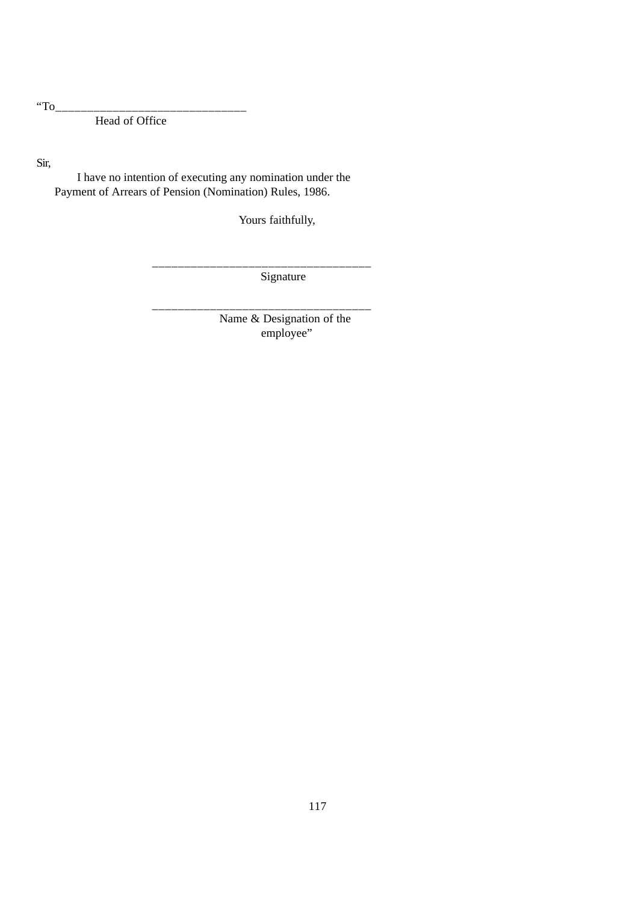“To______________________________

Head of Office

Sir,

I have no intention of executing any nomination under the Payment of Arrears of Pension (Nomination) Rules, 1986.

Yours faithfully,

___________________________________

Signature

___________________________________

Name & Designation of the employee”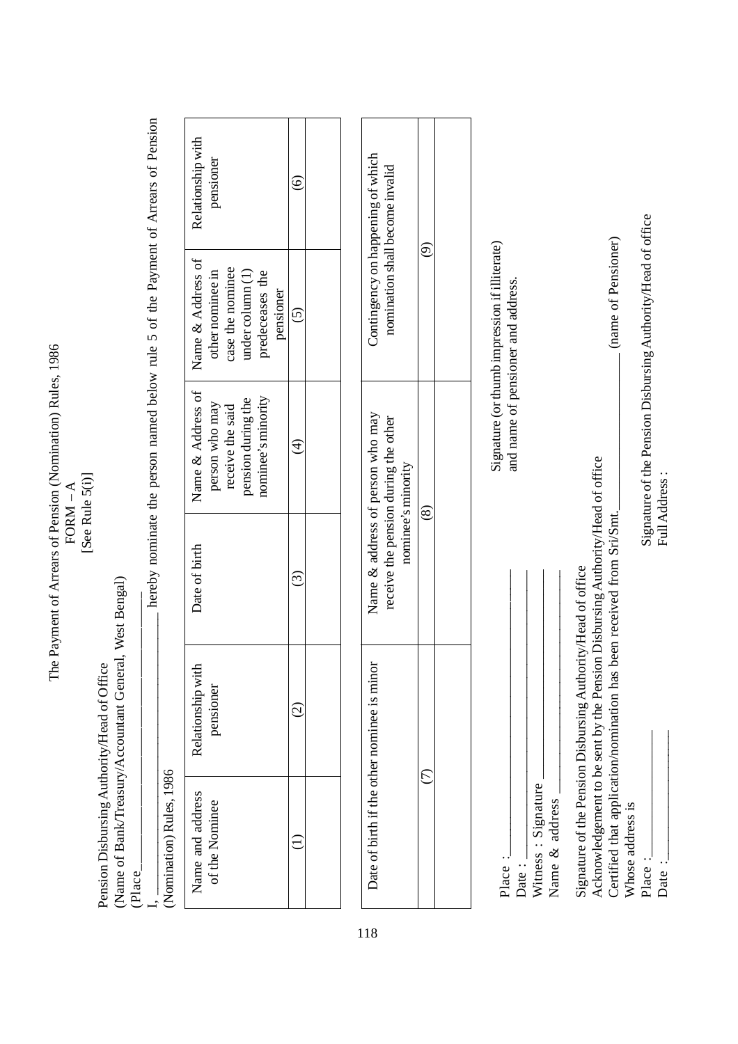# The Payment of Arrears of Pension (Nomination) Rules, 1986

## FORM – A

[See Rule 5(i)]

Pension Disbursing Authority/Head of Office
(Name of Bank/Treasury/Accountant General, West Bengal)
(Place__________________________

I, ______________________ hereby nominate the person named below rule 5 of the Payment of Arrears of Pension (Nomination) Rules, 1986

| Name and address of the Nominee | Relationship with pensioner | Date of birth | Name & Address of person who may receive the said pension during the nominee's minority | Name & Address of other nominee in case the nominee under column (1) predeceases the pensioner | Relationship with pensioner |
|---|---|---|---|---|---|
| (1) | (2) | (3) | (4) | (5) | (6) |
| | | | | | |

| Date of birth if the other nominee is minor | Name & address of person who may receive the pension during the other nominee's minority | Contingency on happening of which nomination shall become invalid |
|---|---|---|
| (7) | (8) | (9) |
| | | |

Place :__________________
Date :__________________
Witness : Signature __________________
Name & address __________________

Signature (or thumb impression if illiterate) and name of pensioner and address.

Signature of the Pension Disbursing Authority/Head of office
Acknowledgement to be sent by the Pension Disbursing Authority/Head of office
Certified that application/nomination has been received from Sri/Smt.______________ (name of Pensioner)
Whose address is
Place :__________________
Date :__________________

Signature of the Pension Disbursing Authority/Head of office
Full Address :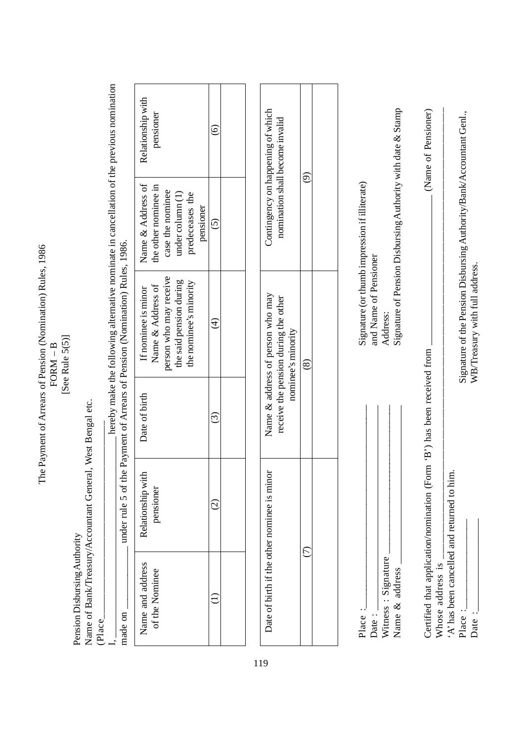The Payment of Arrears of Pension (Nomination) Rules, 1986

FORM – B

[See Rule 5(5)]

Pension Disbursing Authority

Name of Bank/Treasury/Accountant General, West Bengal etc.

(Place\_\_\_\_\_\_\_\_\_\_\_\_\_\_\_\_\_\_\_\_\_\_\_\_

I, \_\_\_\_\_\_\_\_\_\_\_\_\_\_\_\_\_\_\_\_\_\_\_\_\_\_\_\_ hereby make the following alternative nominate in cancellation of the previous nomination made on \_\_\_\_\_\_\_\_\_\_\_\_ under rule 5 of the Payment of Arrears of Pension (Nomination) Rules, 1986.

| Name and address of the Nominee | Relationship with pensioner | Date of birth | If nominee is minor Name & Address of person who may receive the said pension during the nominee's minority | Name & Address of the other nominee in case the nominee under column (1) predeceases the pensioner | Relationship with pensioner |
|---|---|---|---|---|---|
| (1) | (2) | (3) | (4) | (5) | (6) |
| | | | | | |

| Date of birth if the other nominee is minor | Name & address of person who may receive the pension during the other nominee's minority | Contingency on happening of which nomination shall become invalid |
|---|---|---|
| (7) | (8) | (9) |
| | | |

Place : \_\_\_\_\_\_\_\_\_\_\_\_\_\_\_\_\_\_\_\_

Date : \_\_\_\_\_\_\_\_\_\_\_\_\_\_\_\_\_\_\_\_

Witness : Signature \_\_\_\_\_\_\_\_\_\_\_\_\_\_\_\_\_\_\_\_

Name & address \_\_\_\_\_\_\_\_\_\_\_\_\_\_\_\_\_\_\_\_

Signature (or thumb impression if illiterate)
and Name of Pensioner
Address:
Signature of Pension Disbursing Authority with date & Stamp

Certified that application/nomination (Form 'B') has been received from \_\_\_\_\_\_\_\_\_\_\_\_\_\_\_\_\_\_\_\_ (Name of Pensioner)
Whose address is \_\_\_\_\_\_\_\_\_\_\_\_\_\_\_\_\_\_\_\_\_\_\_\_\_\_\_\_\_\_\_\_\_\_\_\_\_\_\_\_
'A' has been cancelled and returned to him.

Place : \_\_\_\_\_\_\_\_\_\_\_\_\_\_\_\_\_\_\_\_

Date : \_\_\_\_\_\_\_\_\_\_\_\_\_\_\_\_\_\_\_\_

Signature of the Pension Disbursing Authority/Bank/Accountant Genl.,
WB/Treasury with full address.